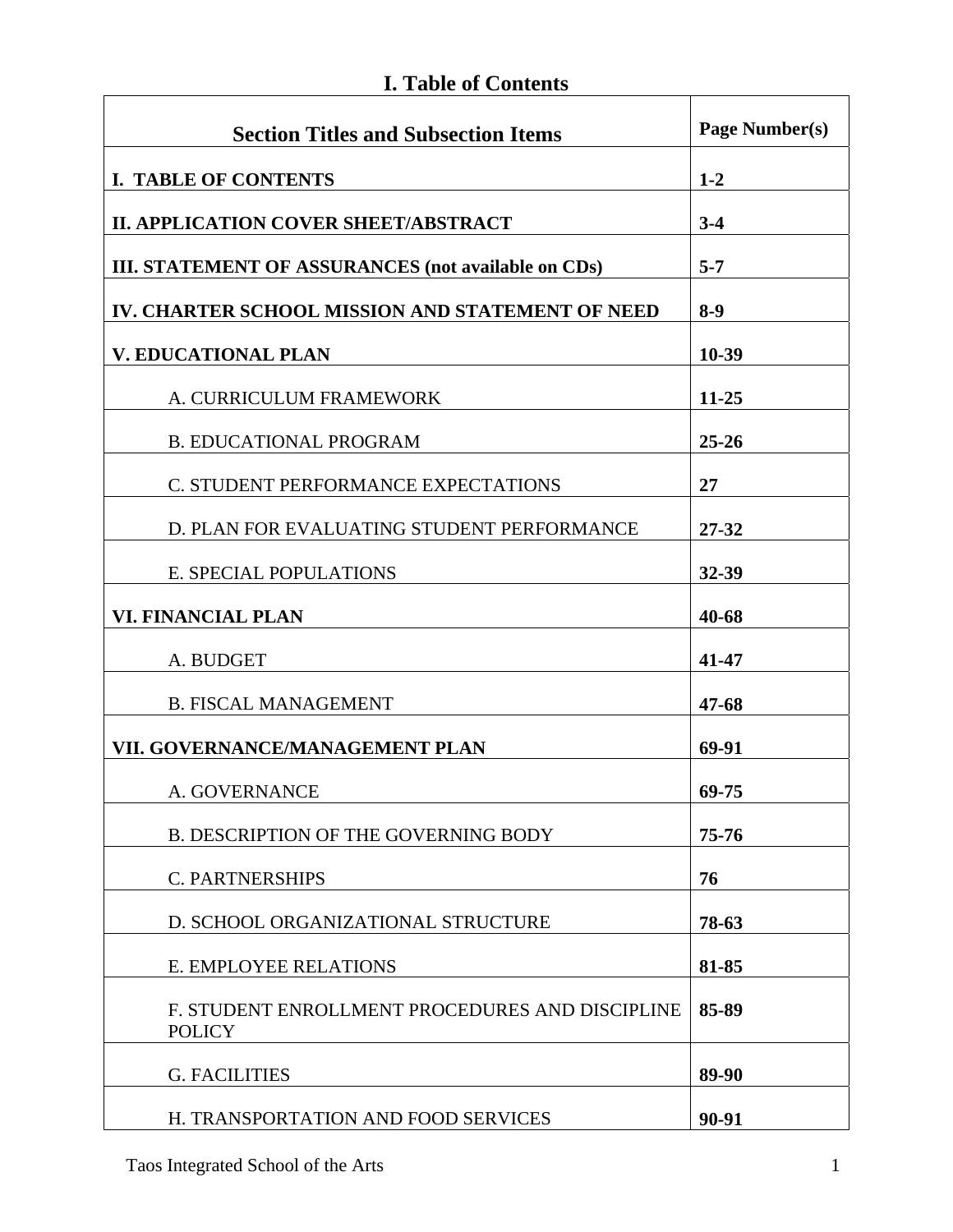# I. Table of Contents

| Section Titles and Subsection Items | Page Number(s) |
|---|---|
| **I. TABLE OF CONTENTS** | **1-2** |
| **II. APPLICATION COVER SHEET/ABSTRACT** | **3-4** |
| **III. STATEMENT OF ASSURANCES (not available on CDs)** | **5-7** |
| **IV. CHARTER SCHOOL MISSION AND STATEMENT OF NEED** | **8-9** |
| **V. EDUCATIONAL PLAN** | **10-39** |
| A. CURRICULUM FRAMEWORK | **11-25** |
| B. EDUCATIONAL PROGRAM | **25-26** |
| C. STUDENT PERFORMANCE EXPECTATIONS | **27** |
| D. PLAN FOR EVALUATING STUDENT PERFORMANCE | **27-32** |
| E. SPECIAL POPULATIONS | **32-39** |
| **VI. FINANCIAL PLAN** | **40-68** |
| A. BUDGET | **41-47** |
| B. FISCAL MANAGEMENT | **47-68** |
| **VII. GOVERNANCE/MANAGEMENT PLAN** | **69-91** |
| A. GOVERNANCE | **69-75** |
| B. DESCRIPTION OF THE GOVERNING BODY | **75-76** |
| C. PARTNERSHIPS | **76** |
| D. SCHOOL ORGANIZATIONAL STRUCTURE | **78-63** |
| E. EMPLOYEE RELATIONS | **81-85** |
| F. STUDENT ENROLLMENT PROCEDURES AND DISCIPLINE POLICY | **85-89** |
| G. FACILITIES | **89-90** |
| H. TRANSPORTATION AND FOOD SERVICES | **90-91** |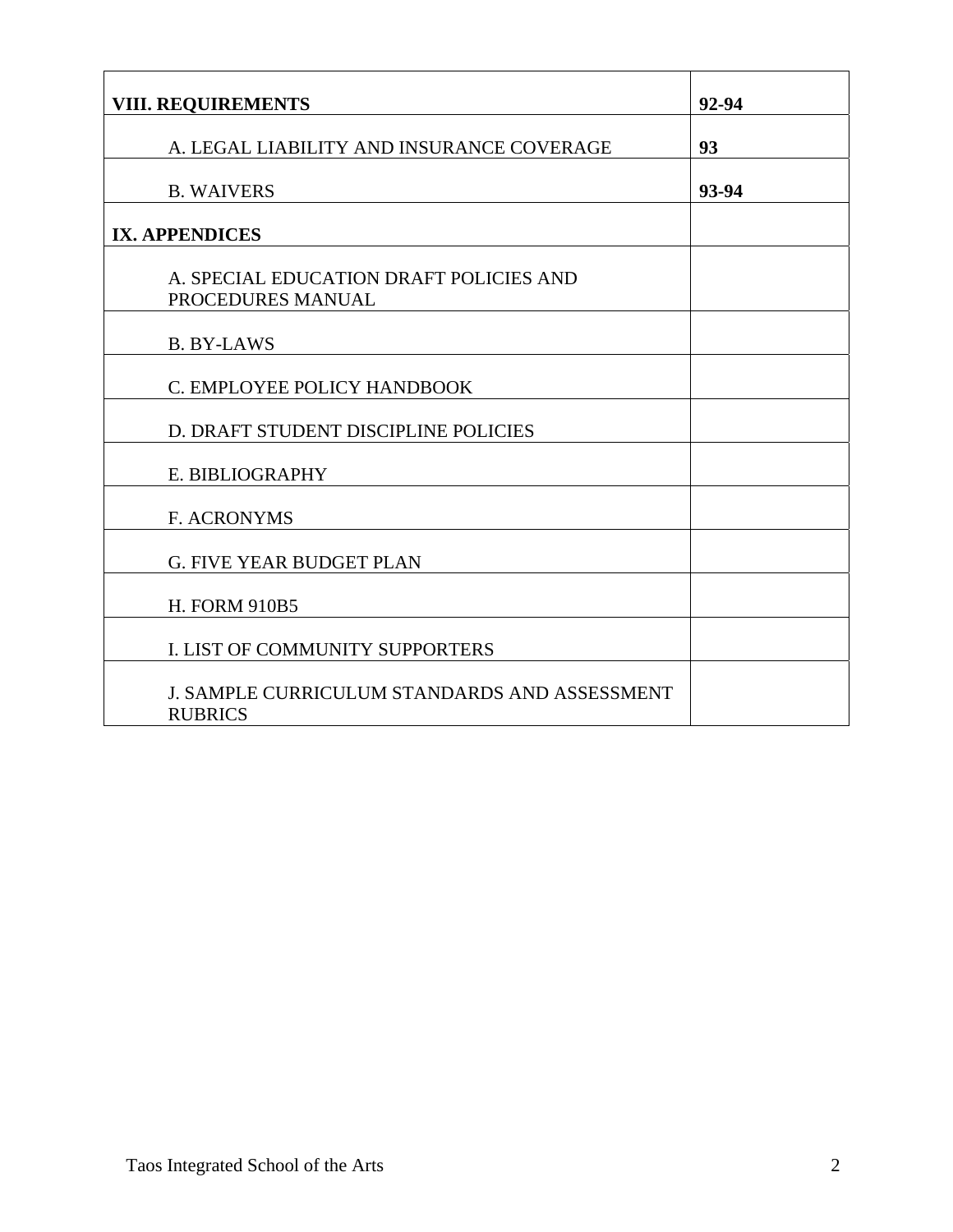| | |
|---|---|
| **VIII. REQUIREMENTS** | **92-94** |
| A. LEGAL LIABILITY AND INSURANCE COVERAGE | **93** |
| B. WAIVERS | **93-94** |
| **IX. APPENDICES** | |
| A. SPECIAL EDUCATION DRAFT POLICIES AND PROCEDURES MANUAL | |
| B. BY-LAWS | |
| C. EMPLOYEE POLICY HANDBOOK | |
| D. DRAFT STUDENT DISCIPLINE POLICIES | |
| E. BIBLIOGRAPHY | |
| F. ACRONYMS | |
| G. FIVE YEAR BUDGET PLAN | |
| H. FORM 910B5 | |
| I. LIST OF COMMUNITY SUPPORTERS | |
| J. SAMPLE CURRICULUM STANDARDS AND ASSESSMENT RUBRICS | |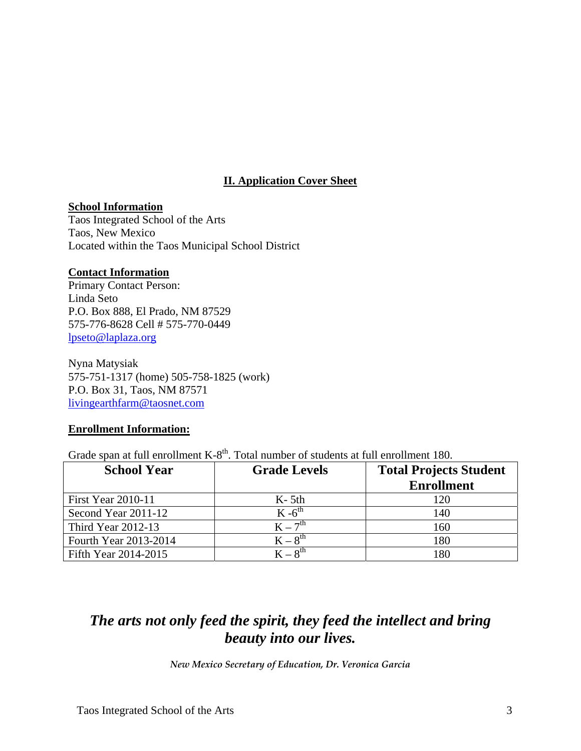## II. Application Cover Sheet

**School Information**

Taos Integrated School of the Arts
Taos, New Mexico
Located within the Taos Municipal School District

**Contact Information**

Primary Contact Person:
Linda Seto
P.O. Box 888, El Prado, NM 87529
575-776-8628 Cell # 575-770-0449
lpseto@laplaza.org

Nyna Matysiak
575-751-1317 (home) 505-758-1825 (work)
P.O. Box 31, Taos, NM 87571
livingearthfarm@taosnet.com

**Enrollment Information:**

Grade span at full enrollment K-8th. Total number of students at full enrollment 180.

| School Year | Grade Levels | Total Projects Student Enrollment |
|---|---|---|
| First Year 2010-11 | K- 5th | 120 |
| Second Year 2011-12 | K -6th | 140 |
| Third Year 2012-13 | K – 7th | 160 |
| Fourth Year 2013-2014 | K – 8th | 180 |
| Fifth Year 2014-2015 | K – 8th | 180 |

***The arts not only feed the spirit, they feed the intellect and bring beauty into our lives.***

*New Mexico Secretary of Education, Dr. Veronica Garcia*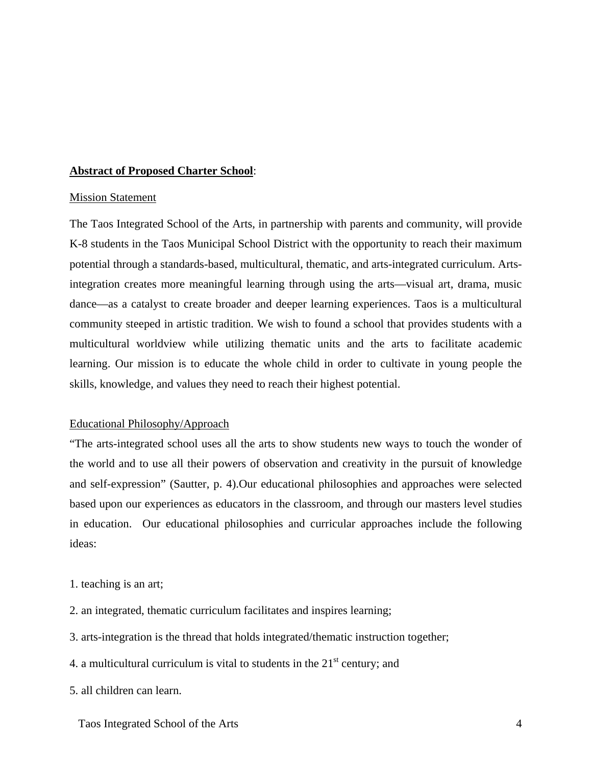**Abstract of Proposed Charter School**:

Mission Statement

The Taos Integrated School of the Arts, in partnership with parents and community, will provide K-8 students in the Taos Municipal School District with the opportunity to reach their maximum potential through a standards-based, multicultural, thematic, and arts-integrated curriculum. Arts-integration creates more meaningful learning through using the arts—visual art, drama, music dance—as a catalyst to create broader and deeper learning experiences. Taos is a multicultural community steeped in artistic tradition. We wish to found a school that provides students with a multicultural worldview while utilizing thematic units and the arts to facilitate academic learning. Our mission is to educate the whole child in order to cultivate in young people the skills, knowledge, and values they need to reach their highest potential.

Educational Philosophy/Approach

"The arts-integrated school uses all the arts to show students new ways to touch the wonder of the world and to use all their powers of observation and creativity in the pursuit of knowledge and self-expression" (Sautter, p. 4).Our educational philosophies and approaches were selected based upon our experiences as educators in the classroom, and through our masters level studies in education. Our educational philosophies and curricular approaches include the following ideas:

1. teaching is an art;
2. an integrated, thematic curriculum facilitates and inspires learning;
3. arts-integration is the thread that holds integrated/thematic instruction together;
4. a multicultural curriculum is vital to students in the 21st century; and
5. all children can learn.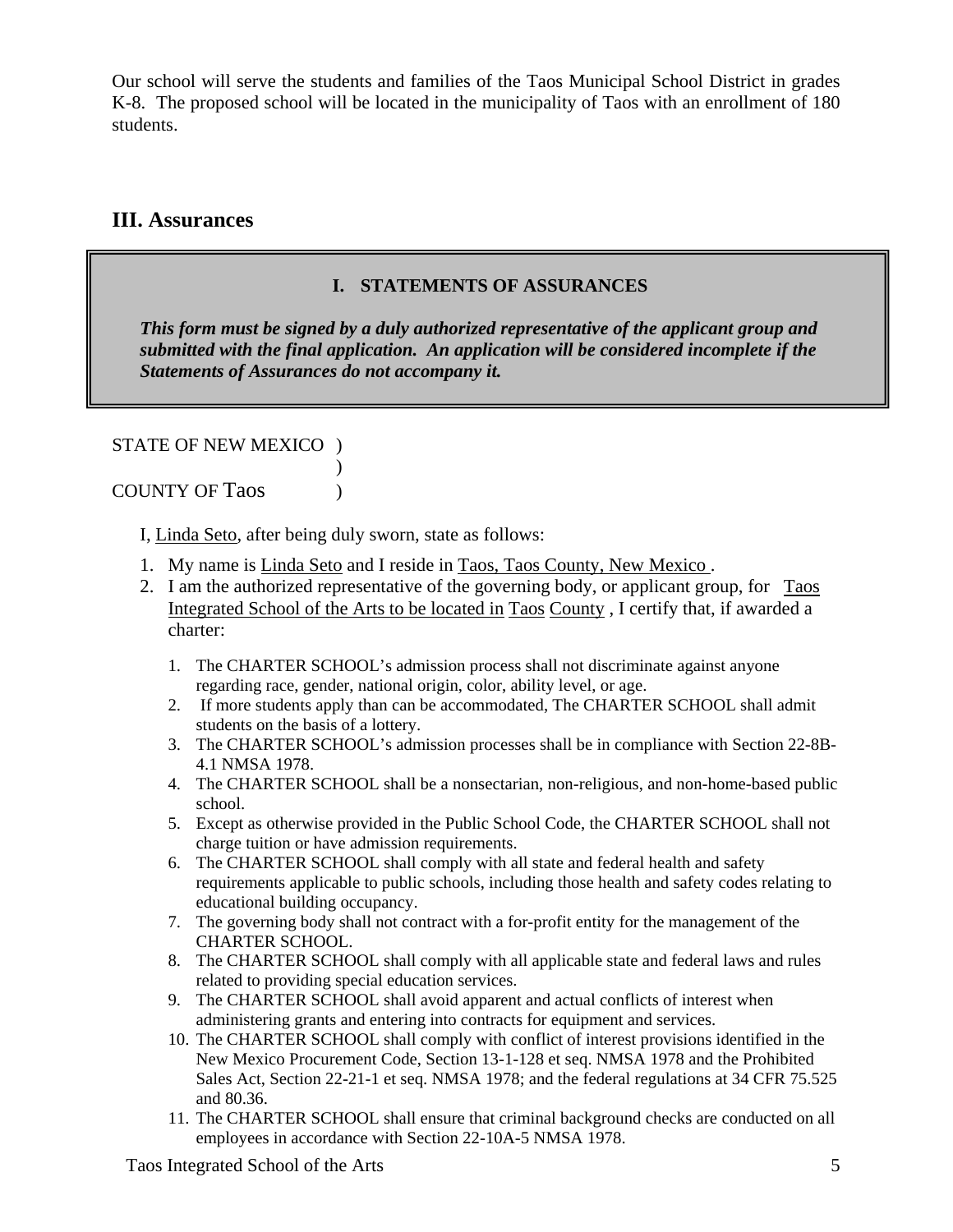Our school will serve the students and families of the Taos Municipal School District in grades K-8. The proposed school will be located in the municipality of Taos with an enrollment of 180 students.

## III. Assurances

**I. STATEMENTS OF ASSURANCES**

***This form must be signed by a duly authorized representative of the applicant group and submitted with the final application. An application will be considered incomplete if the Statements of Assurances do not accompany it.***

STATE OF NEW MEXICO )
)
COUNTY OF Taos )

I, Linda Seto, after being duly sworn, state as follows:

1. My name is Linda Seto and I reside in Taos, Taos County, New Mexico .
2. I am the authorized representative of the governing body, or applicant group, for Taos Integrated School of the Arts to be located in Taos County , I certify that, if awarded a charter:

    1. The CHARTER SCHOOL's admission process shall not discriminate against anyone regarding race, gender, national origin, color, ability level, or age.
    2. If more students apply than can be accommodated, The CHARTER SCHOOL shall admit students on the basis of a lottery.
    3. The CHARTER SCHOOL's admission processes shall be in compliance with Section 22-8B-4.1 NMSA 1978.
    4. The CHARTER SCHOOL shall be a nonsectarian, non-religious, and non-home-based public school.
    5. Except as otherwise provided in the Public School Code, the CHARTER SCHOOL shall not charge tuition or have admission requirements.
    6. The CHARTER SCHOOL shall comply with all state and federal health and safety requirements applicable to public schools, including those health and safety codes relating to educational building occupancy.
    7. The governing body shall not contract with a for-profit entity for the management of the CHARTER SCHOOL.
    8. The CHARTER SCHOOL shall comply with all applicable state and federal laws and rules related to providing special education services.
    9. The CHARTER SCHOOL shall avoid apparent and actual conflicts of interest when administering grants and entering into contracts for equipment and services.
    10. The CHARTER SCHOOL shall comply with conflict of interest provisions identified in the New Mexico Procurement Code, Section 13-1-128 et seq. NMSA 1978 and the Prohibited Sales Act, Section 22-21-1 et seq. NMSA 1978; and the federal regulations at 34 CFR 75.525 and 80.36.
    11. The CHARTER SCHOOL shall ensure that criminal background checks are conducted on all employees in accordance with Section 22-10A-5 NMSA 1978.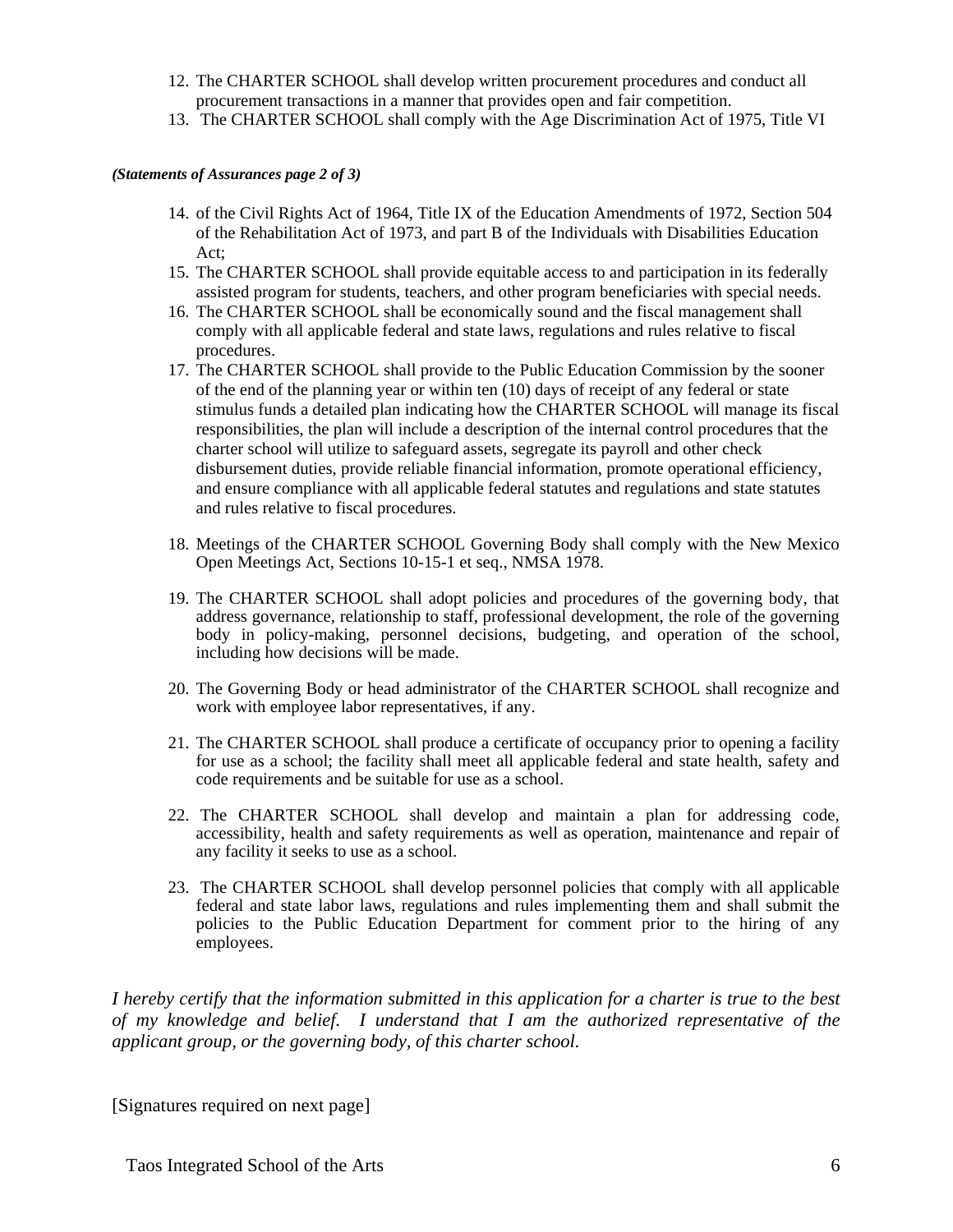12. The CHARTER SCHOOL shall develop written procurement procedures and conduct all procurement transactions in a manner that provides open and fair competition.
13. The CHARTER SCHOOL shall comply with the Age Discrimination Act of 1975, Title VI

***(Statements of Assurances page 2 of 3)***

14. of the Civil Rights Act of 1964, Title IX of the Education Amendments of 1972, Section 504 of the Rehabilitation Act of 1973, and part B of the Individuals with Disabilities Education Act;
15. The CHARTER SCHOOL shall provide equitable access to and participation in its federally assisted program for students, teachers, and other program beneficiaries with special needs.
16. The CHARTER SCHOOL shall be economically sound and the fiscal management shall comply with all applicable federal and state laws, regulations and rules relative to fiscal procedures.
17. The CHARTER SCHOOL shall provide to the Public Education Commission by the sooner of the end of the planning year or within ten (10) days of receipt of any federal or state stimulus funds a detailed plan indicating how the CHARTER SCHOOL will manage its fiscal responsibilities, the plan will include a description of the internal control procedures that the charter school will utilize to safeguard assets, segregate its payroll and other check disbursement duties, provide reliable financial information, promote operational efficiency, and ensure compliance with all applicable federal statutes and regulations and state statutes and rules relative to fiscal procedures.
18. Meetings of the CHARTER SCHOOL Governing Body shall comply with the New Mexico Open Meetings Act, Sections 10-15-1 et seq., NMSA 1978.
19. The CHARTER SCHOOL shall adopt policies and procedures of the governing body, that address governance, relationship to staff, professional development, the role of the governing body in policy-making, personnel decisions, budgeting, and operation of the school, including how decisions will be made.
20. The Governing Body or head administrator of the CHARTER SCHOOL shall recognize and work with employee labor representatives, if any.
21. The CHARTER SCHOOL shall produce a certificate of occupancy prior to opening a facility for use as a school; the facility shall meet all applicable federal and state health, safety and code requirements and be suitable for use as a school.
22. The CHARTER SCHOOL shall develop and maintain a plan for addressing code, accessibility, health and safety requirements as well as operation, maintenance and repair of any facility it seeks to use as a school.
23. The CHARTER SCHOOL shall develop personnel policies that comply with all applicable federal and state labor laws, regulations and rules implementing them and shall submit the policies to the Public Education Department for comment prior to the hiring of any employees.

*I hereby certify that the information submitted in this application for a charter is true to the best of my knowledge and belief. I understand that I am the authorized representative of the applicant group, or the governing body, of this charter school.*

[Signatures required on next page]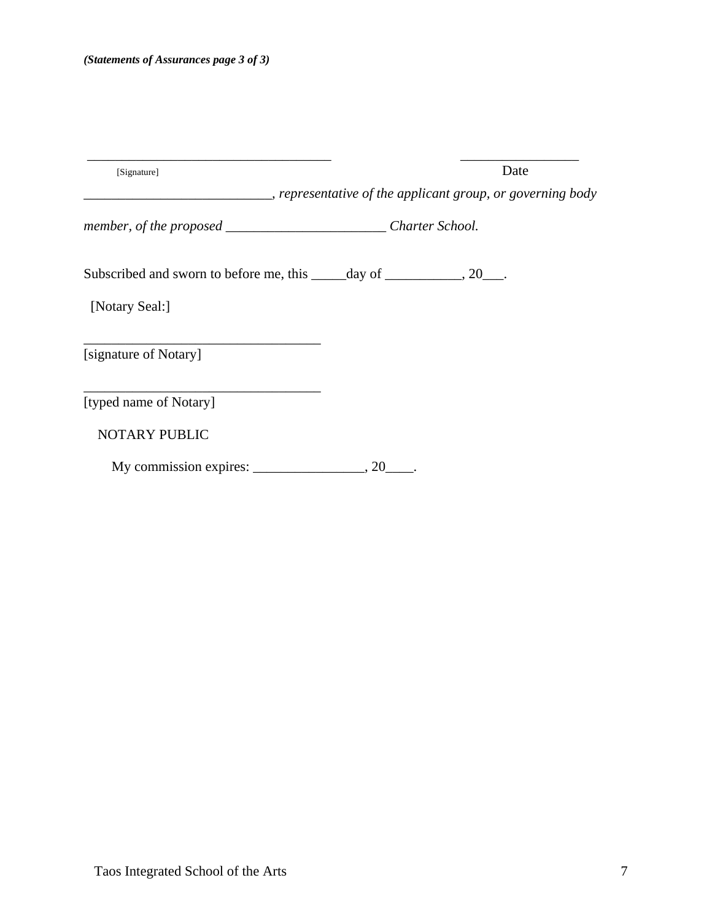*(Statements of Assurances page 3 of 3)*

___________________________________ &nbsp;&nbsp;&nbsp;&nbsp;&nbsp;&nbsp;&nbsp;&nbsp;&nbsp;&nbsp;&nbsp;&nbsp;&nbsp;&nbsp;&nbsp;&nbsp;&nbsp;&nbsp;&nbsp;&nbsp; _________________

[Signature] &nbsp;&nbsp;&nbsp;&nbsp;&nbsp;&nbsp;&nbsp;&nbsp;&nbsp;&nbsp;&nbsp;&nbsp;&nbsp;&nbsp;&nbsp;&nbsp;&nbsp;&nbsp;&nbsp;&nbsp;&nbsp;&nbsp;&nbsp;&nbsp;&nbsp;&nbsp;&nbsp;&nbsp;&nbsp;&nbsp;&nbsp;&nbsp;&nbsp;&nbsp;&nbsp;&nbsp;&nbsp;&nbsp;&nbsp;&nbsp;&nbsp;&nbsp;&nbsp;&nbsp;&nbsp;&nbsp;&nbsp;&nbsp;&nbsp;&nbsp;&nbsp;&nbsp;&nbsp;&nbsp;&nbsp;&nbsp;&nbsp;&nbsp;&nbsp;&nbsp; Date

___________________________*, representative of the applicant group, or governing body member, of the proposed* _______________________ *Charter School.*

Subscribed and sworn to before me, this _____day of ___________, 20___.

[Notary Seal:]

___________________________________

[signature of Notary]

___________________________________

[typed name of Notary]

NOTARY PUBLIC

My commission expires: ________________, 20____.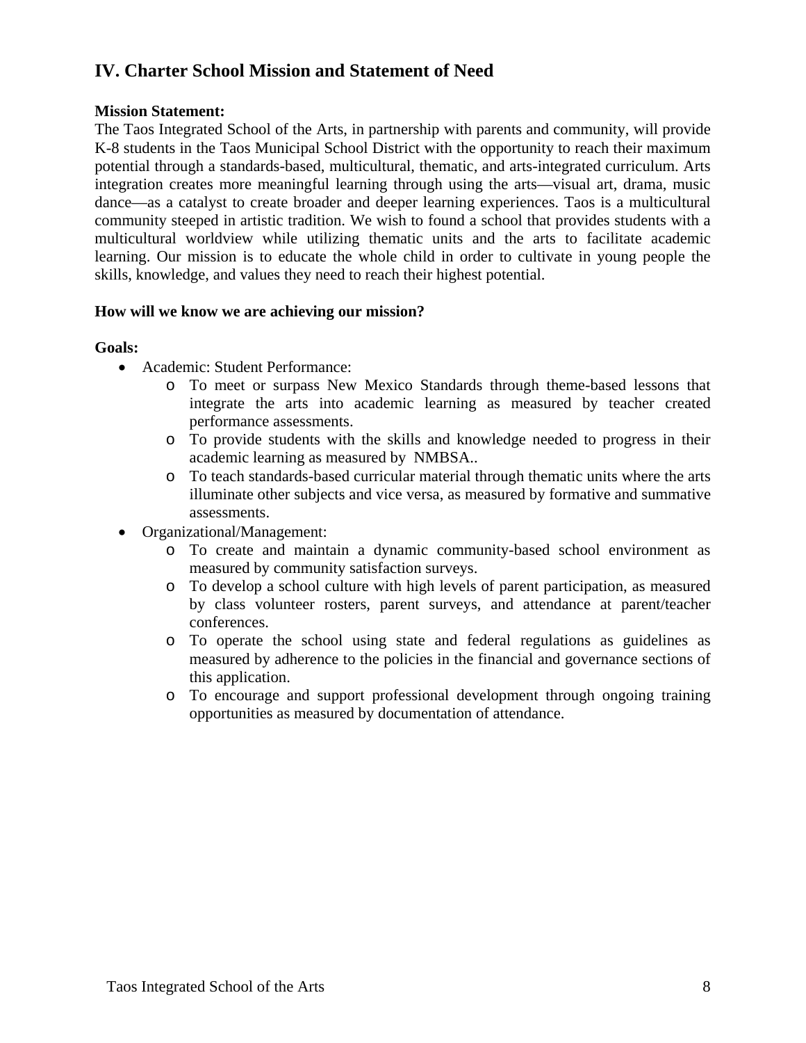## IV. Charter School Mission and Statement of Need

**Mission Statement:**
The Taos Integrated School of the Arts, in partnership with parents and community, will provide K-8 students in the Taos Municipal School District with the opportunity to reach their maximum potential through a standards-based, multicultural, thematic, and arts-integrated curriculum. Arts integration creates more meaningful learning through using the arts—visual art, drama, music dance—as a catalyst to create broader and deeper learning experiences. Taos is a multicultural community steeped in artistic tradition. We wish to found a school that provides students with a multicultural worldview while utilizing thematic units and the arts to facilitate academic learning. Our mission is to educate the whole child in order to cultivate in young people the skills, knowledge, and values they need to reach their highest potential.

**How will we know we are achieving our mission?**

**Goals:**

- Academic: Student Performance:
  - To meet or surpass New Mexico Standards through theme-based lessons that integrate the arts into academic learning as measured by teacher created performance assessments.
  - To provide students with the skills and knowledge needed to progress in their academic learning as measured by NMBSA..
  - To teach standards-based curricular material through thematic units where the arts illuminate other subjects and vice versa, as measured by formative and summative assessments.
- Organizational/Management:
  - To create and maintain a dynamic community-based school environment as measured by community satisfaction surveys.
  - To develop a school culture with high levels of parent participation, as measured by class volunteer rosters, parent surveys, and attendance at parent/teacher conferences.
  - To operate the school using state and federal regulations as guidelines as measured by adherence to the policies in the financial and governance sections of this application.
  - To encourage and support professional development through ongoing training opportunities as measured by documentation of attendance.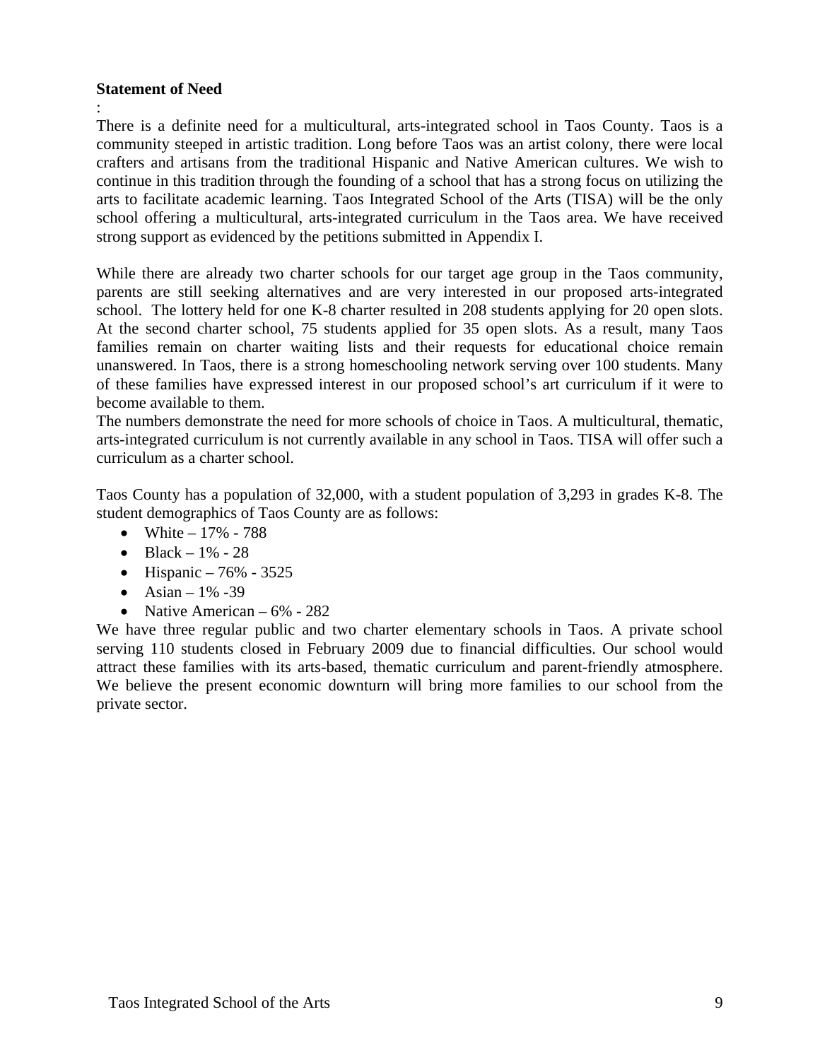**Statement of Need**

:

There is a definite need for a multicultural, arts-integrated school in Taos County. Taos is a community steeped in artistic tradition. Long before Taos was an artist colony, there were local crafters and artisans from the traditional Hispanic and Native American cultures. We wish to continue in this tradition through the founding of a school that has a strong focus on utilizing the arts to facilitate academic learning. Taos Integrated School of the Arts (TISA) will be the only school offering a multicultural, arts-integrated curriculum in the Taos area. We have received strong support as evidenced by the petitions submitted in Appendix I.

While there are already two charter schools for our target age group in the Taos community, parents are still seeking alternatives and are very interested in our proposed arts-integrated school. The lottery held for one K-8 charter resulted in 208 students applying for 20 open slots. At the second charter school, 75 students applied for 35 open slots. As a result, many Taos families remain on charter waiting lists and their requests for educational choice remain unanswered. In Taos, there is a strong homeschooling network serving over 100 students. Many of these families have expressed interest in our proposed school's art curriculum if it were to become available to them.

The numbers demonstrate the need for more schools of choice in Taos. A multicultural, thematic, arts-integrated curriculum is not currently available in any school in Taos. TISA will offer such a curriculum as a charter school.

Taos County has a population of 32,000, with a student population of 3,293 in grades K-8. The student demographics of Taos County are as follows:

- White – 17% - 788
- Black – 1% - 28
- Hispanic – 76% - 3525
- Asian – 1% -39
- Native American – 6% - 282

We have three regular public and two charter elementary schools in Taos. A private school serving 110 students closed in February 2009 due to financial difficulties. Our school would attract these families with its arts-based, thematic curriculum and parent-friendly atmosphere. We believe the present economic downturn will bring more families to our school from the private sector.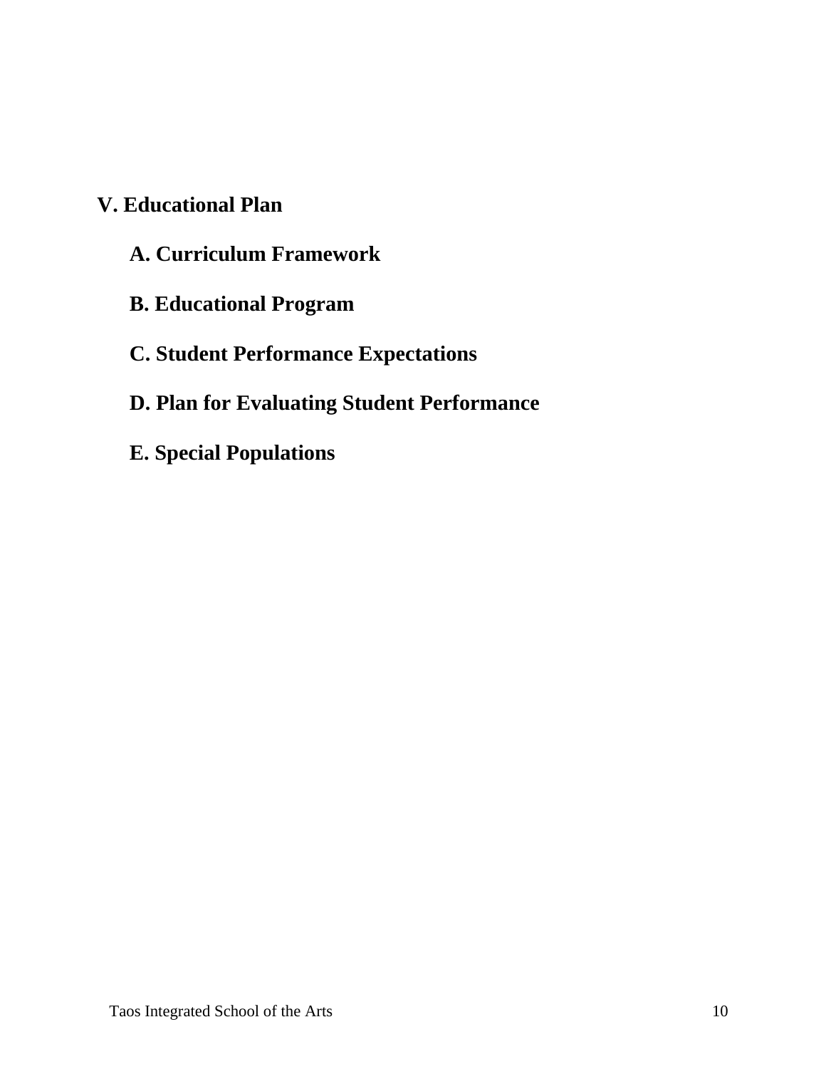# V. Educational Plan

## A. Curriculum Framework

## B. Educational Program

## C. Student Performance Expectations

## D. Plan for Evaluating Student Performance

## E. Special Populations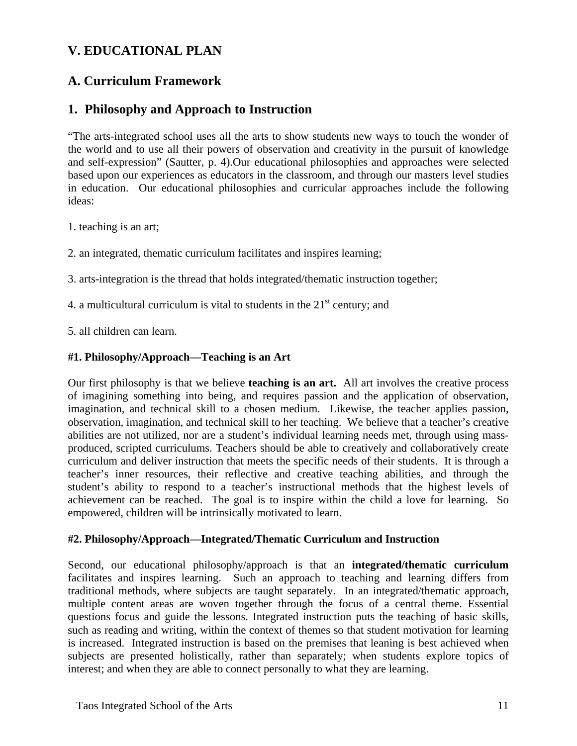## V. EDUCATIONAL PLAN

## A. Curriculum Framework

## 1. Philosophy and Approach to Instruction

"The arts-integrated school uses all the arts to show students new ways to touch the wonder of the world and to use all their powers of observation and creativity in the pursuit of knowledge and self-expression" (Sautter, p. 4).Our educational philosophies and approaches were selected based upon our experiences as educators in the classroom, and through our masters level studies in education. Our educational philosophies and curricular approaches include the following ideas:

1. teaching is an art;

2. an integrated, thematic curriculum facilitates and inspires learning;

3. arts-integration is the thread that holds integrated/thematic instruction together;

4. a multicultural curriculum is vital to students in the 21st century; and

5. all children can learn.

**#1. Philosophy/Approach—Teaching is an Art**

Our first philosophy is that we believe **teaching is an art.** All art involves the creative process of imagining something into being, and requires passion and the application of observation, imagination, and technical skill to a chosen medium. Likewise, the teacher applies passion, observation, imagination, and technical skill to her teaching. We believe that a teacher's creative abilities are not utilized, nor are a student's individual learning needs met, through using mass-produced, scripted curriculums. Teachers should be able to creatively and collaboratively create curriculum and deliver instruction that meets the specific needs of their students. It is through a teacher's inner resources, their reflective and creative teaching abilities, and through the student's ability to respond to a teacher's instructional methods that the highest levels of achievement can be reached. The goal is to inspire within the child a love for learning. So empowered, children will be intrinsically motivated to learn.

**#2. Philosophy/Approach—Integrated/Thematic Curriculum and Instruction**

Second, our educational philosophy/approach is that an **integrated/thematic curriculum** facilitates and inspires learning. Such an approach to teaching and learning differs from traditional methods, where subjects are taught separately. In an integrated/thematic approach, multiple content areas are woven together through the focus of a central theme. Essential questions focus and guide the lessons. Integrated instruction puts the teaching of basic skills, such as reading and writing, within the context of themes so that student motivation for learning is increased. Integrated instruction is based on the premises that leaning is best achieved when subjects are presented holistically, rather than separately; when students explore topics of interest; and when they are able to connect personally to what they are learning.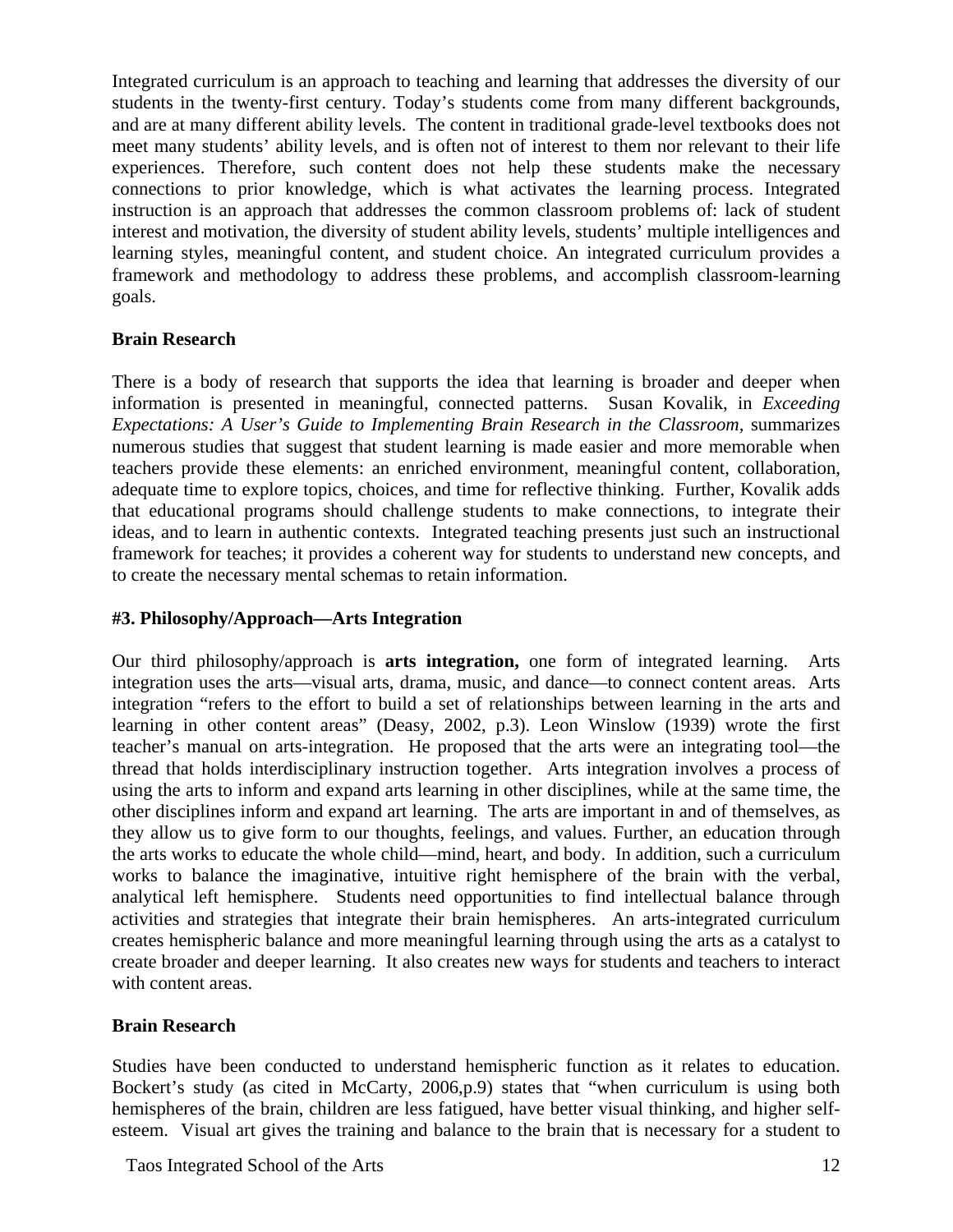Integrated curriculum is an approach to teaching and learning that addresses the diversity of our students in the twenty-first century. Today's students come from many different backgrounds, and are at many different ability levels. The content in traditional grade-level textbooks does not meet many students' ability levels, and is often not of interest to them nor relevant to their life experiences. Therefore, such content does not help these students make the necessary connections to prior knowledge, which is what activates the learning process. Integrated instruction is an approach that addresses the common classroom problems of: lack of student interest and motivation, the diversity of student ability levels, students' multiple intelligences and learning styles, meaningful content, and student choice. An integrated curriculum provides a framework and methodology to address these problems, and accomplish classroom-learning goals.

**Brain Research**

There is a body of research that supports the idea that learning is broader and deeper when information is presented in meaningful, connected patterns. Susan Kovalik, in *Exceeding Expectations: A User's Guide to Implementing Brain Research in the Classroom*, summarizes numerous studies that suggest that student learning is made easier and more memorable when teachers provide these elements: an enriched environment, meaningful content, collaboration, adequate time to explore topics, choices, and time for reflective thinking. Further, Kovalik adds that educational programs should challenge students to make connections, to integrate their ideas, and to learn in authentic contexts. Integrated teaching presents just such an instructional framework for teaches; it provides a coherent way for students to understand new concepts, and to create the necessary mental schemas to retain information.

**#3. Philosophy/Approach—Arts Integration**

Our third philosophy/approach is **arts integration,** one form of integrated learning. Arts integration uses the arts—visual arts, drama, music, and dance—to connect content areas. Arts integration "refers to the effort to build a set of relationships between learning in the arts and learning in other content areas" (Deasy, 2002, p.3). Leon Winslow (1939) wrote the first teacher's manual on arts-integration. He proposed that the arts were an integrating tool—the thread that holds interdisciplinary instruction together. Arts integration involves a process of using the arts to inform and expand arts learning in other disciplines, while at the same time, the other disciplines inform and expand art learning. The arts are important in and of themselves, as they allow us to give form to our thoughts, feelings, and values. Further, an education through the arts works to educate the whole child—mind, heart, and body. In addition, such a curriculum works to balance the imaginative, intuitive right hemisphere of the brain with the verbal, analytical left hemisphere. Students need opportunities to find intellectual balance through activities and strategies that integrate their brain hemispheres. An arts-integrated curriculum creates hemispheric balance and more meaningful learning through using the arts as a catalyst to create broader and deeper learning. It also creates new ways for students and teachers to interact with content areas.

**Brain Research**

Studies have been conducted to understand hemispheric function as it relates to education. Bockert's study (as cited in McCarty, 2006,p.9) states that "when curriculum is using both hemispheres of the brain, children are less fatigued, have better visual thinking, and higher self-esteem. Visual art gives the training and balance to the brain that is necessary for a student to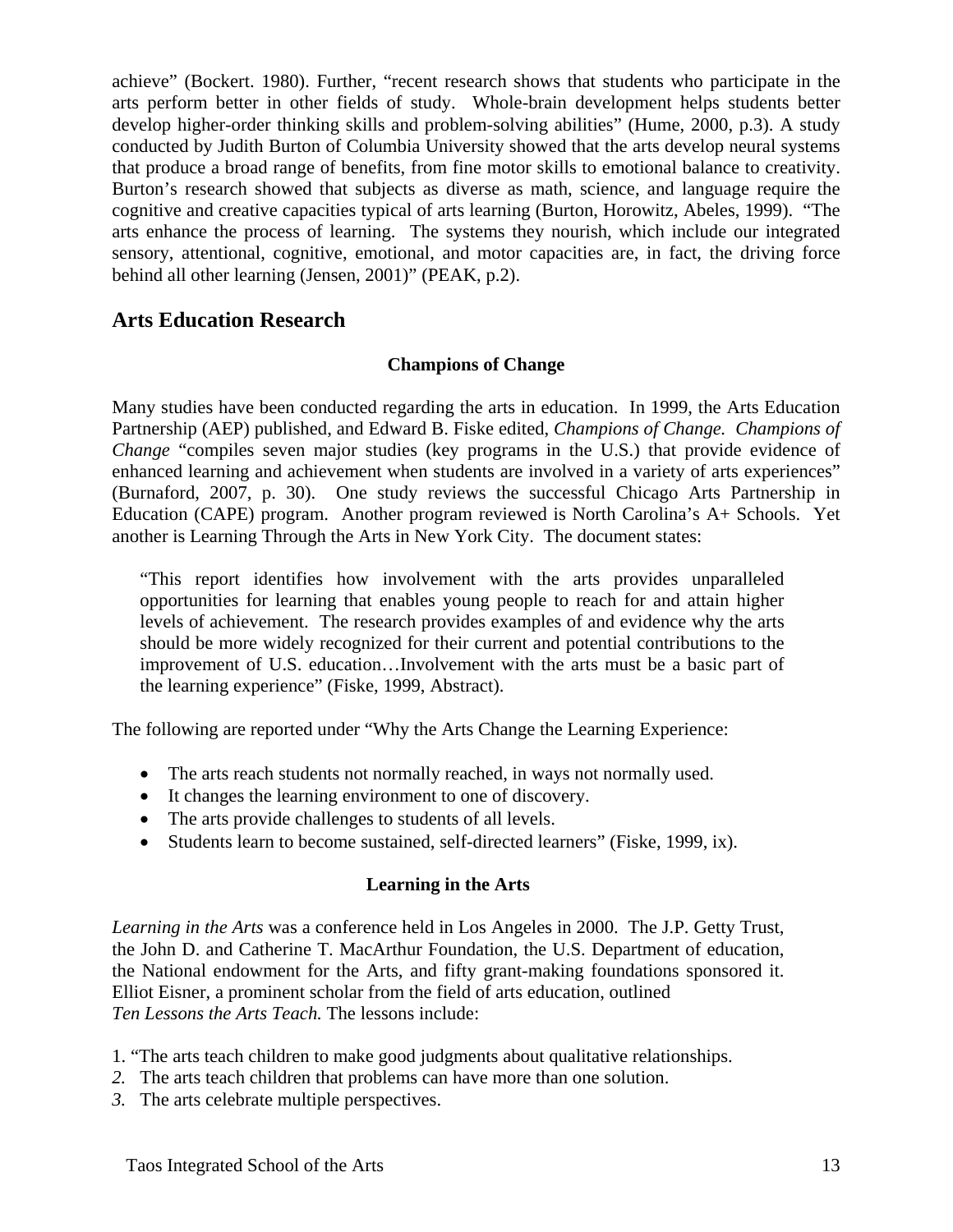achieve" (Bockert. 1980). Further, "recent research shows that students who participate in the arts perform better in other fields of study. Whole-brain development helps students better develop higher-order thinking skills and problem-solving abilities" (Hume, 2000, p.3). A study conducted by Judith Burton of Columbia University showed that the arts develop neural systems that produce a broad range of benefits, from fine motor skills to emotional balance to creativity. Burton's research showed that subjects as diverse as math, science, and language require the cognitive and creative capacities typical of arts learning (Burton, Horowitz, Abeles, 1999). "The arts enhance the process of learning. The systems they nourish, which include our integrated sensory, attentional, cognitive, emotional, and motor capacities are, in fact, the driving force behind all other learning (Jensen, 2001)" (PEAK, p.2).

## Arts Education Research

### Champions of Change

Many studies have been conducted regarding the arts in education. In 1999, the Arts Education Partnership (AEP) published, and Edward B. Fiske edited, *Champions of Change. Champions of Change* "compiles seven major studies (key programs in the U.S.) that provide evidence of enhanced learning and achievement when students are involved in a variety of arts experiences" (Burnaford, 2007, p. 30). One study reviews the successful Chicago Arts Partnership in Education (CAPE) program. Another program reviewed is North Carolina's A+ Schools. Yet another is Learning Through the Arts in New York City. The document states:

> "This report identifies how involvement with the arts provides unparalleled opportunities for learning that enables young people to reach for and attain higher levels of achievement. The research provides examples of and evidence why the arts should be more widely recognized for their current and potential contributions to the improvement of U.S. education…Involvement with the arts must be a basic part of the learning experience" (Fiske, 1999, Abstract).

The following are reported under "Why the Arts Change the Learning Experience:

- The arts reach students not normally reached, in ways not normally used.
- It changes the learning environment to one of discovery.
- The arts provide challenges to students of all levels.
- Students learn to become sustained, self-directed learners" (Fiske, 1999, ix).

### Learning in the Arts

*Learning in the Arts* was a conference held in Los Angeles in 2000. The J.P. Getty Trust, the John D. and Catherine T. MacArthur Foundation, the U.S. Department of education, the National endowment for the Arts, and fifty grant-making foundations sponsored it. Elliot Eisner, a prominent scholar from the field of arts education, outlined *Ten Lessons the Arts Teach.* The lessons include:

1. "The arts teach children to make good judgments about qualitative relationships.
2. The arts teach children that problems can have more than one solution.
3. The arts celebrate multiple perspectives.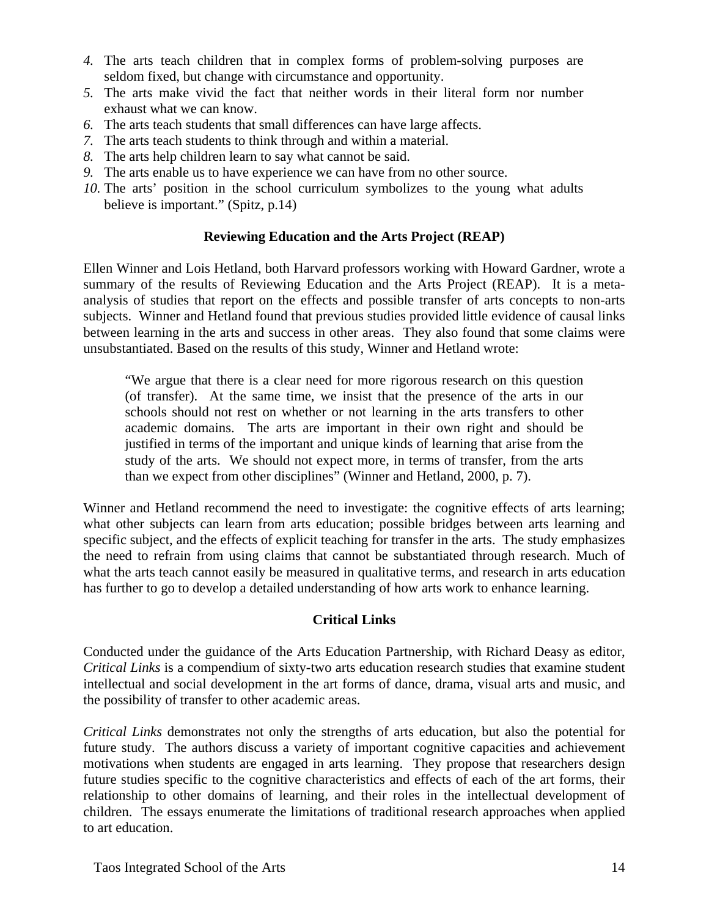4. The arts teach children that in complex forms of problem-solving purposes are seldom fixed, but change with circumstance and opportunity.
5. The arts make vivid the fact that neither words in their literal form nor number exhaust what we can know.
6. The arts teach students that small differences can have large affects.
7. The arts teach students to think through and within a material.
8. The arts help children learn to say what cannot be said.
9. The arts enable us to have experience we can have from no other source.
10. The arts' position in the school curriculum symbolizes to the young what adults believe is important." (Spitz, p.14)

### Reviewing Education and the Arts Project (REAP)

Ellen Winner and Lois Hetland, both Harvard professors working with Howard Gardner, wrote a summary of the results of Reviewing Education and the Arts Project (REAP). It is a meta-analysis of studies that report on the effects and possible transfer of arts concepts to non-arts subjects. Winner and Hetland found that previous studies provided little evidence of causal links between learning in the arts and success in other areas. They also found that some claims were unsubstantiated. Based on the results of this study, Winner and Hetland wrote:

> "We argue that there is a clear need for more rigorous research on this question (of transfer). At the same time, we insist that the presence of the arts in our schools should not rest on whether or not learning in the arts transfers to other academic domains. The arts are important in their own right and should be justified in terms of the important and unique kinds of learning that arise from the study of the arts. We should not expect more, in terms of transfer, from the arts than we expect from other disciplines" (Winner and Hetland, 2000, p. 7).

Winner and Hetland recommend the need to investigate: the cognitive effects of arts learning; what other subjects can learn from arts education; possible bridges between arts learning and specific subject, and the effects of explicit teaching for transfer in the arts. The study emphasizes the need to refrain from using claims that cannot be substantiated through research. Much of what the arts teach cannot easily be measured in qualitative terms, and research in arts education has further to go to develop a detailed understanding of how arts work to enhance learning.

### Critical Links

Conducted under the guidance of the Arts Education Partnership, with Richard Deasy as editor, *Critical Links* is a compendium of sixty-two arts education research studies that examine student intellectual and social development in the art forms of dance, drama, visual arts and music, and the possibility of transfer to other academic areas.

*Critical Links* demonstrates not only the strengths of arts education, but also the potential for future study. The authors discuss a variety of important cognitive capacities and achievement motivations when students are engaged in arts learning. They propose that researchers design future studies specific to the cognitive characteristics and effects of each of the art forms, their relationship to other domains of learning, and their roles in the intellectual development of children. The essays enumerate the limitations of traditional research approaches when applied to art education.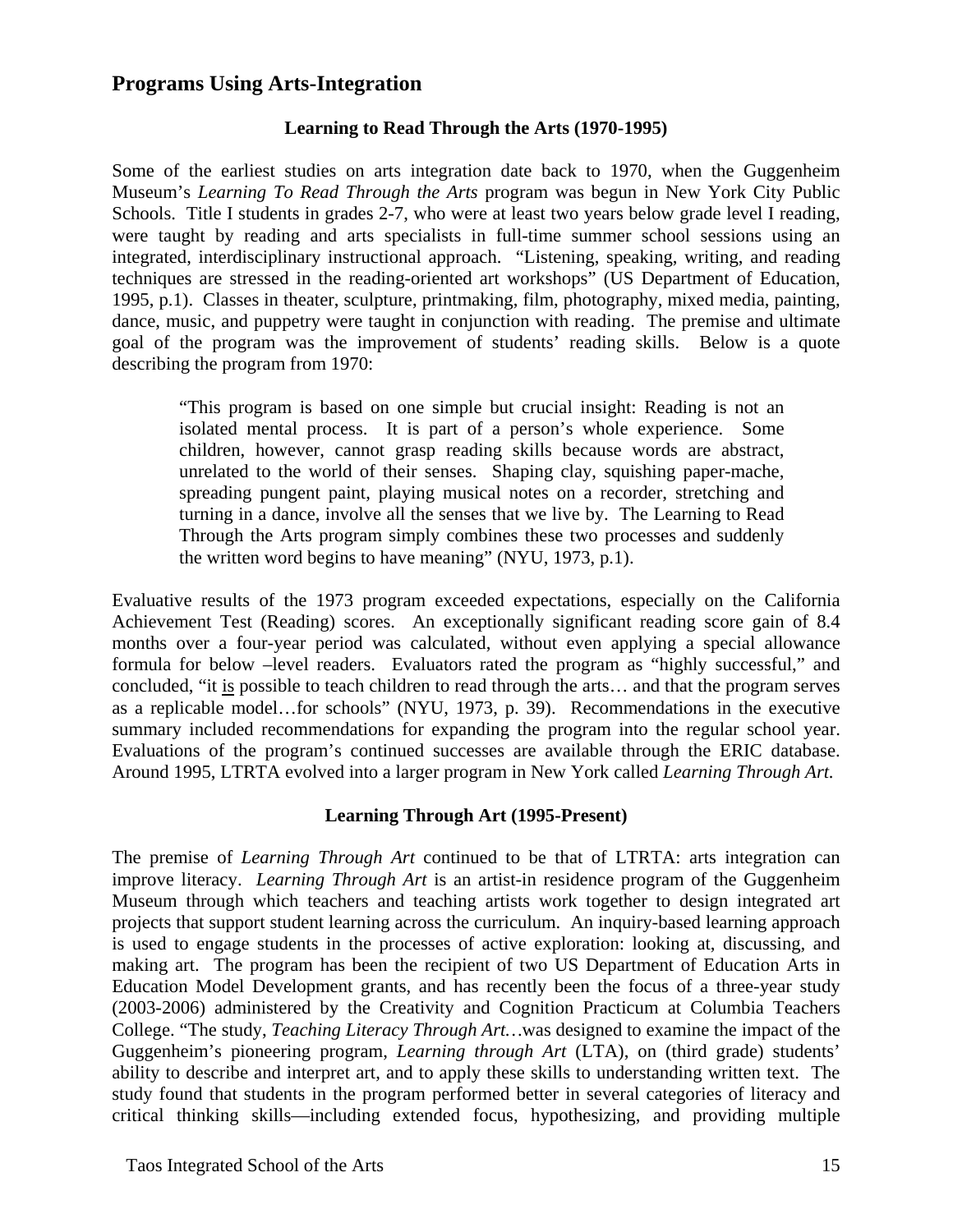## Programs Using Arts-Integration

### Learning to Read Through the Arts (1970-1995)

Some of the earliest studies on arts integration date back to 1970, when the Guggenheim Museum's *Learning To Read Through the Arts* program was begun in New York City Public Schools. Title I students in grades 2-7, who were at least two years below grade level I reading, were taught by reading and arts specialists in full-time summer school sessions using an integrated, interdisciplinary instructional approach. "Listening, speaking, writing, and reading techniques are stressed in the reading-oriented art workshops" (US Department of Education, 1995, p.1). Classes in theater, sculpture, printmaking, film, photography, mixed media, painting, dance, music, and puppetry were taught in conjunction with reading. The premise and ultimate goal of the program was the improvement of students' reading skills. Below is a quote describing the program from 1970:

> "This program is based on one simple but crucial insight: Reading is not an isolated mental process. It is part of a person's whole experience. Some children, however, cannot grasp reading skills because words are abstract, unrelated to the world of their senses. Shaping clay, squishing paper-mache, spreading pungent paint, playing musical notes on a recorder, stretching and turning in a dance, involve all the senses that we live by. The Learning to Read Through the Arts program simply combines these two processes and suddenly the written word begins to have meaning" (NYU, 1973, p.1).

Evaluative results of the 1973 program exceeded expectations, especially on the California Achievement Test (Reading) scores. An exceptionally significant reading score gain of 8.4 months over a four-year period was calculated, without even applying a special allowance formula for below –level readers. Evaluators rated the program as "highly successful," and concluded, "it is possible to teach children to read through the arts… and that the program serves as a replicable model…for schools" (NYU, 1973, p. 39). Recommendations in the executive summary included recommendations for expanding the program into the regular school year. Evaluations of the program's continued successes are available through the ERIC database. Around 1995, LTRTA evolved into a larger program in New York called *Learning Through Art*.

### Learning Through Art (1995-Present)

The premise of *Learning Through Art* continued to be that of LTRTA: arts integration can improve literacy. *Learning Through Art* is an artist-in residence program of the Guggenheim Museum through which teachers and teaching artists work together to design integrated art projects that support student learning across the curriculum. An inquiry-based learning approach is used to engage students in the processes of active exploration: looking at, discussing, and making art. The program has been the recipient of two US Department of Education Arts in Education Model Development grants, and has recently been the focus of a three-year study (2003-2006) administered by the Creativity and Cognition Practicum at Columbia Teachers College. "The study, *Teaching Literacy Through Art*…was designed to examine the impact of the Guggenheim's pioneering program, *Learning through Art* (LTA), on (third grade) students' ability to describe and interpret art, and to apply these skills to understanding written text. The study found that students in the program performed better in several categories of literacy and critical thinking skills—including extended focus, hypothesizing, and providing multiple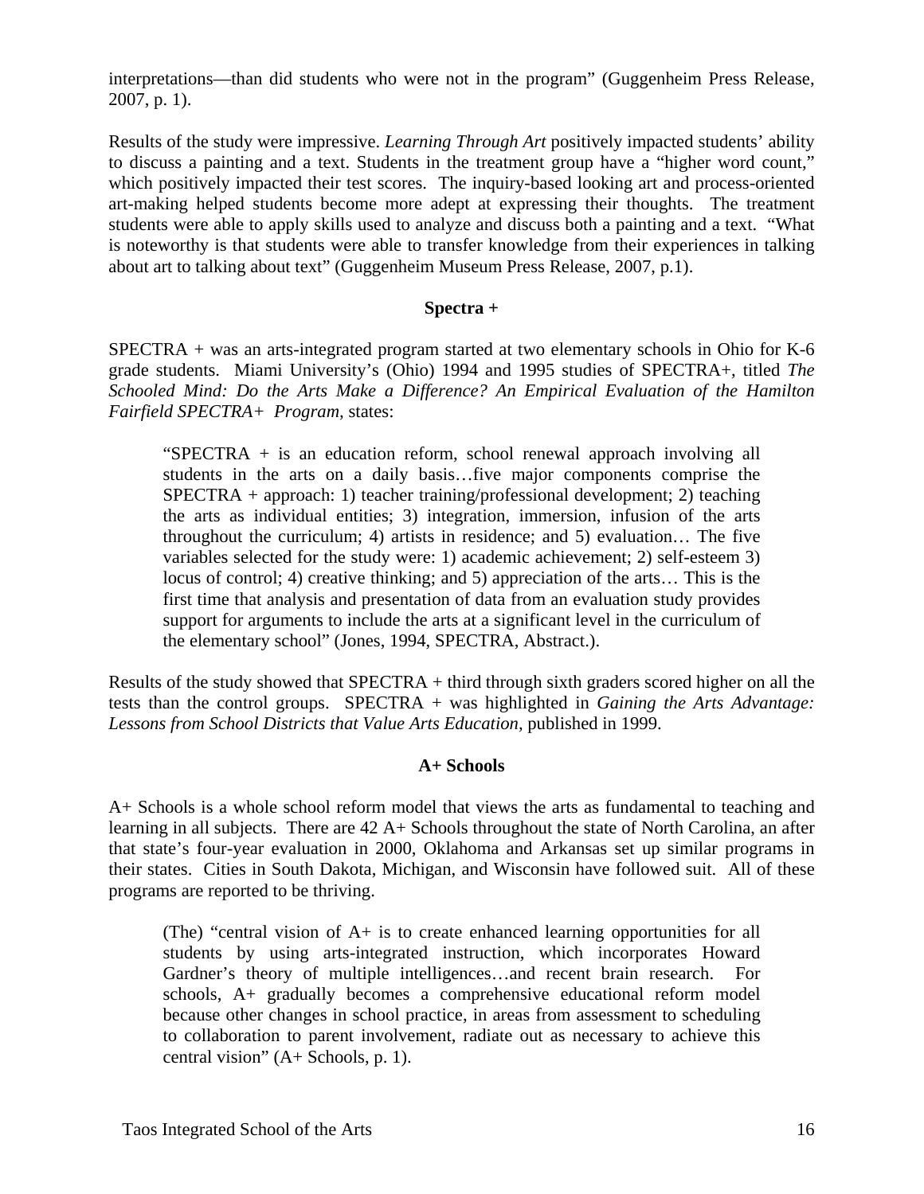interpretations—than did students who were not in the program" (Guggenheim Press Release, 2007, p. 1).

Results of the study were impressive. *Learning Through Art* positively impacted students' ability to discuss a painting and a text. Students in the treatment group have a "higher word count," which positively impacted their test scores. The inquiry-based looking art and process-oriented art-making helped students become more adept at expressing their thoughts. The treatment students were able to apply skills used to analyze and discuss both a painting and a text. "What is noteworthy is that students were able to transfer knowledge from their experiences in talking about art to talking about text" (Guggenheim Museum Press Release, 2007, p.1).

**Spectra +**

SPECTRA + was an arts-integrated program started at two elementary schools in Ohio for K-6 grade students. Miami University's (Ohio) 1994 and 1995 studies of SPECTRA+, titled *The Schooled Mind: Do the Arts Make a Difference? An Empirical Evaluation of the Hamilton Fairfield SPECTRA+ Program,* states:

> "SPECTRA + is an education reform, school renewal approach involving all students in the arts on a daily basis…five major components comprise the SPECTRA + approach: 1) teacher training/professional development; 2) teaching the arts as individual entities; 3) integration, immersion, infusion of the arts throughout the curriculum; 4) artists in residence; and 5) evaluation… The five variables selected for the study were: 1) academic achievement; 2) self-esteem 3) locus of control; 4) creative thinking; and 5) appreciation of the arts… This is the first time that analysis and presentation of data from an evaluation study provides support for arguments to include the arts at a significant level in the curriculum of the elementary school" (Jones, 1994, SPECTRA, Abstract.).

Results of the study showed that SPECTRA + third through sixth graders scored higher on all the tests than the control groups. SPECTRA + was highlighted in *Gaining the Arts Advantage: Lessons from School Districts that Value Arts Education,* published in 1999.

**A+ Schools**

A+ Schools is a whole school reform model that views the arts as fundamental to teaching and learning in all subjects. There are 42 A+ Schools throughout the state of North Carolina, an after that state's four-year evaluation in 2000, Oklahoma and Arkansas set up similar programs in their states. Cities in South Dakota, Michigan, and Wisconsin have followed suit. All of these programs are reported to be thriving.

> (The) "central vision of A+ is to create enhanced learning opportunities for all students by using arts-integrated instruction, which incorporates Howard Gardner's theory of multiple intelligences…and recent brain research. For schools, A+ gradually becomes a comprehensive educational reform model because other changes in school practice, in areas from assessment to scheduling to collaboration to parent involvement, radiate out as necessary to achieve this central vision" (A+ Schools, p. 1).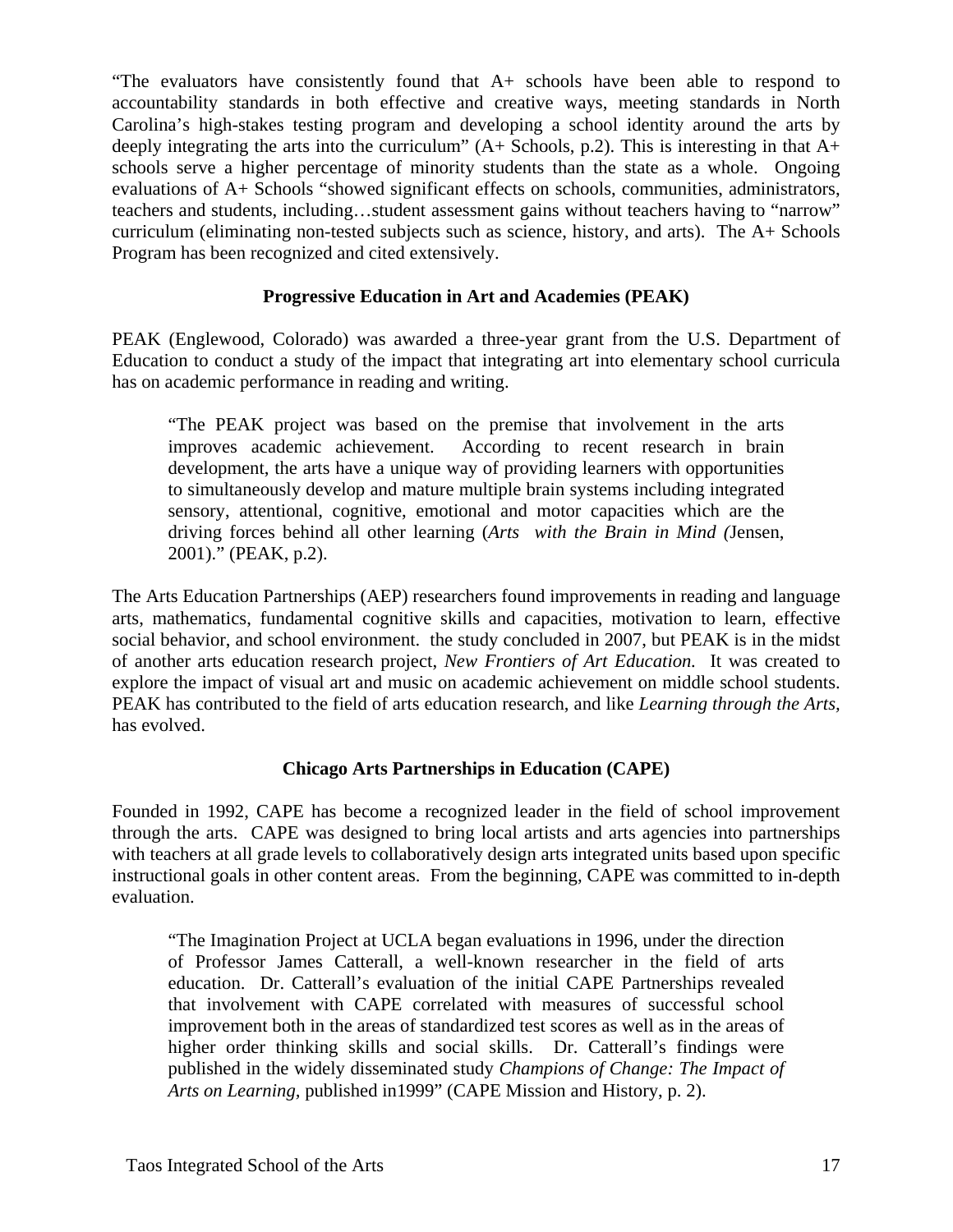"The evaluators have consistently found that A+ schools have been able to respond to accountability standards in both effective and creative ways, meeting standards in North Carolina's high-stakes testing program and developing a school identity around the arts by deeply integrating the arts into the curriculum" (A+ Schools, p.2). This is interesting in that A+ schools serve a higher percentage of minority students than the state as a whole. Ongoing evaluations of A+ Schools "showed significant effects on schools, communities, administrators, teachers and students, including…student assessment gains without teachers having to "narrow" curriculum (eliminating non-tested subjects such as science, history, and arts). The A+ Schools Program has been recognized and cited extensively.

**Progressive Education in Art and Academies (PEAK)**

PEAK (Englewood, Colorado) was awarded a three-year grant from the U.S. Department of Education to conduct a study of the impact that integrating art into elementary school curricula has on academic performance in reading and writing.

> "The PEAK project was based on the premise that involvement in the arts improves academic achievement. According to recent research in brain development, the arts have a unique way of providing learners with opportunities to simultaneously develop and mature multiple brain systems including integrated sensory, attentional, cognitive, emotional and motor capacities which are the driving forces behind all other learning (*Arts with the Brain in Mind (*Jensen, 2001)." (PEAK, p.2).

The Arts Education Partnerships (AEP) researchers found improvements in reading and language arts, mathematics, fundamental cognitive skills and capacities, motivation to learn, effective social behavior, and school environment. the study concluded in 2007, but PEAK is in the midst of another arts education research project, *New Frontiers of Art Education.* It was created to explore the impact of visual art and music on academic achievement on middle school students. PEAK has contributed to the field of arts education research, and like *Learning through the Arts,* has evolved.

**Chicago Arts Partnerships in Education (CAPE)**

Founded in 1992, CAPE has become a recognized leader in the field of school improvement through the arts. CAPE was designed to bring local artists and arts agencies into partnerships with teachers at all grade levels to collaboratively design arts integrated units based upon specific instructional goals in other content areas. From the beginning, CAPE was committed to in-depth evaluation.

> "The Imagination Project at UCLA began evaluations in 1996, under the direction of Professor James Catterall, a well-known researcher in the field of arts education. Dr. Catterall's evaluation of the initial CAPE Partnerships revealed that involvement with CAPE correlated with measures of successful school improvement both in the areas of standardized test scores as well as in the areas of higher order thinking skills and social skills. Dr. Catterall's findings were published in the widely disseminated study *Champions of Change: The Impact of Arts on Learning,* published in1999" (CAPE Mission and History, p. 2).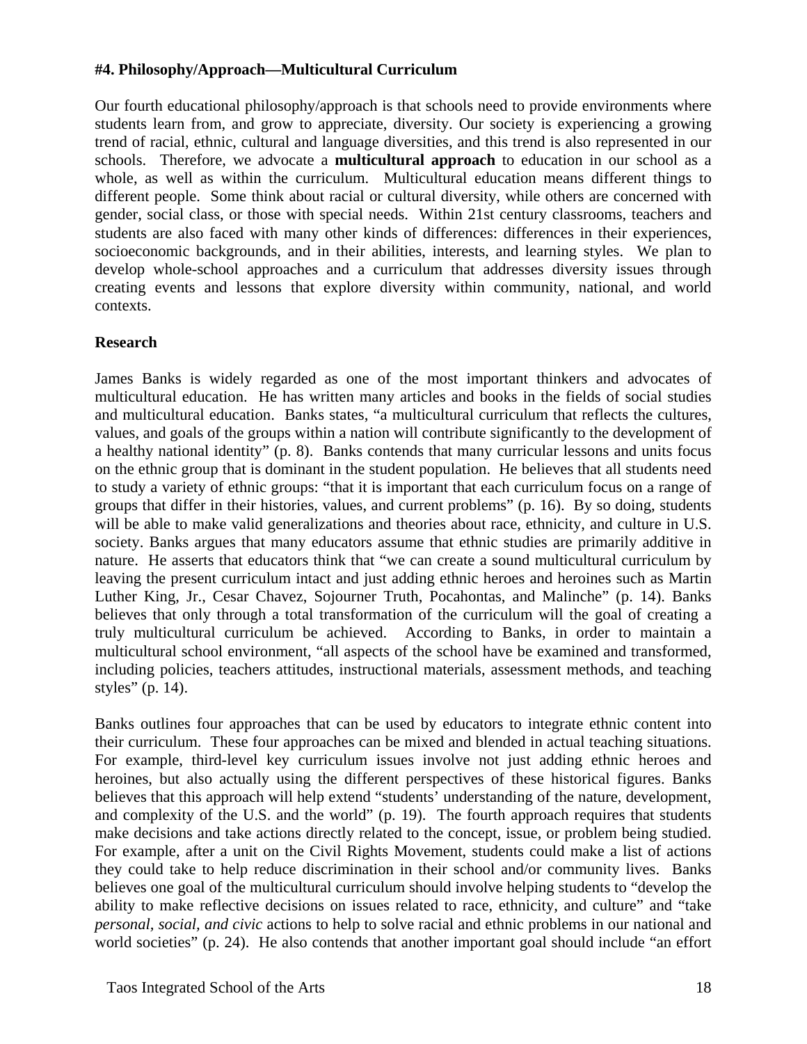#### #4. Philosophy/Approach—Multicultural Curriculum

Our fourth educational philosophy/approach is that schools need to provide environments where students learn from, and grow to appreciate, diversity. Our society is experiencing a growing trend of racial, ethnic, cultural and language diversities, and this trend is also represented in our schools. Therefore, we advocate a **multicultural approach** to education in our school as a whole, as well as within the curriculum. Multicultural education means different things to different people. Some think about racial or cultural diversity, while others are concerned with gender, social class, or those with special needs. Within 21st century classrooms, teachers and students are also faced with many other kinds of differences: differences in their experiences, socioeconomic backgrounds, and in their abilities, interests, and learning styles. We plan to develop whole-school approaches and a curriculum that addresses diversity issues through creating events and lessons that explore diversity within community, national, and world contexts.

#### Research

James Banks is widely regarded as one of the most important thinkers and advocates of multicultural education. He has written many articles and books in the fields of social studies and multicultural education. Banks states, "a multicultural curriculum that reflects the cultures, values, and goals of the groups within a nation will contribute significantly to the development of a healthy national identity" (p. 8). Banks contends that many curricular lessons and units focus on the ethnic group that is dominant in the student population. He believes that all students need to study a variety of ethnic groups: "that it is important that each curriculum focus on a range of groups that differ in their histories, values, and current problems" (p. 16). By so doing, students will be able to make valid generalizations and theories about race, ethnicity, and culture in U.S. society. Banks argues that many educators assume that ethnic studies are primarily additive in nature. He asserts that educators think that "we can create a sound multicultural curriculum by leaving the present curriculum intact and just adding ethnic heroes and heroines such as Martin Luther King, Jr., Cesar Chavez, Sojourner Truth, Pocahontas, and Malinche" (p. 14). Banks believes that only through a total transformation of the curriculum will the goal of creating a truly multicultural curriculum be achieved. According to Banks, in order to maintain a multicultural school environment, "all aspects of the school have be examined and transformed, including policies, teachers attitudes, instructional materials, assessment methods, and teaching styles" (p. 14).

Banks outlines four approaches that can be used by educators to integrate ethnic content into their curriculum. These four approaches can be mixed and blended in actual teaching situations. For example, third-level key curriculum issues involve not just adding ethnic heroes and heroines, but also actually using the different perspectives of these historical figures. Banks believes that this approach will help extend "students' understanding of the nature, development, and complexity of the U.S. and the world" (p. 19). The fourth approach requires that students make decisions and take actions directly related to the concept, issue, or problem being studied. For example, after a unit on the Civil Rights Movement, students could make a list of actions they could take to help reduce discrimination in their school and/or community lives. Banks believes one goal of the multicultural curriculum should involve helping students to "develop the ability to make reflective decisions on issues related to race, ethnicity, and culture" and "take *personal, social, and civic* actions to help to solve racial and ethnic problems in our national and world societies" (p. 24). He also contends that another important goal should include "an effort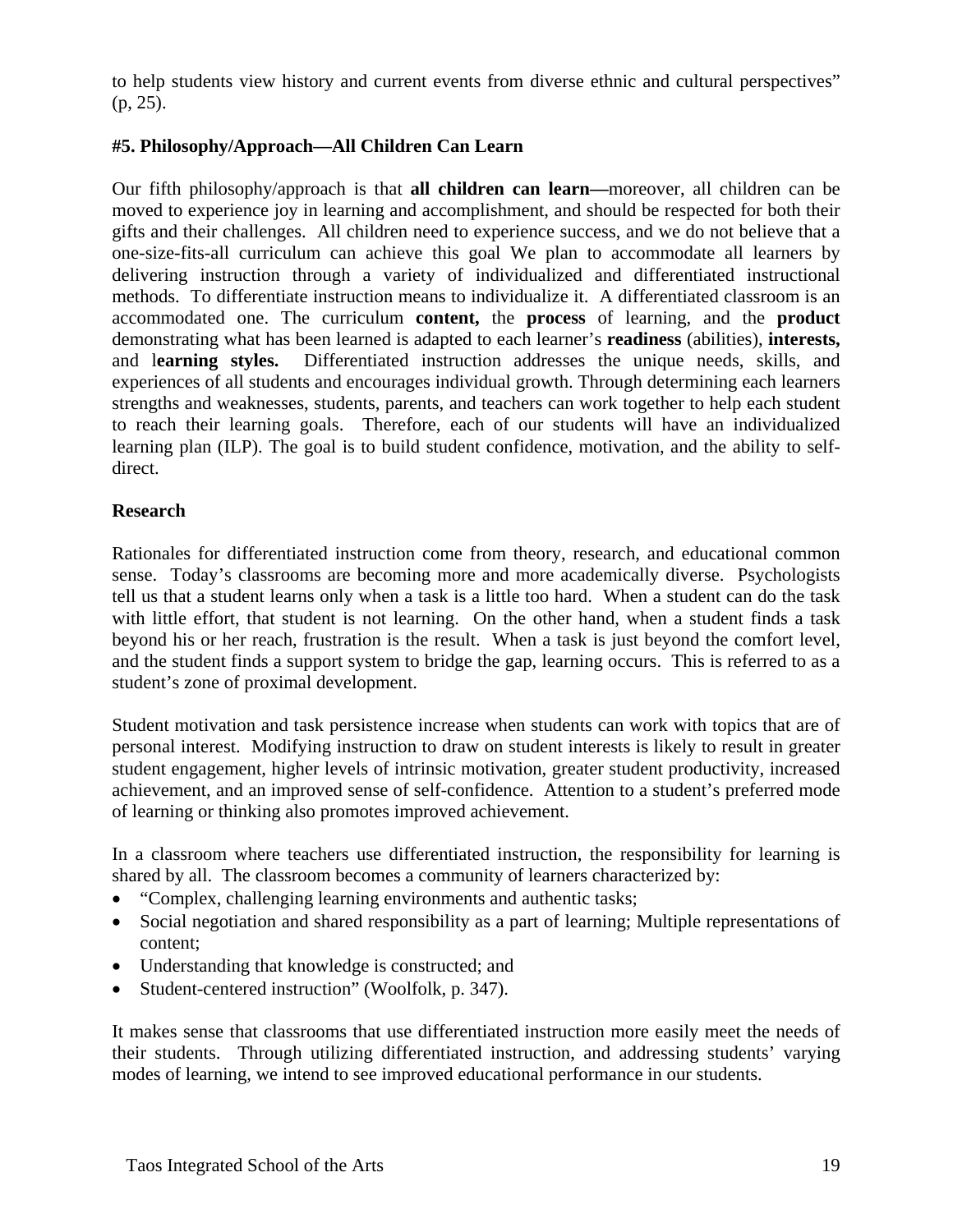to help students view history and current events from diverse ethnic and cultural perspectives" (p, 25).

**#5. Philosophy/Approach—All Children Can Learn**

Our fifth philosophy/approach is that **all children can learn—**moreover, all children can be moved to experience joy in learning and accomplishment, and should be respected for both their gifts and their challenges. All children need to experience success, and we do not believe that a one-size-fits-all curriculum can achieve this goal We plan to accommodate all learners by delivering instruction through a variety of individualized and differentiated instructional methods. To differentiate instruction means to individualize it. A differentiated classroom is an accommodated one. The curriculum **content,** the **process** of learning, and the **product** demonstrating what has been learned is adapted to each learner's **readiness** (abilities), **interests,** and l**earning styles.** Differentiated instruction addresses the unique needs, skills, and experiences of all students and encourages individual growth. Through determining each learners strengths and weaknesses, students, parents, and teachers can work together to help each student to reach their learning goals. Therefore, each of our students will have an individualized learning plan (ILP). The goal is to build student confidence, motivation, and the ability to self-direct.

**Research**

Rationales for differentiated instruction come from theory, research, and educational common sense. Today's classrooms are becoming more and more academically diverse. Psychologists tell us that a student learns only when a task is a little too hard. When a student can do the task with little effort, that student is not learning. On the other hand, when a student finds a task beyond his or her reach, frustration is the result. When a task is just beyond the comfort level, and the student finds a support system to bridge the gap, learning occurs. This is referred to as a student's zone of proximal development.

Student motivation and task persistence increase when students can work with topics that are of personal interest. Modifying instruction to draw on student interests is likely to result in greater student engagement, higher levels of intrinsic motivation, greater student productivity, increased achievement, and an improved sense of self-confidence. Attention to a student's preferred mode of learning or thinking also promotes improved achievement.

In a classroom where teachers use differentiated instruction, the responsibility for learning is shared by all. The classroom becomes a community of learners characterized by:

- "Complex, challenging learning environments and authentic tasks;
- Social negotiation and shared responsibility as a part of learning; Multiple representations of content;
- Understanding that knowledge is constructed; and
- Student-centered instruction" (Woolfolk, p. 347).

It makes sense that classrooms that use differentiated instruction more easily meet the needs of their students. Through utilizing differentiated instruction, and addressing students' varying modes of learning, we intend to see improved educational performance in our students.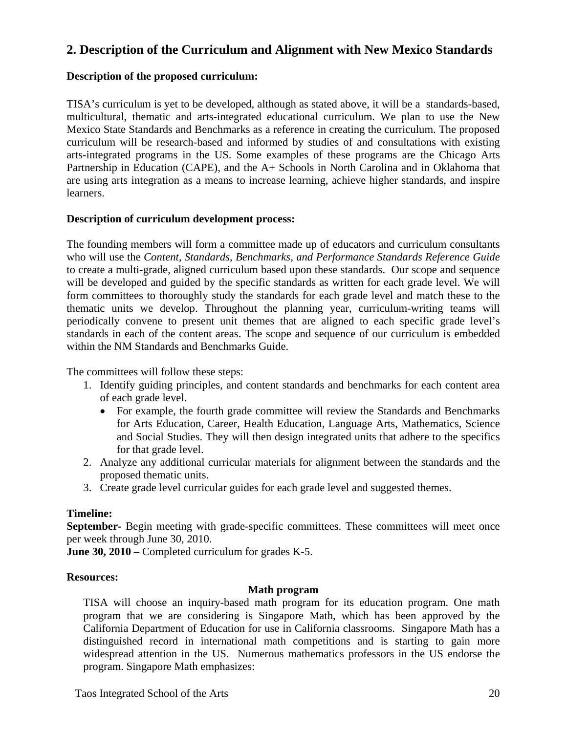## 2. Description of the Curriculum and Alignment with New Mexico Standards

**Description of the proposed curriculum:**

TISA's curriculum is yet to be developed, although as stated above, it will be a standards-based, multicultural, thematic and arts-integrated educational curriculum. We plan to use the New Mexico State Standards and Benchmarks as a reference in creating the curriculum. The proposed curriculum will be research-based and informed by studies of and consultations with existing arts-integrated programs in the US. Some examples of these programs are the Chicago Arts Partnership in Education (CAPE), and the A+ Schools in North Carolina and in Oklahoma that are using arts integration as a means to increase learning, achieve higher standards, and inspire learners.

**Description of curriculum development process:**

The founding members will form a committee made up of educators and curriculum consultants who will use the *Content, Standards, Benchmarks, and Performance Standards Reference Guide* to create a multi-grade, aligned curriculum based upon these standards. Our scope and sequence will be developed and guided by the specific standards as written for each grade level. We will form committees to thoroughly study the standards for each grade level and match these to the thematic units we develop. Throughout the planning year, curriculum-writing teams will periodically convene to present unit themes that are aligned to each specific grade level's standards in each of the content areas. The scope and sequence of our curriculum is embedded within the NM Standards and Benchmarks Guide.

The committees will follow these steps:

1. Identify guiding principles, and content standards and benchmarks for each content area of each grade level.
   - For example, the fourth grade committee will review the Standards and Benchmarks for Arts Education, Career, Health Education, Language Arts, Mathematics, Science and Social Studies. They will then design integrated units that adhere to the specifics for that grade level.
2. Analyze any additional curricular materials for alignment between the standards and the proposed thematic units.
3. Create grade level curricular guides for each grade level and suggested themes.

**Timeline:**
**September-** Begin meeting with grade-specific committees. These committees will meet once per week through June 30, 2010.
**June 30, 2010 –** Completed curriculum for grades K-5.

**Resources:**

**Math program**

TISA will choose an inquiry-based math program for its education program. One math program that we are considering is Singapore Math, which has been approved by the California Department of Education for use in California classrooms. Singapore Math has a distinguished record in international math competitions and is starting to gain more widespread attention in the US. Numerous mathematics professors in the US endorse the program. Singapore Math emphasizes: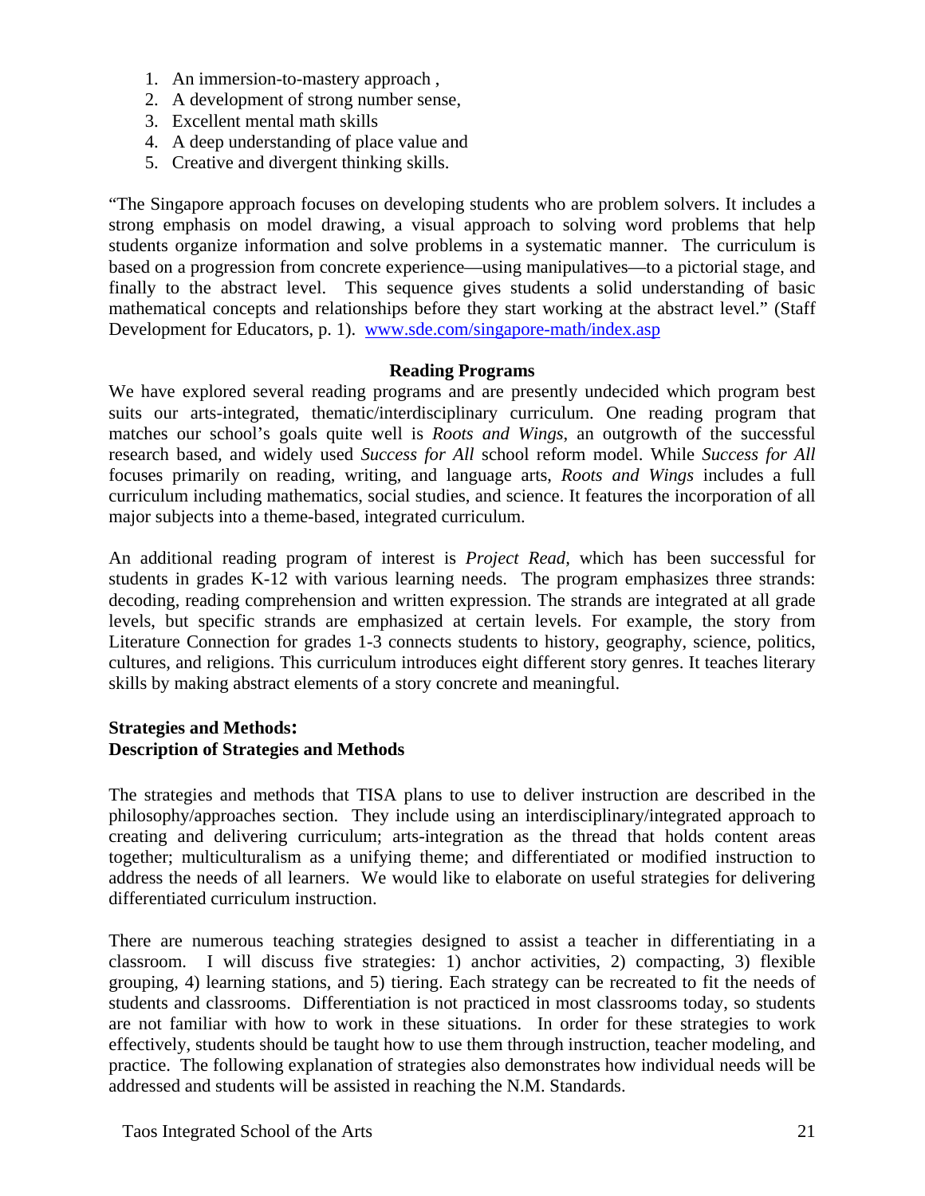1. An immersion-to-mastery approach ,
2. A development of strong number sense,
3. Excellent mental math skills
4. A deep understanding of place value and
5. Creative and divergent thinking skills.

"The Singapore approach focuses on developing students who are problem solvers. It includes a strong emphasis on model drawing, a visual approach to solving word problems that help students organize information and solve problems in a systematic manner. The curriculum is based on a progression from concrete experience—using manipulatives—to a pictorial stage, and finally to the abstract level. This sequence gives students a solid understanding of basic mathematical concepts and relationships before they start working at the abstract level." (Staff Development for Educators, p. 1). www.sde.com/singapore-math/index.asp

**Reading Programs**

We have explored several reading programs and are presently undecided which program best suits our arts-integrated, thematic/interdisciplinary curriculum. One reading program that matches our school's goals quite well is *Roots and Wings*, an outgrowth of the successful research based, and widely used *Success for All* school reform model. While *Success for All* focuses primarily on reading, writing, and language arts, *Roots and Wings* includes a full curriculum including mathematics, social studies, and science. It features the incorporation of all major subjects into a theme-based, integrated curriculum.

An additional reading program of interest is *Project Read,* which has been successful for students in grades K-12 with various learning needs. The program emphasizes three strands: decoding, reading comprehension and written expression. The strands are integrated at all grade levels, but specific strands are emphasized at certain levels. For example, the story from Literature Connection for grades 1-3 connects students to history, geography, science, politics, cultures, and religions. This curriculum introduces eight different story genres. It teaches literary skills by making abstract elements of a story concrete and meaningful.

**Strategies and Methods:**
**Description of Strategies and Methods**

The strategies and methods that TISA plans to use to deliver instruction are described in the philosophy/approaches section. They include using an interdisciplinary/integrated approach to creating and delivering curriculum; arts-integration as the thread that holds content areas together; multiculturalism as a unifying theme; and differentiated or modified instruction to address the needs of all learners. We would like to elaborate on useful strategies for delivering differentiated curriculum instruction.

There are numerous teaching strategies designed to assist a teacher in differentiating in a classroom. I will discuss five strategies: 1) anchor activities, 2) compacting, 3) flexible grouping, 4) learning stations, and 5) tiering. Each strategy can be recreated to fit the needs of students and classrooms. Differentiation is not practiced in most classrooms today, so students are not familiar with how to work in these situations. In order for these strategies to work effectively, students should be taught how to use them through instruction, teacher modeling, and practice. The following explanation of strategies also demonstrates how individual needs will be addressed and students will be assisted in reaching the N.M. Standards.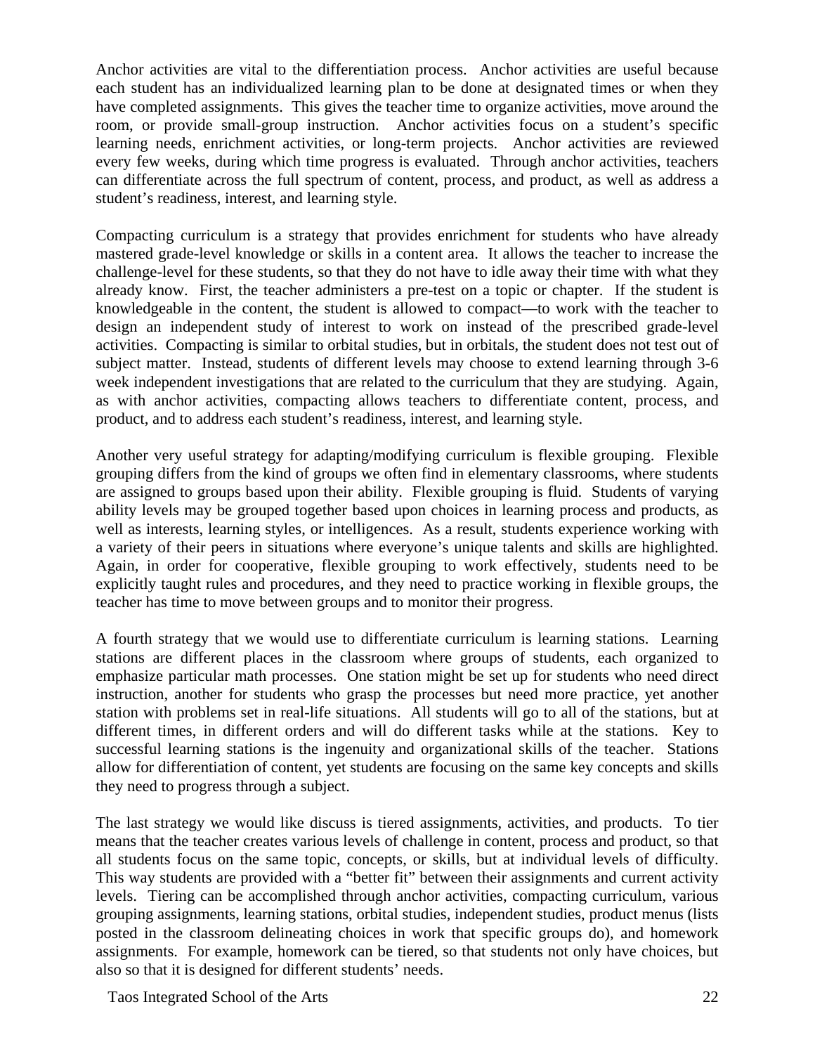Anchor activities are vital to the differentiation process. Anchor activities are useful because each student has an individualized learning plan to be done at designated times or when they have completed assignments. This gives the teacher time to organize activities, move around the room, or provide small-group instruction. Anchor activities focus on a student's specific learning needs, enrichment activities, or long-term projects. Anchor activities are reviewed every few weeks, during which time progress is evaluated. Through anchor activities, teachers can differentiate across the full spectrum of content, process, and product, as well as address a student's readiness, interest, and learning style.

Compacting curriculum is a strategy that provides enrichment for students who have already mastered grade-level knowledge or skills in a content area. It allows the teacher to increase the challenge-level for these students, so that they do not have to idle away their time with what they already know. First, the teacher administers a pre-test on a topic or chapter. If the student is knowledgeable in the content, the student is allowed to compact—to work with the teacher to design an independent study of interest to work on instead of the prescribed grade-level activities. Compacting is similar to orbital studies, but in orbitals, the student does not test out of subject matter. Instead, students of different levels may choose to extend learning through 3-6 week independent investigations that are related to the curriculum that they are studying. Again, as with anchor activities, compacting allows teachers to differentiate content, process, and product, and to address each student's readiness, interest, and learning style.

Another very useful strategy for adapting/modifying curriculum is flexible grouping. Flexible grouping differs from the kind of groups we often find in elementary classrooms, where students are assigned to groups based upon their ability. Flexible grouping is fluid. Students of varying ability levels may be grouped together based upon choices in learning process and products, as well as interests, learning styles, or intelligences. As a result, students experience working with a variety of their peers in situations where everyone's unique talents and skills are highlighted. Again, in order for cooperative, flexible grouping to work effectively, students need to be explicitly taught rules and procedures, and they need to practice working in flexible groups, the teacher has time to move between groups and to monitor their progress.

A fourth strategy that we would use to differentiate curriculum is learning stations. Learning stations are different places in the classroom where groups of students, each organized to emphasize particular math processes. One station might be set up for students who need direct instruction, another for students who grasp the processes but need more practice, yet another station with problems set in real-life situations. All students will go to all of the stations, but at different times, in different orders and will do different tasks while at the stations. Key to successful learning stations is the ingenuity and organizational skills of the teacher. Stations allow for differentiation of content, yet students are focusing on the same key concepts and skills they need to progress through a subject.

The last strategy we would like discuss is tiered assignments, activities, and products. To tier means that the teacher creates various levels of challenge in content, process and product, so that all students focus on the same topic, concepts, or skills, but at individual levels of difficulty. This way students are provided with a "better fit" between their assignments and current activity levels. Tiering can be accomplished through anchor activities, compacting curriculum, various grouping assignments, learning stations, orbital studies, independent studies, product menus (lists posted in the classroom delineating choices in work that specific groups do), and homework assignments. For example, homework can be tiered, so that students not only have choices, but also so that it is designed for different students' needs.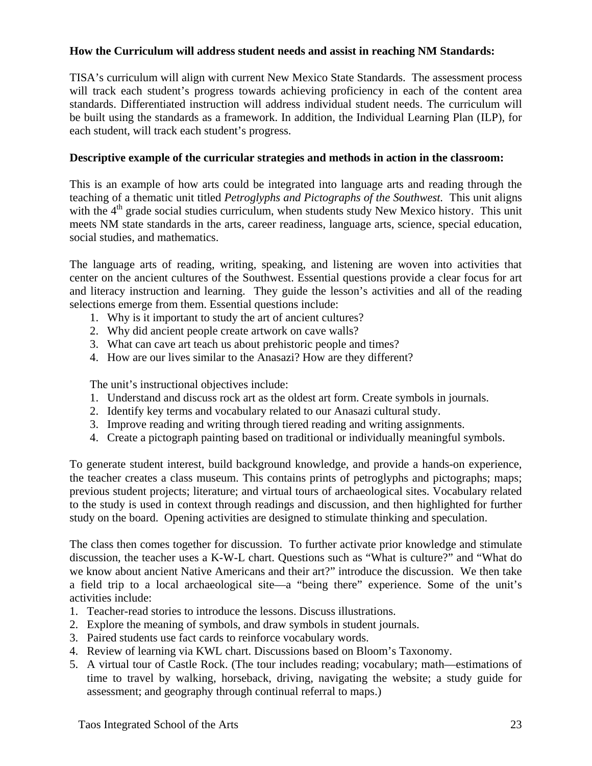**How the Curriculum will address student needs and assist in reaching NM Standards:**

TISA's curriculum will align with current New Mexico State Standards. The assessment process will track each student's progress towards achieving proficiency in each of the content area standards. Differentiated instruction will address individual student needs. The curriculum will be built using the standards as a framework. In addition, the Individual Learning Plan (ILP), for each student, will track each student's progress.

**Descriptive example of the curricular strategies and methods in action in the classroom:**

This is an example of how arts could be integrated into language arts and reading through the teaching of a thematic unit titled *Petroglyphs and Pictographs of the Southwest.* This unit aligns with the 4th grade social studies curriculum, when students study New Mexico history. This unit meets NM state standards in the arts, career readiness, language arts, science, special education, social studies, and mathematics.

The language arts of reading, writing, speaking, and listening are woven into activities that center on the ancient cultures of the Southwest. Essential questions provide a clear focus for art and literacy instruction and learning. They guide the lesson's activities and all of the reading selections emerge from them. Essential questions include:

1. Why is it important to study the art of ancient cultures?
2. Why did ancient people create artwork on cave walls?
3. What can cave art teach us about prehistoric people and times?
4. How are our lives similar to the Anasazi? How are they different?

The unit's instructional objectives include:

1. Understand and discuss rock art as the oldest art form. Create symbols in journals.
2. Identify key terms and vocabulary related to our Anasazi cultural study.
3. Improve reading and writing through tiered reading and writing assignments.
4. Create a pictograph painting based on traditional or individually meaningful symbols.

To generate student interest, build background knowledge, and provide a hands-on experience, the teacher creates a class museum. This contains prints of petroglyphs and pictographs; maps; previous student projects; literature; and virtual tours of archaeological sites. Vocabulary related to the study is used in context through readings and discussion, and then highlighted for further study on the board. Opening activities are designed to stimulate thinking and speculation.

The class then comes together for discussion. To further activate prior knowledge and stimulate discussion, the teacher uses a K-W-L chart. Questions such as "What is culture?" and "What do we know about ancient Native Americans and their art?" introduce the discussion. We then take a field trip to a local archaeological site—a "being there" experience. Some of the unit's activities include:

1. Teacher-read stories to introduce the lessons. Discuss illustrations.
2. Explore the meaning of symbols, and draw symbols in student journals.
3. Paired students use fact cards to reinforce vocabulary words.
4. Review of learning via KWL chart. Discussions based on Bloom's Taxonomy.
5. A virtual tour of Castle Rock. (The tour includes reading; vocabulary; math—estimations of time to travel by walking, horseback, driving, navigating the website; a study guide for assessment; and geography through continual referral to maps.)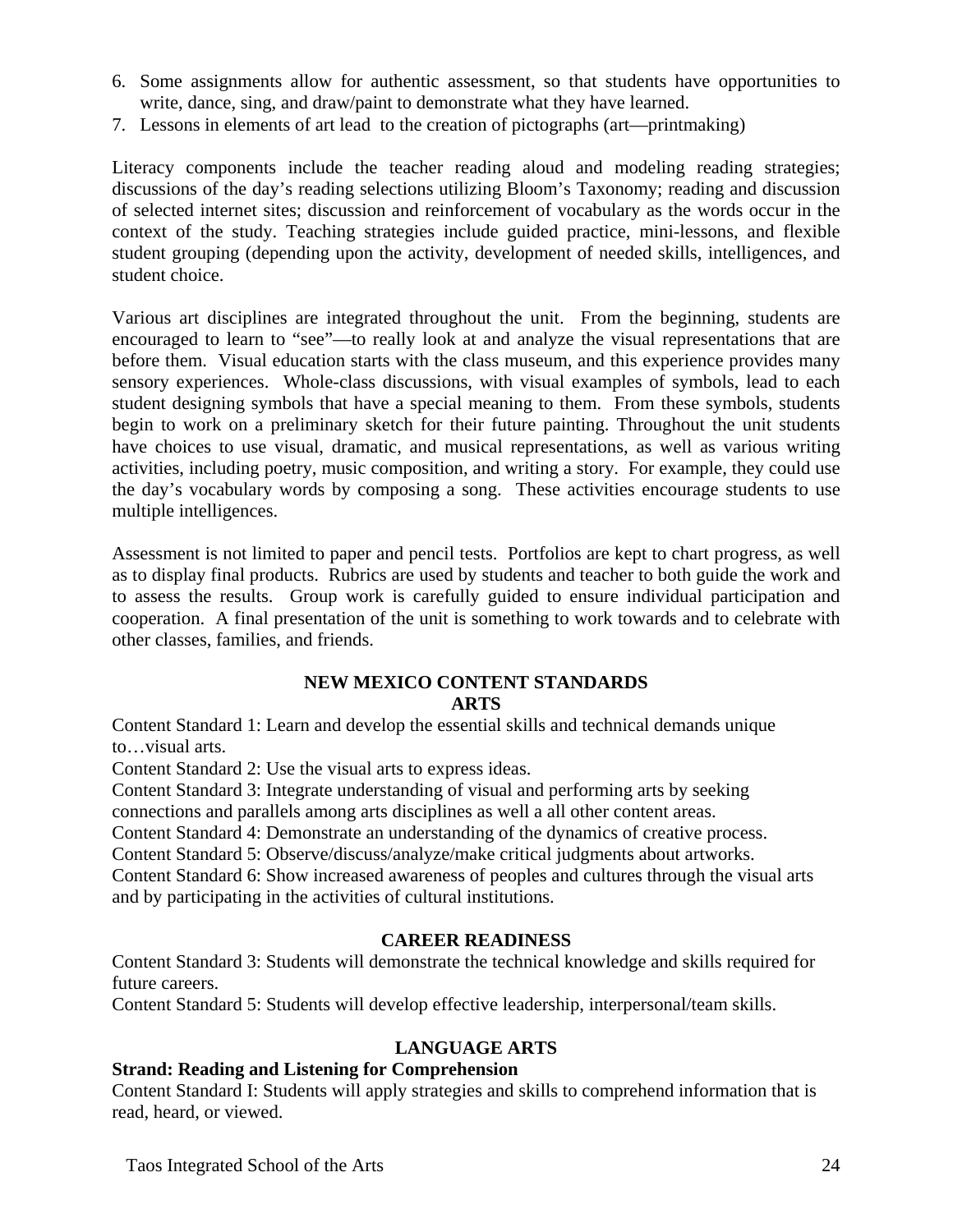6. Some assignments allow for authentic assessment, so that students have opportunities to write, dance, sing, and draw/paint to demonstrate what they have learned.
7. Lessons in elements of art lead to the creation of pictographs (art—printmaking)

Literacy components include the teacher reading aloud and modeling reading strategies; discussions of the day's reading selections utilizing Bloom's Taxonomy; reading and discussion of selected internet sites; discussion and reinforcement of vocabulary as the words occur in the context of the study. Teaching strategies include guided practice, mini-lessons, and flexible student grouping (depending upon the activity, development of needed skills, intelligences, and student choice.

Various art disciplines are integrated throughout the unit. From the beginning, students are encouraged to learn to "see"—to really look at and analyze the visual representations that are before them. Visual education starts with the class museum, and this experience provides many sensory experiences. Whole-class discussions, with visual examples of symbols, lead to each student designing symbols that have a special meaning to them. From these symbols, students begin to work on a preliminary sketch for their future painting. Throughout the unit students have choices to use visual, dramatic, and musical representations, as well as various writing activities, including poetry, music composition, and writing a story. For example, they could use the day's vocabulary words by composing a song. These activities encourage students to use multiple intelligences.

Assessment is not limited to paper and pencil tests. Portfolios are kept to chart progress, as well as to display final products. Rubrics are used by students and teacher to both guide the work and to assess the results. Group work is carefully guided to ensure individual participation and cooperation. A final presentation of the unit is something to work towards and to celebrate with other classes, families, and friends.

## NEW MEXICO CONTENT STANDARDS

### ARTS

Content Standard 1: Learn and develop the essential skills and technical demands unique to…visual arts.
Content Standard 2: Use the visual arts to express ideas.
Content Standard 3: Integrate understanding of visual and performing arts by seeking connections and parallels among arts disciplines as well a all other content areas.
Content Standard 4: Demonstrate an understanding of the dynamics of creative process.
Content Standard 5: Observe/discuss/analyze/make critical judgments about artworks.
Content Standard 6: Show increased awareness of peoples and cultures through the visual arts and by participating in the activities of cultural institutions.

### CAREER READINESS

Content Standard 3: Students will demonstrate the technical knowledge and skills required for future careers.
Content Standard 5: Students will develop effective leadership, interpersonal/team skills.

### LANGUAGE ARTS

**Strand: Reading and Listening for Comprehension**
Content Standard I: Students will apply strategies and skills to comprehend information that is read, heard, or viewed.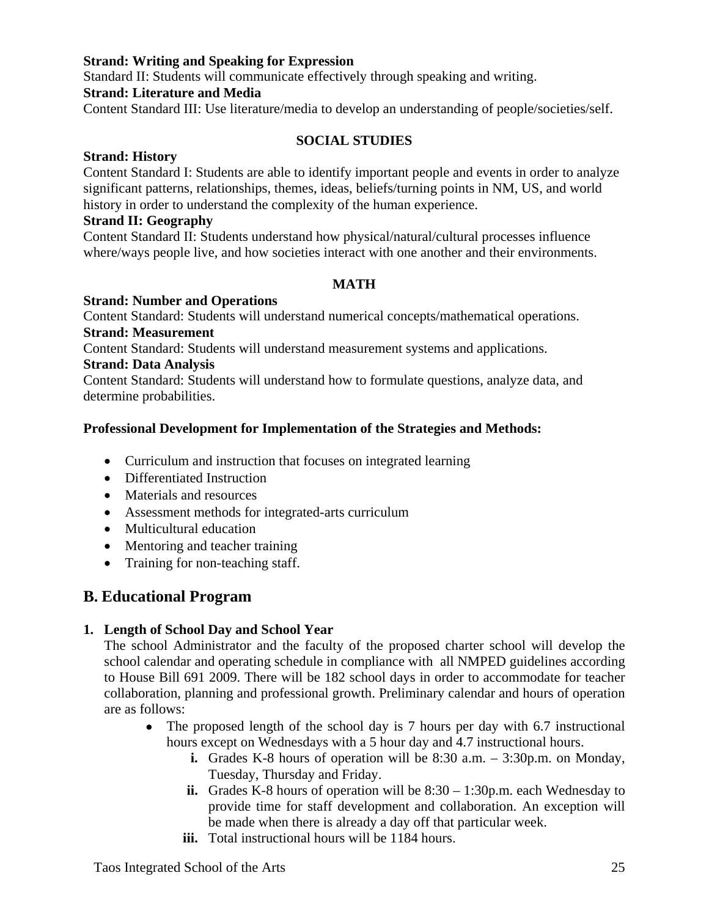**Strand: Writing and Speaking for Expression**

Standard II: Students will communicate effectively through speaking and writing.

**Strand: Literature and Media**

Content Standard III: Use literature/media to develop an understanding of people/societies/self.

**SOCIAL STUDIES**

**Strand: History**

Content Standard I: Students are able to identify important people and events in order to analyze significant patterns, relationships, themes, ideas, beliefs/turning points in NM, US, and world history in order to understand the complexity of the human experience.

**Strand II: Geography**

Content Standard II: Students understand how physical/natural/cultural processes influence where/ways people live, and how societies interact with one another and their environments.

**MATH**

**Strand: Number and Operations**

Content Standard: Students will understand numerical concepts/mathematical operations.

**Strand: Measurement**

Content Standard: Students will understand measurement systems and applications.

**Strand: Data Analysis**

Content Standard: Students will understand how to formulate questions, analyze data, and determine probabilities.

**Professional Development for Implementation of the Strategies and Methods:**

- Curriculum and instruction that focuses on integrated learning
- Differentiated Instruction
- Materials and resources
- Assessment methods for integrated-arts curriculum
- Multicultural education
- Mentoring and teacher training
- Training for non-teaching staff.

## B. Educational Program

**1. Length of School Day and School Year**

The school Administrator and the faculty of the proposed charter school will develop the school calendar and operating schedule in compliance with all NMPED guidelines according to House Bill 691 2009. There will be 182 school days in order to accommodate for teacher collaboration, planning and professional growth. Preliminary calendar and hours of operation are as follows:

- The proposed length of the school day is 7 hours per day with 6.7 instructional hours except on Wednesdays with a 5 hour day and 4.7 instructional hours.
    - **i.** Grades K-8 hours of operation will be 8:30 a.m. – 3:30p.m. on Monday, Tuesday, Thursday and Friday.
    - **ii.** Grades K-8 hours of operation will be 8:30 – 1:30p.m. each Wednesday to provide time for staff development and collaboration. An exception will be made when there is already a day off that particular week.
    - **iii.** Total instructional hours will be 1184 hours.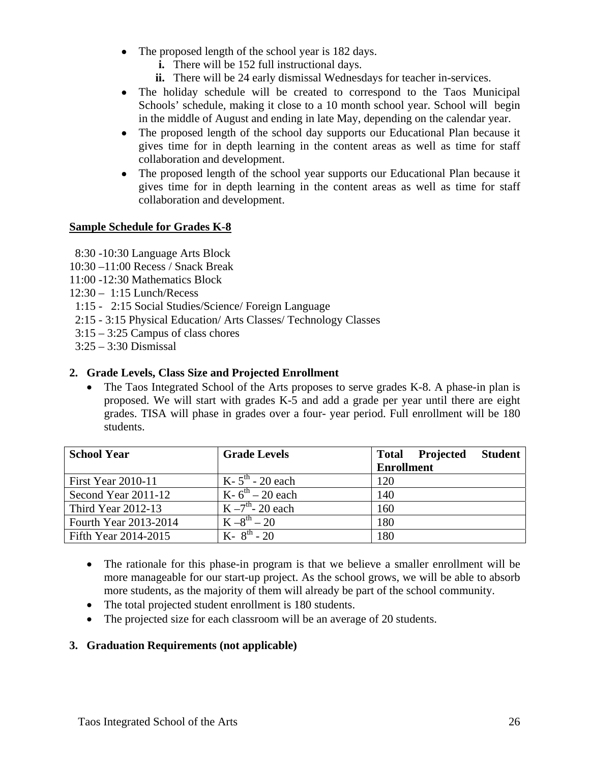- The proposed length of the school year is 182 days.
  - **i.** There will be 152 full instructional days.
  - **ii.** There will be 24 early dismissal Wednesdays for teacher in-services.
- The holiday schedule will be created to correspond to the Taos Municipal Schools' schedule, making it close to a 10 month school year. School will begin in the middle of August and ending in late May, depending on the calendar year.
- The proposed length of the school day supports our Educational Plan because it gives time for in depth learning in the content areas as well as time for staff collaboration and development.
- The proposed length of the school year supports our Educational Plan because it gives time for in depth learning in the content areas as well as time for staff collaboration and development.

**<u>Sample Schedule for Grades K-8</u>**

8:30 -10:30 Language Arts Block
10:30 –11:00 Recess / Snack Break
11:00 -12:30 Mathematics Block
12:30 – 1:15 Lunch/Recess
1:15 - 2:15 Social Studies/Science/ Foreign Language
2:15 - 3:15 Physical Education/ Arts Classes/ Technology Classes
3:15 – 3:25 Campus of class chores
3:25 – 3:30 Dismissal

## 2. Grade Levels, Class Size and Projected Enrollment

- The Taos Integrated School of the Arts proposes to serve grades K-8. A phase-in plan is proposed. We will start with grades K-5 and add a grade per year until there are eight grades. TISA will phase in grades over a four- year period. Full enrollment will be 180 students.

| School Year | Grade Levels | Total Projected Student Enrollment |
|---|---|---|
| First Year 2010-11 | K- 5th - 20 each | 120 |
| Second Year 2011-12 | K- 6th – 20 each | 140 |
| Third Year 2012-13 | K –7th- 20 each | 160 |
| Fourth Year 2013-2014 | K –8th – 20 | 180 |
| Fifth Year 2014-2015 | K- 8th - 20 | 180 |

- The rationale for this phase-in program is that we believe a smaller enrollment will be more manageable for our start-up project. As the school grows, we will be able to absorb more students, as the majority of them will already be part of the school community.
- The total projected student enrollment is 180 students.
- The projected size for each classroom will be an average of 20 students.

## 3. Graduation Requirements (not applicable)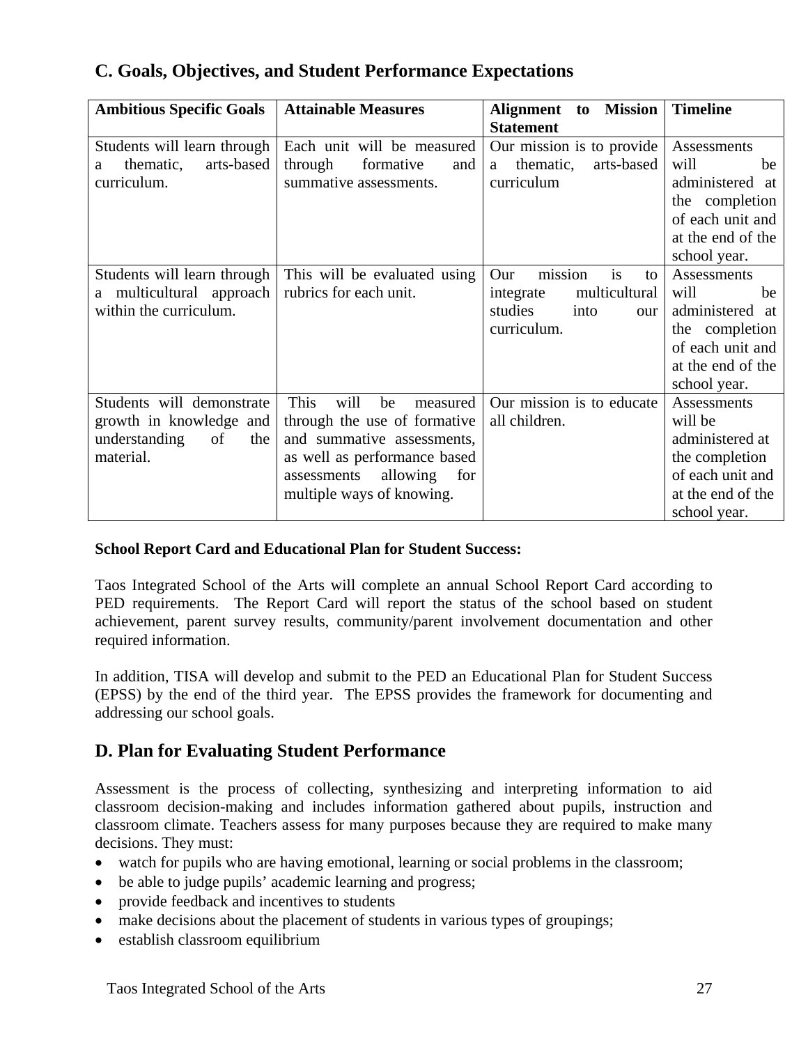## C. Goals, Objectives, and Student Performance Expectations

| Ambitious Specific Goals | Attainable Measures | Alignment to Mission Statement | Timeline |
| --- | --- | --- | --- |
| Students will learn through a thematic, arts-based curriculum. | Each unit will be measured through formative and summative assessments. | Our mission is to provide a thematic, arts-based curriculum | Assessments will be administered at the completion of each unit and at the end of the school year. |
| Students will learn through a multicultural approach within the curriculum. | This will be evaluated using rubrics for each unit. | Our mission is to integrate multicultural studies into our curriculum. | Assessments will be administered at the completion of each unit and at the end of the school year. |
| Students will demonstrate growth in knowledge and understanding of the material. | This will be measured through the use of formative and summative assessments, as well as performance based assessments allowing for multiple ways of knowing. | Our mission is to educate all children. | Assessments will be administered at the completion of each unit and at the end of the school year. |

**School Report Card and Educational Plan for Student Success:**

Taos Integrated School of the Arts will complete an annual School Report Card according to PED requirements. The Report Card will report the status of the school based on student achievement, parent survey results, community/parent involvement documentation and other required information.

In addition, TISA will develop and submit to the PED an Educational Plan for Student Success (EPSS) by the end of the third year. The EPSS provides the framework for documenting and addressing our school goals.

## D. Plan for Evaluating Student Performance

Assessment is the process of collecting, synthesizing and interpreting information to aid classroom decision-making and includes information gathered about pupils, instruction and classroom climate. Teachers assess for many purposes because they are required to make many decisions. They must:

- watch for pupils who are having emotional, learning or social problems in the classroom;
- be able to judge pupils' academic learning and progress;
- provide feedback and incentives to students
- make decisions about the placement of students in various types of groupings;
- establish classroom equilibrium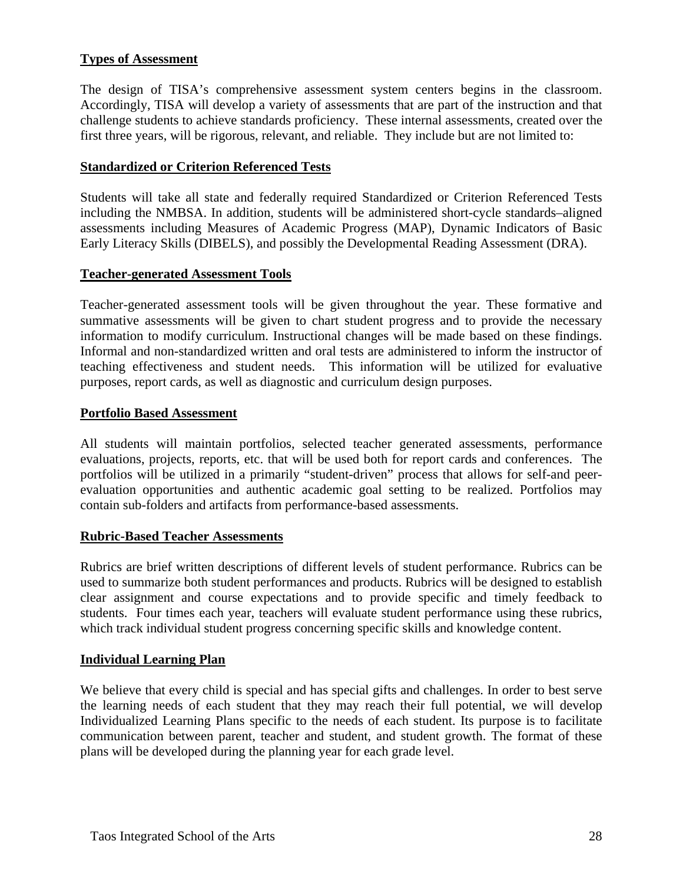## Types of Assessment

The design of TISA's comprehensive assessment system centers begins in the classroom. Accordingly, TISA will develop a variety of assessments that are part of the instruction and that challenge students to achieve standards proficiency. These internal assessments, created over the first three years, will be rigorous, relevant, and reliable. They include but are not limited to:

## Standardized or Criterion Referenced Tests

Students will take all state and federally required Standardized or Criterion Referenced Tests including the NMBSA. In addition, students will be administered short-cycle standards–aligned assessments including Measures of Academic Progress (MAP), Dynamic Indicators of Basic Early Literacy Skills (DIBELS), and possibly the Developmental Reading Assessment (DRA).

## Teacher-generated Assessment Tools

Teacher-generated assessment tools will be given throughout the year. These formative and summative assessments will be given to chart student progress and to provide the necessary information to modify curriculum. Instructional changes will be made based on these findings. Informal and non-standardized written and oral tests are administered to inform the instructor of teaching effectiveness and student needs. This information will be utilized for evaluative purposes, report cards, as well as diagnostic and curriculum design purposes.

## Portfolio Based Assessment

All students will maintain portfolios, selected teacher generated assessments, performance evaluations, projects, reports, etc. that will be used both for report cards and conferences. The portfolios will be utilized in a primarily "student-driven" process that allows for self-and peer-evaluation opportunities and authentic academic goal setting to be realized. Portfolios may contain sub-folders and artifacts from performance-based assessments.

## Rubric-Based Teacher Assessments

Rubrics are brief written descriptions of different levels of student performance. Rubrics can be used to summarize both student performances and products. Rubrics will be designed to establish clear assignment and course expectations and to provide specific and timely feedback to students. Four times each year, teachers will evaluate student performance using these rubrics, which track individual student progress concerning specific skills and knowledge content.

## Individual Learning Plan

We believe that every child is special and has special gifts and challenges. In order to best serve the learning needs of each student that they may reach their full potential, we will develop Individualized Learning Plans specific to the needs of each student. Its purpose is to facilitate communication between parent, teacher and student, and student growth. The format of these plans will be developed during the planning year for each grade level.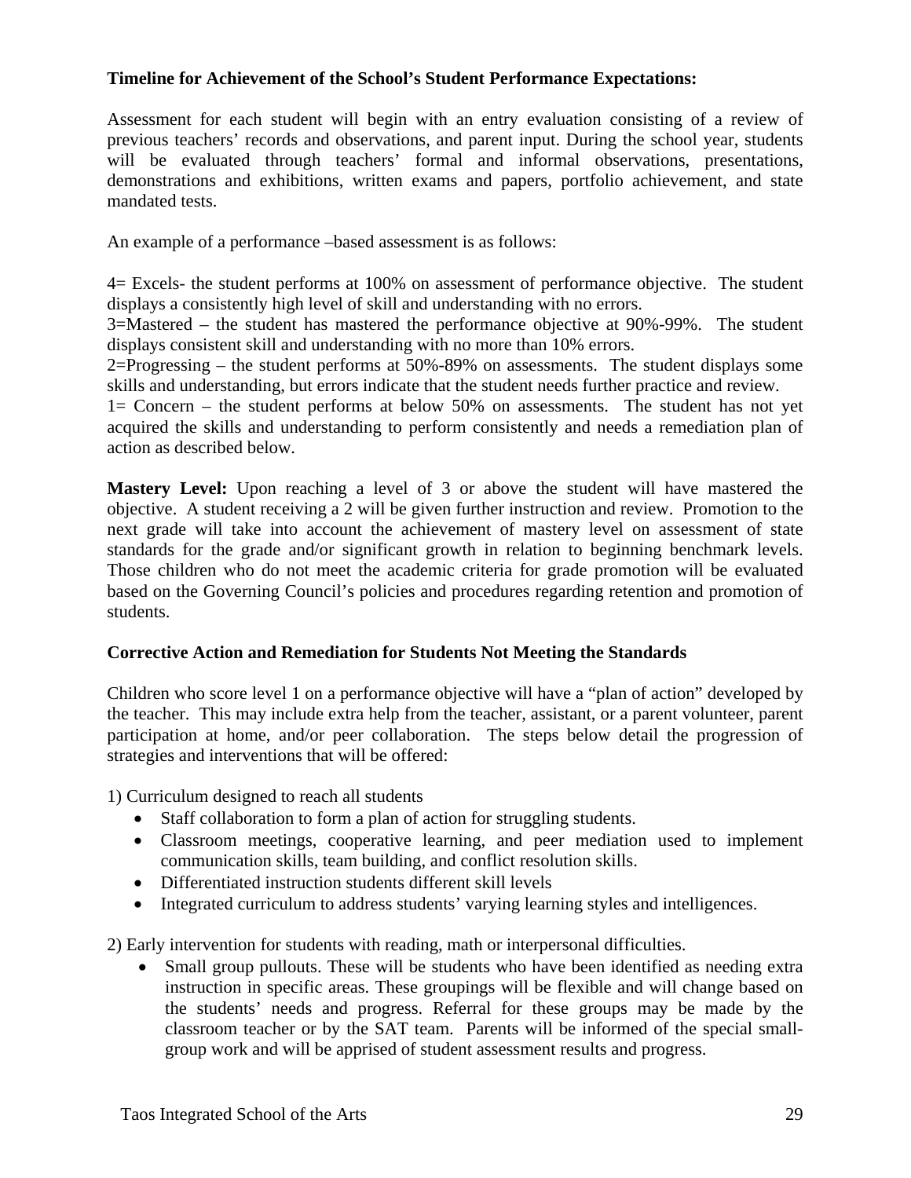**Timeline for Achievement of the School's Student Performance Expectations:**

Assessment for each student will begin with an entry evaluation consisting of a review of previous teachers' records and observations, and parent input. During the school year, students will be evaluated through teachers' formal and informal observations, presentations, demonstrations and exhibitions, written exams and papers, portfolio achievement, and state mandated tests.

An example of a performance –based assessment is as follows:

4= Excels- the student performs at 100% on assessment of performance objective. The student displays a consistently high level of skill and understanding with no errors.
3=Mastered – the student has mastered the performance objective at 90%-99%. The student displays consistent skill and understanding with no more than 10% errors.
2=Progressing – the student performs at 50%-89% on assessments. The student displays some skills and understanding, but errors indicate that the student needs further practice and review.
1= Concern – the student performs at below 50% on assessments. The student has not yet acquired the skills and understanding to perform consistently and needs a remediation plan of action as described below.

**Mastery Level:** Upon reaching a level of 3 or above the student will have mastered the objective. A student receiving a 2 will be given further instruction and review. Promotion to the next grade will take into account the achievement of mastery level on assessment of state standards for the grade and/or significant growth in relation to beginning benchmark levels. Those children who do not meet the academic criteria for grade promotion will be evaluated based on the Governing Council's policies and procedures regarding retention and promotion of students.

**Corrective Action and Remediation for Students Not Meeting the Standards**

Children who score level 1 on a performance objective will have a "plan of action" developed by the teacher. This may include extra help from the teacher, assistant, or a parent volunteer, parent participation at home, and/or peer collaboration. The steps below detail the progression of strategies and interventions that will be offered:

1) Curriculum designed to reach all students
- Staff collaboration to form a plan of action for struggling students.
- Classroom meetings, cooperative learning, and peer mediation used to implement communication skills, team building, and conflict resolution skills.
- Differentiated instruction students different skill levels
- Integrated curriculum to address students' varying learning styles and intelligences.

2) Early intervention for students with reading, math or interpersonal difficulties.
- Small group pullouts. These will be students who have been identified as needing extra instruction in specific areas. These groupings will be flexible and will change based on the students' needs and progress. Referral for these groups may be made by the classroom teacher or by the SAT team. Parents will be informed of the special small-group work and will be apprised of student assessment results and progress.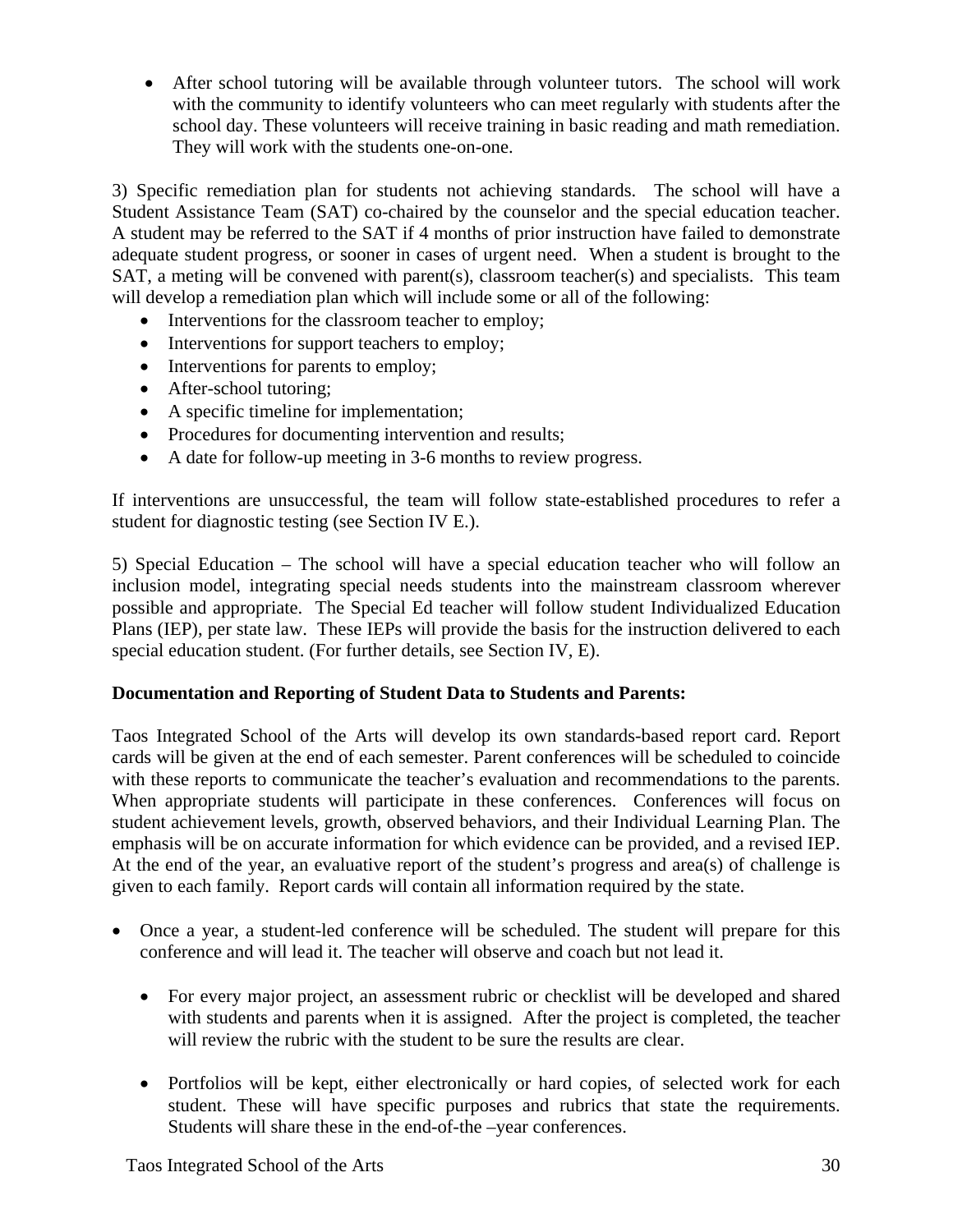- After school tutoring will be available through volunteer tutors. The school will work with the community to identify volunteers who can meet regularly with students after the school day. These volunteers will receive training in basic reading and math remediation. They will work with the students one-on-one.

3) Specific remediation plan for students not achieving standards. The school will have a Student Assistance Team (SAT) co-chaired by the counselor and the special education teacher. A student may be referred to the SAT if 4 months of prior instruction have failed to demonstrate adequate student progress, or sooner in cases of urgent need. When a student is brought to the SAT, a meting will be convened with parent(s), classroom teacher(s) and specialists. This team will develop a remediation plan which will include some or all of the following:

- Interventions for the classroom teacher to employ;
- Interventions for support teachers to employ;
- Interventions for parents to employ;
- After-school tutoring;
- A specific timeline for implementation;
- Procedures for documenting intervention and results;
- A date for follow-up meeting in 3-6 months to review progress.

If interventions are unsuccessful, the team will follow state-established procedures to refer a student for diagnostic testing (see Section IV E.).

5) Special Education – The school will have a special education teacher who will follow an inclusion model, integrating special needs students into the mainstream classroom wherever possible and appropriate. The Special Ed teacher will follow student Individualized Education Plans (IEP), per state law. These IEPs will provide the basis for the instruction delivered to each special education student. (For further details, see Section IV, E).

**Documentation and Reporting of Student Data to Students and Parents:**

Taos Integrated School of the Arts will develop its own standards-based report card. Report cards will be given at the end of each semester. Parent conferences will be scheduled to coincide with these reports to communicate the teacher's evaluation and recommendations to the parents. When appropriate students will participate in these conferences. Conferences will focus on student achievement levels, growth, observed behaviors, and their Individual Learning Plan. The emphasis will be on accurate information for which evidence can be provided, and a revised IEP. At the end of the year, an evaluative report of the student's progress and area(s) of challenge is given to each family. Report cards will contain all information required by the state.

- Once a year, a student-led conference will be scheduled. The student will prepare for this conference and will lead it. The teacher will observe and coach but not lead it.

  - For every major project, an assessment rubric or checklist will be developed and shared with students and parents when it is assigned. After the project is completed, the teacher will review the rubric with the student to be sure the results are clear.

  - Portfolios will be kept, either electronically or hard copies, of selected work for each student. These will have specific purposes and rubrics that state the requirements. Students will share these in the end-of-the –year conferences.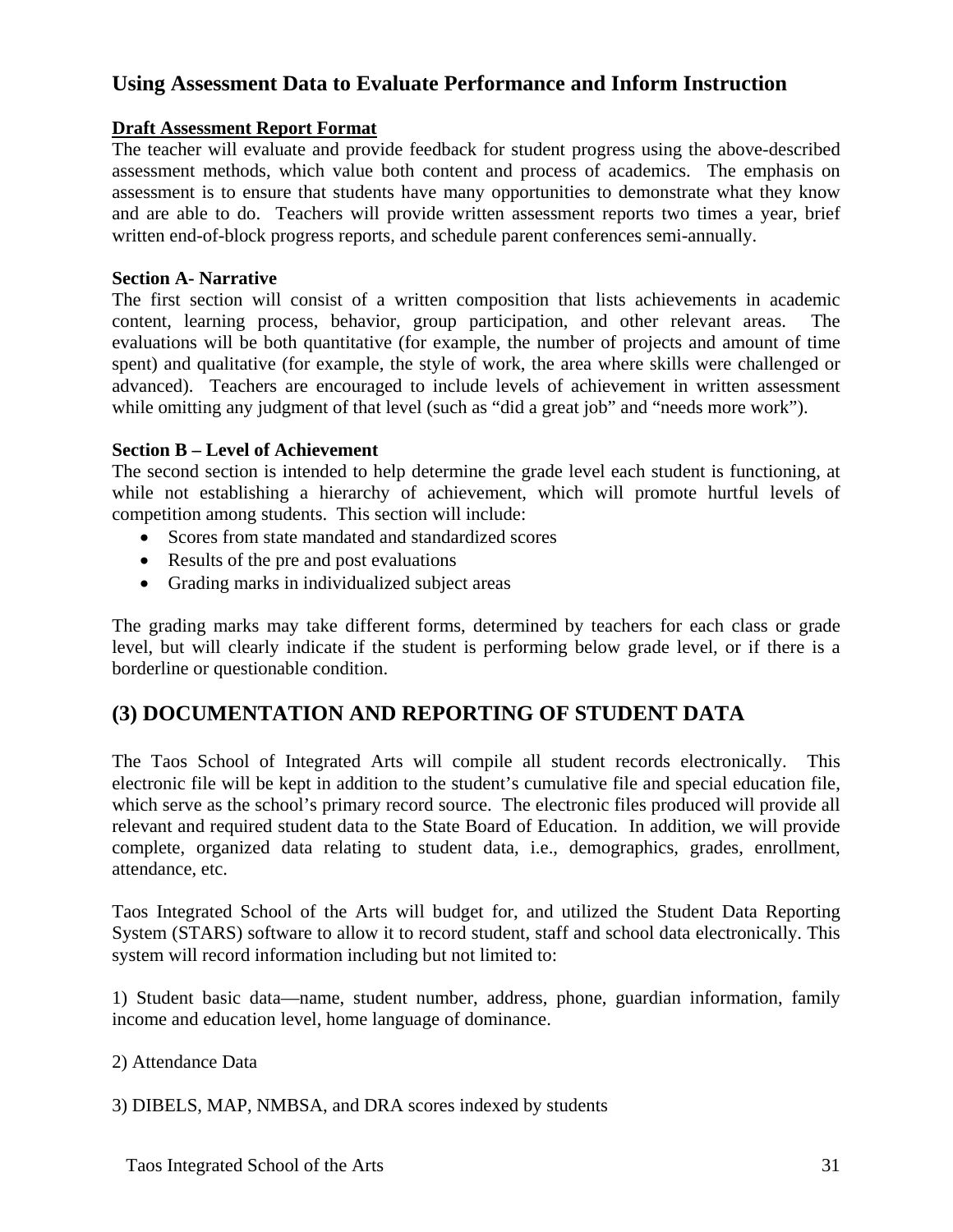## Using Assessment Data to Evaluate Performance and Inform Instruction

**Draft Assessment Report Format**

The teacher will evaluate and provide feedback for student progress using the above-described assessment methods, which value both content and process of academics. The emphasis on assessment is to ensure that students have many opportunities to demonstrate what they know and are able to do. Teachers will provide written assessment reports two times a year, brief written end-of-block progress reports, and schedule parent conferences semi-annually.

**Section A- Narrative**

The first section will consist of a written composition that lists achievements in academic content, learning process, behavior, group participation, and other relevant areas. The evaluations will be both quantitative (for example, the number of projects and amount of time spent) and qualitative (for example, the style of work, the area where skills were challenged or advanced). Teachers are encouraged to include levels of achievement in written assessment while omitting any judgment of that level (such as "did a great job" and "needs more work").

**Section B – Level of Achievement**

The second section is intended to help determine the grade level each student is functioning, at while not establishing a hierarchy of achievement, which will promote hurtful levels of competition among students. This section will include:

- Scores from state mandated and standardized scores
- Results of the pre and post evaluations
- Grading marks in individualized subject areas

The grading marks may take different forms, determined by teachers for each class or grade level, but will clearly indicate if the student is performing below grade level, or if there is a borderline or questionable condition.

## (3) DOCUMENTATION AND REPORTING OF STUDENT DATA

The Taos School of Integrated Arts will compile all student records electronically. This electronic file will be kept in addition to the student's cumulative file and special education file, which serve as the school's primary record source. The electronic files produced will provide all relevant and required student data to the State Board of Education. In addition, we will provide complete, organized data relating to student data, i.e., demographics, grades, enrollment, attendance, etc.

Taos Integrated School of the Arts will budget for, and utilized the Student Data Reporting System (STARS) software to allow it to record student, staff and school data electronically. This system will record information including but not limited to:

1) Student basic data—name, student number, address, phone, guardian information, family income and education level, home language of dominance.

2) Attendance Data

3) DIBELS, MAP, NMBSA, and DRA scores indexed by students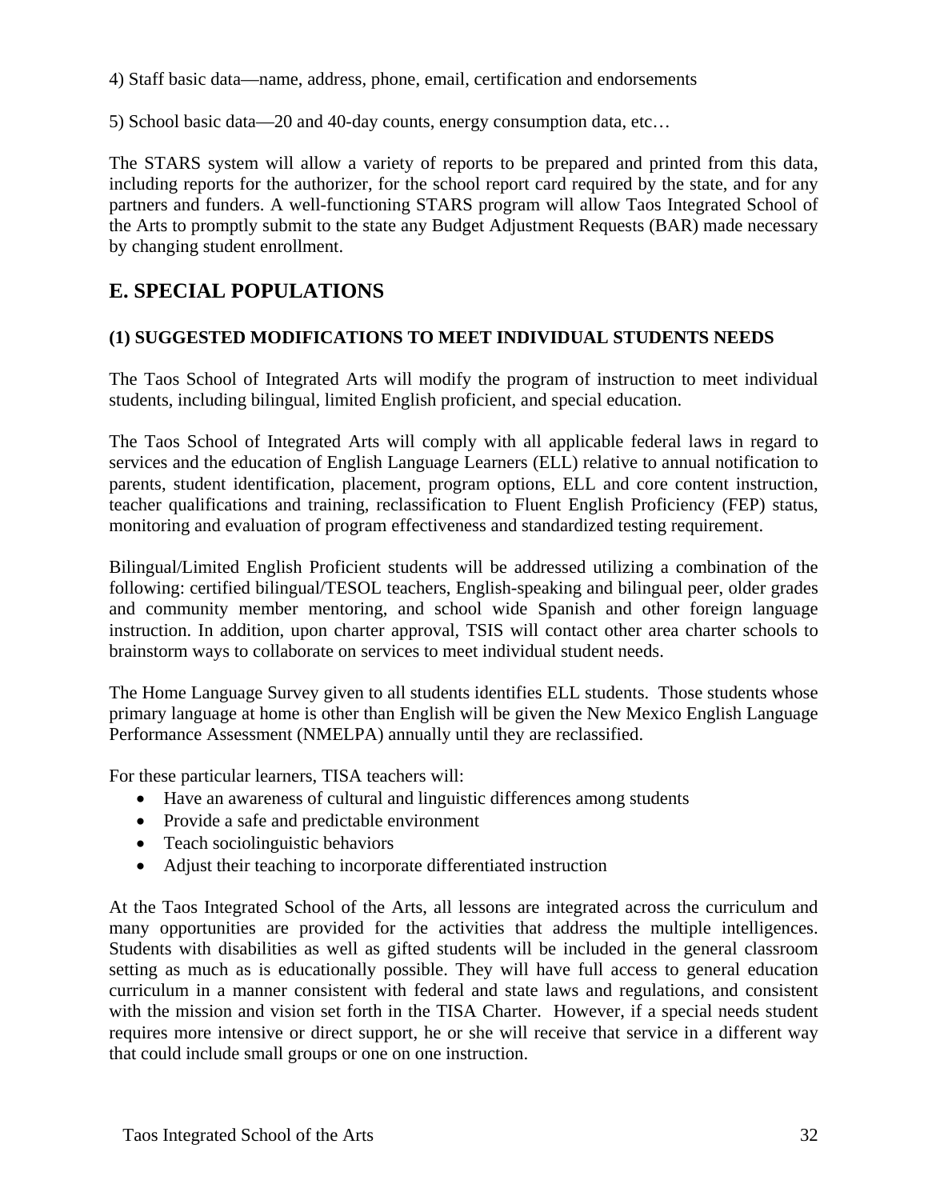4) Staff basic data—name, address, phone, email, certification and endorsements

5) School basic data—20 and 40-day counts, energy consumption data, etc…

The STARS system will allow a variety of reports to be prepared and printed from this data, including reports for the authorizer, for the school report card required by the state, and for any partners and funders. A well-functioning STARS program will allow Taos Integrated School of the Arts to promptly submit to the state any Budget Adjustment Requests (BAR) made necessary by changing student enrollment.

## E. SPECIAL POPULATIONS

### (1) SUGGESTED MODIFICATIONS TO MEET INDIVIDUAL STUDENTS NEEDS

The Taos School of Integrated Arts will modify the program of instruction to meet individual students, including bilingual, limited English proficient, and special education.

The Taos School of Integrated Arts will comply with all applicable federal laws in regard to services and the education of English Language Learners (ELL) relative to annual notification to parents, student identification, placement, program options, ELL and core content instruction, teacher qualifications and training, reclassification to Fluent English Proficiency (FEP) status, monitoring and evaluation of program effectiveness and standardized testing requirement.

Bilingual/Limited English Proficient students will be addressed utilizing a combination of the following: certified bilingual/TESOL teachers, English-speaking and bilingual peer, older grades and community member mentoring, and school wide Spanish and other foreign language instruction. In addition, upon charter approval, TSIS will contact other area charter schools to brainstorm ways to collaborate on services to meet individual student needs.

The Home Language Survey given to all students identifies ELL students. Those students whose primary language at home is other than English will be given the New Mexico English Language Performance Assessment (NMELPA) annually until they are reclassified.

For these particular learners, TISA teachers will:

- Have an awareness of cultural and linguistic differences among students
- Provide a safe and predictable environment
- Teach sociolinguistic behaviors
- Adjust their teaching to incorporate differentiated instruction

At the Taos Integrated School of the Arts, all lessons are integrated across the curriculum and many opportunities are provided for the activities that address the multiple intelligences. Students with disabilities as well as gifted students will be included in the general classroom setting as much as is educationally possible. They will have full access to general education curriculum in a manner consistent with federal and state laws and regulations, and consistent with the mission and vision set forth in the TISA Charter. However, if a special needs student requires more intensive or direct support, he or she will receive that service in a different way that could include small groups or one on one instruction.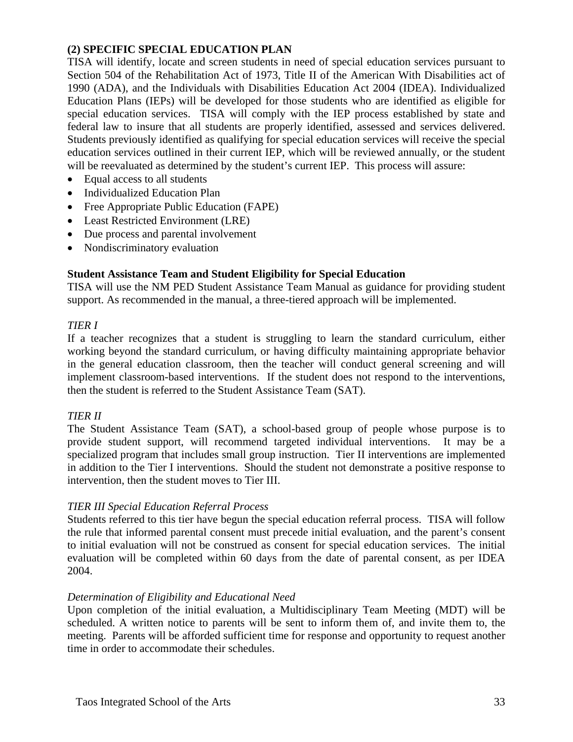### (2) SPECIFIC SPECIAL EDUCATION PLAN

TISA will identify, locate and screen students in need of special education services pursuant to Section 504 of the Rehabilitation Act of 1973, Title II of the American With Disabilities act of 1990 (ADA), and the Individuals with Disabilities Education Act 2004 (IDEA). Individualized Education Plans (IEPs) will be developed for those students who are identified as eligible for special education services. TISA will comply with the IEP process established by state and federal law to insure that all students are properly identified, assessed and services delivered. Students previously identified as qualifying for special education services will receive the special education services outlined in their current IEP, which will be reviewed annually, or the student will be reevaluated as determined by the student's current IEP. This process will assure:

- Equal access to all students
- Individualized Education Plan
- Free Appropriate Public Education (FAPE)
- Least Restricted Environment (LRE)
- Due process and parental involvement
- Nondiscriminatory evaluation

**Student Assistance Team and Student Eligibility for Special Education**

TISA will use the NM PED Student Assistance Team Manual as guidance for providing student support. As recommended in the manual, a three-tiered approach will be implemented.

*TIER I*

If a teacher recognizes that a student is struggling to learn the standard curriculum, either working beyond the standard curriculum, or having difficulty maintaining appropriate behavior in the general education classroom, then the teacher will conduct general screening and will implement classroom-based interventions. If the student does not respond to the interventions, then the student is referred to the Student Assistance Team (SAT).

*TIER II*

The Student Assistance Team (SAT), a school-based group of people whose purpose is to provide student support, will recommend targeted individual interventions. It may be a specialized program that includes small group instruction. Tier II interventions are implemented in addition to the Tier I interventions. Should the student not demonstrate a positive response to intervention, then the student moves to Tier III.

*TIER III Special Education Referral Process*

Students referred to this tier have begun the special education referral process. TISA will follow the rule that informed parental consent must precede initial evaluation, and the parent's consent to initial evaluation will not be construed as consent for special education services. The initial evaluation will be completed within 60 days from the date of parental consent, as per IDEA 2004.

*Determination of Eligibility and Educational Need*

Upon completion of the initial evaluation, a Multidisciplinary Team Meeting (MDT) will be scheduled. A written notice to parents will be sent to inform them of, and invite them to, the meeting. Parents will be afforded sufficient time for response and opportunity to request another time in order to accommodate their schedules.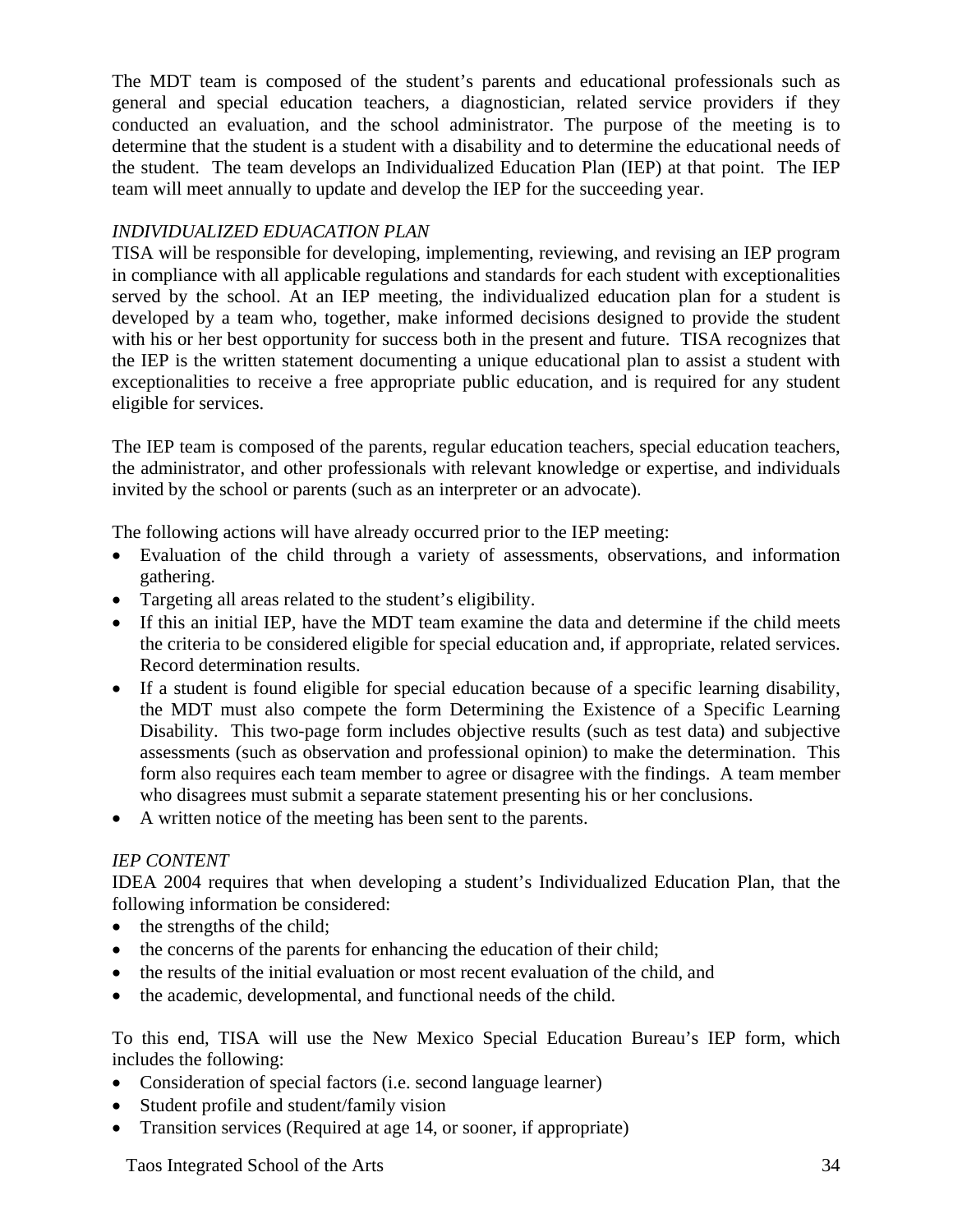The MDT team is composed of the student's parents and educational professionals such as general and special education teachers, a diagnostician, related service providers if they conducted an evaluation, and the school administrator. The purpose of the meeting is to determine that the student is a student with a disability and to determine the educational needs of the student. The team develops an Individualized Education Plan (IEP) at that point. The IEP team will meet annually to update and develop the IEP for the succeeding year.

*INDIVIDUALIZED EDUACATION PLAN*

TISA will be responsible for developing, implementing, reviewing, and revising an IEP program in compliance with all applicable regulations and standards for each student with exceptionalities served by the school. At an IEP meeting, the individualized education plan for a student is developed by a team who, together, make informed decisions designed to provide the student with his or her best opportunity for success both in the present and future. TISA recognizes that the IEP is the written statement documenting a unique educational plan to assist a student with exceptionalities to receive a free appropriate public education, and is required for any student eligible for services.

The IEP team is composed of the parents, regular education teachers, special education teachers, the administrator, and other professionals with relevant knowledge or expertise, and individuals invited by the school or parents (such as an interpreter or an advocate).

The following actions will have already occurred prior to the IEP meeting:

- Evaluation of the child through a variety of assessments, observations, and information gathering.
- Targeting all areas related to the student's eligibility.
- If this an initial IEP, have the MDT team examine the data and determine if the child meets the criteria to be considered eligible for special education and, if appropriate, related services. Record determination results.
- If a student is found eligible for special education because of a specific learning disability, the MDT must also compete the form Determining the Existence of a Specific Learning Disability. This two-page form includes objective results (such as test data) and subjective assessments (such as observation and professional opinion) to make the determination. This form also requires each team member to agree or disagree with the findings. A team member who disagrees must submit a separate statement presenting his or her conclusions.
- A written notice of the meeting has been sent to the parents.

*IEP CONTENT*

IDEA 2004 requires that when developing a student's Individualized Education Plan, that the following information be considered:

- the strengths of the child;
- the concerns of the parents for enhancing the education of their child;
- the results of the initial evaluation or most recent evaluation of the child, and
- the academic, developmental, and functional needs of the child.

To this end, TISA will use the New Mexico Special Education Bureau's IEP form, which includes the following:

- Consideration of special factors (i.e. second language learner)
- Student profile and student/family vision
- Transition services (Required at age 14, or sooner, if appropriate)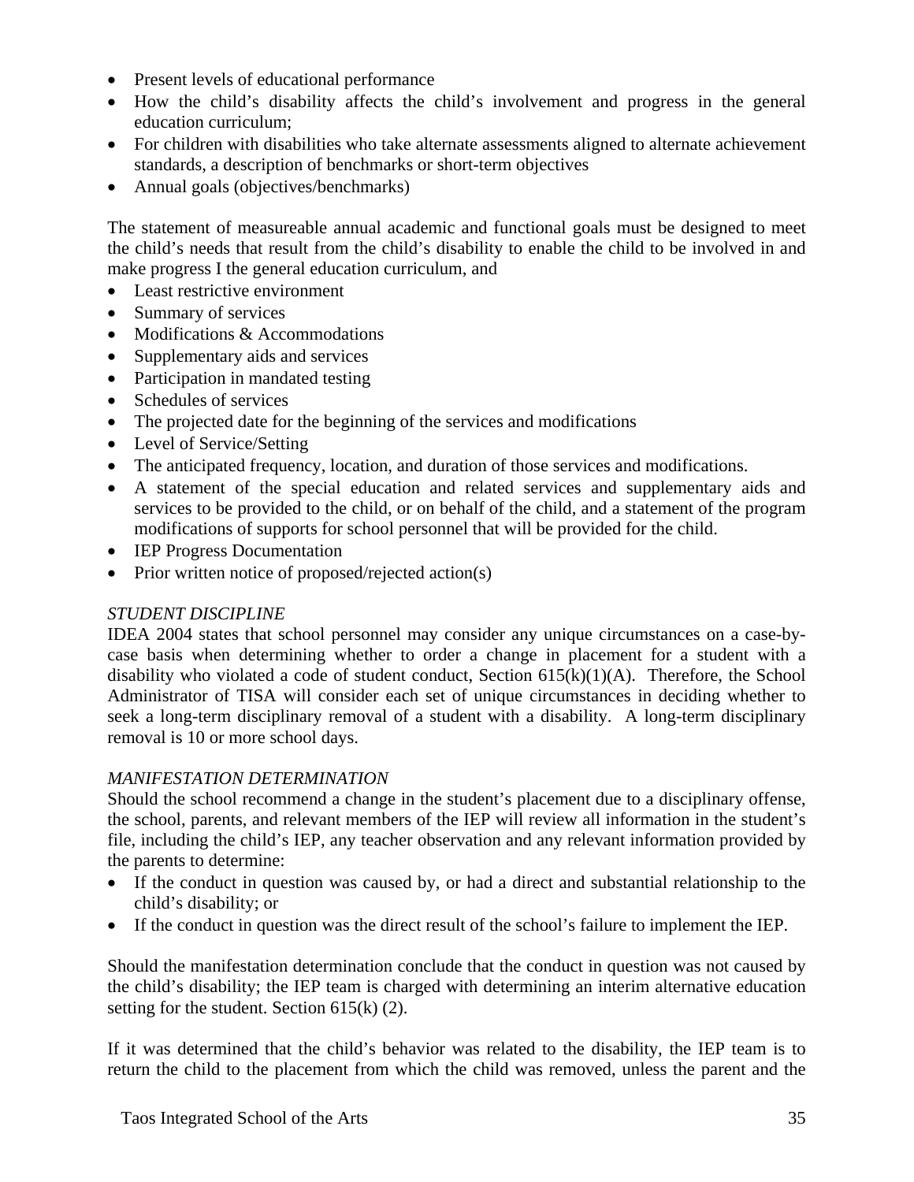- Present levels of educational performance
- How the child's disability affects the child's involvement and progress in the general education curriculum;
- For children with disabilities who take alternate assessments aligned to alternate achievement standards, a description of benchmarks or short-term objectives
- Annual goals (objectives/benchmarks)

The statement of measureable annual academic and functional goals must be designed to meet the child's needs that result from the child's disability to enable the child to be involved in and make progress I the general education curriculum, and

- Least restrictive environment
- Summary of services
- Modifications & Accommodations
- Supplementary aids and services
- Participation in mandated testing
- Schedules of services
- The projected date for the beginning of the services and modifications
- Level of Service/Setting
- The anticipated frequency, location, and duration of those services and modifications.
- A statement of the special education and related services and supplementary aids and services to be provided to the child, or on behalf of the child, and a statement of the program modifications of supports for school personnel that will be provided for the child.
- IEP Progress Documentation
- Prior written notice of proposed/rejected action(s)

*STUDENT DISCIPLINE*

IDEA 2004 states that school personnel may consider any unique circumstances on a case-by-case basis when determining whether to order a change in placement for a student with a disability who violated a code of student conduct, Section 615(k)(1)(A). Therefore, the School Administrator of TISA will consider each set of unique circumstances in deciding whether to seek a long-term disciplinary removal of a student with a disability. A long-term disciplinary removal is 10 or more school days.

*MANIFESTATION DETERMINATION*

Should the school recommend a change in the student's placement due to a disciplinary offense, the school, parents, and relevant members of the IEP will review all information in the student's file, including the child's IEP, any teacher observation and any relevant information provided by the parents to determine:

- If the conduct in question was caused by, or had a direct and substantial relationship to the child's disability; or
- If the conduct in question was the direct result of the school's failure to implement the IEP.

Should the manifestation determination conclude that the conduct in question was not caused by the child's disability; the IEP team is charged with determining an interim alternative education setting for the student. Section 615(k) (2).

If it was determined that the child's behavior was related to the disability, the IEP team is to return the child to the placement from which the child was removed, unless the parent and the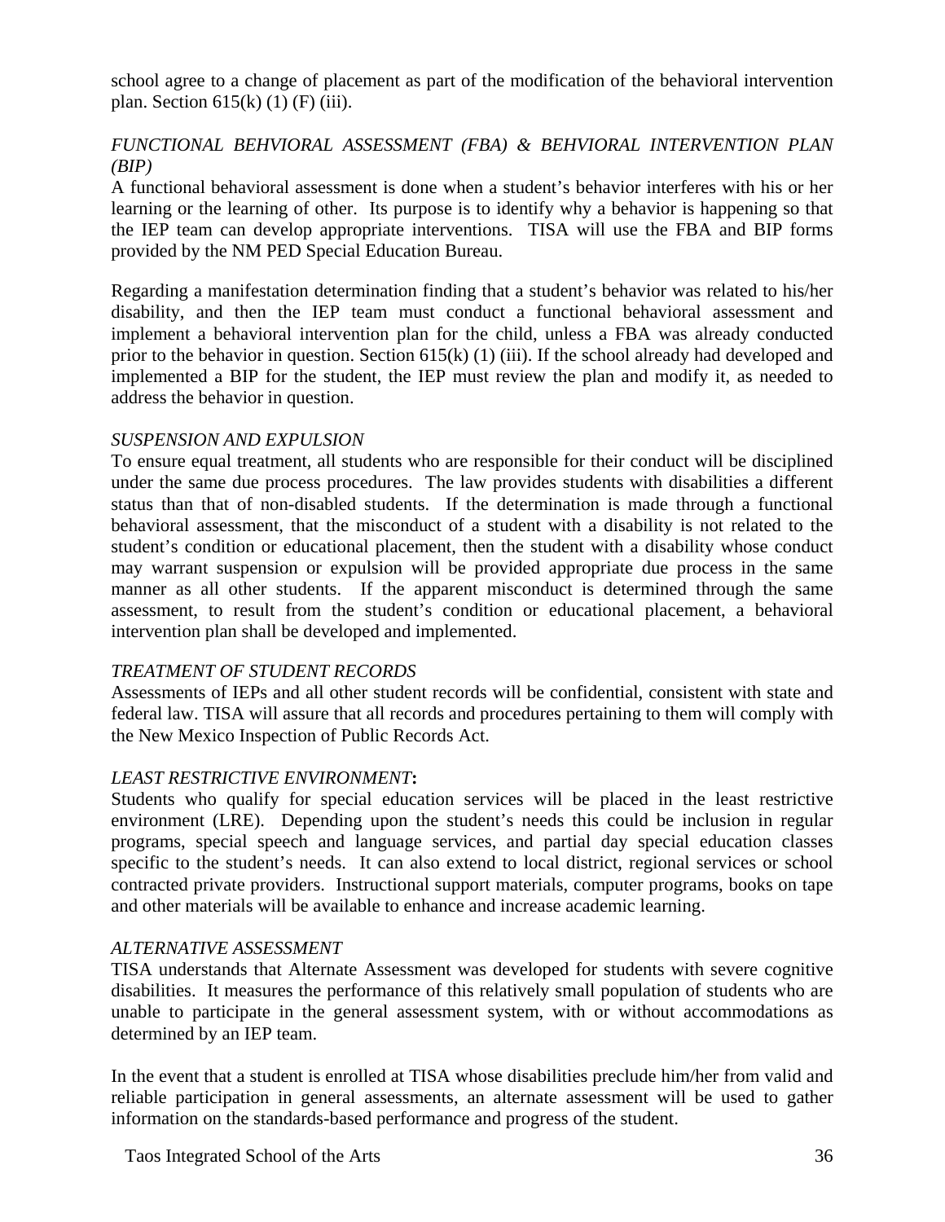school agree to a change of placement as part of the modification of the behavioral intervention plan. Section 615(k) (1) (F) (iii).

*FUNCTIONAL BEHVIORAL ASSESSMENT (FBA) & BEHVIORAL INTERVENTION PLAN (BIP)*

A functional behavioral assessment is done when a student's behavior interferes with his or her learning or the learning of other. Its purpose is to identify why a behavior is happening so that the IEP team can develop appropriate interventions. TISA will use the FBA and BIP forms provided by the NM PED Special Education Bureau.

Regarding a manifestation determination finding that a student's behavior was related to his/her disability, and then the IEP team must conduct a functional behavioral assessment and implement a behavioral intervention plan for the child, unless a FBA was already conducted prior to the behavior in question. Section 615(k) (1) (iii). If the school already had developed and implemented a BIP for the student, the IEP must review the plan and modify it, as needed to address the behavior in question.

*SUSPENSION AND EXPULSION*

To ensure equal treatment, all students who are responsible for their conduct will be disciplined under the same due process procedures. The law provides students with disabilities a different status than that of non-disabled students. If the determination is made through a functional behavioral assessment, that the misconduct of a student with a disability is not related to the student's condition or educational placement, then the student with a disability whose conduct may warrant suspension or expulsion will be provided appropriate due process in the same manner as all other students. If the apparent misconduct is determined through the same assessment, to result from the student's condition or educational placement, a behavioral intervention plan shall be developed and implemented.

*TREATMENT OF STUDENT RECORDS*

Assessments of IEPs and all other student records will be confidential, consistent with state and federal law. TISA will assure that all records and procedures pertaining to them will comply with the New Mexico Inspection of Public Records Act.

*LEAST RESTRICTIVE ENVIRONMENT***:**

Students who qualify for special education services will be placed in the least restrictive environment (LRE). Depending upon the student's needs this could be inclusion in regular programs, special speech and language services, and partial day special education classes specific to the student's needs. It can also extend to local district, regional services or school contracted private providers. Instructional support materials, computer programs, books on tape and other materials will be available to enhance and increase academic learning.

*ALTERNATIVE ASSESSMENT*

TISA understands that Alternate Assessment was developed for students with severe cognitive disabilities. It measures the performance of this relatively small population of students who are unable to participate in the general assessment system, with or without accommodations as determined by an IEP team.

In the event that a student is enrolled at TISA whose disabilities preclude him/her from valid and reliable participation in general assessments, an alternate assessment will be used to gather information on the standards-based performance and progress of the student.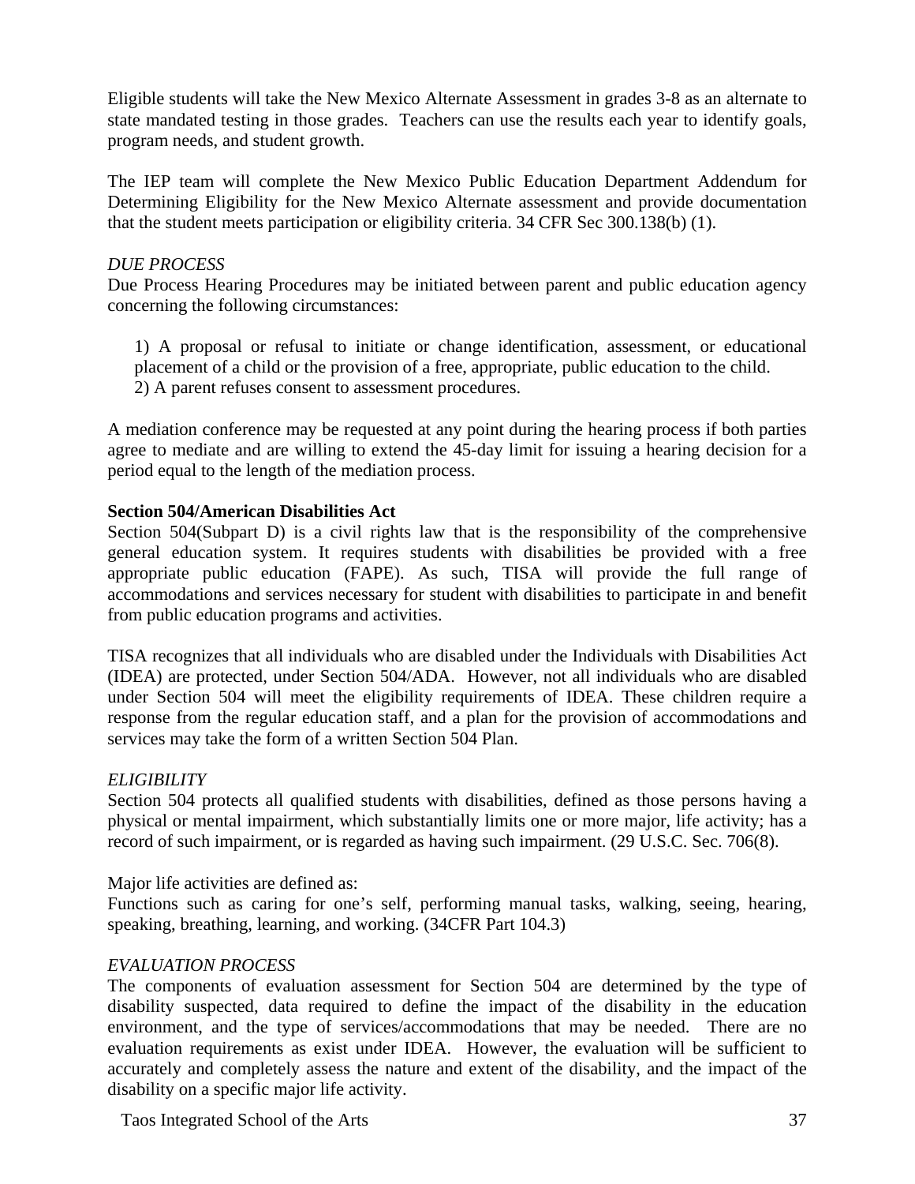Eligible students will take the New Mexico Alternate Assessment in grades 3-8 as an alternate to state mandated testing in those grades. Teachers can use the results each year to identify goals, program needs, and student growth.

The IEP team will complete the New Mexico Public Education Department Addendum for Determining Eligibility for the New Mexico Alternate assessment and provide documentation that the student meets participation or eligibility criteria. 34 CFR Sec 300.138(b) (1).

*DUE PROCESS*

Due Process Hearing Procedures may be initiated between parent and public education agency concerning the following circumstances:

1) A proposal or refusal to initiate or change identification, assessment, or educational placement of a child or the provision of a free, appropriate, public education to the child.
2) A parent refuses consent to assessment procedures.

A mediation conference may be requested at any point during the hearing process if both parties agree to mediate and are willing to extend the 45-day limit for issuing a hearing decision for a period equal to the length of the mediation process.

**Section 504/American Disabilities Act**

Section 504(Subpart D) is a civil rights law that is the responsibility of the comprehensive general education system. It requires students with disabilities be provided with a free appropriate public education (FAPE). As such, TISA will provide the full range of accommodations and services necessary for student with disabilities to participate in and benefit from public education programs and activities.

TISA recognizes that all individuals who are disabled under the Individuals with Disabilities Act (IDEA) are protected, under Section 504/ADA. However, not all individuals who are disabled under Section 504 will meet the eligibility requirements of IDEA. These children require a response from the regular education staff, and a plan for the provision of accommodations and services may take the form of a written Section 504 Plan.

*ELIGIBILITY*

Section 504 protects all qualified students with disabilities, defined as those persons having a physical or mental impairment, which substantially limits one or more major, life activity; has a record of such impairment, or is regarded as having such impairment. (29 U.S.C. Sec. 706(8).

Major life activities are defined as:
Functions such as caring for one's self, performing manual tasks, walking, seeing, hearing, speaking, breathing, learning, and working. (34CFR Part 104.3)

*EVALUATION PROCESS*

The components of evaluation assessment for Section 504 are determined by the type of disability suspected, data required to define the impact of the disability in the education environment, and the type of services/accommodations that may be needed. There are no evaluation requirements as exist under IDEA. However, the evaluation will be sufficient to accurately and completely assess the nature and extent of the disability, and the impact of the disability on a specific major life activity.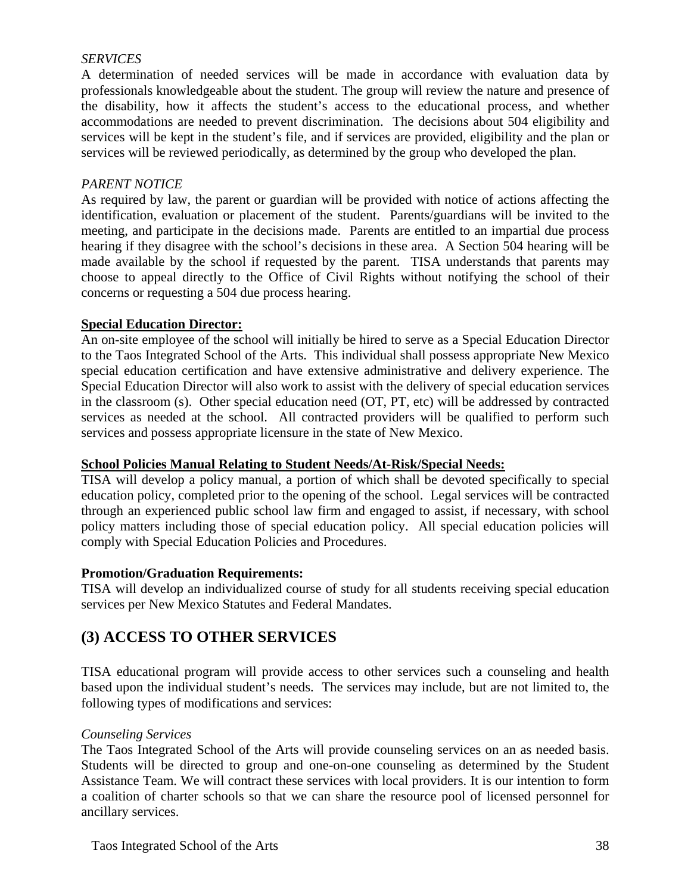*SERVICES*

A determination of needed services will be made in accordance with evaluation data by professionals knowledgeable about the student. The group will review the nature and presence of the disability, how it affects the student's access to the educational process, and whether accommodations are needed to prevent discrimination. The decisions about 504 eligibility and services will be kept in the student's file, and if services are provided, eligibility and the plan or services will be reviewed periodically, as determined by the group who developed the plan.

*PARENT NOTICE*

As required by law, the parent or guardian will be provided with notice of actions affecting the identification, evaluation or placement of the student. Parents/guardians will be invited to the meeting, and participate in the decisions made. Parents are entitled to an impartial due process hearing if they disagree with the school's decisions in these area. A Section 504 hearing will be made available by the school if requested by the parent. TISA understands that parents may choose to appeal directly to the Office of Civil Rights without notifying the school of their concerns or requesting a 504 due process hearing.

**Special Education Director:**

An on-site employee of the school will initially be hired to serve as a Special Education Director to the Taos Integrated School of the Arts. This individual shall possess appropriate New Mexico special education certification and have extensive administrative and delivery experience. The Special Education Director will also work to assist with the delivery of special education services in the classroom (s). Other special education need (OT, PT, etc) will be addressed by contracted services as needed at the school. All contracted providers will be qualified to perform such services and possess appropriate licensure in the state of New Mexico.

**School Policies Manual Relating to Student Needs/At-Risk/Special Needs:**

TISA will develop a policy manual, a portion of which shall be devoted specifically to special education policy, completed prior to the opening of the school. Legal services will be contracted through an experienced public school law firm and engaged to assist, if necessary, with school policy matters including those of special education policy. All special education policies will comply with Special Education Policies and Procedures.

**Promotion/Graduation Requirements:**

TISA will develop an individualized course of study for all students receiving special education services per New Mexico Statutes and Federal Mandates.

## (3) ACCESS TO OTHER SERVICES

TISA educational program will provide access to other services such a counseling and health based upon the individual student's needs. The services may include, but are not limited to, the following types of modifications and services:

*Counseling Services*

The Taos Integrated School of the Arts will provide counseling services on an as needed basis. Students will be directed to group and one-on-one counseling as determined by the Student Assistance Team. We will contract these services with local providers. It is our intention to form a coalition of charter schools so that we can share the resource pool of licensed personnel for ancillary services.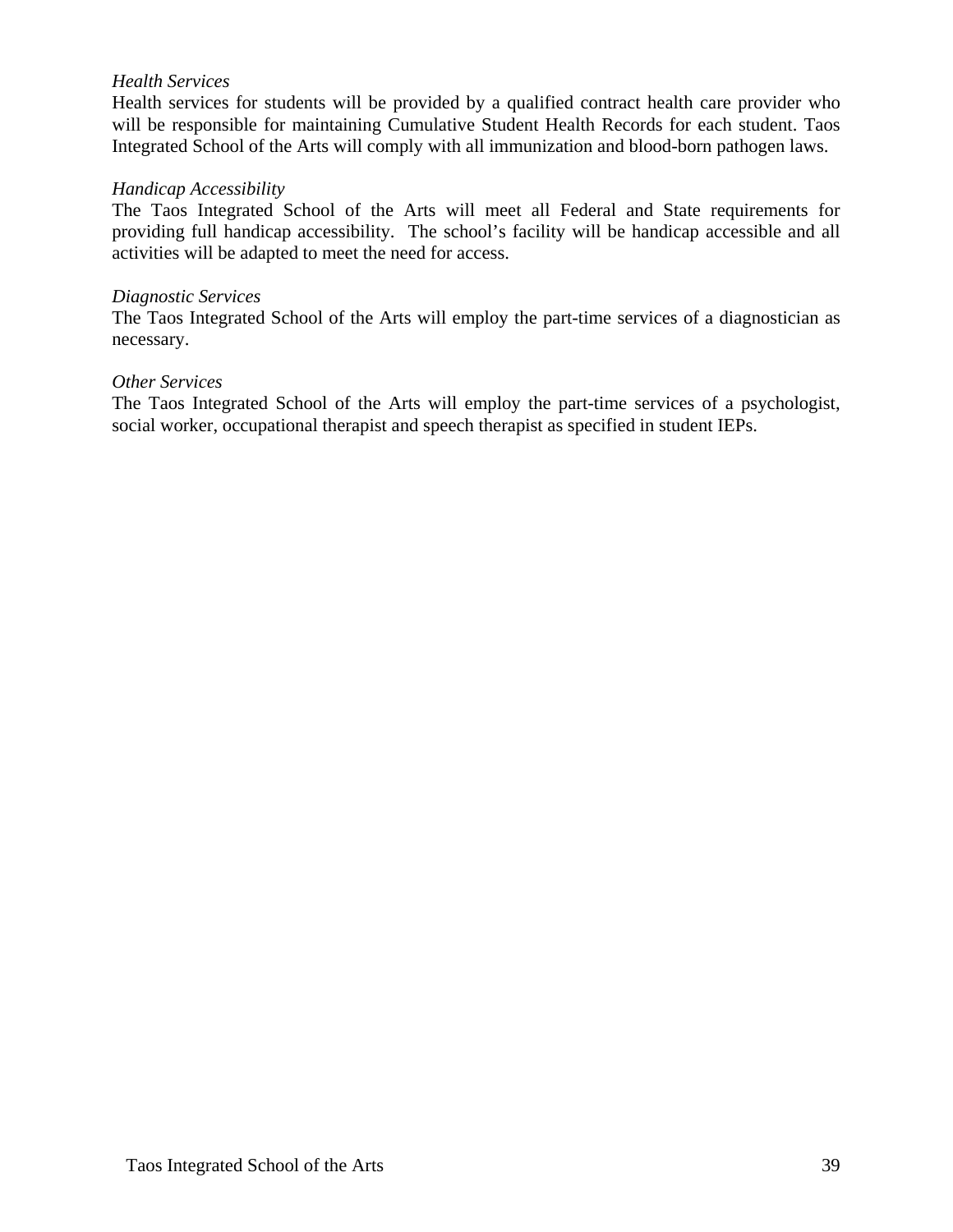*Health Services*

Health services for students will be provided by a qualified contract health care provider who will be responsible for maintaining Cumulative Student Health Records for each student. Taos Integrated School of the Arts will comply with all immunization and blood-born pathogen laws.

*Handicap Accessibility*

The Taos Integrated School of the Arts will meet all Federal and State requirements for providing full handicap accessibility. The school's facility will be handicap accessible and all activities will be adapted to meet the need for access.

*Diagnostic Services*

The Taos Integrated School of the Arts will employ the part-time services of a diagnostician as necessary.

*Other Services*

The Taos Integrated School of the Arts will employ the part-time services of a psychologist, social worker, occupational therapist and speech therapist as specified in student IEPs.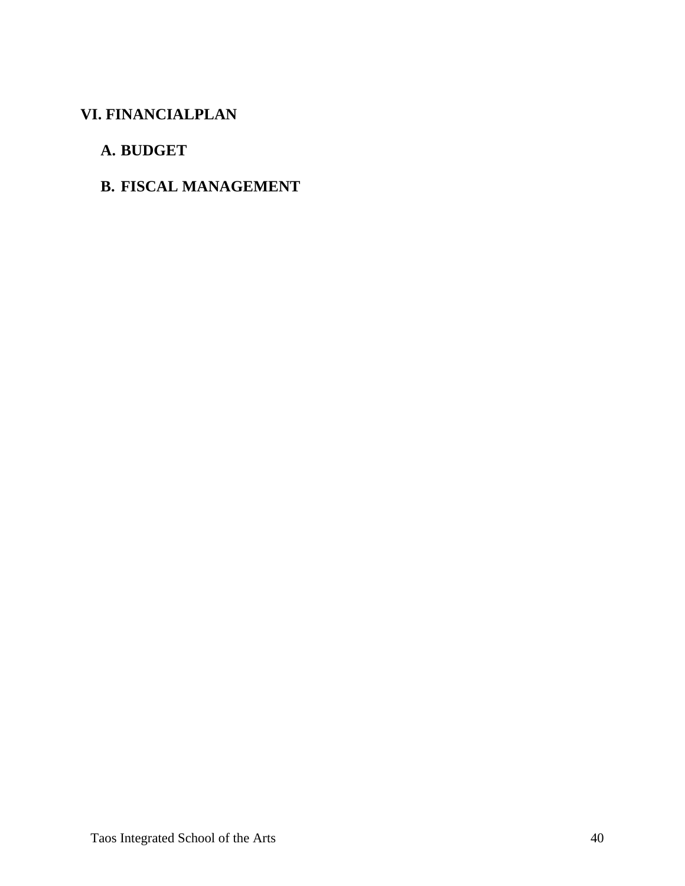# VI. FINANCIALPLAN

## A. BUDGET

## B. FISCAL MANAGEMENT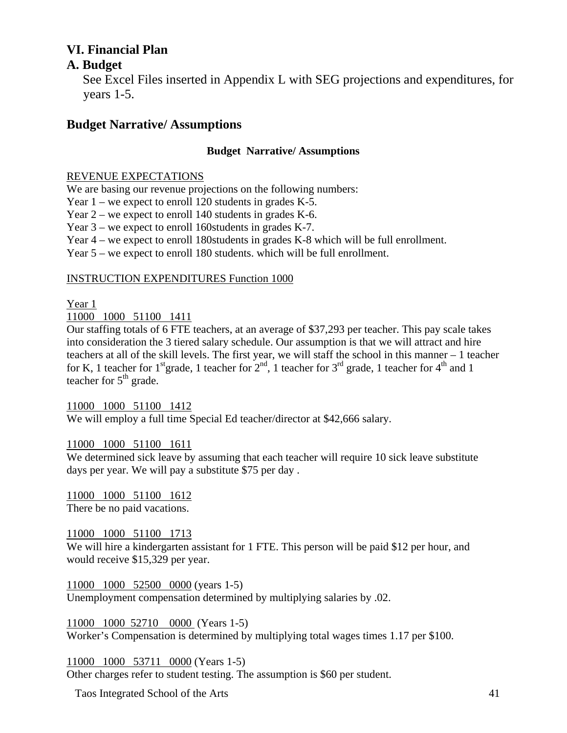## VI. Financial Plan

### A. Budget

See Excel Files inserted in Appendix L with SEG projections and expenditures, for years 1-5.

## Budget Narrative/ Assumptions

**Budget Narrative/ Assumptions**

REVENUE EXPECTATIONS

We are basing our revenue projections on the following numbers:

Year 1 – we expect to enroll 120 students in grades K-5.

Year 2 – we expect to enroll 140 students in grades K-6.

Year 3 – we expect to enroll 160students in grades K-7.

Year 4 – we expect to enroll 180students in grades K-8 which will be full enrollment.

Year 5 – we expect to enroll 180 students. which will be full enrollment.

INSTRUCTION EXPENDITURES Function 1000

Year 1

11000 1000 51100 1411

Our staffing totals of 6 FTE teachers, at an average of $37,293 per teacher. This pay scale takes into consideration the 3 tiered salary schedule. Our assumption is that we will attract and hire teachers at all of the skill levels. The first year, we will staff the school in this manner – 1 teacher for K, 1 teacher for 1st grade, 1 teacher for 2nd, 1 teacher for 3rd grade, 1 teacher for 4th and 1 teacher for 5th grade.

11000 1000 51100 1412

We will employ a full time Special Ed teacher/director at $42,666 salary.

11000 1000 51100 1611

We determined sick leave by assuming that each teacher will require 10 sick leave substitute days per year. We will pay a substitute $75 per day .

11000 1000 51100 1612

There be no paid vacations.

11000 1000 51100 1713

We will hire a kindergarten assistant for 1 FTE. This person will be paid $12 per hour, and would receive $15,329 per year.

11000 1000 52500 0000 (years 1-5)

Unemployment compensation determined by multiplying salaries by .02.

11000 1000 52710 0000 (Years 1-5)

Worker's Compensation is determined by multiplying total wages times 1.17 per $100.

11000 1000 53711 0000 (Years 1-5)

Other charges refer to student testing. The assumption is $60 per student.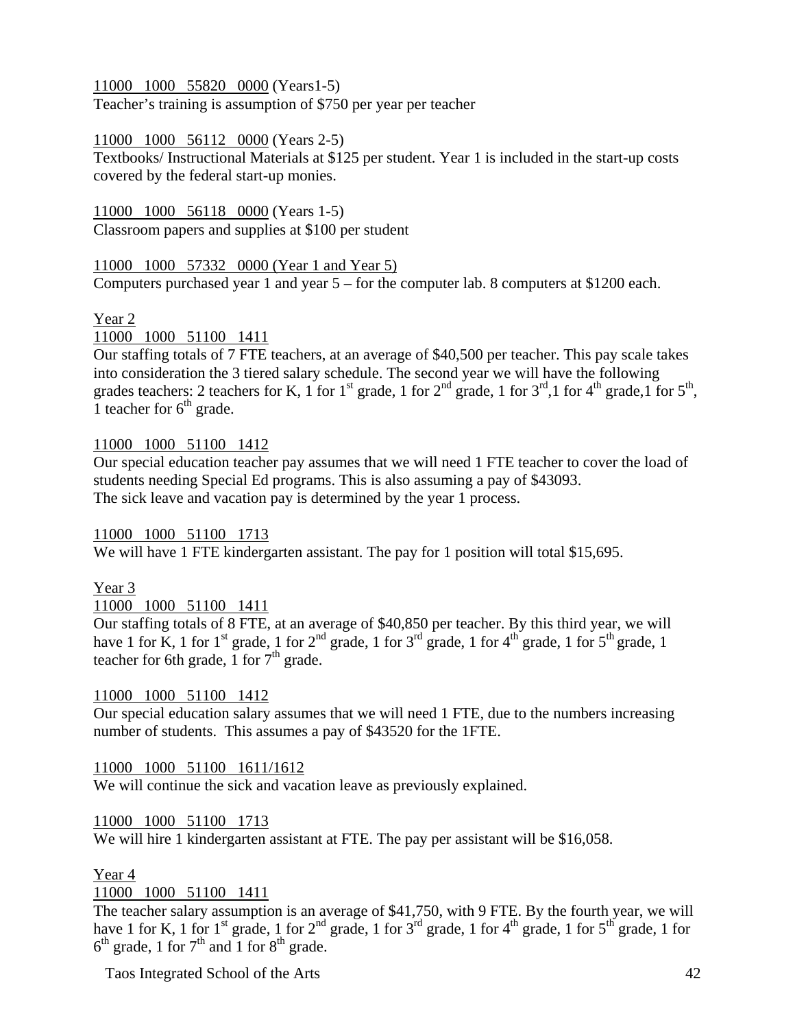11000 1000 55820 0000 (Years1-5)
Teacher's training is assumption of $750 per year per teacher

11000 1000 56112 0000 (Years 2-5)
Textbooks/ Instructional Materials at $125 per student. Year 1 is included in the start-up costs covered by the federal start-up monies.

11000 1000 56118 0000 (Years 1-5)
Classroom papers and supplies at $100 per student

11000 1000 57332 0000 (Year 1 and Year 5)
Computers purchased year 1 and year 5 – for the computer lab. 8 computers at $1200 each.

Year 2

11000 1000 51100 1411
Our staffing totals of 7 FTE teachers, at an average of $40,500 per teacher. This pay scale takes into consideration the 3 tiered salary schedule. The second year we will have the following grades teachers: 2 teachers for K, 1 for 1st grade, 1 for 2nd grade, 1 for 3rd,1 for 4th grade,1 for 5th, 1 teacher for 6th grade.

11000 1000 51100 1412
Our special education teacher pay assumes that we will need 1 FTE teacher to cover the load of students needing Special Ed programs. This is also assuming a pay of $43093.
The sick leave and vacation pay is determined by the year 1 process.

11000 1000 51100 1713
We will have 1 FTE kindergarten assistant. The pay for 1 position will total $15,695.

Year 3

11000 1000 51100 1411
Our staffing totals of 8 FTE, at an average of $40,850 per teacher. By this third year, we will have 1 for K, 1 for 1st grade, 1 for 2nd grade, 1 for 3rd grade, 1 for 4th grade, 1 for 5th grade, 1 teacher for 6th grade, 1 for 7th grade.

11000 1000 51100 1412
Our special education salary assumes that we will need 1 FTE, due to the numbers increasing number of students. This assumes a pay of $43520 for the 1FTE.

11000 1000 51100 1611/1612
We will continue the sick and vacation leave as previously explained.

11000 1000 51100 1713
We will hire 1 kindergarten assistant at FTE. The pay per assistant will be $16,058.

Year 4

11000 1000 51100 1411
The teacher salary assumption is an average of $41,750, with 9 FTE. By the fourth year, we will have 1 for K, 1 for 1st grade, 1 for 2nd grade, 1 for 3rd grade, 1 for 4th grade, 1 for 5th grade, 1 for 6th grade, 1 for 7th and 1 for 8th grade.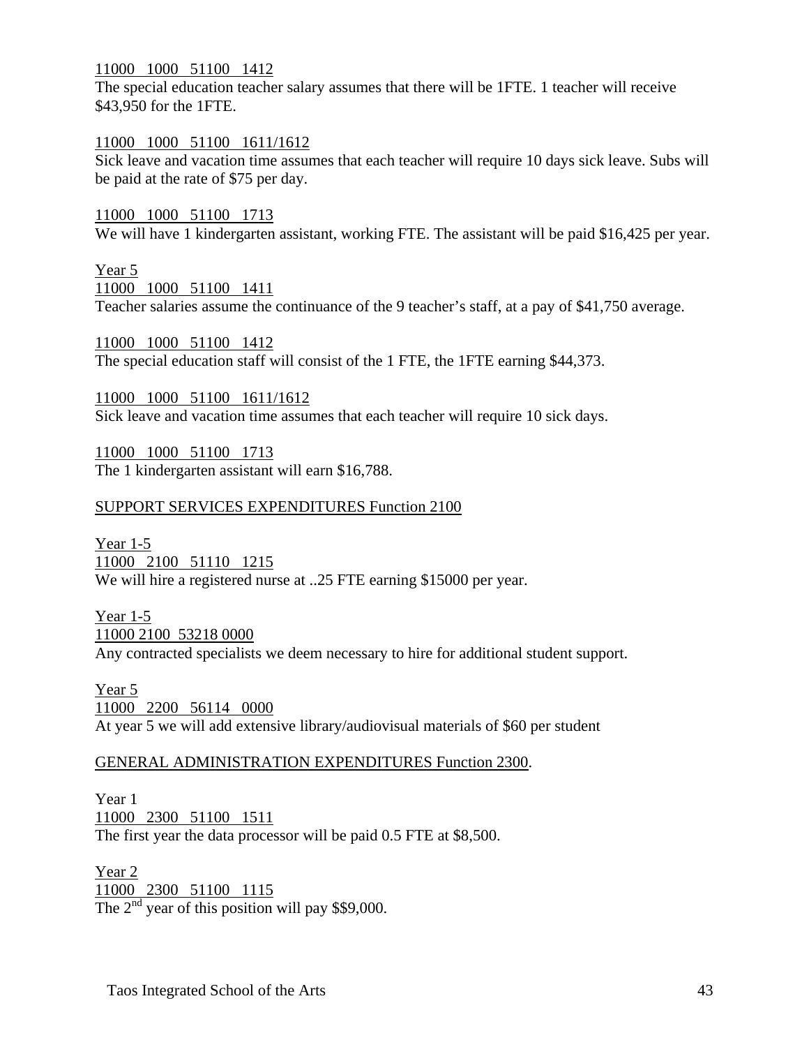11000 1000 51100 1412

The special education teacher salary assumes that there will be 1FTE. 1 teacher will receive $43,950 for the 1FTE.

11000 1000 51100 1611/1612

Sick leave and vacation time assumes that each teacher will require 10 days sick leave. Subs will be paid at the rate of $75 per day.

11000 1000 51100 1713

We will have 1 kindergarten assistant, working FTE. The assistant will be paid $16,425 per year.

Year 5

11000 1000 51100 1411

Teacher salaries assume the continuance of the 9 teacher's staff, at a pay of $41,750 average.

11000 1000 51100 1412

The special education staff will consist of the 1 FTE, the 1FTE earning $44,373.

11000 1000 51100 1611/1612

Sick leave and vacation time assumes that each teacher will require 10 sick days.

11000 1000 51100 1713

The 1 kindergarten assistant will earn $16,788.

SUPPORT SERVICES EXPENDITURES Function 2100

Year 1-5

11000 2100 51110 1215

We will hire a registered nurse at ..25 FTE earning $15000 per year.

Year 1-5

11000 2100 53218 0000

Any contracted specialists we deem necessary to hire for additional student support.

Year 5

11000 2200 56114 0000

At year 5 we will add extensive library/audiovisual materials of $60 per student

GENERAL ADMINISTRATION EXPENDITURES Function 2300.

Year 1

11000 2300 51100 1511

The first year the data processor will be paid 0.5 FTE at $8,500.

Year 2

11000 2300 51100 1115

The 2nd year of this position will pay $$9,000.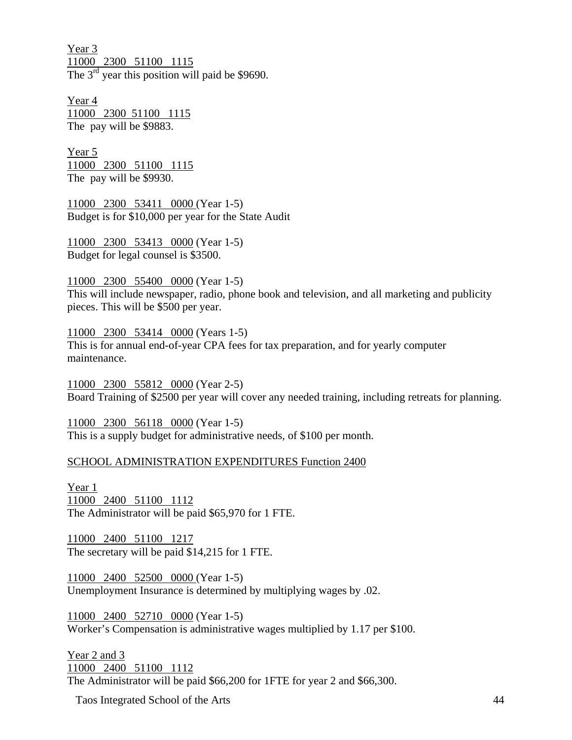Year 3
11000 2300 51100 1115
The 3rd year this position will paid be $9690.

Year 4
11000 2300 51100 1115
The pay will be $9883.

Year 5
11000 2300 51100 1115
The pay will be $9930.

11000 2300 53411 0000 (Year 1-5)
Budget is for $10,000 per year for the State Audit

11000 2300 53413 0000 (Year 1-5)
Budget for legal counsel is $3500.

11000 2300 55400 0000 (Year 1-5)
This will include newspaper, radio, phone book and television, and all marketing and publicity pieces. This will be $500 per year.

11000 2300 53414 0000 (Years 1-5)
This is for annual end-of-year CPA fees for tax preparation, and for yearly computer maintenance.

11000 2300 55812 0000 (Year 2-5)
Board Training of $2500 per year will cover any needed training, including retreats for planning.

11000 2300 56118 0000 (Year 1-5)
This is a supply budget for administrative needs, of $100 per month.

SCHOOL ADMINISTRATION EXPENDITURES Function 2400

Year 1
11000 2400 51100 1112
The Administrator will be paid $65,970 for 1 FTE.

11000 2400 51100 1217
The secretary will be paid $14,215 for 1 FTE.

11000 2400 52500 0000 (Year 1-5)
Unemployment Insurance is determined by multiplying wages by .02.

11000 2400 52710 0000 (Year 1-5)
Worker's Compensation is administrative wages multiplied by 1.17 per $100.

Year 2 and 3
11000 2400 51100 1112
The Administrator will be paid $66,200 for 1FTE for year 2 and $66,300.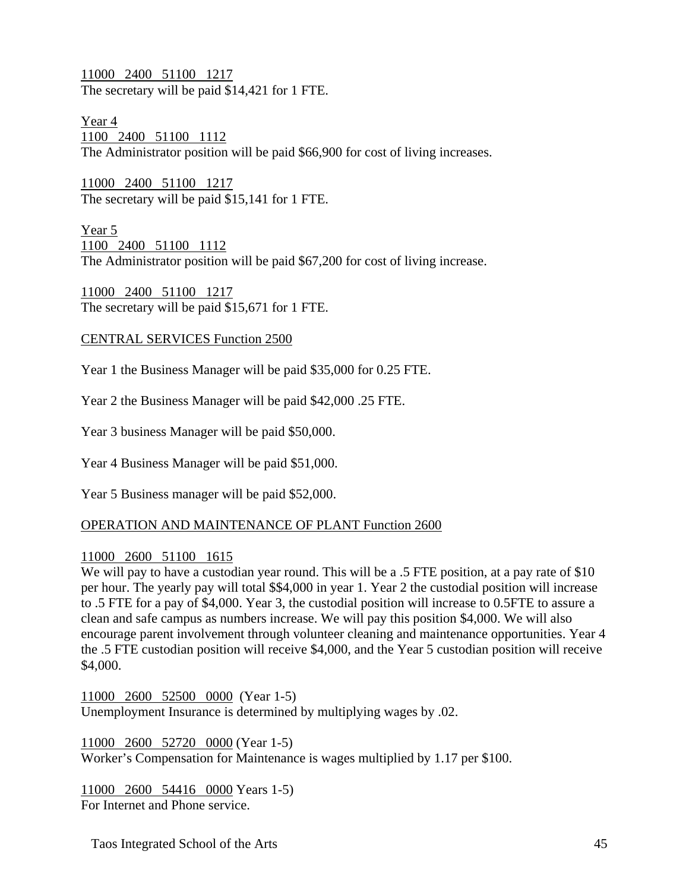11000 2400 51100 1217
The secretary will be paid $14,421 for 1 FTE.

Year 4
1100 2400 51100 1112
The Administrator position will be paid $66,900 for cost of living increases.

11000 2400 51100 1217
The secretary will be paid $15,141 for 1 FTE.

Year 5
1100 2400 51100 1112
The Administrator position will be paid $67,200 for cost of living increase.

11000 2400 51100 1217
The secretary will be paid $15,671 for 1 FTE.

CENTRAL SERVICES Function 2500

Year 1 the Business Manager will be paid $35,000 for 0.25 FTE.

Year 2 the Business Manager will be paid $42,000 .25 FTE.

Year 3 business Manager will be paid $50,000.

Year 4 Business Manager will be paid $51,000.

Year 5 Business manager will be paid $52,000.

OPERATION AND MAINTENANCE OF PLANT Function 2600

11000 2600 51100 1615
We will pay to have a custodian year round. This will be a .5 FTE position, at a pay rate of $10 per hour. The yearly pay will total $$4,000 in year 1. Year 2 the custodial position will increase to .5 FTE for a pay of $4,000. Year 3, the custodial position will increase to 0.5FTE to assure a clean and safe campus as numbers increase. We will pay this position $4,000. We will also encourage parent involvement through volunteer cleaning and maintenance opportunities. Year 4 the .5 FTE custodian position will receive $4,000, and the Year 5 custodian position will receive $4,000.

11000 2600 52500 0000 (Year 1-5)
Unemployment Insurance is determined by multiplying wages by .02.

11000 2600 52720 0000 (Year 1-5)
Worker's Compensation for Maintenance is wages multiplied by 1.17 per $100.

11000 2600 54416 0000 Years 1-5)
For Internet and Phone service.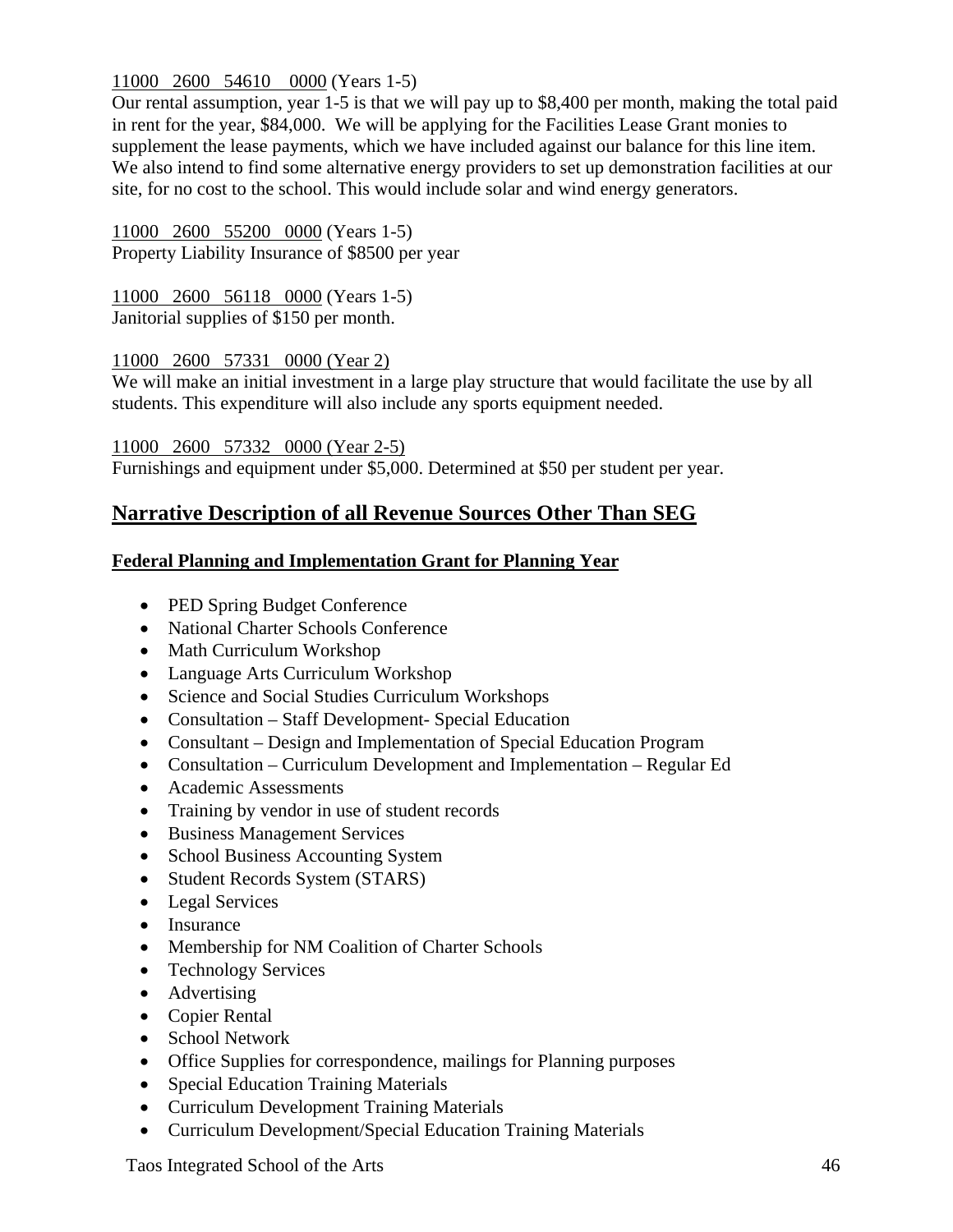11000 2600 54610 0000 (Years 1-5)
Our rental assumption, year 1-5 is that we will pay up to $8,400 per month, making the total paid in rent for the year, $84,000. We will be applying for the Facilities Lease Grant monies to supplement the lease payments, which we have included against our balance for this line item. We also intend to find some alternative energy providers to set up demonstration facilities at our site, for no cost to the school. This would include solar and wind energy generators.

11000 2600 55200 0000 (Years 1-5)
Property Liability Insurance of $8500 per year

11000 2600 56118 0000 (Years 1-5)
Janitorial supplies of $150 per month.

11000 2600 57331 0000 (Year 2)
We will make an initial investment in a large play structure that would facilitate the use by all students. This expenditure will also include any sports equipment needed.

11000 2600 57332 0000 (Year 2-5)
Furnishings and equipment under $5,000. Determined at $50 per student per year.

## Narrative Description of all Revenue Sources Other Than SEG

**Federal Planning and Implementation Grant for Planning Year**

- PED Spring Budget Conference
- National Charter Schools Conference
- Math Curriculum Workshop
- Language Arts Curriculum Workshop
- Science and Social Studies Curriculum Workshops
- Consultation – Staff Development- Special Education
- Consultant – Design and Implementation of Special Education Program
- Consultation – Curriculum Development and Implementation – Regular Ed
- Academic Assessments
- Training by vendor in use of student records
- Business Management Services
- School Business Accounting System
- Student Records System (STARS)
- Legal Services
- Insurance
- Membership for NM Coalition of Charter Schools
- Technology Services
- Advertising
- Copier Rental
- School Network
- Office Supplies for correspondence, mailings for Planning purposes
- Special Education Training Materials
- Curriculum Development Training Materials
- Curriculum Development/Special Education Training Materials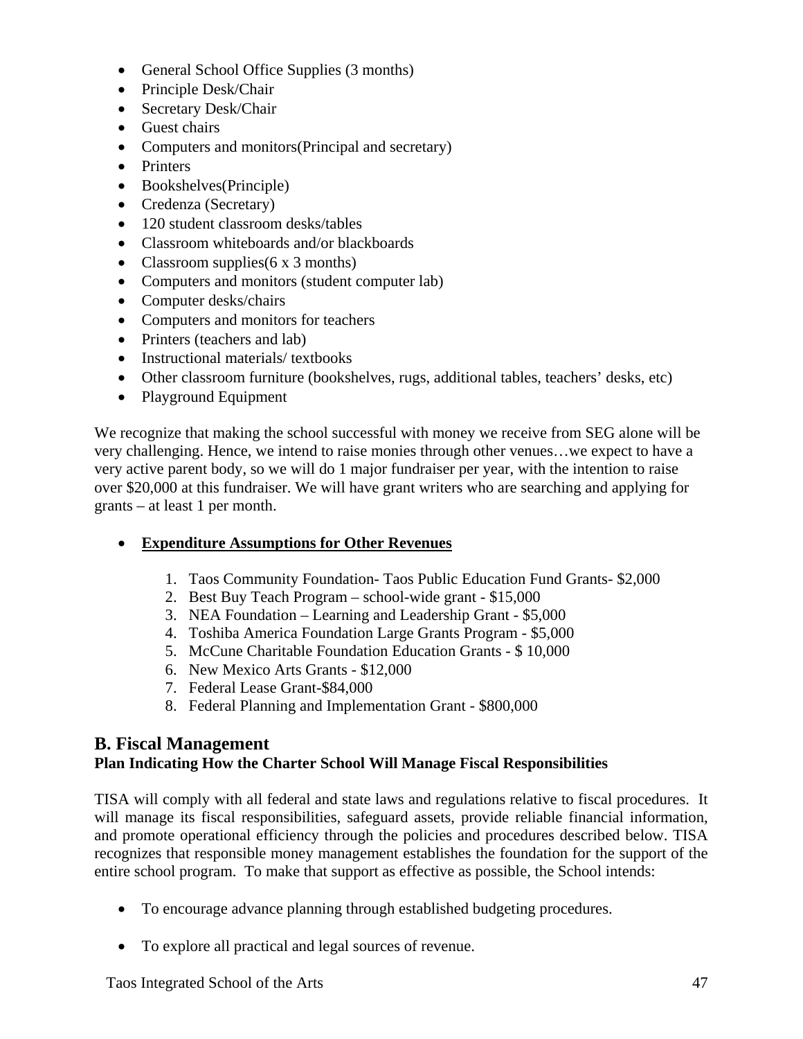- General School Office Supplies (3 months)
- Principle Desk/Chair
- Secretary Desk/Chair
- Guest chairs
- Computers and monitors(Principal and secretary)
- Printers
- Bookshelves(Principle)
- Credenza (Secretary)
- 120 student classroom desks/tables
- Classroom whiteboards and/or blackboards
- Classroom supplies(6 x 3 months)
- Computers and monitors (student computer lab)
- Computer desks/chairs
- Computers and monitors for teachers
- Printers (teachers and lab)
- Instructional materials/ textbooks
- Other classroom furniture (bookshelves, rugs, additional tables, teachers' desks, etc)
- Playground Equipment

We recognize that making the school successful with money we receive from SEG alone will be very challenging. Hence, we intend to raise monies through other venues…we expect to have a very active parent body, so we will do 1 major fundraiser per year, with the intention to raise over $20,000 at this fundraiser. We will have grant writers who are searching and applying for grants – at least 1 per month.

- **<u>Expenditure Assumptions for Other Revenues</u>**

    1. Taos Community Foundation- Taos Public Education Fund Grants- $2,000
    2. Best Buy Teach Program – school-wide grant - $15,000
    3. NEA Foundation – Learning and Leadership Grant - $5,000
    4. Toshiba America Foundation Large Grants Program - $5,000
    5. McCune Charitable Foundation Education Grants - $ 10,000
    6. New Mexico Arts Grants - $12,000
    7. Federal Lease Grant-$84,000
    8. Federal Planning and Implementation Grant - $800,000

## B. Fiscal Management

**Plan Indicating How the Charter School Will Manage Fiscal Responsibilities**

TISA will comply with all federal and state laws and regulations relative to fiscal procedures. It will manage its fiscal responsibilities, safeguard assets, provide reliable financial information, and promote operational efficiency through the policies and procedures described below. TISA recognizes that responsible money management establishes the foundation for the support of the entire school program. To make that support as effective as possible, the School intends:

- To encourage advance planning through established budgeting procedures.

- To explore all practical and legal sources of revenue.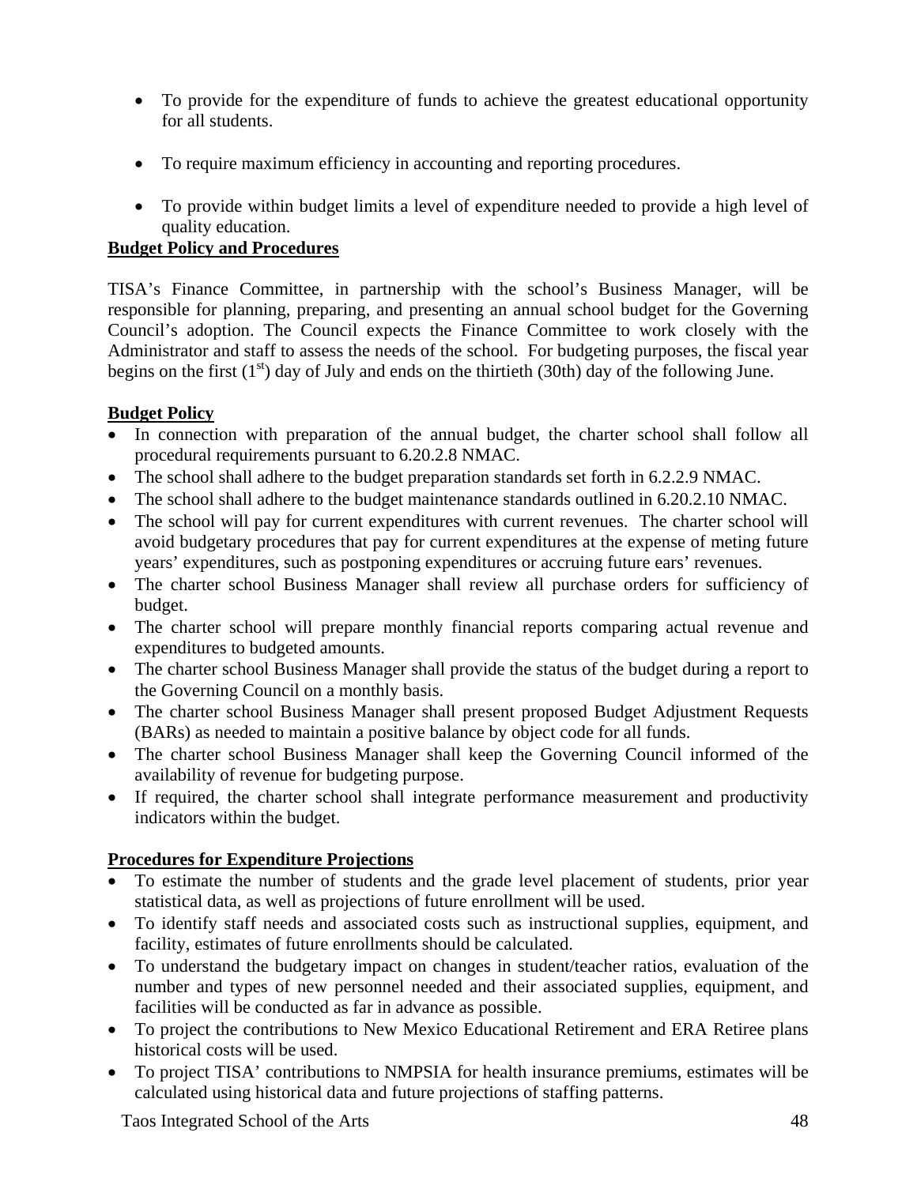- To provide for the expenditure of funds to achieve the greatest educational opportunity for all students.

- To require maximum efficiency in accounting and reporting procedures.

- To provide within budget limits a level of expenditure needed to provide a high level of quality education.

**Budget Policy and Procedures**

TISA's Finance Committee, in partnership with the school's Business Manager, will be responsible for planning, preparing, and presenting an annual school budget for the Governing Council's adoption. The Council expects the Finance Committee to work closely with the Administrator and staff to assess the needs of the school. For budgeting purposes, the fiscal year begins on the first (1st) day of July and ends on the thirtieth (30th) day of the following June.

**Budget Policy**

- In connection with preparation of the annual budget, the charter school shall follow all procedural requirements pursuant to 6.20.2.8 NMAC.
- The school shall adhere to the budget preparation standards set forth in 6.2.2.9 NMAC.
- The school shall adhere to the budget maintenance standards outlined in 6.20.2.10 NMAC.
- The school will pay for current expenditures with current revenues. The charter school will avoid budgetary procedures that pay for current expenditures at the expense of meting future years' expenditures, such as postponing expenditures or accruing future ears' revenues.
- The charter school Business Manager shall review all purchase orders for sufficiency of budget.
- The charter school will prepare monthly financial reports comparing actual revenue and expenditures to budgeted amounts.
- The charter school Business Manager shall provide the status of the budget during a report to the Governing Council on a monthly basis.
- The charter school Business Manager shall present proposed Budget Adjustment Requests (BARs) as needed to maintain a positive balance by object code for all funds.
- The charter school Business Manager shall keep the Governing Council informed of the availability of revenue for budgeting purpose.
- If required, the charter school shall integrate performance measurement and productivity indicators within the budget.

**Procedures for Expenditure Projections**

- To estimate the number of students and the grade level placement of students, prior year statistical data, as well as projections of future enrollment will be used.
- To identify staff needs and associated costs such as instructional supplies, equipment, and facility, estimates of future enrollments should be calculated.
- To understand the budgetary impact on changes in student/teacher ratios, evaluation of the number and types of new personnel needed and their associated supplies, equipment, and facilities will be conducted as far in advance as possible.
- To project the contributions to New Mexico Educational Retirement and ERA Retiree plans historical costs will be used.
- To project TISA' contributions to NMPSIA for health insurance premiums, estimates will be calculated using historical data and future projections of staffing patterns.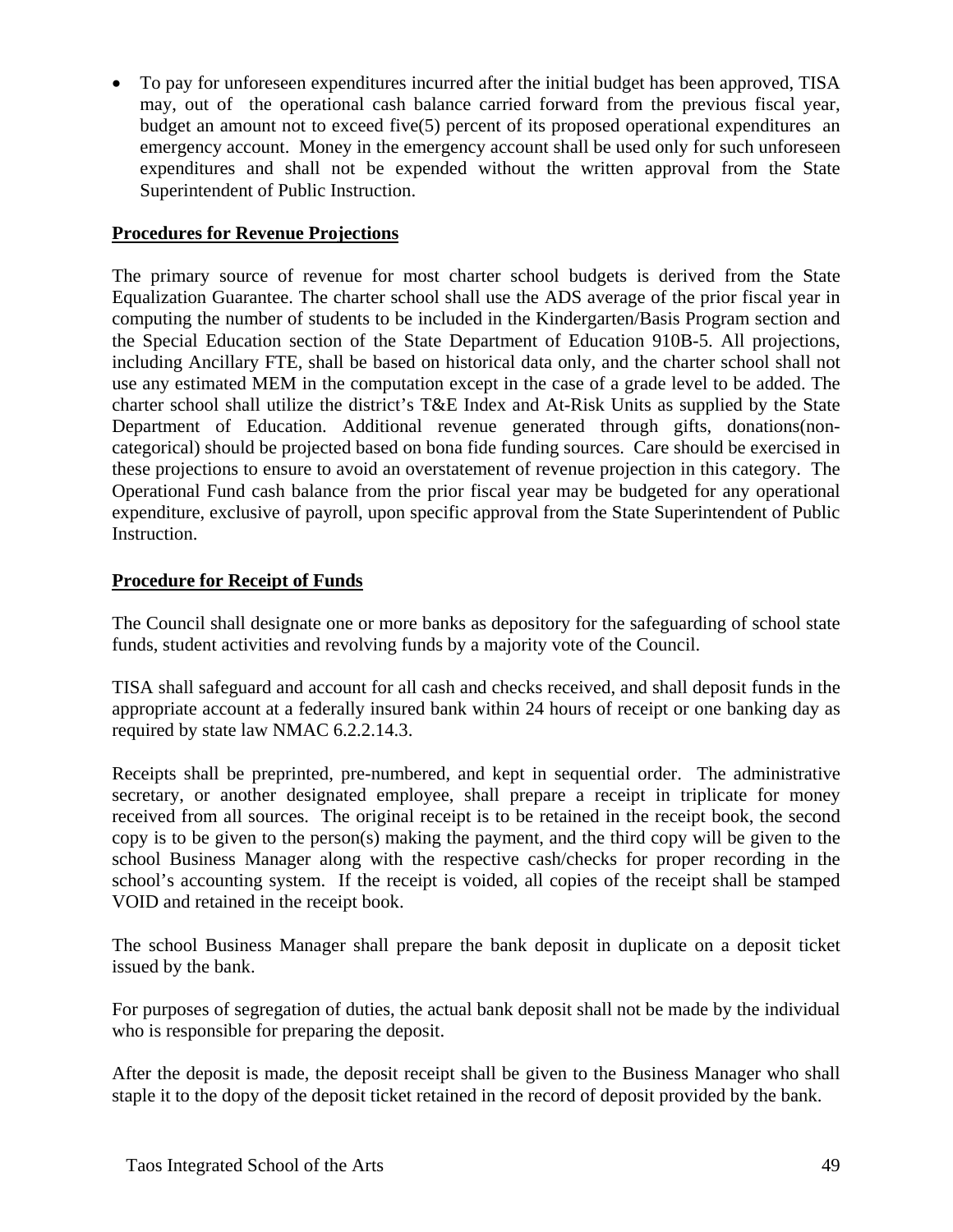- To pay for unforeseen expenditures incurred after the initial budget has been approved, TISA may, out of the operational cash balance carried forward from the previous fiscal year, budget an amount not to exceed five(5) percent of its proposed operational expenditures an emergency account. Money in the emergency account shall be used only for such unforeseen expenditures and shall not be expended without the written approval from the State Superintendent of Public Instruction.

**Procedures for Revenue Projections**

The primary source of revenue for most charter school budgets is derived from the State Equalization Guarantee. The charter school shall use the ADS average of the prior fiscal year in computing the number of students to be included in the Kindergarten/Basis Program section and the Special Education section of the State Department of Education 910B-5. All projections, including Ancillary FTE, shall be based on historical data only, and the charter school shall not use any estimated MEM in the computation except in the case of a grade level to be added. The charter school shall utilize the district's T&E Index and At-Risk Units as supplied by the State Department of Education. Additional revenue generated through gifts, donations(non-categorical) should be projected based on bona fide funding sources. Care should be exercised in these projections to ensure to avoid an overstatement of revenue projection in this category. The Operational Fund cash balance from the prior fiscal year may be budgeted for any operational expenditure, exclusive of payroll, upon specific approval from the State Superintendent of Public Instruction.

**Procedure for Receipt of Funds**

The Council shall designate one or more banks as depository for the safeguarding of school state funds, student activities and revolving funds by a majority vote of the Council.

TISA shall safeguard and account for all cash and checks received, and shall deposit funds in the appropriate account at a federally insured bank within 24 hours of receipt or one banking day as required by state law NMAC 6.2.2.14.3.

Receipts shall be preprinted, pre-numbered, and kept in sequential order. The administrative secretary, or another designated employee, shall prepare a receipt in triplicate for money received from all sources. The original receipt is to be retained in the receipt book, the second copy is to be given to the person(s) making the payment, and the third copy will be given to the school Business Manager along with the respective cash/checks for proper recording in the school's accounting system. If the receipt is voided, all copies of the receipt shall be stamped VOID and retained in the receipt book.

The school Business Manager shall prepare the bank deposit in duplicate on a deposit ticket issued by the bank.

For purposes of segregation of duties, the actual bank deposit shall not be made by the individual who is responsible for preparing the deposit.

After the deposit is made, the deposit receipt shall be given to the Business Manager who shall staple it to the dopy of the deposit ticket retained in the record of deposit provided by the bank.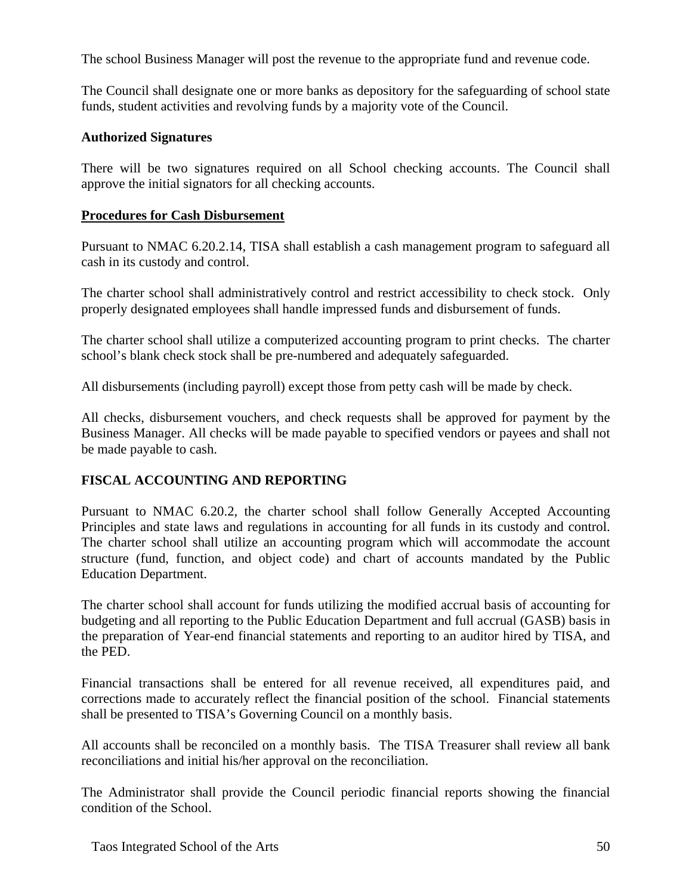The school Business Manager will post the revenue to the appropriate fund and revenue code.

The Council shall designate one or more banks as depository for the safeguarding of school state funds, student activities and revolving funds by a majority vote of the Council.

**Authorized Signatures**

There will be two signatures required on all School checking accounts. The Council shall approve the initial signators for all checking accounts.

**Procedures for Cash Disbursement**

Pursuant to NMAC 6.20.2.14, TISA shall establish a cash management program to safeguard all cash in its custody and control.

The charter school shall administratively control and restrict accessibility to check stock. Only properly designated employees shall handle impressed funds and disbursement of funds.

The charter school shall utilize a computerized accounting program to print checks. The charter school's blank check stock shall be pre-numbered and adequately safeguarded.

All disbursements (including payroll) except those from petty cash will be made by check.

All checks, disbursement vouchers, and check requests shall be approved for payment by the Business Manager. All checks will be made payable to specified vendors or payees and shall not be made payable to cash.

**FISCAL ACCOUNTING AND REPORTING**

Pursuant to NMAC 6.20.2, the charter school shall follow Generally Accepted Accounting Principles and state laws and regulations in accounting for all funds in its custody and control. The charter school shall utilize an accounting program which will accommodate the account structure (fund, function, and object code) and chart of accounts mandated by the Public Education Department.

The charter school shall account for funds utilizing the modified accrual basis of accounting for budgeting and all reporting to the Public Education Department and full accrual (GASB) basis in the preparation of Year-end financial statements and reporting to an auditor hired by TISA, and the PED.

Financial transactions shall be entered for all revenue received, all expenditures paid, and corrections made to accurately reflect the financial position of the school. Financial statements shall be presented to TISA's Governing Council on a monthly basis.

All accounts shall be reconciled on a monthly basis. The TISA Treasurer shall review all bank reconciliations and initial his/her approval on the reconciliation.

The Administrator shall provide the Council periodic financial reports showing the financial condition of the School.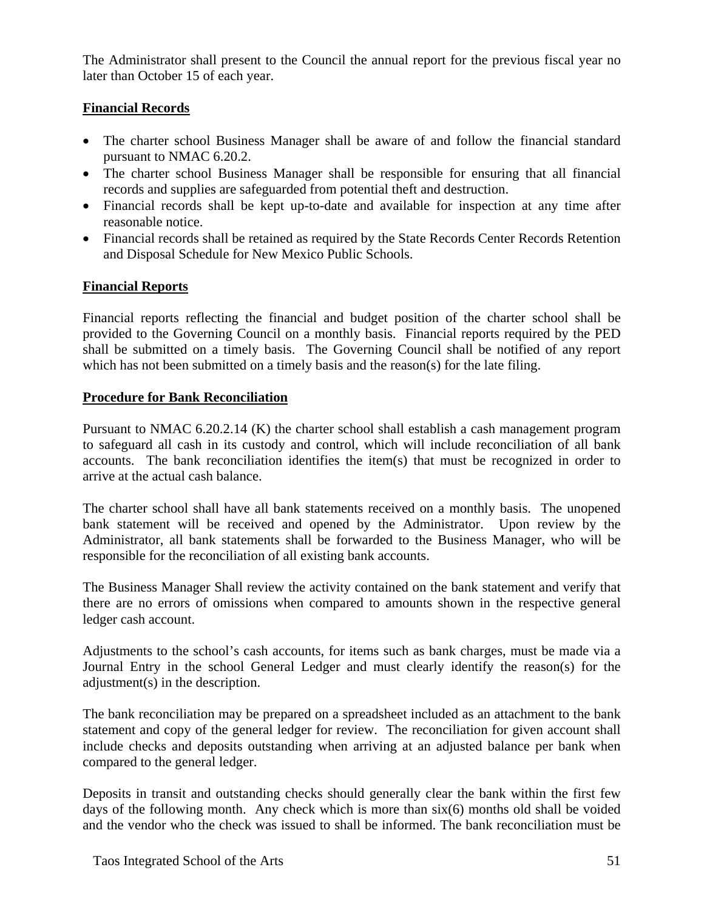The Administrator shall present to the Council the annual report for the previous fiscal year no later than October 15 of each year.

## Financial Records

- The charter school Business Manager shall be aware of and follow the financial standard pursuant to NMAC 6.20.2.
- The charter school Business Manager shall be responsible for ensuring that all financial records and supplies are safeguarded from potential theft and destruction.
- Financial records shall be kept up-to-date and available for inspection at any time after reasonable notice.
- Financial records shall be retained as required by the State Records Center Records Retention and Disposal Schedule for New Mexico Public Schools.

## Financial Reports

Financial reports reflecting the financial and budget position of the charter school shall be provided to the Governing Council on a monthly basis. Financial reports required by the PED shall be submitted on a timely basis. The Governing Council shall be notified of any report which has not been submitted on a timely basis and the reason(s) for the late filing.

## Procedure for Bank Reconciliation

Pursuant to NMAC 6.20.2.14 (K) the charter school shall establish a cash management program to safeguard all cash in its custody and control, which will include reconciliation of all bank accounts. The bank reconciliation identifies the item(s) that must be recognized in order to arrive at the actual cash balance.

The charter school shall have all bank statements received on a monthly basis. The unopened bank statement will be received and opened by the Administrator. Upon review by the Administrator, all bank statements shall be forwarded to the Business Manager, who will be responsible for the reconciliation of all existing bank accounts.

The Business Manager Shall review the activity contained on the bank statement and verify that there are no errors of omissions when compared to amounts shown in the respective general ledger cash account.

Adjustments to the school's cash accounts, for items such as bank charges, must be made via a Journal Entry in the school General Ledger and must clearly identify the reason(s) for the adjustment(s) in the description.

The bank reconciliation may be prepared on a spreadsheet included as an attachment to the bank statement and copy of the general ledger for review. The reconciliation for given account shall include checks and deposits outstanding when arriving at an adjusted balance per bank when compared to the general ledger.

Deposits in transit and outstanding checks should generally clear the bank within the first few days of the following month. Any check which is more than six(6) months old shall be voided and the vendor who the check was issued to shall be informed. The bank reconciliation must be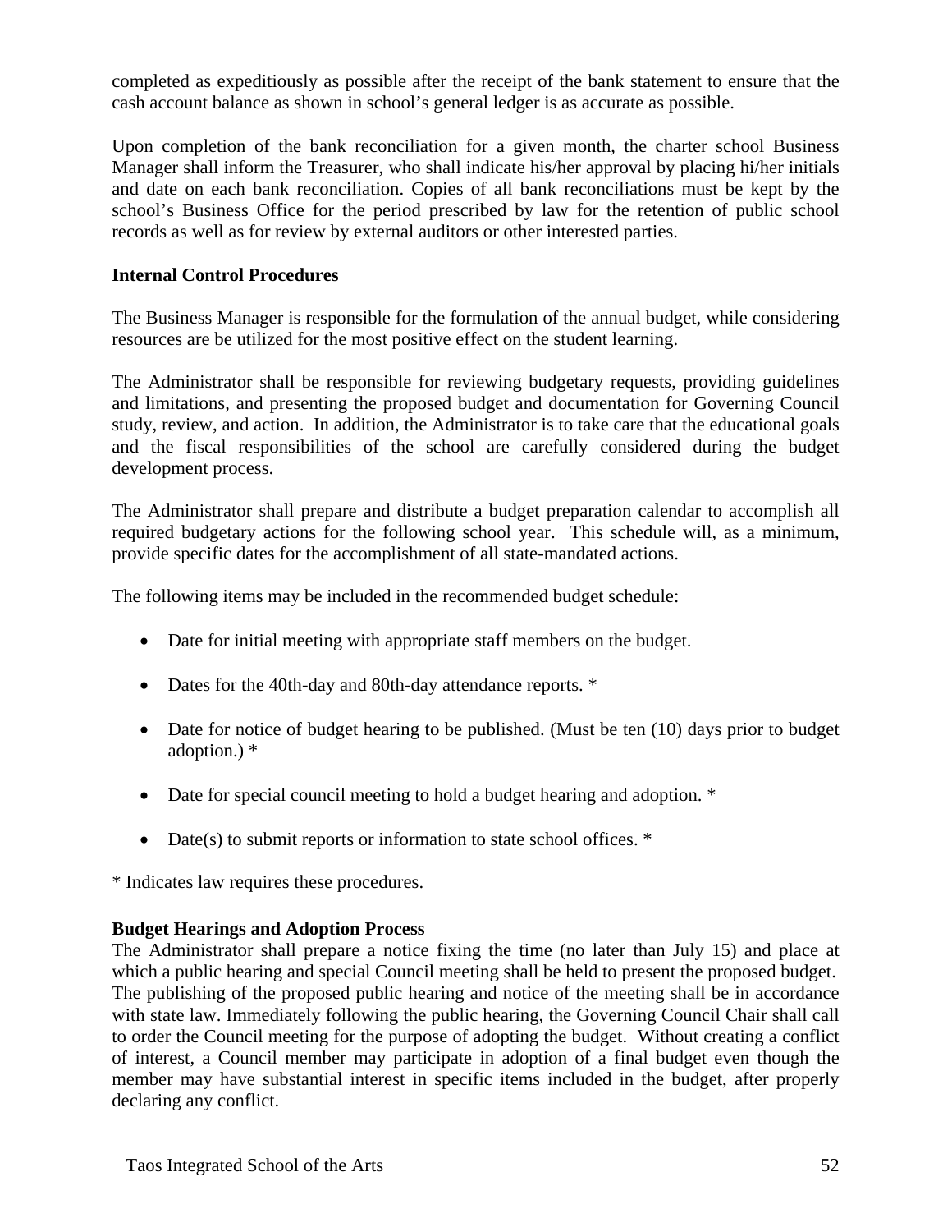completed as expeditiously as possible after the receipt of the bank statement to ensure that the cash account balance as shown in school's general ledger is as accurate as possible.

Upon completion of the bank reconciliation for a given month, the charter school Business Manager shall inform the Treasurer, who shall indicate his/her approval by placing hi/her initials and date on each bank reconciliation. Copies of all bank reconciliations must be kept by the school's Business Office for the period prescribed by law for the retention of public school records as well as for review by external auditors or other interested parties.

**Internal Control Procedures**

The Business Manager is responsible for the formulation of the annual budget, while considering resources are be utilized for the most positive effect on the student learning.

The Administrator shall be responsible for reviewing budgetary requests, providing guidelines and limitations, and presenting the proposed budget and documentation for Governing Council study, review, and action. In addition, the Administrator is to take care that the educational goals and the fiscal responsibilities of the school are carefully considered during the budget development process.

The Administrator shall prepare and distribute a budget preparation calendar to accomplish all required budgetary actions for the following school year. This schedule will, as a minimum, provide specific dates for the accomplishment of all state-mandated actions.

The following items may be included in the recommended budget schedule:

- Date for initial meeting with appropriate staff members on the budget.
- Dates for the 40th-day and 80th-day attendance reports. *
- Date for notice of budget hearing to be published. (Must be ten (10) days prior to budget adoption.) *
- Date for special council meeting to hold a budget hearing and adoption. *
- Date(s) to submit reports or information to state school offices. *

* Indicates law requires these procedures.

**Budget Hearings and Adoption Process**

The Administrator shall prepare a notice fixing the time (no later than July 15) and place at which a public hearing and special Council meeting shall be held to present the proposed budget. The publishing of the proposed public hearing and notice of the meeting shall be in accordance with state law. Immediately following the public hearing, the Governing Council Chair shall call to order the Council meeting for the purpose of adopting the budget. Without creating a conflict of interest, a Council member may participate in adoption of a final budget even though the member may have substantial interest in specific items included in the budget, after properly declaring any conflict.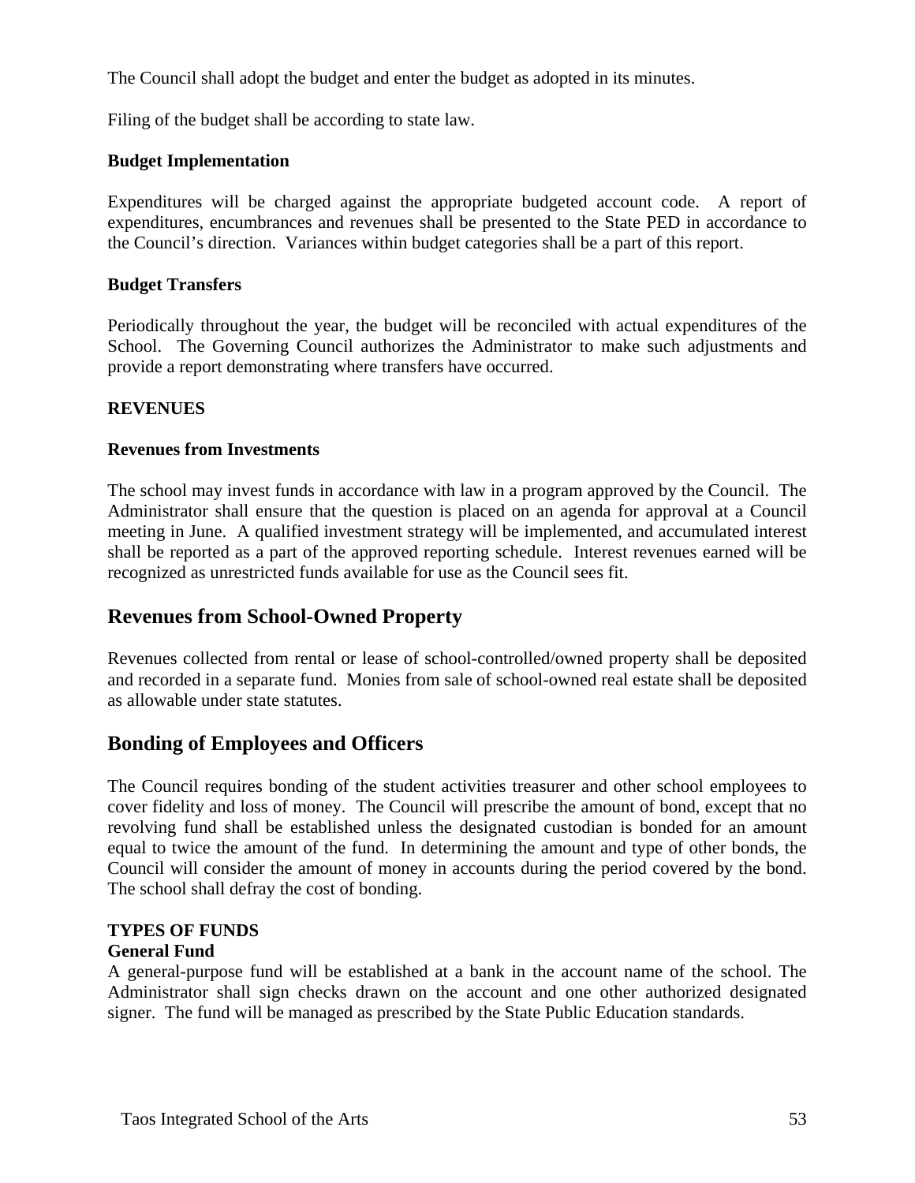The Council shall adopt the budget and enter the budget as adopted in its minutes.

Filing of the budget shall be according to state law.

**Budget Implementation**

Expenditures will be charged against the appropriate budgeted account code. A report of expenditures, encumbrances and revenues shall be presented to the State PED in accordance to the Council's direction. Variances within budget categories shall be a part of this report.

**Budget Transfers**

Periodically throughout the year, the budget will be reconciled with actual expenditures of the School. The Governing Council authorizes the Administrator to make such adjustments and provide a report demonstrating where transfers have occurred.

**REVENUES**

**Revenues from Investments**

The school may invest funds in accordance with law in a program approved by the Council. The Administrator shall ensure that the question is placed on an agenda for approval at a Council meeting in June. A qualified investment strategy will be implemented, and accumulated interest shall be reported as a part of the approved reporting schedule. Interest revenues earned will be recognized as unrestricted funds available for use as the Council sees fit.

## Revenues from School-Owned Property

Revenues collected from rental or lease of school-controlled/owned property shall be deposited and recorded in a separate fund. Monies from sale of school-owned real estate shall be deposited as allowable under state statutes.

## Bonding of Employees and Officers

The Council requires bonding of the student activities treasurer and other school employees to cover fidelity and loss of money. The Council will prescribe the amount of bond, except that no revolving fund shall be established unless the designated custodian is bonded for an amount equal to twice the amount of the fund. In determining the amount and type of other bonds, the Council will consider the amount of money in accounts during the period covered by the bond. The school shall defray the cost of bonding.

**TYPES OF FUNDS**

**General Fund**

A general-purpose fund will be established at a bank in the account name of the school. The Administrator shall sign checks drawn on the account and one other authorized designated signer. The fund will be managed as prescribed by the State Public Education standards.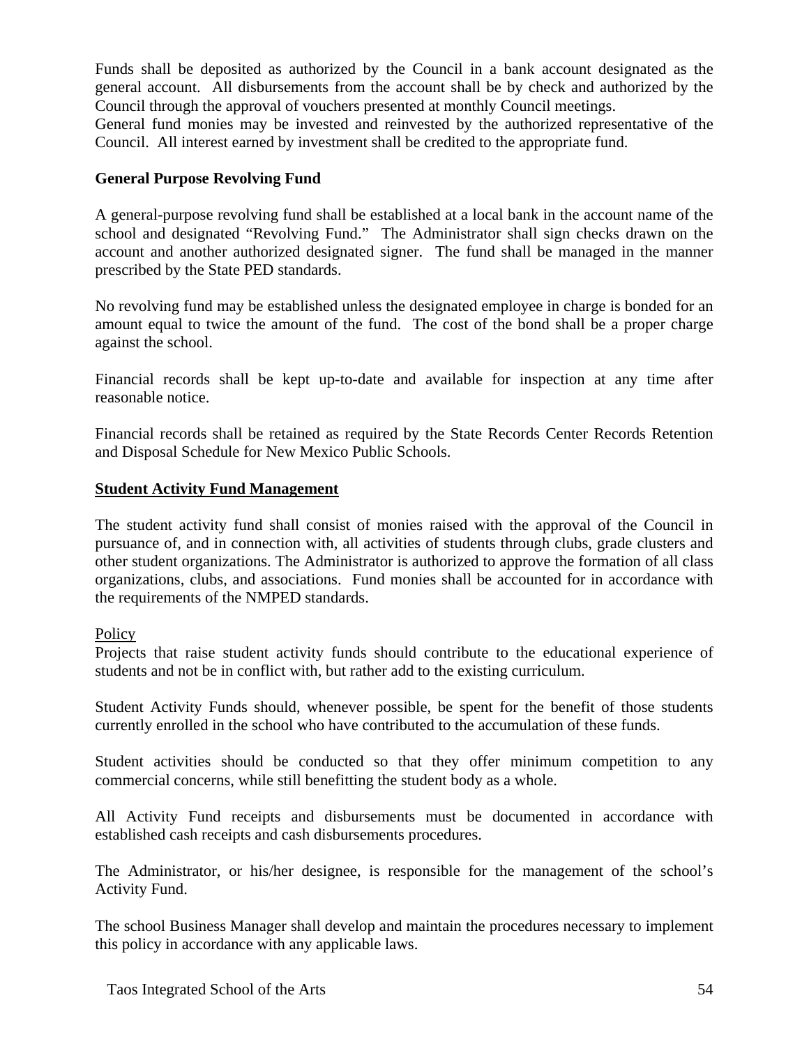Funds shall be deposited as authorized by the Council in a bank account designated as the general account. All disbursements from the account shall be by check and authorized by the Council through the approval of vouchers presented at monthly Council meetings.
General fund monies may be invested and reinvested by the authorized representative of the Council. All interest earned by investment shall be credited to the appropriate fund.

**General Purpose Revolving Fund**

A general-purpose revolving fund shall be established at a local bank in the account name of the school and designated "Revolving Fund." The Administrator shall sign checks drawn on the account and another authorized designated signer. The fund shall be managed in the manner prescribed by the State PED standards.

No revolving fund may be established unless the designated employee in charge is bonded for an amount equal to twice the amount of the fund. The cost of the bond shall be a proper charge against the school.

Financial records shall be kept up-to-date and available for inspection at any time after reasonable notice.

Financial records shall be retained as required by the State Records Center Records Retention and Disposal Schedule for New Mexico Public Schools.

**Student Activity Fund Management**

The student activity fund shall consist of monies raised with the approval of the Council in pursuance of, and in connection with, all activities of students through clubs, grade clusters and other student organizations. The Administrator is authorized to approve the formation of all class organizations, clubs, and associations. Fund monies shall be accounted for in accordance with the requirements of the NMPED standards.

Policy

Projects that raise student activity funds should contribute to the educational experience of students and not be in conflict with, but rather add to the existing curriculum.

Student Activity Funds should, whenever possible, be spent for the benefit of those students currently enrolled in the school who have contributed to the accumulation of these funds.

Student activities should be conducted so that they offer minimum competition to any commercial concerns, while still benefitting the student body as a whole.

All Activity Fund receipts and disbursements must be documented in accordance with established cash receipts and cash disbursements procedures.

The Administrator, or his/her designee, is responsible for the management of the school's Activity Fund.

The school Business Manager shall develop and maintain the procedures necessary to implement this policy in accordance with any applicable laws.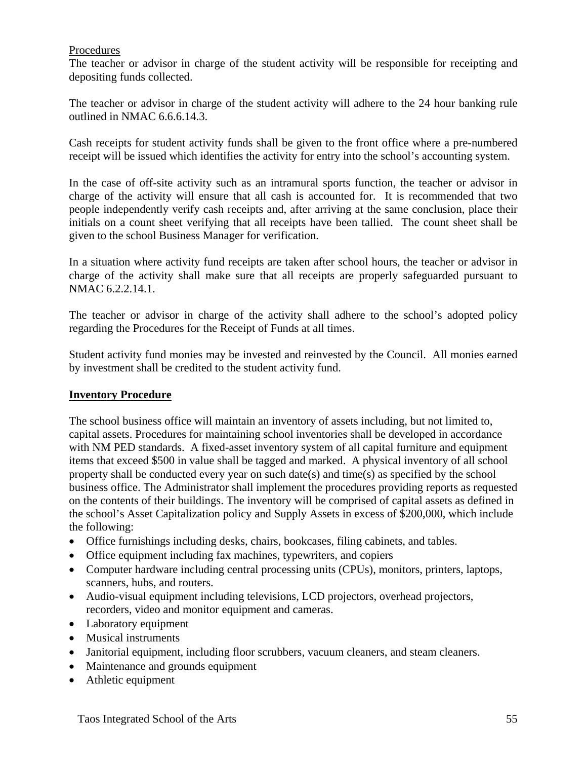Procedures

The teacher or advisor in charge of the student activity will be responsible for receipting and depositing funds collected.

The teacher or advisor in charge of the student activity will adhere to the 24 hour banking rule outlined in NMAC 6.6.6.14.3.

Cash receipts for student activity funds shall be given to the front office where a pre-numbered receipt will be issued which identifies the activity for entry into the school's accounting system.

In the case of off-site activity such as an intramural sports function, the teacher or advisor in charge of the activity will ensure that all cash is accounted for. It is recommended that two people independently verify cash receipts and, after arriving at the same conclusion, place their initials on a count sheet verifying that all receipts have been tallied. The count sheet shall be given to the school Business Manager for verification.

In a situation where activity fund receipts are taken after school hours, the teacher or advisor in charge of the activity shall make sure that all receipts are properly safeguarded pursuant to NMAC 6.2.2.14.1.

The teacher or advisor in charge of the activity shall adhere to the school's adopted policy regarding the Procedures for the Receipt of Funds at all times.

Student activity fund monies may be invested and reinvested by the Council. All monies earned by investment shall be credited to the student activity fund.

## Inventory Procedure

The school business office will maintain an inventory of assets including, but not limited to, capital assets. Procedures for maintaining school inventories shall be developed in accordance with NM PED standards. A fixed-asset inventory system of all capital furniture and equipment items that exceed $500 in value shall be tagged and marked. A physical inventory of all school property shall be conducted every year on such date(s) and time(s) as specified by the school business office. The Administrator shall implement the procedures providing reports as requested on the contents of their buildings. The inventory will be comprised of capital assets as defined in the school's Asset Capitalization policy and Supply Assets in excess of $200,000, which include the following:

- Office furnishings including desks, chairs, bookcases, filing cabinets, and tables.
- Office equipment including fax machines, typewriters, and copiers
- Computer hardware including central processing units (CPUs), monitors, printers, laptops, scanners, hubs, and routers.
- Audio-visual equipment including televisions, LCD projectors, overhead projectors, recorders, video and monitor equipment and cameras.
- Laboratory equipment
- Musical instruments
- Janitorial equipment, including floor scrubbers, vacuum cleaners, and steam cleaners.
- Maintenance and grounds equipment
- Athletic equipment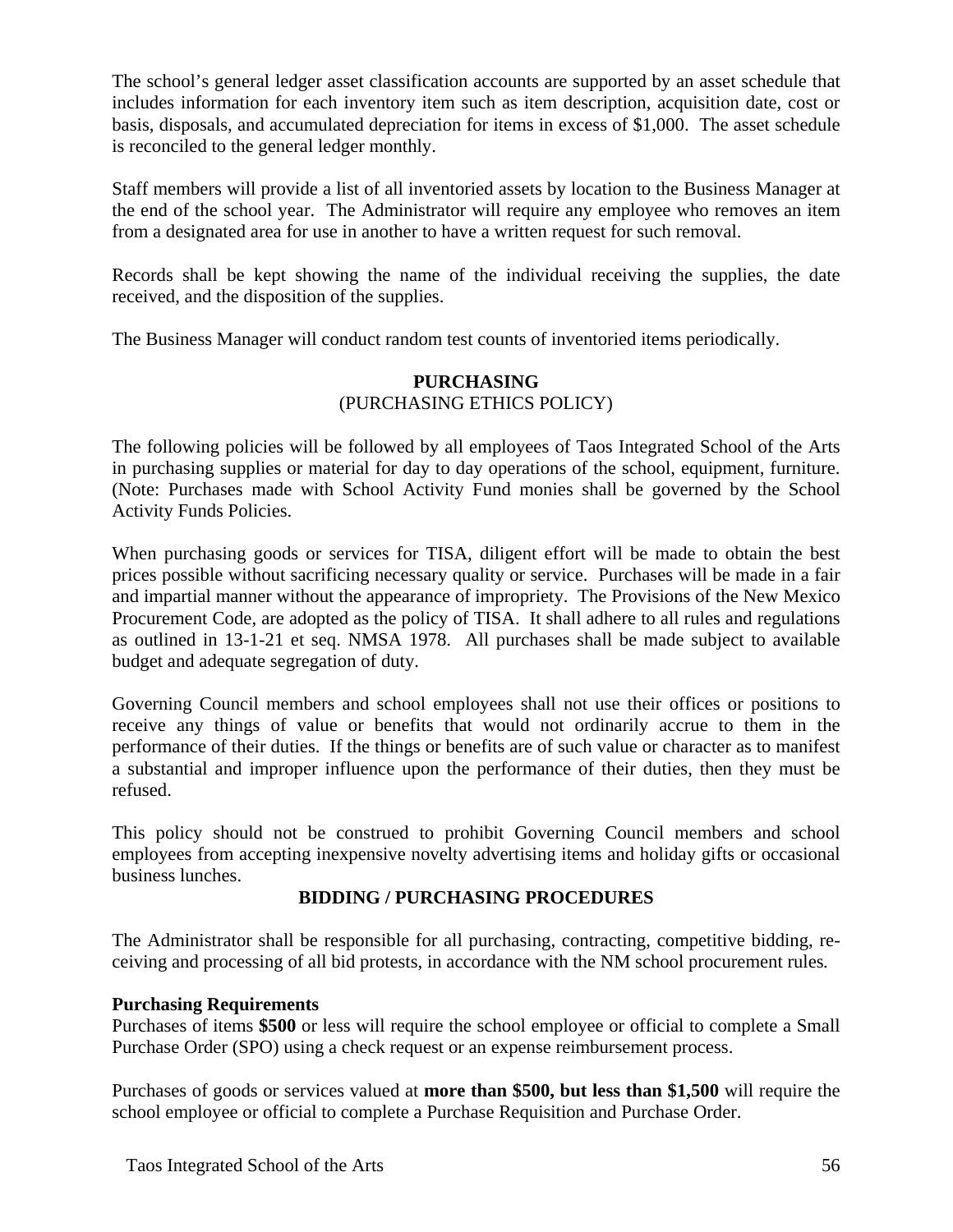The school's general ledger asset classification accounts are supported by an asset schedule that includes information for each inventory item such as item description, acquisition date, cost or basis, disposals, and accumulated depreciation for items in excess of $1,000. The asset schedule is reconciled to the general ledger monthly.

Staff members will provide a list of all inventoried assets by location to the Business Manager at the end of the school year. The Administrator will require any employee who removes an item from a designated area for use in another to have a written request for such removal.

Records shall be kept showing the name of the individual receiving the supplies, the date received, and the disposition of the supplies.

The Business Manager will conduct random test counts of inventoried items periodically.

## PURCHASING
(PURCHASING ETHICS POLICY)

The following policies will be followed by all employees of Taos Integrated School of the Arts in purchasing supplies or material for day to day operations of the school, equipment, furniture. (Note: Purchases made with School Activity Fund monies shall be governed by the School Activity Funds Policies.

When purchasing goods or services for TISA, diligent effort will be made to obtain the best prices possible without sacrificing necessary quality or service. Purchases will be made in a fair and impartial manner without the appearance of impropriety. The Provisions of the New Mexico Procurement Code, are adopted as the policy of TISA. It shall adhere to all rules and regulations as outlined in 13-1-21 et seq. NMSA 1978. All purchases shall be made subject to available budget and adequate segregation of duty.

Governing Council members and school employees shall not use their offices or positions to receive any things of value or benefits that would not ordinarily accrue to them in the performance of their duties. If the things or benefits are of such value or character as to manifest a substantial and improper influence upon the performance of their duties, then they must be refused.

This policy should not be construed to prohibit Governing Council members and school employees from accepting inexpensive novelty advertising items and holiday gifts or occasional business lunches.

## BIDDING / PURCHASING PROCEDURES

The Administrator shall be responsible for all purchasing, contracting, competitive bidding, re-ceiving and processing of all bid protests, in accordance with the NM school procurement rules.

**Purchasing Requirements**
Purchases of items **$500** or less will require the school employee or official to complete a Small Purchase Order (SPO) using a check request or an expense reimbursement process.

Purchases of goods or services valued at **more than $500, but less than $1,500** will require the school employee or official to complete a Purchase Requisition and Purchase Order.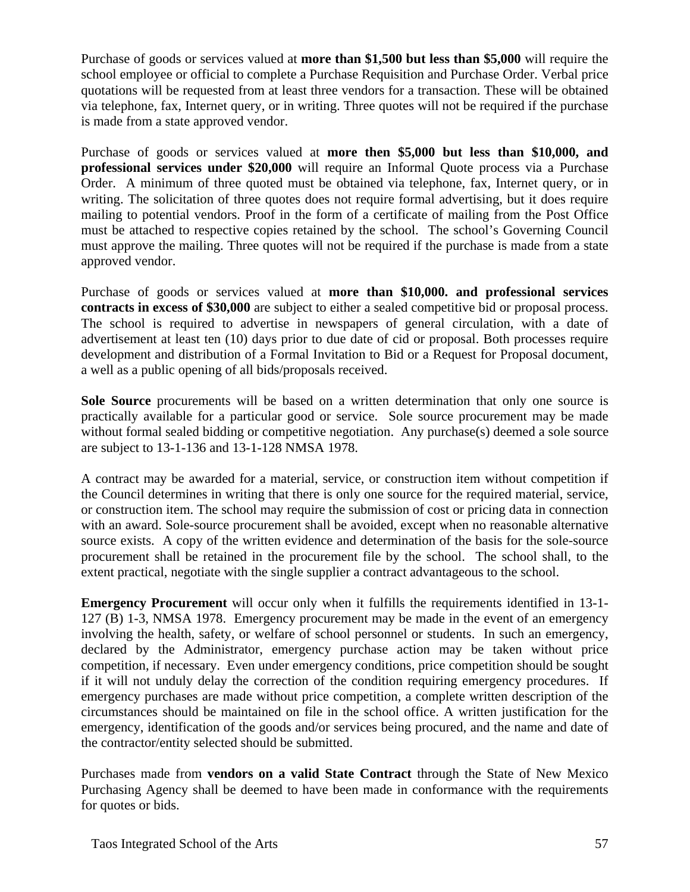Purchase of goods or services valued at **more than $1,500 but less than $5,000** will require the school employee or official to complete a Purchase Requisition and Purchase Order. Verbal price quotations will be requested from at least three vendors for a transaction. These will be obtained via telephone, fax, Internet query, or in writing. Three quotes will not be required if the purchase is made from a state approved vendor.

Purchase of goods or services valued at **more then $5,000 but less than $10,000, and professional services under $20,000** will require an Informal Quote process via a Purchase Order. A minimum of three quoted must be obtained via telephone, fax, Internet query, or in writing. The solicitation of three quotes does not require formal advertising, but it does require mailing to potential vendors. Proof in the form of a certificate of mailing from the Post Office must be attached to respective copies retained by the school. The school's Governing Council must approve the mailing. Three quotes will not be required if the purchase is made from a state approved vendor.

Purchase of goods or services valued at **more than $10,000. and professional services contracts in excess of $30,000** are subject to either a sealed competitive bid or proposal process. The school is required to advertise in newspapers of general circulation, with a date of advertisement at least ten (10) days prior to due date of cid or proposal. Both processes require development and distribution of a Formal Invitation to Bid or a Request for Proposal document, a well as a public opening of all bids/proposals received.

**Sole Source** procurements will be based on a written determination that only one source is practically available for a particular good or service. Sole source procurement may be made without formal sealed bidding or competitive negotiation. Any purchase(s) deemed a sole source are subject to 13-1-136 and 13-1-128 NMSA 1978.

A contract may be awarded for a material, service, or construction item without competition if the Council determines in writing that there is only one source for the required material, service, or construction item. The school may require the submission of cost or pricing data in connection with an award. Sole-source procurement shall be avoided, except when no reasonable alternative source exists. A copy of the written evidence and determination of the basis for the sole-source procurement shall be retained in the procurement file by the school. The school shall, to the extent practical, negotiate with the single supplier a contract advantageous to the school.

**Emergency Procurement** will occur only when it fulfills the requirements identified in 13-1-127 (B) 1-3, NMSA 1978. Emergency procurement may be made in the event of an emergency involving the health, safety, or welfare of school personnel or students. In such an emergency, declared by the Administrator, emergency purchase action may be taken without price competition, if necessary. Even under emergency conditions, price competition should be sought if it will not unduly delay the correction of the condition requiring emergency procedures. If emergency purchases are made without price competition, a complete written description of the circumstances should be maintained on file in the school office. A written justification for the emergency, identification of the goods and/or services being procured, and the name and date of the contractor/entity selected should be submitted.

Purchases made from **vendors on a valid State Contract** through the State of New Mexico Purchasing Agency shall be deemed to have been made in conformance with the requirements for quotes or bids.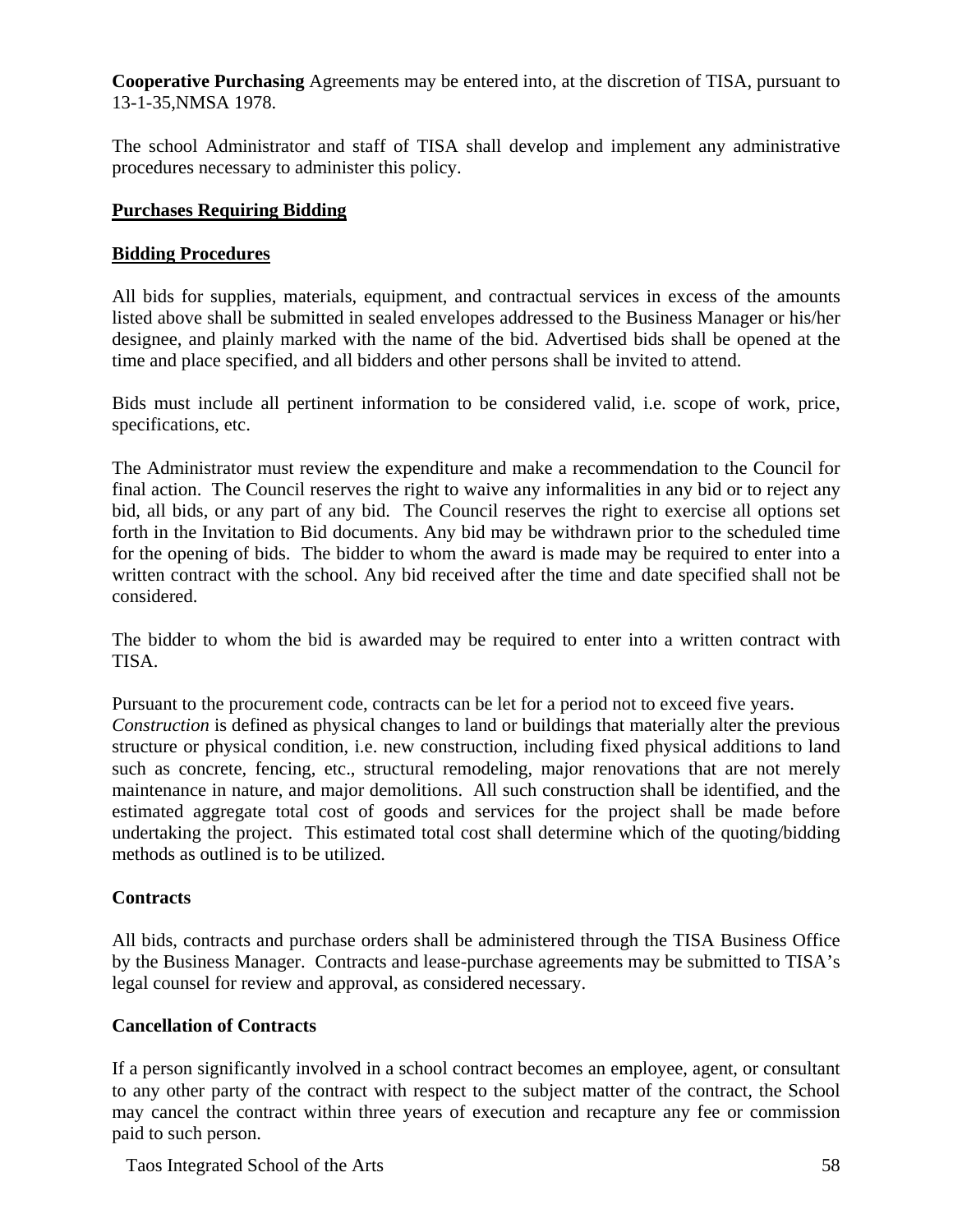**Cooperative Purchasing** Agreements may be entered into, at the discretion of TISA, pursuant to 13-1-35,NMSA 1978.

The school Administrator and staff of TISA shall develop and implement any administrative procedures necessary to administer this policy.

**Purchases Requiring Bidding**

**Bidding Procedures**

All bids for supplies, materials, equipment, and contractual services in excess of the amounts listed above shall be submitted in sealed envelopes addressed to the Business Manager or his/her designee, and plainly marked with the name of the bid. Advertised bids shall be opened at the time and place specified, and all bidders and other persons shall be invited to attend.

Bids must include all pertinent information to be considered valid, i.e. scope of work, price, specifications, etc.

The Administrator must review the expenditure and make a recommendation to the Council for final action. The Council reserves the right to waive any informalities in any bid or to reject any bid, all bids, or any part of any bid. The Council reserves the right to exercise all options set forth in the Invitation to Bid documents. Any bid may be withdrawn prior to the scheduled time for the opening of bids. The bidder to whom the award is made may be required to enter into a written contract with the school. Any bid received after the time and date specified shall not be considered.

The bidder to whom the bid is awarded may be required to enter into a written contract with TISA.

Pursuant to the procurement code, contracts can be let for a period not to exceed five years.
*Construction* is defined as physical changes to land or buildings that materially alter the previous structure or physical condition, i.e. new construction, including fixed physical additions to land such as concrete, fencing, etc., structural remodeling, major renovations that are not merely maintenance in nature, and major demolitions. All such construction shall be identified, and the estimated aggregate total cost of goods and services for the project shall be made before undertaking the project. This estimated total cost shall determine which of the quoting/bidding methods as outlined is to be utilized.

**Contracts**

All bids, contracts and purchase orders shall be administered through the TISA Business Office by the Business Manager. Contracts and lease-purchase agreements may be submitted to TISA's legal counsel for review and approval, as considered necessary.

**Cancellation of Contracts**

If a person significantly involved in a school contract becomes an employee, agent, or consultant to any other party of the contract with respect to the subject matter of the contract, the School may cancel the contract within three years of execution and recapture any fee or commission paid to such person.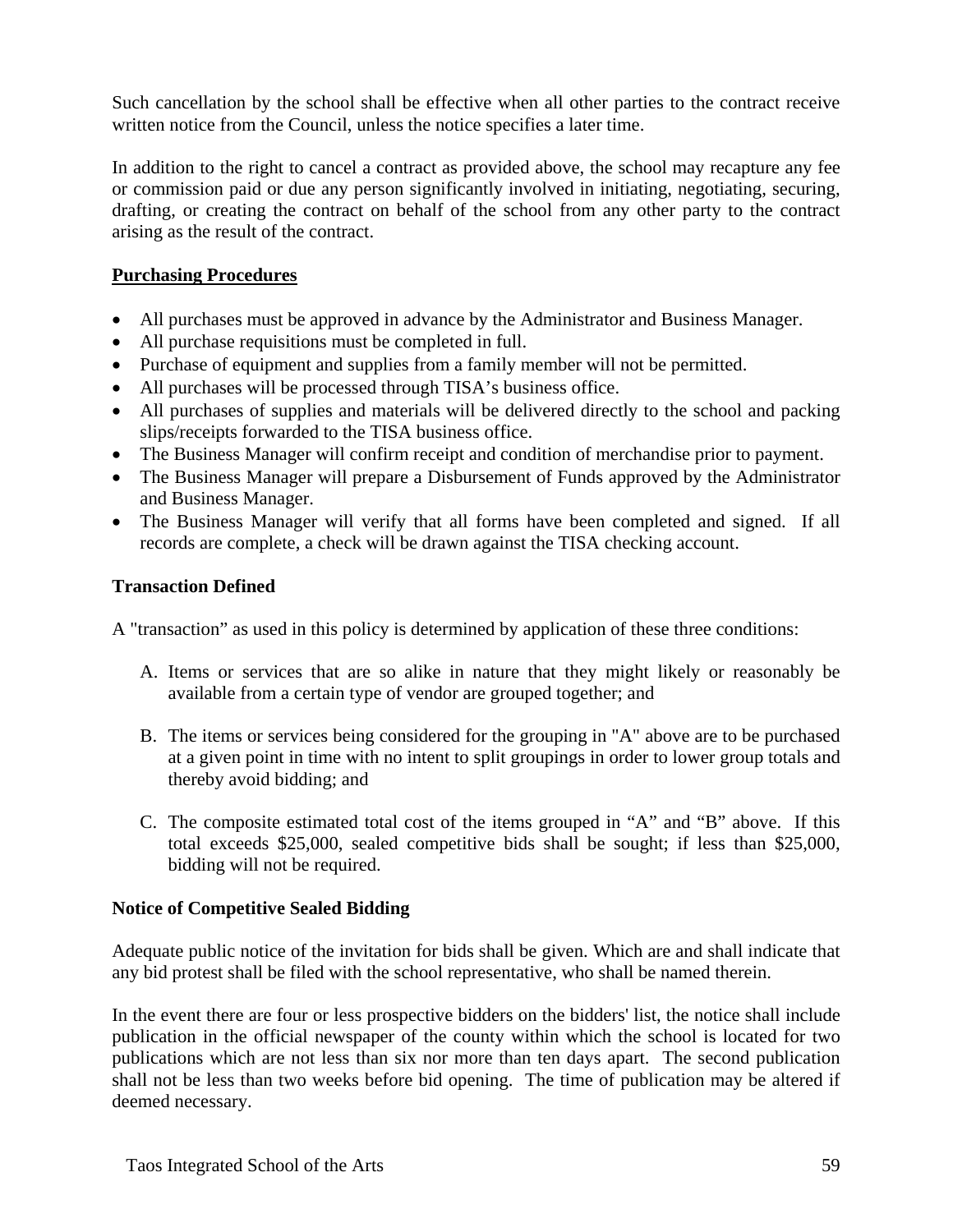Such cancellation by the school shall be effective when all other parties to the contract receive written notice from the Council, unless the notice specifies a later time.

In addition to the right to cancel a contract as provided above, the school may recapture any fee or commission paid or due any person significantly involved in initiating, negotiating, securing, drafting, or creating the contract on behalf of the school from any other party to the contract arising as the result of the contract.

## Purchasing Procedures

- All purchases must be approved in advance by the Administrator and Business Manager.
- All purchase requisitions must be completed in full.
- Purchase of equipment and supplies from a family member will not be permitted.
- All purchases will be processed through TISA's business office.
- All purchases of supplies and materials will be delivered directly to the school and packing slips/receipts forwarded to the TISA business office.
- The Business Manager will confirm receipt and condition of merchandise prior to payment.
- The Business Manager will prepare a Disbursement of Funds approved by the Administrator and Business Manager.
- The Business Manager will verify that all forms have been completed and signed. If all records are complete, a check will be drawn against the TISA checking account.

### Transaction Defined

A "transaction" as used in this policy is determined by application of these three conditions:

A. Items or services that are so alike in nature that they might likely or reasonably be available from a certain type of vendor are grouped together; and

B. The items or services being considered for the grouping in "A" above are to be purchased at a given point in time with no intent to split groupings in order to lower group totals and thereby avoid bidding; and

C. The composite estimated total cost of the items grouped in "A" and "B" above. If this total exceeds $25,000, sealed competitive bids shall be sought; if less than $25,000, bidding will not be required.

### Notice of Competitive Sealed Bidding

Adequate public notice of the invitation for bids shall be given. Which are and shall indicate that any bid protest shall be filed with the school representative, who shall be named therein.

In the event there are four or less prospective bidders on the bidders' list, the notice shall include publication in the official newspaper of the county within which the school is located for two publications which are not less than six nor more than ten days apart. The second publication shall not be less than two weeks before bid opening. The time of publication may be altered if deemed necessary.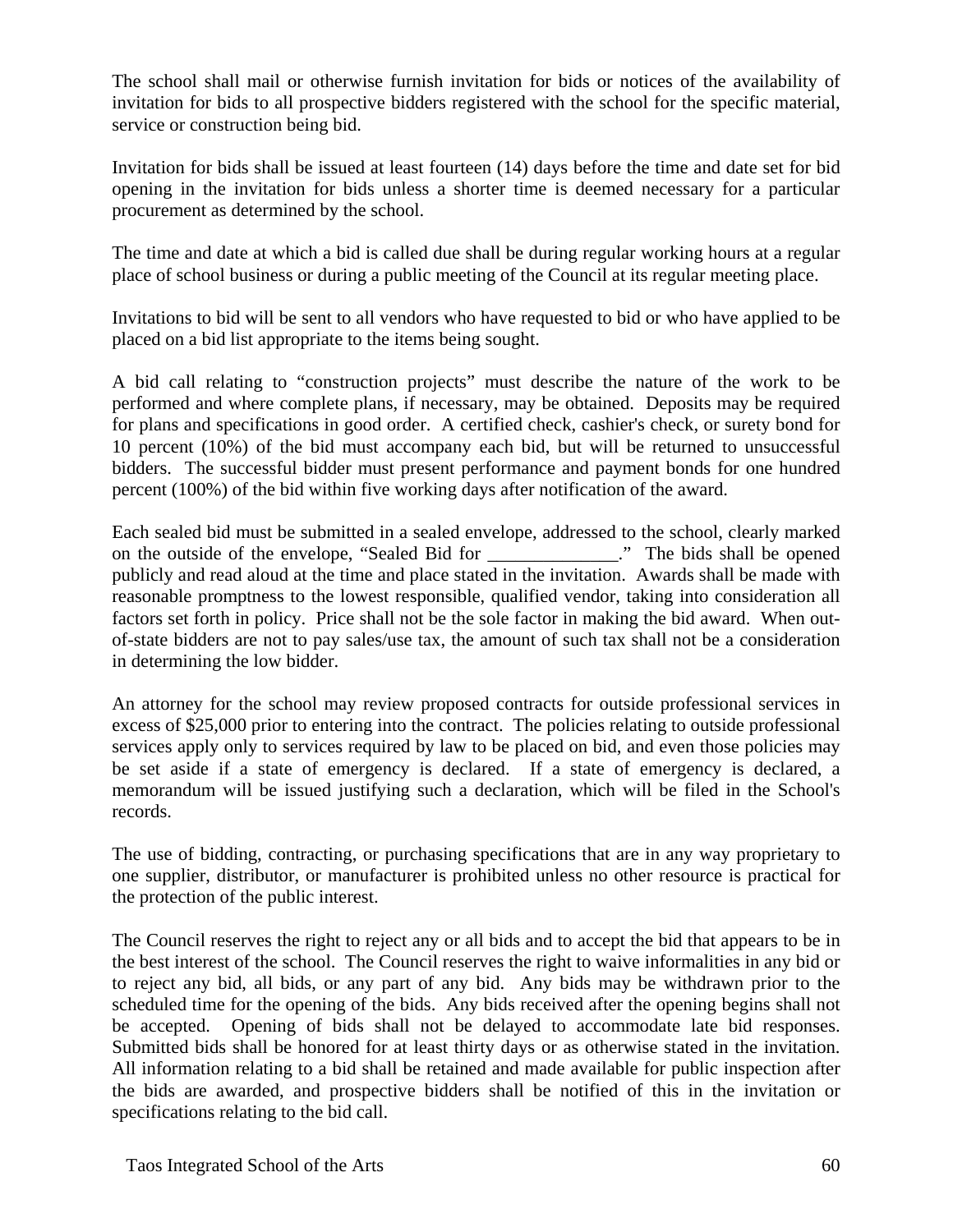The school shall mail or otherwise furnish invitation for bids or notices of the availability of invitation for bids to all prospective bidders registered with the school for the specific material, service or construction being bid.

Invitation for bids shall be issued at least fourteen (14) days before the time and date set for bid opening in the invitation for bids unless a shorter time is deemed necessary for a particular procurement as determined by the school.

The time and date at which a bid is called due shall be during regular working hours at a regular place of school business or during a public meeting of the Council at its regular meeting place.

Invitations to bid will be sent to all vendors who have requested to bid or who have applied to be placed on a bid list appropriate to the items being sought.

A bid call relating to "construction projects" must describe the nature of the work to be performed and where complete plans, if necessary, may be obtained. Deposits may be required for plans and specifications in good order. A certified check, cashier's check, or surety bond for 10 percent (10%) of the bid must accompany each bid, but will be returned to unsuccessful bidders. The successful bidder must present performance and payment bonds for one hundred percent (100%) of the bid within five working days after notification of the award.

Each sealed bid must be submitted in a sealed envelope, addressed to the school, clearly marked on the outside of the envelope, "Sealed Bid for ______________." The bids shall be opened publicly and read aloud at the time and place stated in the invitation. Awards shall be made with reasonable promptness to the lowest responsible, qualified vendor, taking into consideration all factors set forth in policy. Price shall not be the sole factor in making the bid award. When out-of-state bidders are not to pay sales/use tax, the amount of such tax shall not be a consideration in determining the low bidder.

An attorney for the school may review proposed contracts for outside professional services in excess of $25,000 prior to entering into the contract. The policies relating to outside professional services apply only to services required by law to be placed on bid, and even those policies may be set aside if a state of emergency is declared. If a state of emergency is declared, a memorandum will be issued justifying such a declaration, which will be filed in the School's records.

The use of bidding, contracting, or purchasing specifications that are in any way proprietary to one supplier, distributor, or manufacturer is prohibited unless no other resource is practical for the protection of the public interest.

The Council reserves the right to reject any or all bids and to accept the bid that appears to be in the best interest of the school. The Council reserves the right to waive informalities in any bid or to reject any bid, all bids, or any part of any bid. Any bids may be withdrawn prior to the scheduled time for the opening of the bids. Any bids received after the opening begins shall not be accepted. Opening of bids shall not be delayed to accommodate late bid responses. Submitted bids shall be honored for at least thirty days or as otherwise stated in the invitation. All information relating to a bid shall be retained and made available for public inspection after the bids are awarded, and prospective bidders shall be notified of this in the invitation or specifications relating to the bid call.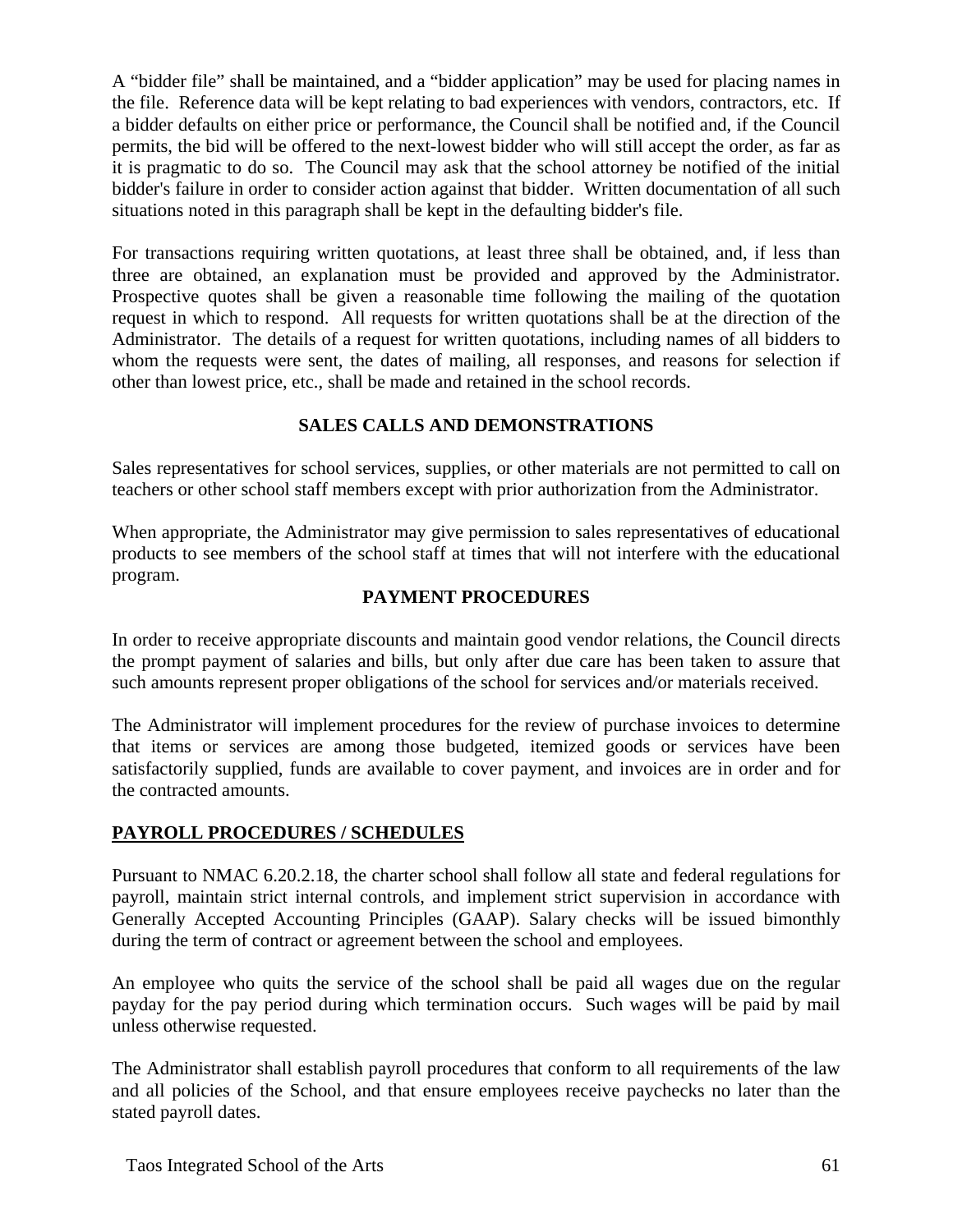A “bidder file” shall be maintained, and a “bidder application” may be used for placing names in the file. Reference data will be kept relating to bad experiences with vendors, contractors, etc. If a bidder defaults on either price or performance, the Council shall be notified and, if the Council permits, the bid will be offered to the next-lowest bidder who will still accept the order, as far as it is pragmatic to do so. The Council may ask that the school attorney be notified of the initial bidder's failure in order to consider action against that bidder. Written documentation of all such situations noted in this paragraph shall be kept in the defaulting bidder's file.

For transactions requiring written quotations, at least three shall be obtained, and, if less than three are obtained, an explanation must be provided and approved by the Administrator. Prospective quotes shall be given a reasonable time following the mailing of the quotation request in which to respond. All requests for written quotations shall be at the direction of the Administrator. The details of a request for written quotations, including names of all bidders to whom the requests were sent, the dates of mailing, all responses, and reasons for selection if other than lowest price, etc., shall be made and retained in the school records.

**SALES CALLS AND DEMONSTRATIONS**

Sales representatives for school services, supplies, or other materials are not permitted to call on teachers or other school staff members except with prior authorization from the Administrator.

When appropriate, the Administrator may give permission to sales representatives of educational products to see members of the school staff at times that will not interfere with the educational program.

**PAYMENT PROCEDURES**

In order to receive appropriate discounts and maintain good vendor relations, the Council directs the prompt payment of salaries and bills, but only after due care has been taken to assure that such amounts represent proper obligations of the school for services and/or materials received.

The Administrator will implement procedures for the review of purchase invoices to determine that items or services are among those budgeted, itemized goods or services have been satisfactorily supplied, funds are available to cover payment, and invoices are in order and for the contracted amounts.

## PAYROLL PROCEDURES / SCHEDULES

Pursuant to NMAC 6.20.2.18, the charter school shall follow all state and federal regulations for payroll, maintain strict internal controls, and implement strict supervision in accordance with Generally Accepted Accounting Principles (GAAP). Salary checks will be issued bimonthly during the term of contract or agreement between the school and employees.

An employee who quits the service of the school shall be paid all wages due on the regular payday for the pay period during which termination occurs. Such wages will be paid by mail unless otherwise requested.

The Administrator shall establish payroll procedures that conform to all requirements of the law and all policies of the School, and that ensure employees receive paychecks no later than the stated payroll dates.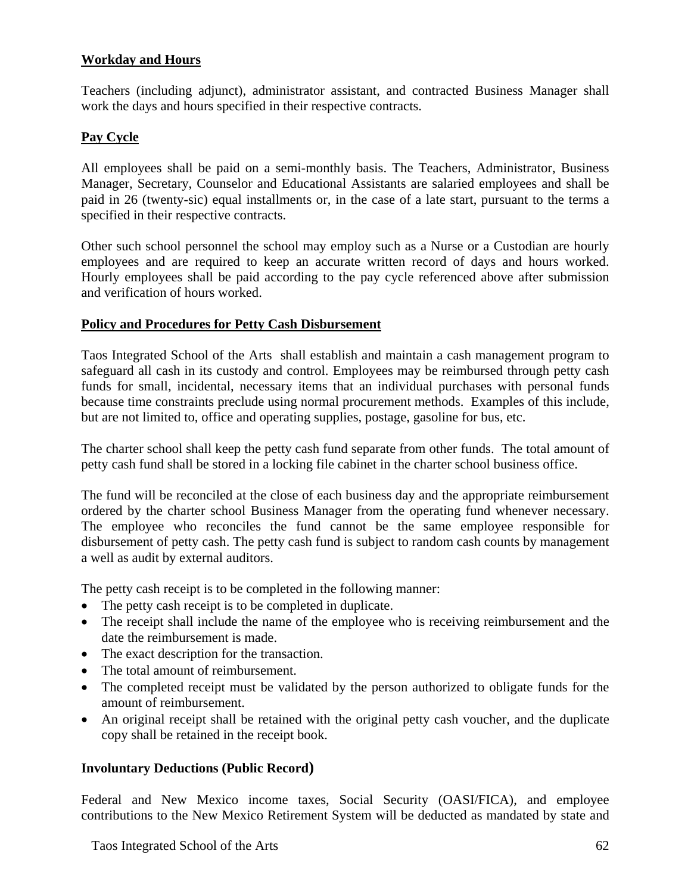**Workday and Hours**

Teachers (including adjunct), administrator assistant, and contracted Business Manager shall work the days and hours specified in their respective contracts.

**Pay Cycle**

All employees shall be paid on a semi-monthly basis. The Teachers, Administrator, Business Manager, Secretary, Counselor and Educational Assistants are salaried employees and shall be paid in 26 (twenty-sic) equal installments or, in the case of a late start, pursuant to the terms a specified in their respective contracts.

Other such school personnel the school may employ such as a Nurse or a Custodian are hourly employees and are required to keep an accurate written record of days and hours worked. Hourly employees shall be paid according to the pay cycle referenced above after submission and verification of hours worked.

**Policy and Procedures for Petty Cash Disbursement**

Taos Integrated School of the Arts shall establish and maintain a cash management program to safeguard all cash in its custody and control. Employees may be reimbursed through petty cash funds for small, incidental, necessary items that an individual purchases with personal funds because time constraints preclude using normal procurement methods. Examples of this include, but are not limited to, office and operating supplies, postage, gasoline for bus, etc.

The charter school shall keep the petty cash fund separate from other funds. The total amount of petty cash fund shall be stored in a locking file cabinet in the charter school business office.

The fund will be reconciled at the close of each business day and the appropriate reimbursement ordered by the charter school Business Manager from the operating fund whenever necessary. The employee who reconciles the fund cannot be the same employee responsible for disbursement of petty cash. The petty cash fund is subject to random cash counts by management a well as audit by external auditors.

The petty cash receipt is to be completed in the following manner:

- The petty cash receipt is to be completed in duplicate.
- The receipt shall include the name of the employee who is receiving reimbursement and the date the reimbursement is made.
- The exact description for the transaction.
- The total amount of reimbursement.
- The completed receipt must be validated by the person authorized to obligate funds for the amount of reimbursement.
- An original receipt shall be retained with the original petty cash voucher, and the duplicate copy shall be retained in the receipt book.

**Involuntary Deductions (Public Record)**

Federal and New Mexico income taxes, Social Security (OASI/FICA), and employee contributions to the New Mexico Retirement System will be deducted as mandated by state and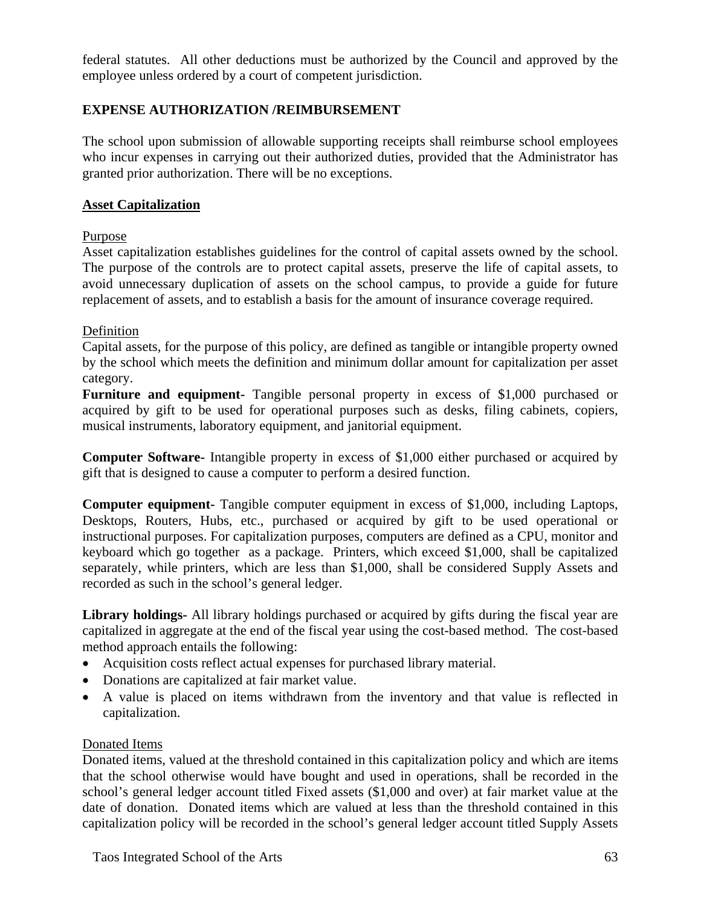federal statutes. All other deductions must be authorized by the Council and approved by the employee unless ordered by a court of competent jurisdiction.

**EXPENSE AUTHORIZATION /REIMBURSEMENT**

The school upon submission of allowable supporting receipts shall reimburse school employees who incur expenses in carrying out their authorized duties, provided that the Administrator has granted prior authorization. There will be no exceptions.

**Asset Capitalization**

Purpose

Asset capitalization establishes guidelines for the control of capital assets owned by the school. The purpose of the controls are to protect capital assets, preserve the life of capital assets, to avoid unnecessary duplication of assets on the school campus, to provide a guide for future replacement of assets, and to establish a basis for the amount of insurance coverage required.

Definition

Capital assets, for the purpose of this policy, are defined as tangible or intangible property owned by the school which meets the definition and minimum dollar amount for capitalization per asset category.

**Furniture and equipment-** Tangible personal property in excess of $1,000 purchased or acquired by gift to be used for operational purposes such as desks, filing cabinets, copiers, musical instruments, laboratory equipment, and janitorial equipment.

**Computer Software-** Intangible property in excess of $1,000 either purchased or acquired by gift that is designed to cause a computer to perform a desired function.

**Computer equipment-** Tangible computer equipment in excess of $1,000, including Laptops, Desktops, Routers, Hubs, etc., purchased or acquired by gift to be used operational or instructional purposes. For capitalization purposes, computers are defined as a CPU, monitor and keyboard which go together as a package. Printers, which exceed $1,000, shall be capitalized separately, while printers, which are less than $1,000, shall be considered Supply Assets and recorded as such in the school's general ledger.

**Library holdings-** All library holdings purchased or acquired by gifts during the fiscal year are capitalized in aggregate at the end of the fiscal year using the cost-based method. The cost-based method approach entails the following:

- Acquisition costs reflect actual expenses for purchased library material.
- Donations are capitalized at fair market value.
- A value is placed on items withdrawn from the inventory and that value is reflected in capitalization.

Donated Items

Donated items, valued at the threshold contained in this capitalization policy and which are items that the school otherwise would have bought and used in operations, shall be recorded in the school's general ledger account titled Fixed assets ($1,000 and over) at fair market value at the date of donation. Donated items which are valued at less than the threshold contained in this capitalization policy will be recorded in the school's general ledger account titled Supply Assets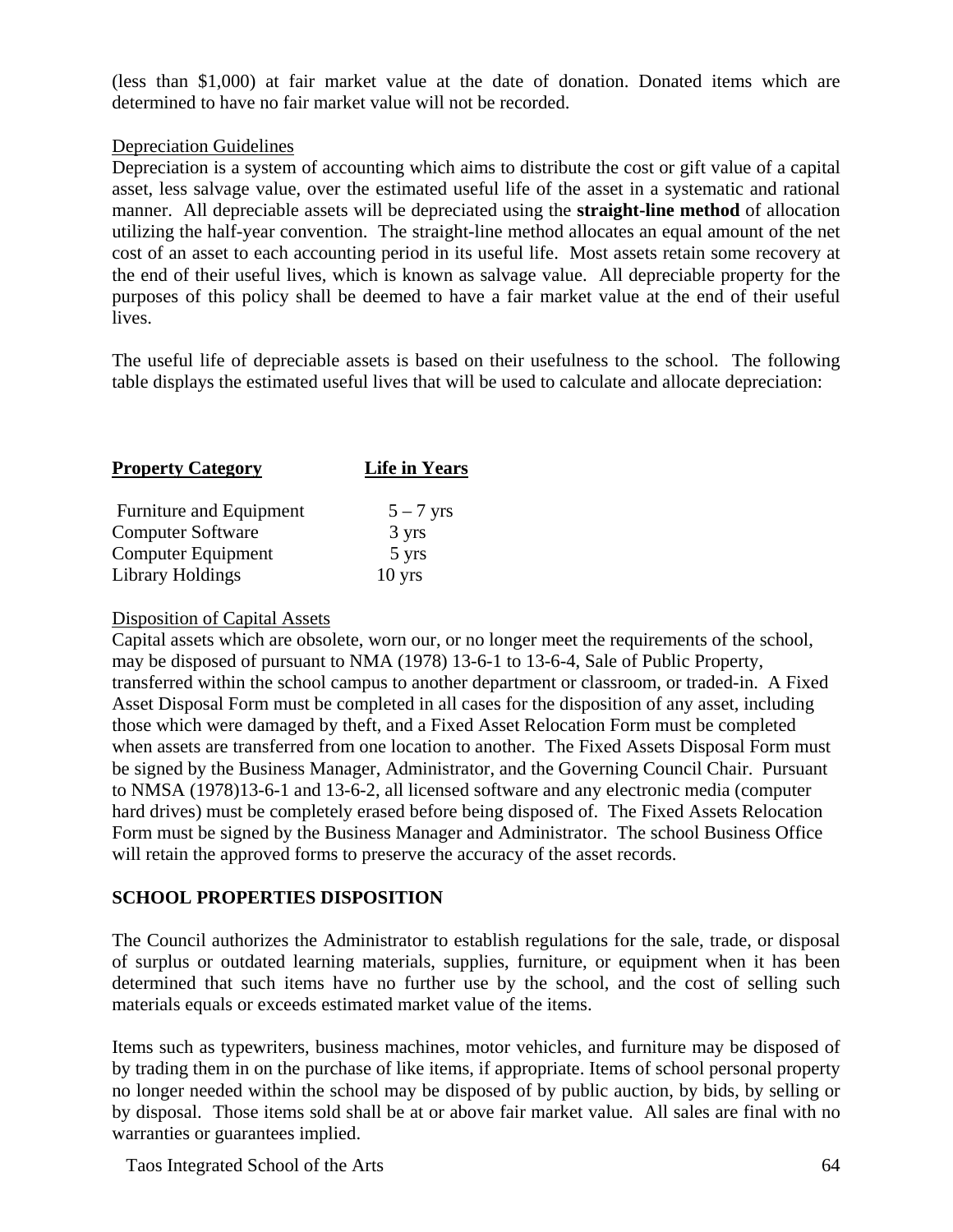(less than $1,000) at fair market value at the date of donation. Donated items which are determined to have no fair market value will not be recorded.

Depreciation Guidelines

Depreciation is a system of accounting which aims to distribute the cost or gift value of a capital asset, less salvage value, over the estimated useful life of the asset in a systematic and rational manner. All depreciable assets will be depreciated using the **straight-line method** of allocation utilizing the half-year convention. The straight-line method allocates an equal amount of the net cost of an asset to each accounting period in its useful life. Most assets retain some recovery at the end of their useful lives, which is known as salvage value. All depreciable property for the purposes of this policy shall be deemed to have a fair market value at the end of their useful lives.

The useful life of depreciable assets is based on their usefulness to the school. The following table displays the estimated useful lives that will be used to calculate and allocate depreciation:

| **Property Category** | **Life in Years** |
| --- | --- |
| Furniture and Equipment | 5 – 7 yrs |
| Computer Software | 3 yrs |
| Computer Equipment | 5 yrs |
| Library Holdings | 10 yrs |

Disposition of Capital Assets

Capital assets which are obsolete, worn our, or no longer meet the requirements of the school, may be disposed of pursuant to NMA (1978) 13-6-1 to 13-6-4, Sale of Public Property, transferred within the school campus to another department or classroom, or traded-in. A Fixed Asset Disposal Form must be completed in all cases for the disposition of any asset, including those which were damaged by theft, and a Fixed Asset Relocation Form must be completed when assets are transferred from one location to another. The Fixed Assets Disposal Form must be signed by the Business Manager, Administrator, and the Governing Council Chair. Pursuant to NMSA (1978)13-6-1 and 13-6-2, all licensed software and any electronic media (computer hard drives) must be completely erased before being disposed of. The Fixed Assets Relocation Form must be signed by the Business Manager and Administrator. The school Business Office will retain the approved forms to preserve the accuracy of the asset records.

**SCHOOL PROPERTIES DISPOSITION**

The Council authorizes the Administrator to establish regulations for the sale, trade, or disposal of surplus or outdated learning materials, supplies, furniture, or equipment when it has been determined that such items have no further use by the school, and the cost of selling such materials equals or exceeds estimated market value of the items.

Items such as typewriters, business machines, motor vehicles, and furniture may be disposed of by trading them in on the purchase of like items, if appropriate. Items of school personal property no longer needed within the school may be disposed of by public auction, by bids, by selling or by disposal. Those items sold shall be at or above fair market value. All sales are final with no warranties or guarantees implied.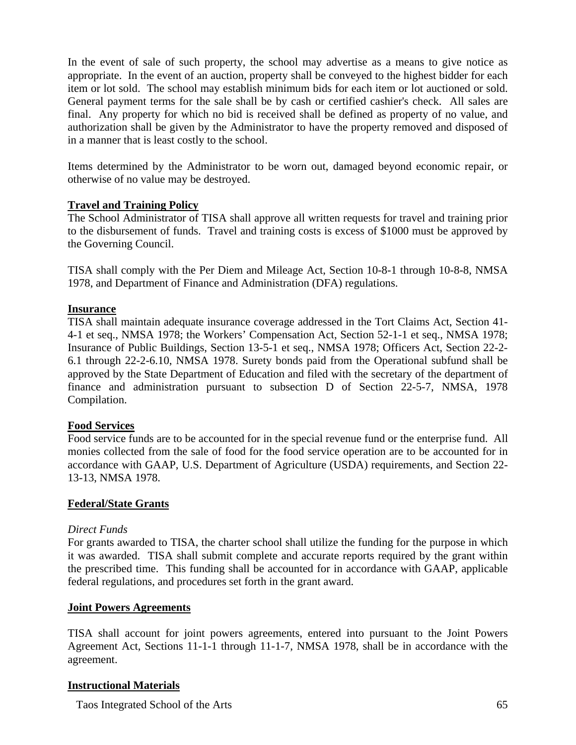In the event of sale of such property, the school may advertise as a means to give notice as appropriate. In the event of an auction, property shall be conveyed to the highest bidder for each item or lot sold. The school may establish minimum bids for each item or lot auctioned or sold. General payment terms for the sale shall be by cash or certified cashier's check. All sales are final. Any property for which no bid is received shall be defined as property of no value, and authorization shall be given by the Administrator to have the property removed and disposed of in a manner that is least costly to the school.

Items determined by the Administrator to be worn out, damaged beyond economic repair, or otherwise of no value may be destroyed.

**Travel and Training Policy**

The School Administrator of TISA shall approve all written requests for travel and training prior to the disbursement of funds. Travel and training costs is excess of $1000 must be approved by the Governing Council.

TISA shall comply with the Per Diem and Mileage Act, Section 10-8-1 through 10-8-8, NMSA 1978, and Department of Finance and Administration (DFA) regulations.

**Insurance**

TISA shall maintain adequate insurance coverage addressed in the Tort Claims Act, Section 41-4-1 et seq., NMSA 1978; the Workers' Compensation Act, Section 52-1-1 et seq., NMSA 1978; Insurance of Public Buildings, Section 13-5-1 et seq., NMSA 1978; Officers Act, Section 22-2-6.1 through 22-2-6.10, NMSA 1978. Surety bonds paid from the Operational subfund shall be approved by the State Department of Education and filed with the secretary of the department of finance and administration pursuant to subsection D of Section 22-5-7, NMSA, 1978 Compilation.

**Food Services**

Food service funds are to be accounted for in the special revenue fund or the enterprise fund. All monies collected from the sale of food for the food service operation are to be accounted for in accordance with GAAP, U.S. Department of Agriculture (USDA) requirements, and Section 22-13-13, NMSA 1978.

**Federal/State Grants**

*Direct Funds*

For grants awarded to TISA, the charter school shall utilize the funding for the purpose in which it was awarded. TISA shall submit complete and accurate reports required by the grant within the prescribed time. This funding shall be accounted for in accordance with GAAP, applicable federal regulations, and procedures set forth in the grant award.

**Joint Powers Agreements**

TISA shall account for joint powers agreements, entered into pursuant to the Joint Powers Agreement Act, Sections 11-1-1 through 11-1-7, NMSA 1978, shall be in accordance with the agreement.

**Instructional Materials**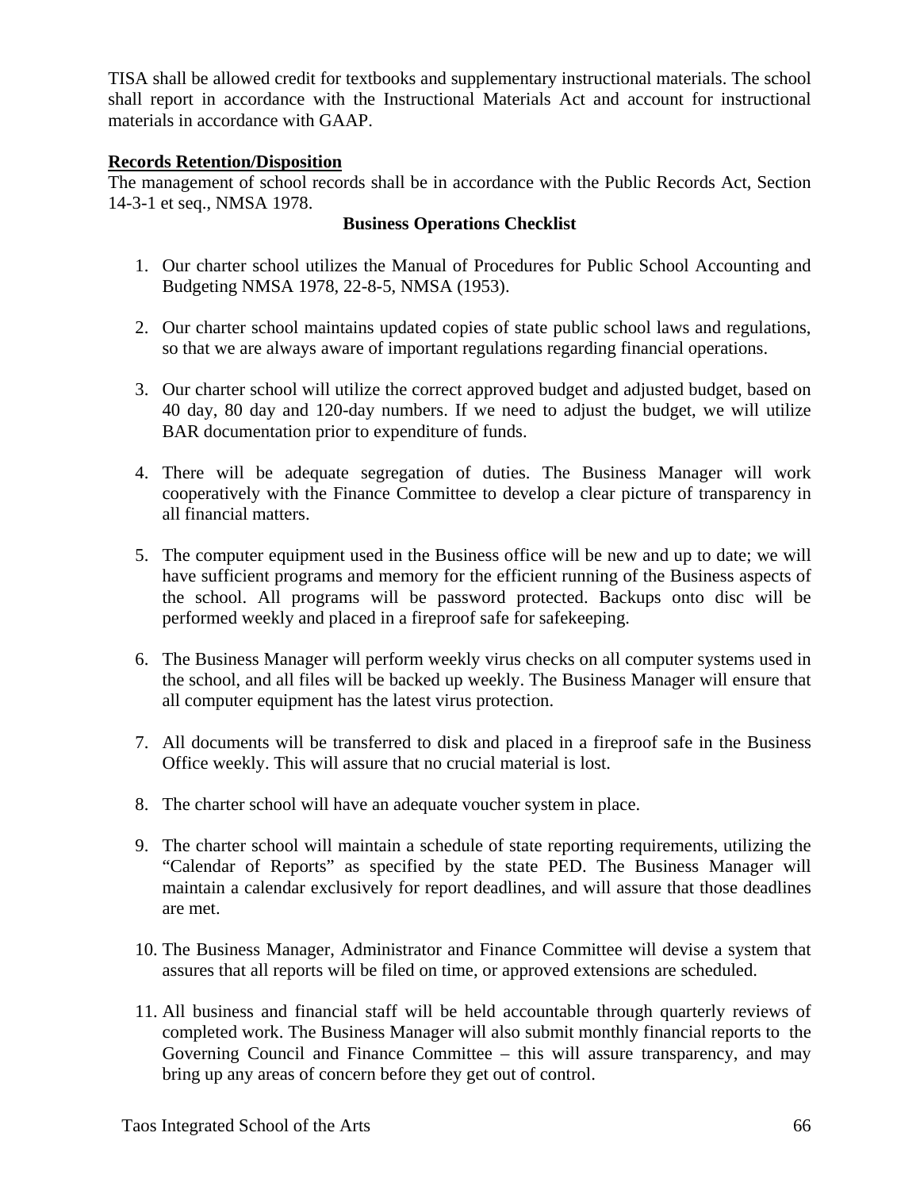TISA shall be allowed credit for textbooks and supplementary instructional materials. The school shall report in accordance with the Instructional Materials Act and account for instructional materials in accordance with GAAP.

**Records Retention/Disposition**

The management of school records shall be in accordance with the Public Records Act, Section 14-3-1 et seq., NMSA 1978.

**Business Operations Checklist**

1. Our charter school utilizes the Manual of Procedures for Public School Accounting and Budgeting NMSA 1978, 22-8-5, NMSA (1953).

2. Our charter school maintains updated copies of state public school laws and regulations, so that we are always aware of important regulations regarding financial operations.

3. Our charter school will utilize the correct approved budget and adjusted budget, based on 40 day, 80 day and 120-day numbers. If we need to adjust the budget, we will utilize BAR documentation prior to expenditure of funds.

4. There will be adequate segregation of duties. The Business Manager will work cooperatively with the Finance Committee to develop a clear picture of transparency in all financial matters.

5. The computer equipment used in the Business office will be new and up to date; we will have sufficient programs and memory for the efficient running of the Business aspects of the school. All programs will be password protected. Backups onto disc will be performed weekly and placed in a fireproof safe for safekeeping.

6. The Business Manager will perform weekly virus checks on all computer systems used in the school, and all files will be backed up weekly. The Business Manager will ensure that all computer equipment has the latest virus protection.

7. All documents will be transferred to disk and placed in a fireproof safe in the Business Office weekly. This will assure that no crucial material is lost.

8. The charter school will have an adequate voucher system in place.

9. The charter school will maintain a schedule of state reporting requirements, utilizing the "Calendar of Reports" as specified by the state PED. The Business Manager will maintain a calendar exclusively for report deadlines, and will assure that those deadlines are met.

10. The Business Manager, Administrator and Finance Committee will devise a system that assures that all reports will be filed on time, or approved extensions are scheduled.

11. All business and financial staff will be held accountable through quarterly reviews of completed work. The Business Manager will also submit monthly financial reports to the Governing Council and Finance Committee – this will assure transparency, and may bring up any areas of concern before they get out of control.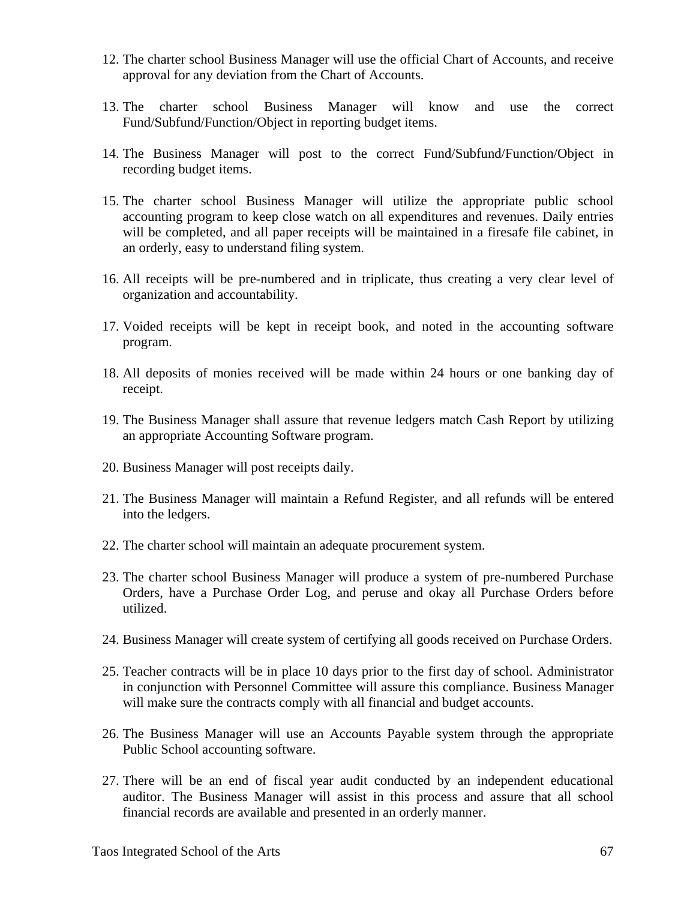12. The charter school Business Manager will use the official Chart of Accounts, and receive approval for any deviation from the Chart of Accounts.

13. The charter school Business Manager will know and use the correct Fund/Subfund/Function/Object in reporting budget items.

14. The Business Manager will post to the correct Fund/Subfund/Function/Object in recording budget items.

15. The charter school Business Manager will utilize the appropriate public school accounting program to keep close watch on all expenditures and revenues. Daily entries will be completed, and all paper receipts will be maintained in a firesafe file cabinet, in an orderly, easy to understand filing system.

16. All receipts will be pre-numbered and in triplicate, thus creating a very clear level of organization and accountability.

17. Voided receipts will be kept in receipt book, and noted in the accounting software program.

18. All deposits of monies received will be made within 24 hours or one banking day of receipt.

19. The Business Manager shall assure that revenue ledgers match Cash Report by utilizing an appropriate Accounting Software program.

20. Business Manager will post receipts daily.

21. The Business Manager will maintain a Refund Register, and all refunds will be entered into the ledgers.

22. The charter school will maintain an adequate procurement system.

23. The charter school Business Manager will produce a system of pre-numbered Purchase Orders, have a Purchase Order Log, and peruse and okay all Purchase Orders before utilized.

24. Business Manager will create system of certifying all goods received on Purchase Orders.

25. Teacher contracts will be in place 10 days prior to the first day of school. Administrator in conjunction with Personnel Committee will assure this compliance. Business Manager will make sure the contracts comply with all financial and budget accounts.

26. The Business Manager will use an Accounts Payable system through the appropriate Public School accounting software.

27. There will be an end of fiscal year audit conducted by an independent educational auditor. The Business Manager will assist in this process and assure that all school financial records are available and presented in an orderly manner.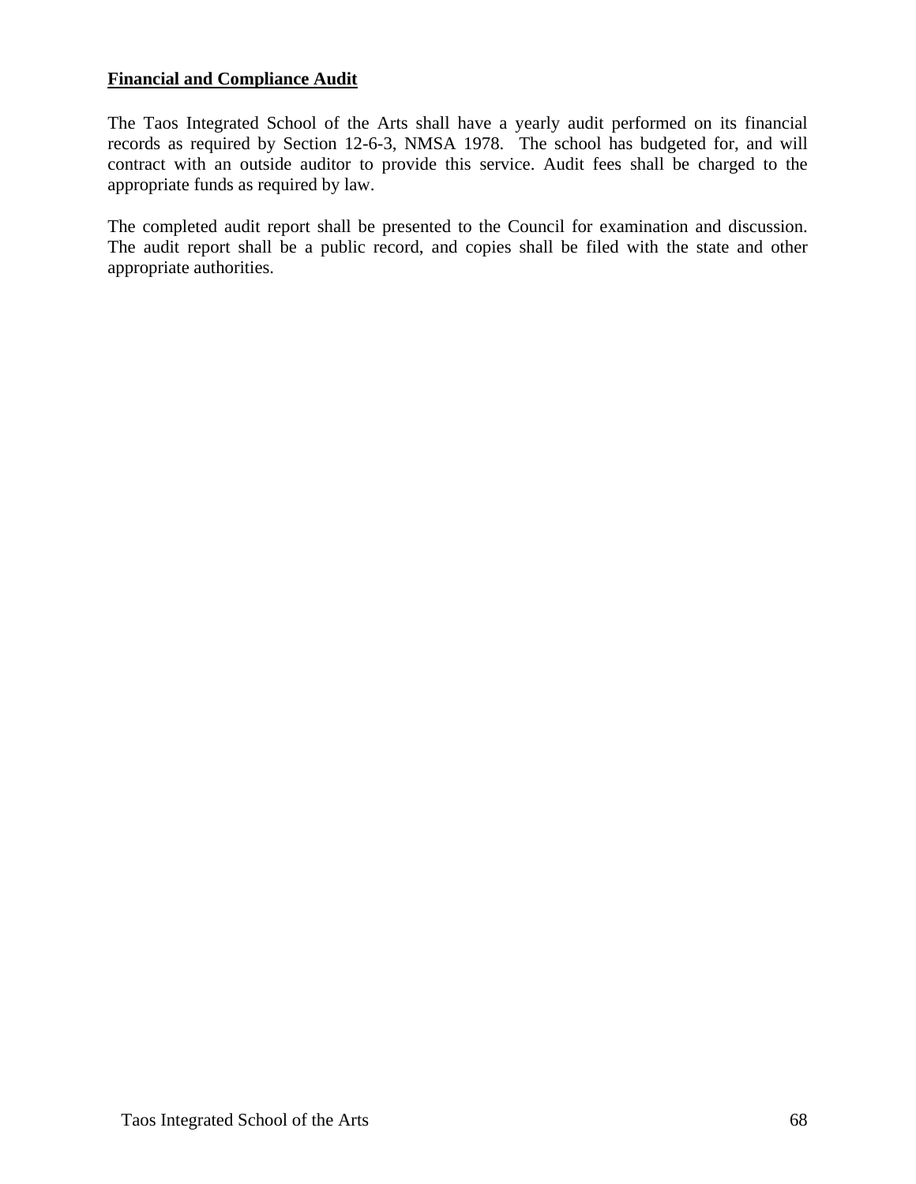**Financial and Compliance Audit**

The Taos Integrated School of the Arts shall have a yearly audit performed on its financial records as required by Section 12-6-3, NMSA 1978. The school has budgeted for, and will contract with an outside auditor to provide this service. Audit fees shall be charged to the appropriate funds as required by law.

The completed audit report shall be presented to the Council for examination and discussion. The audit report shall be a public record, and copies shall be filed with the state and other appropriate authorities.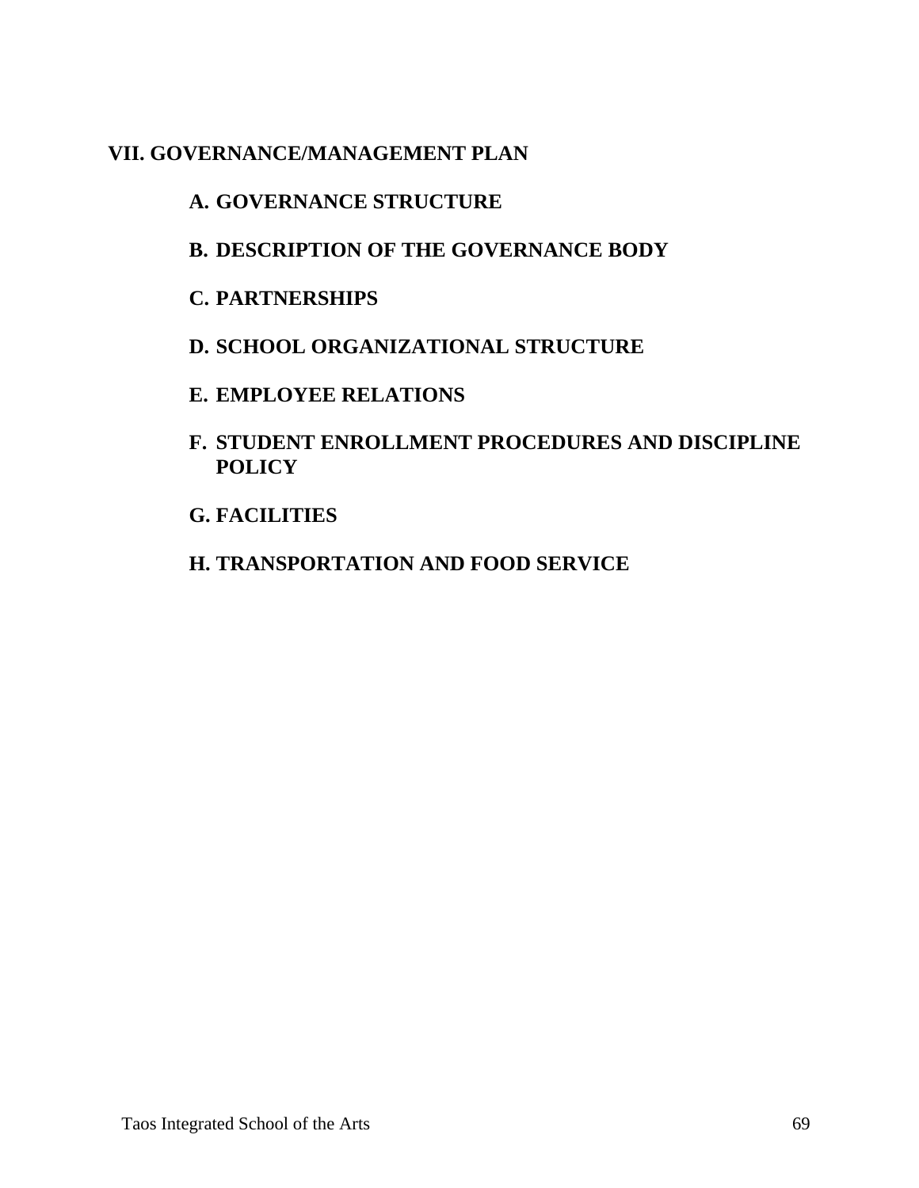# VII. GOVERNANCE/MANAGEMENT PLAN

## A. GOVERNANCE STRUCTURE

## B. DESCRIPTION OF THE GOVERNANCE BODY

## C. PARTNERSHIPS

## D. SCHOOL ORGANIZATIONAL STRUCTURE

## E. EMPLOYEE RELATIONS

## F. STUDENT ENROLLMENT PROCEDURES AND DISCIPLINE POLICY

## G. FACILITIES

## H. TRANSPORTATION AND FOOD SERVICE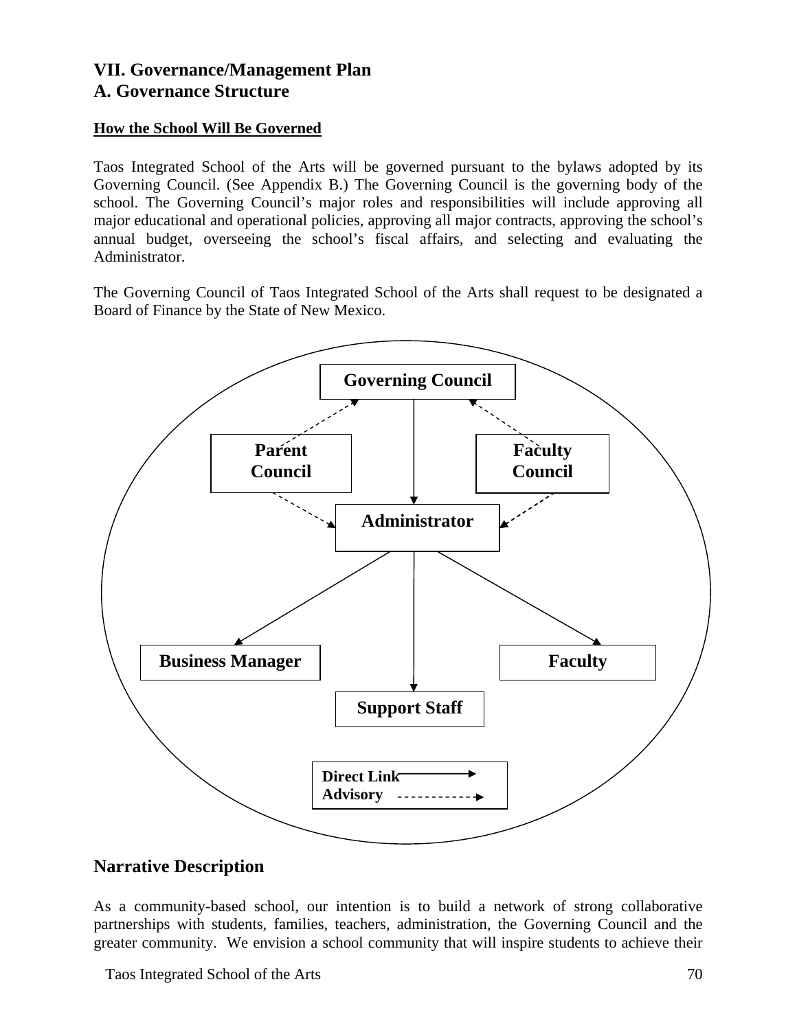## VII. Governance/Management Plan
## A. Governance Structure

**How the School Will Be Governed**

Taos Integrated School of the Arts will be governed pursuant to the bylaws adopted by its Governing Council. (See Appendix B.) The Governing Council is the governing body of the school. The Governing Council's major roles and responsibilities will include approving all major educational and operational policies, approving all major contracts, approving the school's annual budget, overseeing the school's fiscal affairs, and selecting and evaluating the Administrator.

The Governing Council of Taos Integrated School of the Arts shall request to be designated a Board of Finance by the State of New Mexico.

**Governing Council**

**Parent Council** | **Faculty Council**

**Administrator**

**Business Manager** | **Support Staff** | **Faculty**

**Direct Link** ——→
**Advisory** - - - - →

## Narrative Description

As a community-based school, our intention is to build a network of strong collaborative partnerships with students, families, teachers, administration, the Governing Council and the greater community. We envision a school community that will inspire students to achieve their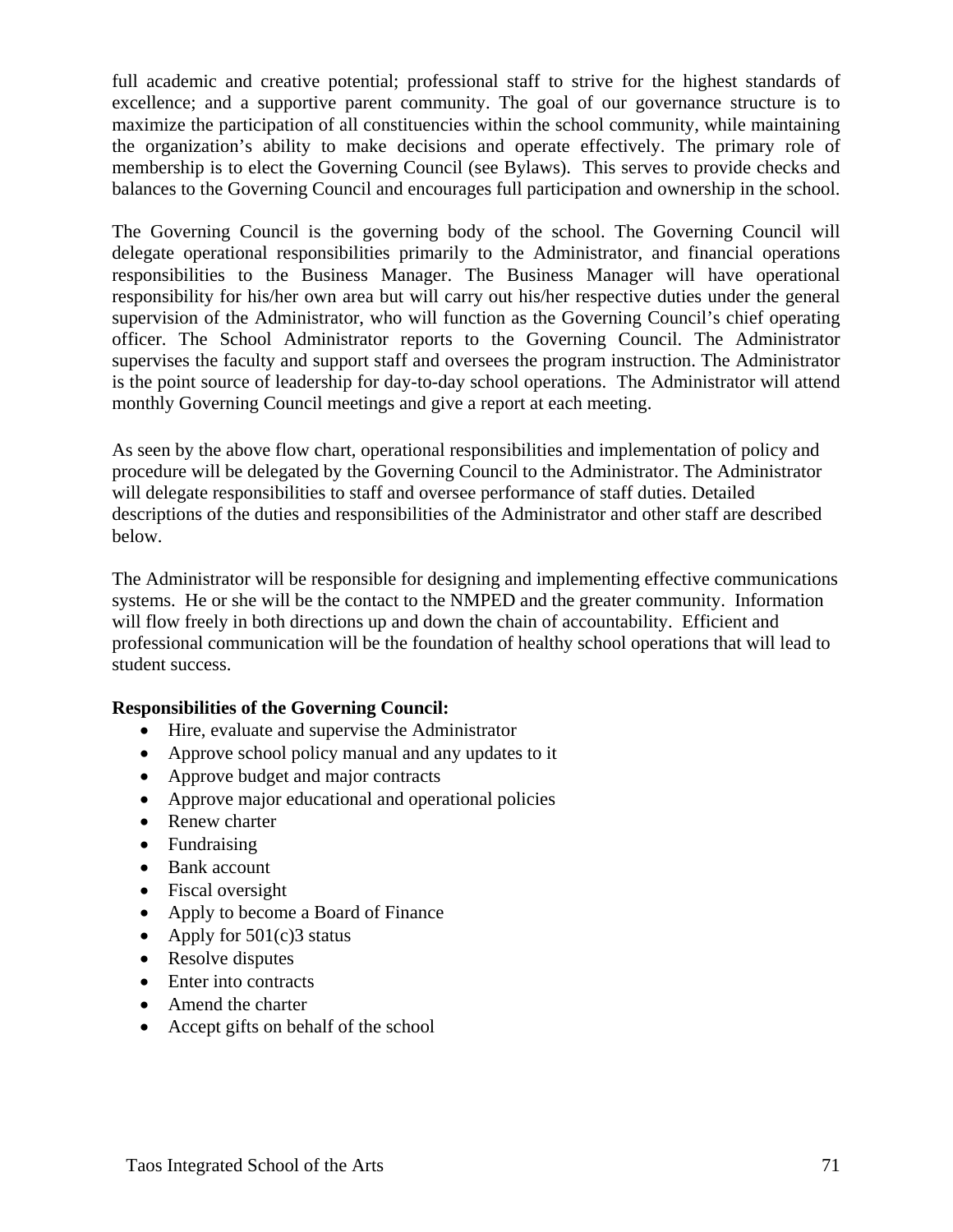full academic and creative potential; professional staff to strive for the highest standards of excellence; and a supportive parent community. The goal of our governance structure is to maximize the participation of all constituencies within the school community, while maintaining the organization's ability to make decisions and operate effectively. The primary role of membership is to elect the Governing Council (see Bylaws). This serves to provide checks and balances to the Governing Council and encourages full participation and ownership in the school.

The Governing Council is the governing body of the school. The Governing Council will delegate operational responsibilities primarily to the Administrator, and financial operations responsibilities to the Business Manager. The Business Manager will have operational responsibility for his/her own area but will carry out his/her respective duties under the general supervision of the Administrator, who will function as the Governing Council's chief operating officer. The School Administrator reports to the Governing Council. The Administrator supervises the faculty and support staff and oversees the program instruction. The Administrator is the point source of leadership for day-to-day school operations. The Administrator will attend monthly Governing Council meetings and give a report at each meeting.

As seen by the above flow chart, operational responsibilities and implementation of policy and procedure will be delegated by the Governing Council to the Administrator. The Administrator will delegate responsibilities to staff and oversee performance of staff duties. Detailed descriptions of the duties and responsibilities of the Administrator and other staff are described below.

The Administrator will be responsible for designing and implementing effective communications systems. He or she will be the contact to the NMPED and the greater community. Information will flow freely in both directions up and down the chain of accountability. Efficient and professional communication will be the foundation of healthy school operations that will lead to student success.

**Responsibilities of the Governing Council:**

- Hire, evaluate and supervise the Administrator
- Approve school policy manual and any updates to it
- Approve budget and major contracts
- Approve major educational and operational policies
- Renew charter
- Fundraising
- Bank account
- Fiscal oversight
- Apply to become a Board of Finance
- Apply for 501(c)3 status
- Resolve disputes
- Enter into contracts
- Amend the charter
- Accept gifts on behalf of the school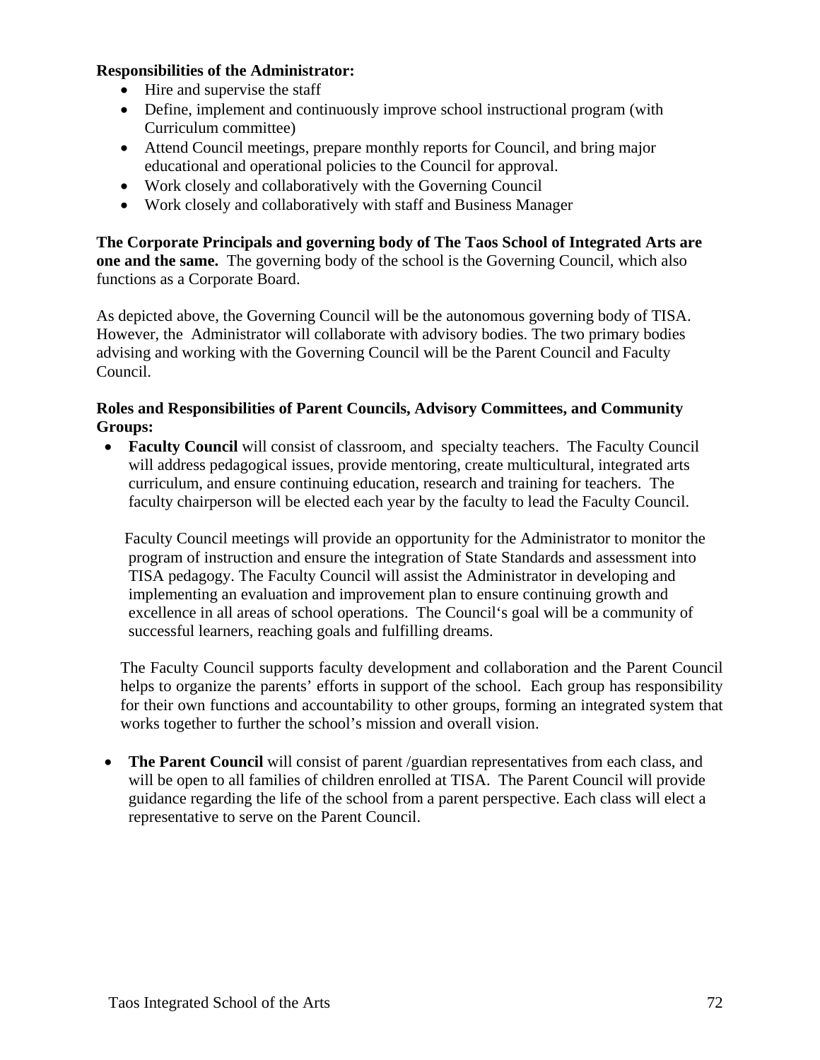**Responsibilities of the Administrator:**

- Hire and supervise the staff
- Define, implement and continuously improve school instructional program (with Curriculum committee)
- Attend Council meetings, prepare monthly reports for Council, and bring major educational and operational policies to the Council for approval.
- Work closely and collaboratively with the Governing Council
- Work closely and collaboratively with staff and Business Manager

**The Corporate Principals and governing body of The Taos School of Integrated Arts are one and the same.** The governing body of the school is the Governing Council, which also functions as a Corporate Board.

As depicted above, the Governing Council will be the autonomous governing body of TISA. However, the Administrator will collaborate with advisory bodies. The two primary bodies advising and working with the Governing Council will be the Parent Council and Faculty Council.

**Roles and Responsibilities of Parent Councils, Advisory Committees, and Community Groups:**

- **Faculty Council** will consist of classroom, and specialty teachers. The Faculty Council will address pedagogical issues, provide mentoring, create multicultural, integrated arts curriculum, and ensure continuing education, research and training for teachers. The faculty chairperson will be elected each year by the faculty to lead the Faculty Council.

  Faculty Council meetings will provide an opportunity for the Administrator to monitor the program of instruction and ensure the integration of State Standards and assessment into TISA pedagogy. The Faculty Council will assist the Administrator in developing and implementing an evaluation and improvement plan to ensure continuing growth and excellence in all areas of school operations. The Council's goal will be a community of successful learners, reaching goals and fulfilling dreams.

  The Faculty Council supports faculty development and collaboration and the Parent Council helps to organize the parents' efforts in support of the school. Each group has responsibility for their own functions and accountability to other groups, forming an integrated system that works together to further the school's mission and overall vision.

- **The Parent Council** will consist of parent /guardian representatives from each class, and will be open to all families of children enrolled at TISA. The Parent Council will provide guidance regarding the life of the school from a parent perspective. Each class will elect a representative to serve on the Parent Council.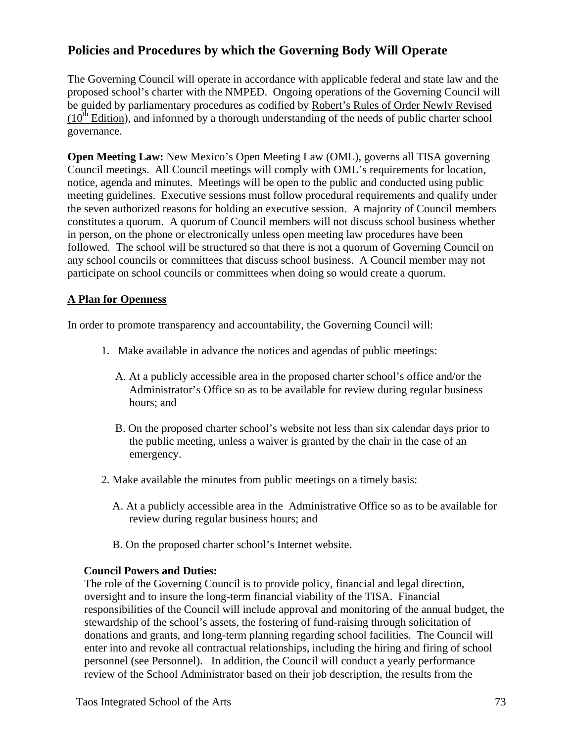## Policies and Procedures by which the Governing Body Will Operate

The Governing Council will operate in accordance with applicable federal and state law and the proposed school's charter with the NMPED. Ongoing operations of the Governing Council will be guided by parliamentary procedures as codified by Robert's Rules of Order Newly Revised (10th Edition), and informed by a thorough understanding of the needs of public charter school governance.

**Open Meeting Law:** New Mexico's Open Meeting Law (OML), governs all TISA governing Council meetings. All Council meetings will comply with OML's requirements for location, notice, agenda and minutes. Meetings will be open to the public and conducted using public meeting guidelines. Executive sessions must follow procedural requirements and qualify under the seven authorized reasons for holding an executive session. A majority of Council members constitutes a quorum. A quorum of Council members will not discuss school business whether in person, on the phone or electronically unless open meeting law procedures have been followed. The school will be structured so that there is not a quorum of Governing Council on any school councils or committees that discuss school business. A Council member may not participate on school councils or committees when doing so would create a quorum.

**A Plan for Openness**

In order to promote transparency and accountability, the Governing Council will:

1. Make available in advance the notices and agendas of public meetings:

   A. At a publicly accessible area in the proposed charter school's office and/or the Administrator's Office so as to be available for review during regular business hours; and

   B. On the proposed charter school's website not less than six calendar days prior to the public meeting, unless a waiver is granted by the chair in the case of an emergency.

2. Make available the minutes from public meetings on a timely basis:

   A. At a publicly accessible area in the Administrative Office so as to be available for review during regular business hours; and

   B. On the proposed charter school's Internet website.

**Council Powers and Duties:**
The role of the Governing Council is to provide policy, financial and legal direction, oversight and to insure the long-term financial viability of the TISA. Financial responsibilities of the Council will include approval and monitoring of the annual budget, the stewardship of the school's assets, the fostering of fund-raising through solicitation of donations and grants, and long-term planning regarding school facilities. The Council will enter into and revoke all contractual relationships, including the hiring and firing of school personnel (see Personnel). In addition, the Council will conduct a yearly performance review of the School Administrator based on their job description, the results from the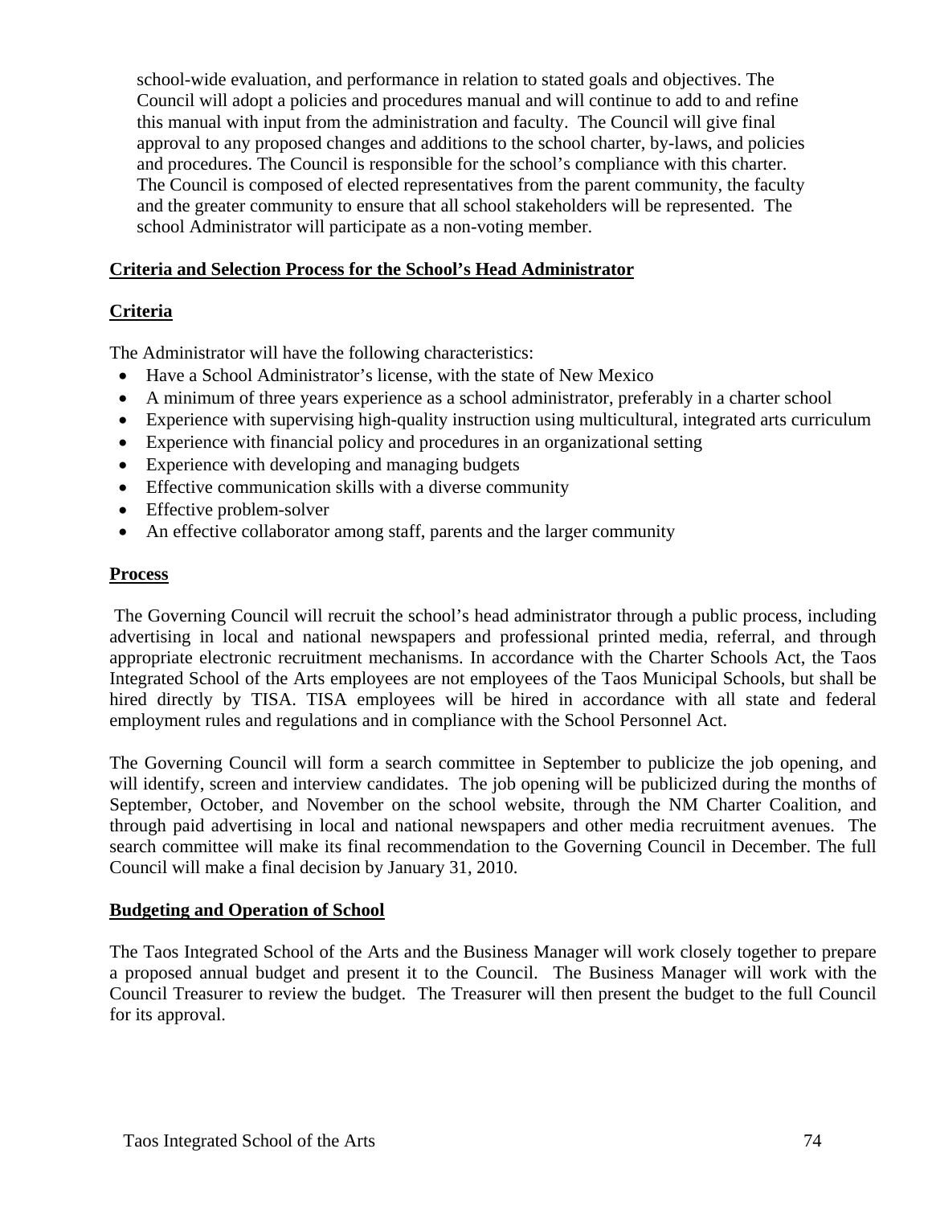school-wide evaluation, and performance in relation to stated goals and objectives. The Council will adopt a policies and procedures manual and will continue to add to and refine this manual with input from the administration and faculty. The Council will give final approval to any proposed changes and additions to the school charter, by-laws, and policies and procedures. The Council is responsible for the school's compliance with this charter. The Council is composed of elected representatives from the parent community, the faculty and the greater community to ensure that all school stakeholders will be represented. The school Administrator will participate as a non-voting member.

## Criteria and Selection Process for the School's Head Administrator

### Criteria

The Administrator will have the following characteristics:

- Have a School Administrator's license, with the state of New Mexico
- A minimum of three years experience as a school administrator, preferably in a charter school
- Experience with supervising high-quality instruction using multicultural, integrated arts curriculum
- Experience with financial policy and procedures in an organizational setting
- Experience with developing and managing budgets
- Effective communication skills with a diverse community
- Effective problem-solver
- An effective collaborator among staff, parents and the larger community

### Process

The Governing Council will recruit the school's head administrator through a public process, including advertising in local and national newspapers and professional printed media, referral, and through appropriate electronic recruitment mechanisms. In accordance with the Charter Schools Act, the Taos Integrated School of the Arts employees are not employees of the Taos Municipal Schools, but shall be hired directly by TISA. TISA employees will be hired in accordance with all state and federal employment rules and regulations and in compliance with the School Personnel Act.

The Governing Council will form a search committee in September to publicize the job opening, and will identify, screen and interview candidates. The job opening will be publicized during the months of September, October, and November on the school website, through the NM Charter Coalition, and through paid advertising in local and national newspapers and other media recruitment avenues. The search committee will make its final recommendation to the Governing Council in December. The full Council will make a final decision by January 31, 2010.

## Budgeting and Operation of School

The Taos Integrated School of the Arts and the Business Manager will work closely together to prepare a proposed annual budget and present it to the Council. The Business Manager will work with the Council Treasurer to review the budget. The Treasurer will then present the budget to the full Council for its approval.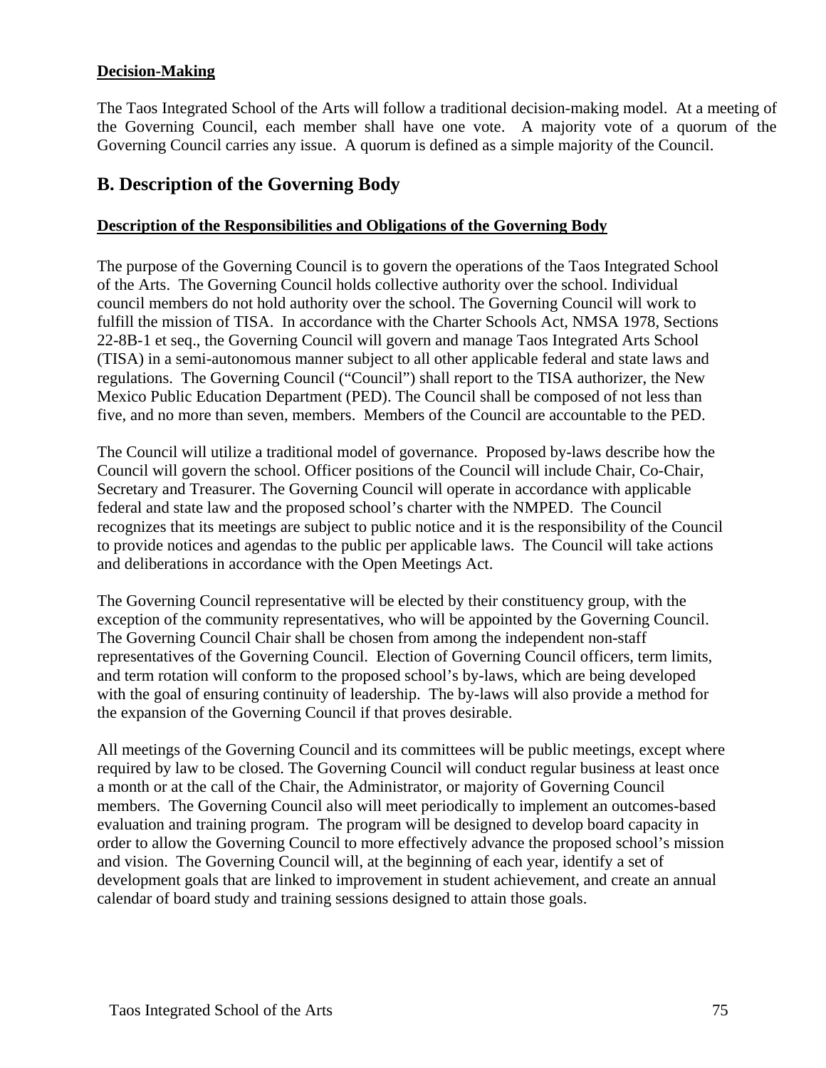**Decision-Making**

The Taos Integrated School of the Arts will follow a traditional decision-making model. At a meeting of the Governing Council, each member shall have one vote. A majority vote of a quorum of the Governing Council carries any issue. A quorum is defined as a simple majority of the Council.

## B. Description of the Governing Body

**Description of the Responsibilities and Obligations of the Governing Body**

The purpose of the Governing Council is to govern the operations of the Taos Integrated School of the Arts. The Governing Council holds collective authority over the school. Individual council members do not hold authority over the school. The Governing Council will work to fulfill the mission of TISA. In accordance with the Charter Schools Act, NMSA 1978, Sections 22-8B-1 et seq., the Governing Council will govern and manage Taos Integrated Arts School (TISA) in a semi-autonomous manner subject to all other applicable federal and state laws and regulations. The Governing Council ("Council") shall report to the TISA authorizer, the New Mexico Public Education Department (PED). The Council shall be composed of not less than five, and no more than seven, members. Members of the Council are accountable to the PED.

The Council will utilize a traditional model of governance. Proposed by-laws describe how the Council will govern the school. Officer positions of the Council will include Chair, Co-Chair, Secretary and Treasurer. The Governing Council will operate in accordance with applicable federal and state law and the proposed school's charter with the NMPED. The Council recognizes that its meetings are subject to public notice and it is the responsibility of the Council to provide notices and agendas to the public per applicable laws. The Council will take actions and deliberations in accordance with the Open Meetings Act.

The Governing Council representative will be elected by their constituency group, with the exception of the community representatives, who will be appointed by the Governing Council. The Governing Council Chair shall be chosen from among the independent non-staff representatives of the Governing Council. Election of Governing Council officers, term limits, and term rotation will conform to the proposed school's by-laws, which are being developed with the goal of ensuring continuity of leadership. The by-laws will also provide a method for the expansion of the Governing Council if that proves desirable.

All meetings of the Governing Council and its committees will be public meetings, except where required by law to be closed. The Governing Council will conduct regular business at least once a month or at the call of the Chair, the Administrator, or majority of Governing Council members. The Governing Council also will meet periodically to implement an outcomes-based evaluation and training program. The program will be designed to develop board capacity in order to allow the Governing Council to more effectively advance the proposed school's mission and vision. The Governing Council will, at the beginning of each year, identify a set of development goals that are linked to improvement in student achievement, and create an annual calendar of board study and training sessions designed to attain those goals.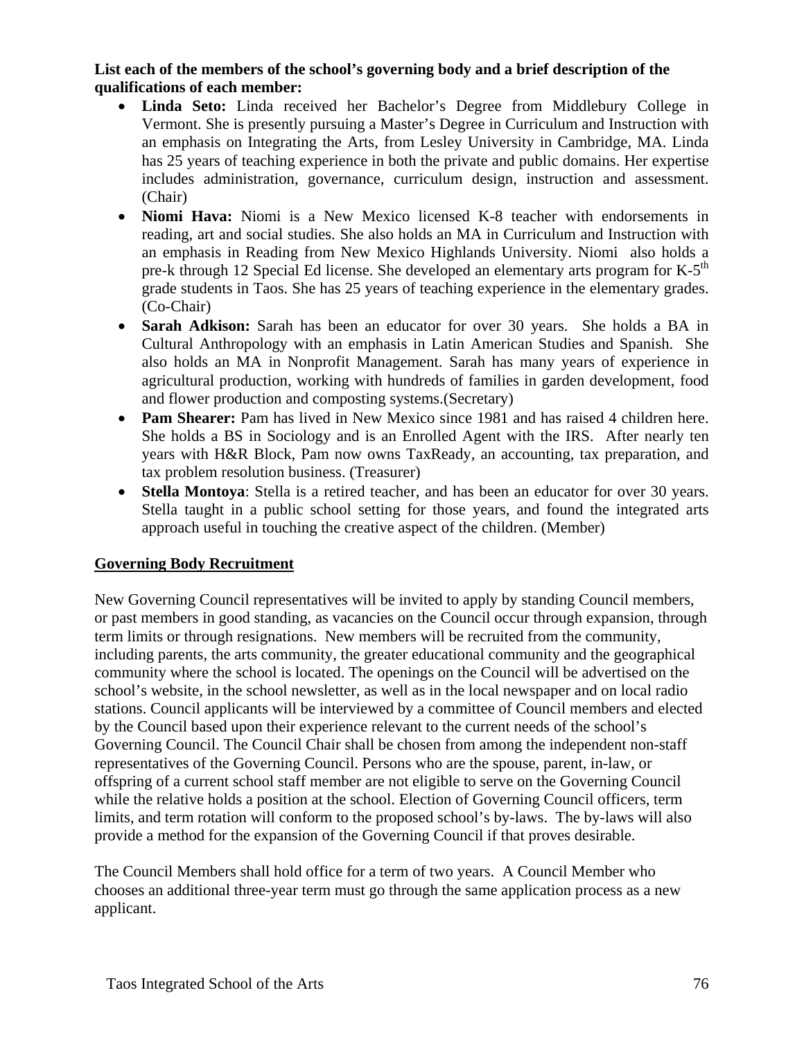**List each of the members of the school's governing body and a brief description of the qualifications of each member:**

- **Linda Seto:** Linda received her Bachelor's Degree from Middlebury College in Vermont. She is presently pursuing a Master's Degree in Curriculum and Instruction with an emphasis on Integrating the Arts, from Lesley University in Cambridge, MA. Linda has 25 years of teaching experience in both the private and public domains. Her expertise includes administration, governance, curriculum design, instruction and assessment. (Chair)
- **Niomi Hava:** Niomi is a New Mexico licensed K-8 teacher with endorsements in reading, art and social studies. She also holds an MA in Curriculum and Instruction with an emphasis in Reading from New Mexico Highlands University. Niomi also holds a pre-k through 12 Special Ed license. She developed an elementary arts program for K-5th grade students in Taos. She has 25 years of teaching experience in the elementary grades. (Co-Chair)
- **Sarah Adkison:** Sarah has been an educator for over 30 years. She holds a BA in Cultural Anthropology with an emphasis in Latin American Studies and Spanish. She also holds an MA in Nonprofit Management. Sarah has many years of experience in agricultural production, working with hundreds of families in garden development, food and flower production and composting systems.(Secretary)
- **Pam Shearer:** Pam has lived in New Mexico since 1981 and has raised 4 children here. She holds a BS in Sociology and is an Enrolled Agent with the IRS. After nearly ten years with H&R Block, Pam now owns TaxReady, an accounting, tax preparation, and tax problem resolution business. (Treasurer)
- **Stella Montoya**: Stella is a retired teacher, and has been an educator for over 30 years. Stella taught in a public school setting for those years, and found the integrated arts approach useful in touching the creative aspect of the children. (Member)

**Governing Body Recruitment**

New Governing Council representatives will be invited to apply by standing Council members, or past members in good standing, as vacancies on the Council occur through expansion, through term limits or through resignations. New members will be recruited from the community, including parents, the arts community, the greater educational community and the geographical community where the school is located. The openings on the Council will be advertised on the school's website, in the school newsletter, as well as in the local newspaper and on local radio stations. Council applicants will be interviewed by a committee of Council members and elected by the Council based upon their experience relevant to the current needs of the school's Governing Council. The Council Chair shall be chosen from among the independent non-staff representatives of the Governing Council. Persons who are the spouse, parent, in-law, or offspring of a current school staff member are not eligible to serve on the Governing Council while the relative holds a position at the school. Election of Governing Council officers, term limits, and term rotation will conform to the proposed school's by-laws. The by-laws will also provide a method for the expansion of the Governing Council if that proves desirable.

The Council Members shall hold office for a term of two years. A Council Member who chooses an additional three-year term must go through the same application process as a new applicant.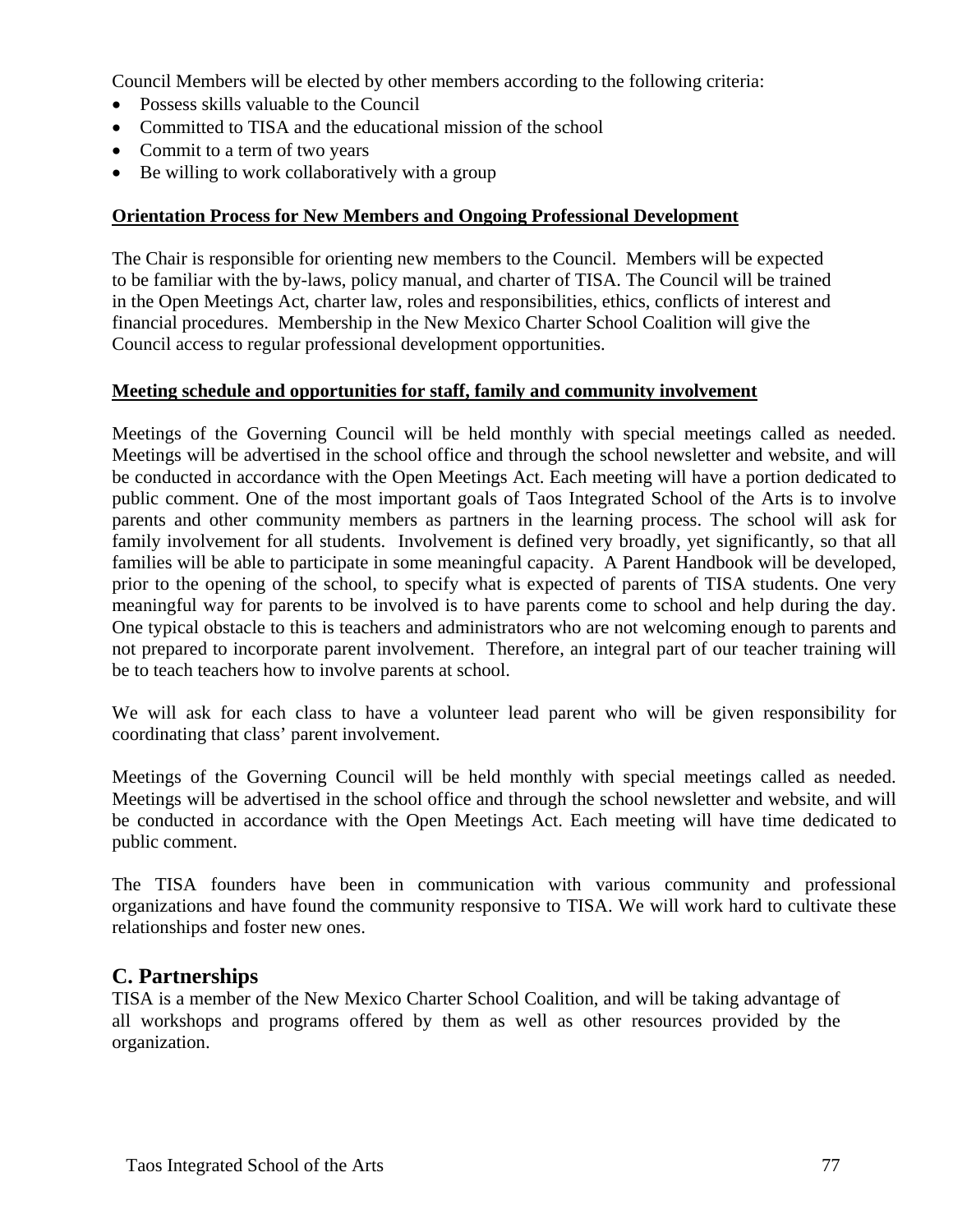Council Members will be elected by other members according to the following criteria:

- Possess skills valuable to the Council
- Committed to TISA and the educational mission of the school
- Commit to a term of two years
- Be willing to work collaboratively with a group

**Orientation Process for New Members and Ongoing Professional Development**

The Chair is responsible for orienting new members to the Council. Members will be expected to be familiar with the by-laws, policy manual, and charter of TISA. The Council will be trained in the Open Meetings Act, charter law, roles and responsibilities, ethics, conflicts of interest and financial procedures. Membership in the New Mexico Charter School Coalition will give the Council access to regular professional development opportunities.

**Meeting schedule and opportunities for staff, family and community involvement**

Meetings of the Governing Council will be held monthly with special meetings called as needed. Meetings will be advertised in the school office and through the school newsletter and website, and will be conducted in accordance with the Open Meetings Act. Each meeting will have a portion dedicated to public comment. One of the most important goals of Taos Integrated School of the Arts is to involve parents and other community members as partners in the learning process. The school will ask for family involvement for all students. Involvement is defined very broadly, yet significantly, so that all families will be able to participate in some meaningful capacity. A Parent Handbook will be developed, prior to the opening of the school, to specify what is expected of parents of TISA students. One very meaningful way for parents to be involved is to have parents come to school and help during the day. One typical obstacle to this is teachers and administrators who are not welcoming enough to parents and not prepared to incorporate parent involvement. Therefore, an integral part of our teacher training will be to teach teachers how to involve parents at school.

We will ask for each class to have a volunteer lead parent who will be given responsibility for coordinating that class' parent involvement.

Meetings of the Governing Council will be held monthly with special meetings called as needed. Meetings will be advertised in the school office and through the school newsletter and website, and will be conducted in accordance with the Open Meetings Act. Each meeting will have time dedicated to public comment.

The TISA founders have been in communication with various community and professional organizations and have found the community responsive to TISA. We will work hard to cultivate these relationships and foster new ones.

## C. Partnerships

TISA is a member of the New Mexico Charter School Coalition, and will be taking advantage of all workshops and programs offered by them as well as other resources provided by the organization.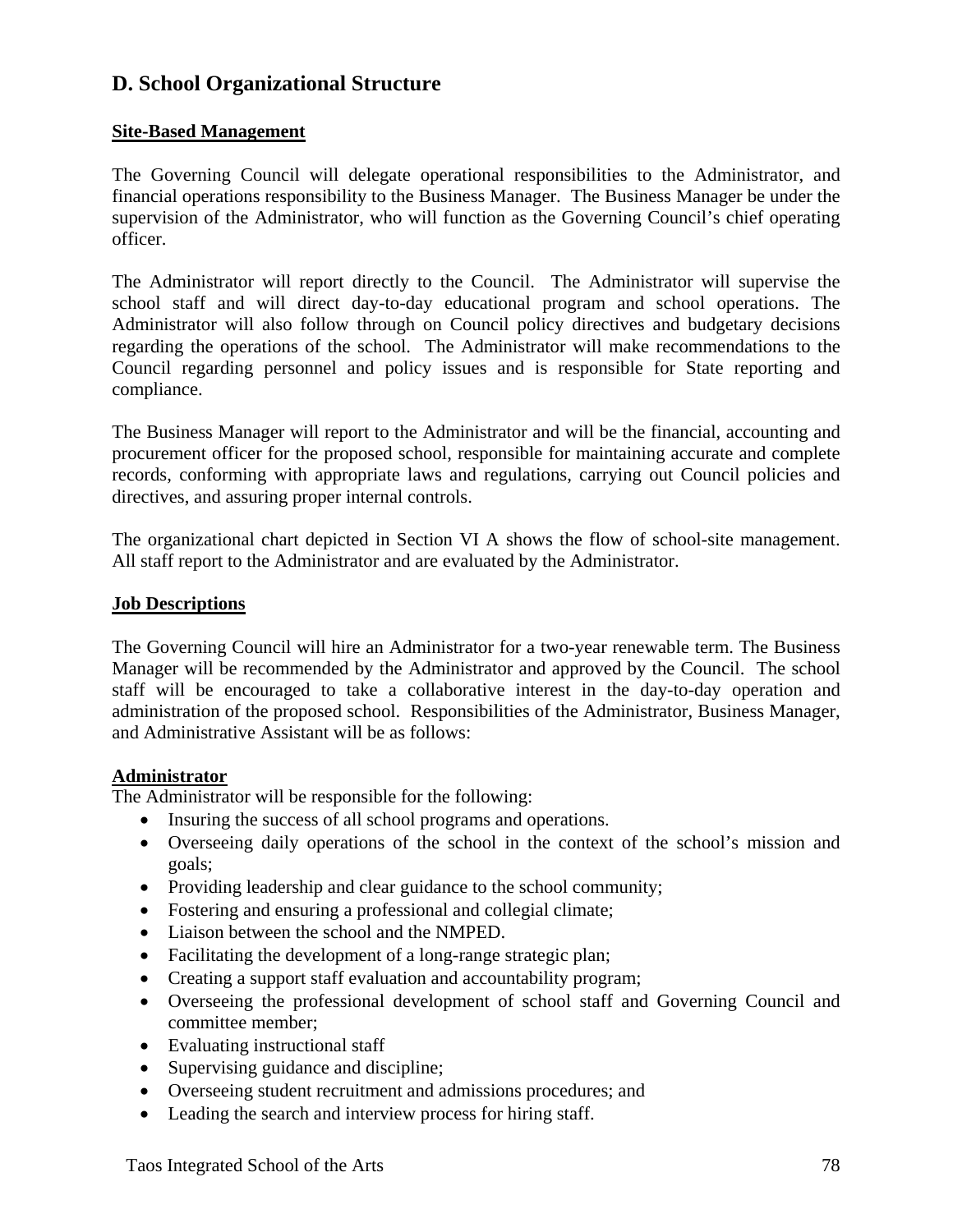## D. School Organizational Structure

**Site-Based Management**

The Governing Council will delegate operational responsibilities to the Administrator, and financial operations responsibility to the Business Manager. The Business Manager be under the supervision of the Administrator, who will function as the Governing Council's chief operating officer.

The Administrator will report directly to the Council. The Administrator will supervise the school staff and will direct day-to-day educational program and school operations. The Administrator will also follow through on Council policy directives and budgetary decisions regarding the operations of the school. The Administrator will make recommendations to the Council regarding personnel and policy issues and is responsible for State reporting and compliance.

The Business Manager will report to the Administrator and will be the financial, accounting and procurement officer for the proposed school, responsible for maintaining accurate and complete records, conforming with appropriate laws and regulations, carrying out Council policies and directives, and assuring proper internal controls.

The organizational chart depicted in Section VI A shows the flow of school-site management. All staff report to the Administrator and are evaluated by the Administrator.

**Job Descriptions**

The Governing Council will hire an Administrator for a two-year renewable term. The Business Manager will be recommended by the Administrator and approved by the Council. The school staff will be encouraged to take a collaborative interest in the day-to-day operation and administration of the proposed school. Responsibilities of the Administrator, Business Manager, and Administrative Assistant will be as follows:

**Administrator**

The Administrator will be responsible for the following:

- Insuring the success of all school programs and operations.
- Overseeing daily operations of the school in the context of the school's mission and goals;
- Providing leadership and clear guidance to the school community;
- Fostering and ensuring a professional and collegial climate;
- Liaison between the school and the NMPED.
- Facilitating the development of a long-range strategic plan;
- Creating a support staff evaluation and accountability program;
- Overseeing the professional development of school staff and Governing Council and committee member;
- Evaluating instructional staff
- Supervising guidance and discipline;
- Overseeing student recruitment and admissions procedures; and
- Leading the search and interview process for hiring staff.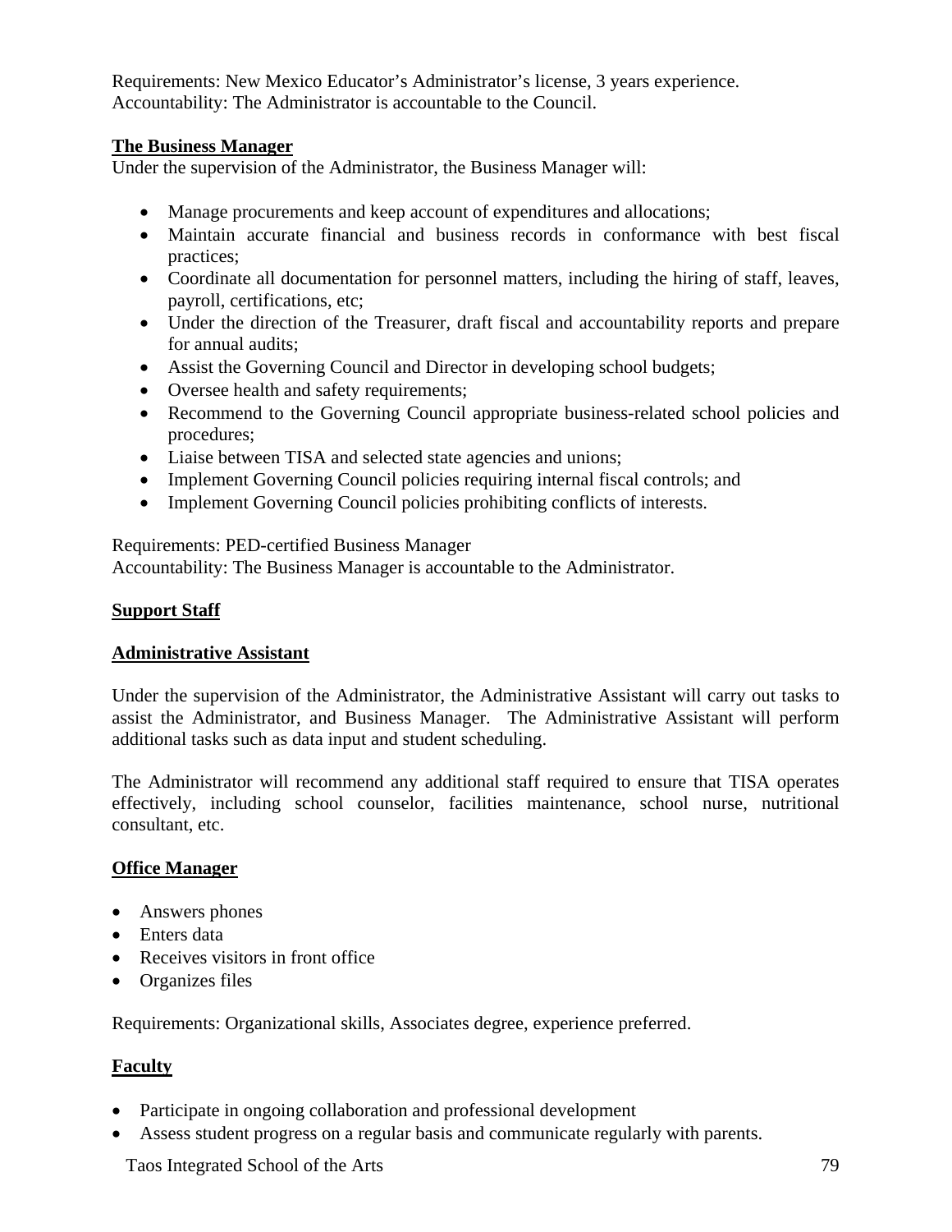Requirements: New Mexico Educator's Administrator's license, 3 years experience.
Accountability: The Administrator is accountable to the Council.

**The Business Manager**

Under the supervision of the Administrator, the Business Manager will:

- Manage procurements and keep account of expenditures and allocations;
- Maintain accurate financial and business records in conformance with best fiscal practices;
- Coordinate all documentation for personnel matters, including the hiring of staff, leaves, payroll, certifications, etc;
- Under the direction of the Treasurer, draft fiscal and accountability reports and prepare for annual audits;
- Assist the Governing Council and Director in developing school budgets;
- Oversee health and safety requirements;
- Recommend to the Governing Council appropriate business-related school policies and procedures;
- Liaise between TISA and selected state agencies and unions;
- Implement Governing Council policies requiring internal fiscal controls; and
- Implement Governing Council policies prohibiting conflicts of interests.

Requirements: PED-certified Business Manager
Accountability: The Business Manager is accountable to the Administrator.

**Support Staff**

**Administrative Assistant**

Under the supervision of the Administrator, the Administrative Assistant will carry out tasks to assist the Administrator, and Business Manager. The Administrative Assistant will perform additional tasks such as data input and student scheduling.

The Administrator will recommend any additional staff required to ensure that TISA operates effectively, including school counselor, facilities maintenance, school nurse, nutritional consultant, etc.

**Office Manager**

- Answers phones
- Enters data
- Receives visitors in front office
- Organizes files

Requirements: Organizational skills, Associates degree, experience preferred.

**Faculty**

- Participate in ongoing collaboration and professional development
- Assess student progress on a regular basis and communicate regularly with parents.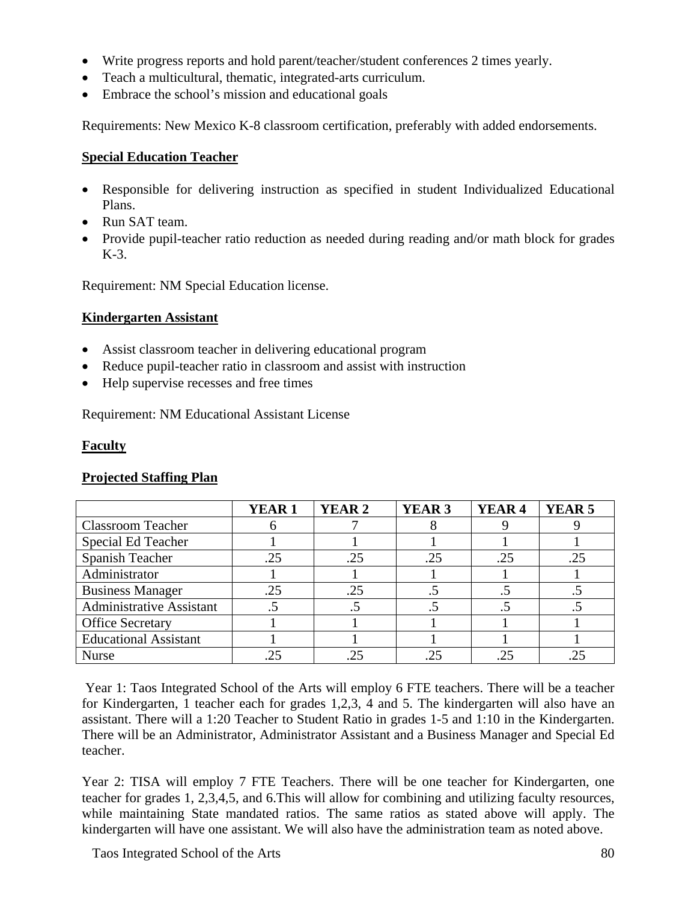- Write progress reports and hold parent/teacher/student conferences 2 times yearly.
- Teach a multicultural, thematic, integrated-arts curriculum.
- Embrace the school's mission and educational goals

Requirements: New Mexico K-8 classroom certification, preferably with added endorsements.

**Special Education Teacher**

- Responsible for delivering instruction as specified in student Individualized Educational Plans.
- Run SAT team.
- Provide pupil-teacher ratio reduction as needed during reading and/or math block for grades K-3.

Requirement: NM Special Education license.

**Kindergarten Assistant**

- Assist classroom teacher in delivering educational program
- Reduce pupil-teacher ratio in classroom and assist with instruction
- Help supervise recesses and free times

Requirement: NM Educational Assistant License

**Faculty**

**Projected Staffing Plan**

| | YEAR 1 | YEAR 2 | YEAR 3 | YEAR 4 | YEAR 5 |
|---|---|---|---|---|---|
| Classroom Teacher | 6 | 7 | 8 | 9 | 9 |
| Special Ed Teacher | 1 | 1 | 1 | 1 | 1 |
| Spanish Teacher | .25 | .25 | .25 | .25 | .25 |
| Administrator | 1 | 1 | 1 | 1 | 1 |
| Business Manager | .25 | .25 | .5 | .5 | .5 |
| Administrative Assistant | .5 | .5 | .5 | .5 | .5 |
| Office Secretary | 1 | 1 | 1 | 1 | 1 |
| Educational Assistant | 1 | 1 | 1 | 1 | 1 |
| Nurse | .25 | .25 | .25 | .25 | .25 |

Year 1: Taos Integrated School of the Arts will employ 6 FTE teachers. There will be a teacher for Kindergarten, 1 teacher each for grades 1,2,3, 4 and 5. The kindergarten will also have an assistant. There will a 1:20 Teacher to Student Ratio in grades 1-5 and 1:10 in the Kindergarten. There will be an Administrator, Administrator Assistant and a Business Manager and Special Ed teacher.

Year 2: TISA will employ 7 FTE Teachers. There will be one teacher for Kindergarten, one teacher for grades 1, 2,3,4,5, and 6.This will allow for combining and utilizing faculty resources, while maintaining State mandated ratios. The same ratios as stated above will apply. The kindergarten will have one assistant. We will also have the administration team as noted above.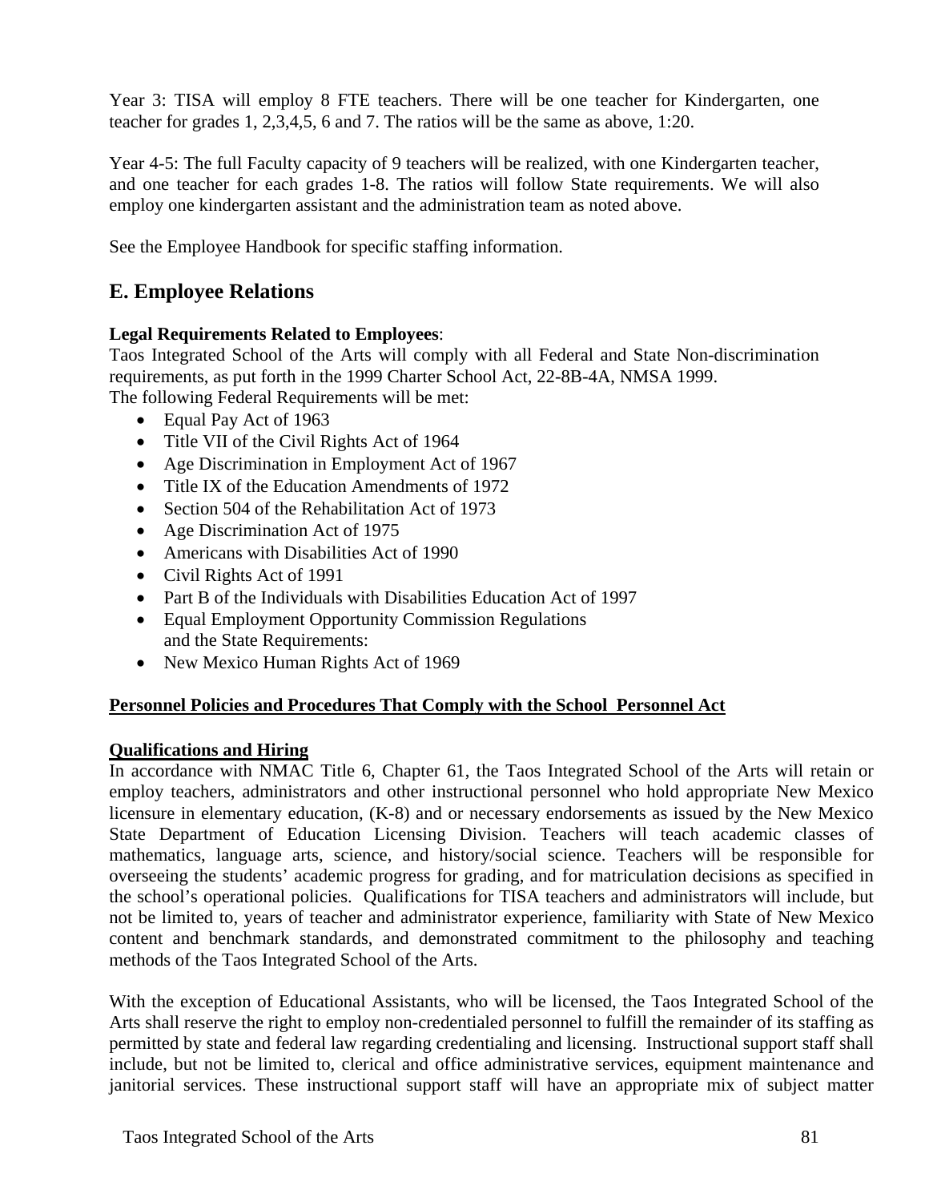Year 3: TISA will employ 8 FTE teachers. There will be one teacher for Kindergarten, one teacher for grades 1, 2,3,4,5, 6 and 7. The ratios will be the same as above, 1:20.

Year 4-5: The full Faculty capacity of 9 teachers will be realized, with one Kindergarten teacher, and one teacher for each grades 1-8. The ratios will follow State requirements. We will also employ one kindergarten assistant and the administration team as noted above.

See the Employee Handbook for specific staffing information.

## E. Employee Relations

**Legal Requirements Related to Employees**:
Taos Integrated School of the Arts will comply with all Federal and State Non-discrimination requirements, as put forth in the 1999 Charter School Act, 22-8B-4A, NMSA 1999.
The following Federal Requirements will be met:

- Equal Pay Act of 1963
- Title VII of the Civil Rights Act of 1964
- Age Discrimination in Employment Act of 1967
- Title IX of the Education Amendments of 1972
- Section 504 of the Rehabilitation Act of 1973
- Age Discrimination Act of 1975
- Americans with Disabilities Act of 1990
- Civil Rights Act of 1991
- Part B of the Individuals with Disabilities Education Act of 1997
- Equal Employment Opportunity Commission Regulations
  and the State Requirements:
- New Mexico Human Rights Act of 1969

**Personnel Policies and Procedures That Comply with the School Personnel Act**

**Qualifications and Hiring**
In accordance with NMAC Title 6, Chapter 61, the Taos Integrated School of the Arts will retain or employ teachers, administrators and other instructional personnel who hold appropriate New Mexico licensure in elementary education, (K-8) and or necessary endorsements as issued by the New Mexico State Department of Education Licensing Division. Teachers will teach academic classes of mathematics, language arts, science, and history/social science. Teachers will be responsible for overseeing the students' academic progress for grading, and for matriculation decisions as specified in the school's operational policies. Qualifications for TISA teachers and administrators will include, but not be limited to, years of teacher and administrator experience, familiarity with State of New Mexico content and benchmark standards, and demonstrated commitment to the philosophy and teaching methods of the Taos Integrated School of the Arts.

With the exception of Educational Assistants, who will be licensed, the Taos Integrated School of the Arts shall reserve the right to employ non-credentialed personnel to fulfill the remainder of its staffing as permitted by state and federal law regarding credentialing and licensing. Instructional support staff shall include, but not be limited to, clerical and office administrative services, equipment maintenance and janitorial services. These instructional support staff will have an appropriate mix of subject matter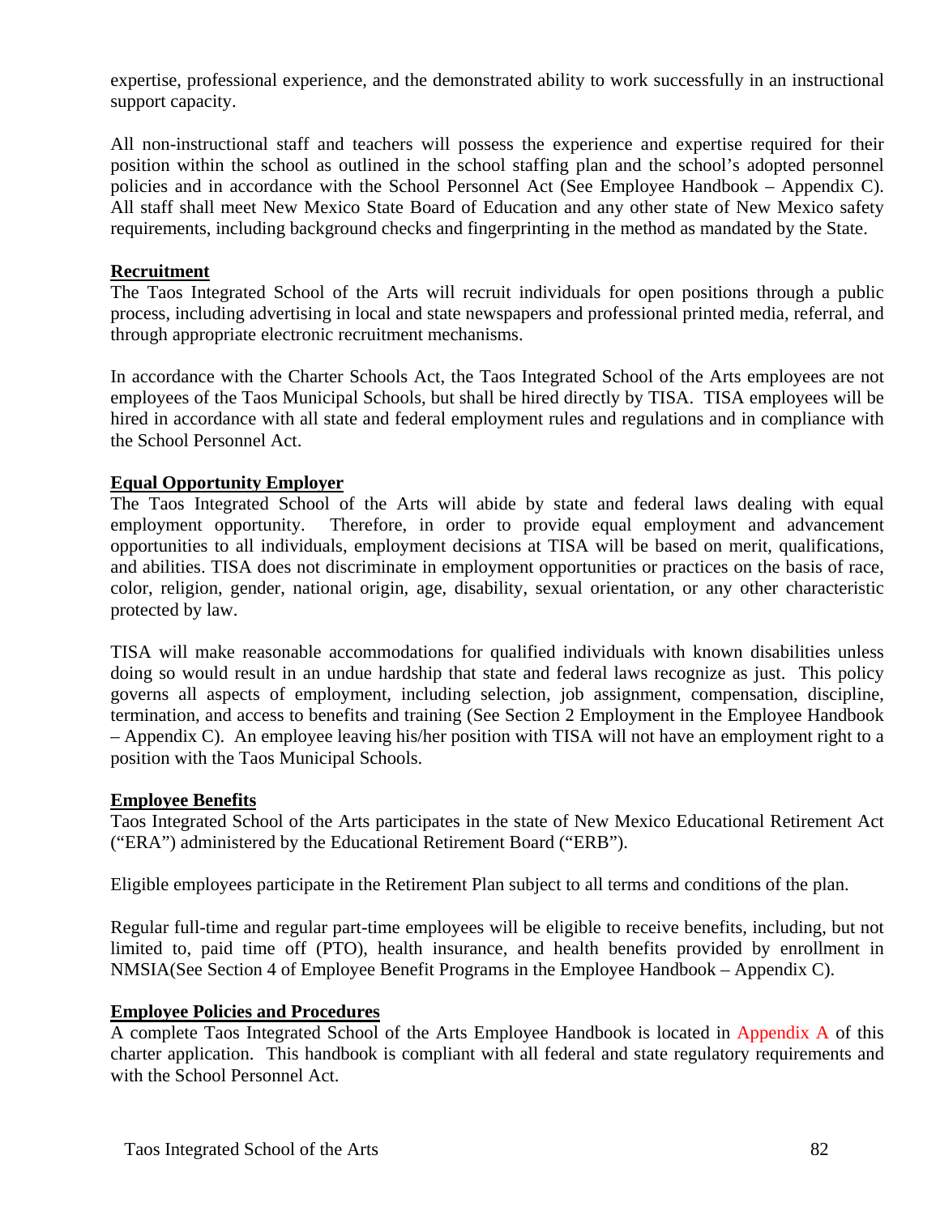expertise, professional experience, and the demonstrated ability to work successfully in an instructional support capacity.

All non-instructional staff and teachers will possess the experience and expertise required for their position within the school as outlined in the school staffing plan and the school's adopted personnel policies and in accordance with the School Personnel Act (See Employee Handbook – Appendix C). All staff shall meet New Mexico State Board of Education and any other state of New Mexico safety requirements, including background checks and fingerprinting in the method as mandated by the State.

**Recruitment**

The Taos Integrated School of the Arts will recruit individuals for open positions through a public process, including advertising in local and state newspapers and professional printed media, referral, and through appropriate electronic recruitment mechanisms.

In accordance with the Charter Schools Act, the Taos Integrated School of the Arts employees are not employees of the Taos Municipal Schools, but shall be hired directly by TISA. TISA employees will be hired in accordance with all state and federal employment rules and regulations and in compliance with the School Personnel Act.

**Equal Opportunity Employer**

The Taos Integrated School of the Arts will abide by state and federal laws dealing with equal employment opportunity. Therefore, in order to provide equal employment and advancement opportunities to all individuals, employment decisions at TISA will be based on merit, qualifications, and abilities. TISA does not discriminate in employment opportunities or practices on the basis of race, color, religion, gender, national origin, age, disability, sexual orientation, or any other characteristic protected by law.

TISA will make reasonable accommodations for qualified individuals with known disabilities unless doing so would result in an undue hardship that state and federal laws recognize as just. This policy governs all aspects of employment, including selection, job assignment, compensation, discipline, termination, and access to benefits and training (See Section 2 Employment in the Employee Handbook – Appendix C). An employee leaving his/her position with TISA will not have an employment right to a position with the Taos Municipal Schools.

**Employee Benefits**

Taos Integrated School of the Arts participates in the state of New Mexico Educational Retirement Act ("ERA") administered by the Educational Retirement Board ("ERB").

Eligible employees participate in the Retirement Plan subject to all terms and conditions of the plan.

Regular full-time and regular part-time employees will be eligible to receive benefits, including, but not limited to, paid time off (PTO), health insurance, and health benefits provided by enrollment in NMSIA(See Section 4 of Employee Benefit Programs in the Employee Handbook – Appendix C).

**Employee Policies and Procedures**

A complete Taos Integrated School of the Arts Employee Handbook is located in Appendix A of this charter application. This handbook is compliant with all federal and state regulatory requirements and with the School Personnel Act.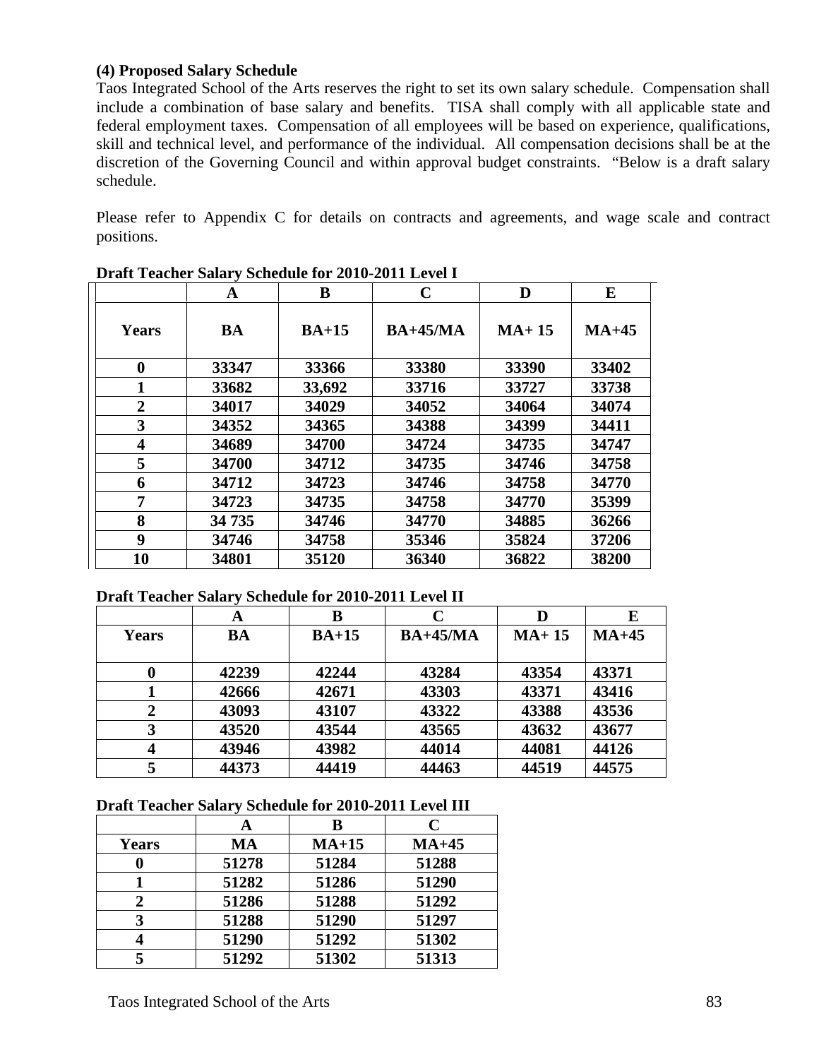**(4) Proposed Salary Schedule**

Taos Integrated School of the Arts reserves the right to set its own salary schedule. Compensation shall include a combination of base salary and benefits. TISA shall comply with all applicable state and federal employment taxes. Compensation of all employees will be based on experience, qualifications, skill and technical level, and performance of the individual. All compensation decisions shall be at the discretion of the Governing Council and within approval budget constraints. "Below is a draft salary schedule.

Please refer to Appendix C for details on contracts and agreements, and wage scale and contract positions.

**Draft Teacher Salary Schedule for 2010-2011 Level I**

| | A | B | C | D | E |
|---|---|---|---|---|---|
| **Years** | **BA** | **BA+15** | **BA+45/MA** | **MA+ 15** | **MA+45** |
| 0 | 33347 | 33366 | 33380 | 33390 | 33402 |
| 1 | 33682 | 33,692 | 33716 | 33727 | 33738 |
| 2 | 34017 | 34029 | 34052 | 34064 | 34074 |
| 3 | 34352 | 34365 | 34388 | 34399 | 34411 |
| 4 | 34689 | 34700 | 34724 | 34735 | 34747 |
| 5 | 34700 | 34712 | 34735 | 34746 | 34758 |
| 6 | 34712 | 34723 | 34746 | 34758 | 34770 |
| 7 | 34723 | 34735 | 34758 | 34770 | 35399 |
| 8 | 34 735 | 34746 | 34770 | 34885 | 36266 |
| 9 | 34746 | 34758 | 35346 | 35824 | 37206 |
| 10 | 34801 | 35120 | 36340 | 36822 | 38200 |

**Draft Teacher Salary Schedule for 2010-2011 Level II**

| | A | B | C | D | E |
|---|---|---|---|---|---|
| **Years** | **BA** | **BA+15** | **BA+45/MA** | **MA+ 15** | **MA+45** |
| 0 | 42239 | 42244 | 43284 | 43354 | 43371 |
| 1 | 42666 | 42671 | 43303 | 43371 | 43416 |
| 2 | 43093 | 43107 | 43322 | 43388 | 43536 |
| 3 | 43520 | 43544 | 43565 | 43632 | 43677 |
| 4 | 43946 | 43982 | 44014 | 44081 | 44126 |
| 5 | 44373 | 44419 | 44463 | 44519 | 44575 |

**Draft Teacher Salary Schedule for 2010-2011 Level III**

| | A | B | C |
|---|---|---|---|
| **Years** | **MA** | **MA+15** | **MA+45** |
| 0 | 51278 | 51284 | 51288 |
| 1 | 51282 | 51286 | 51290 |
| 2 | 51286 | 51288 | 51292 |
| 3 | 51288 | 51290 | 51297 |
| 4 | 51290 | 51292 | 51302 |
| 5 | 51292 | 51302 | 51313 |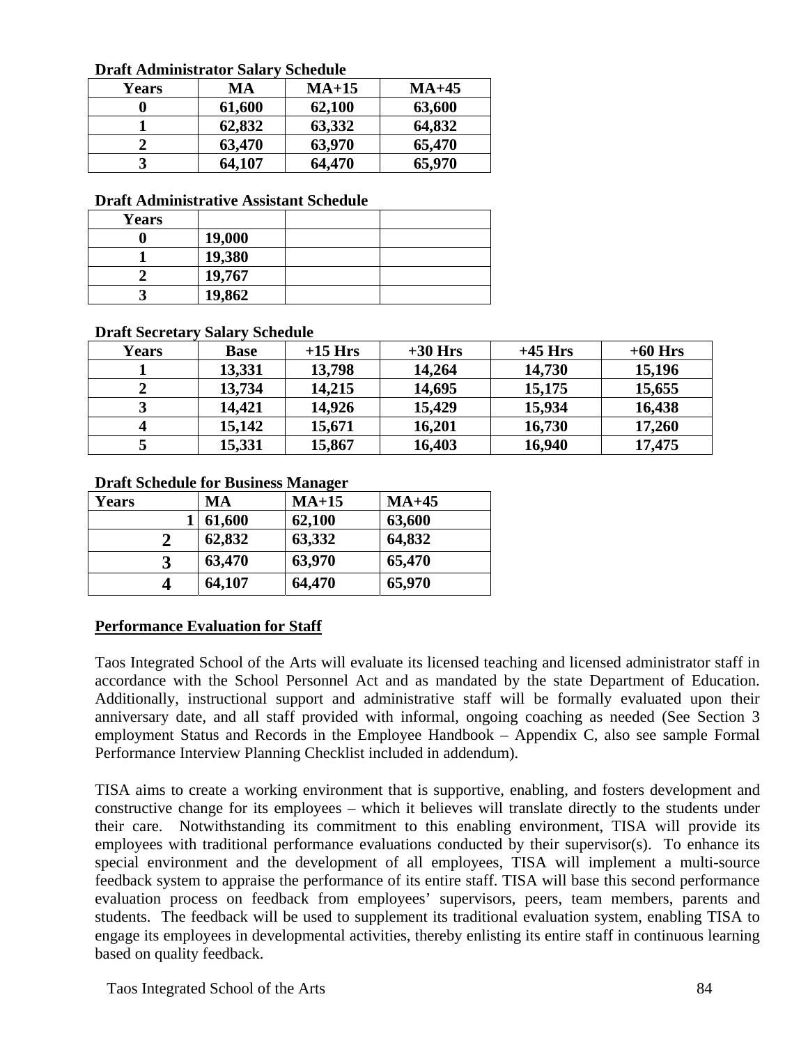**Draft Administrator Salary Schedule**

| Years | MA | MA+15 | MA+45 |
|---|---|---|---|
| 0 | 61,600 | 62,100 | 63,600 |
| 1 | 62,832 | 63,332 | 64,832 |
| 2 | 63,470 | 63,970 | 65,470 |
| 3 | 64,107 | 64,470 | 65,970 |

**Draft Administrative Assistant Schedule**

| Years | | | |
|---|---|---|---|
| 0 | 19,000 | | |
| 1 | 19,380 | | |
| 2 | 19,767 | | |
| 3 | 19,862 | | |

**Draft Secretary Salary Schedule**

| Years | Base | +15 Hrs | +30 Hrs | +45 Hrs | +60 Hrs |
|---|---|---|---|---|---|
| 1 | 13,331 | 13,798 | 14,264 | 14,730 | 15,196 |
| 2 | 13,734 | 14,215 | 14,695 | 15,175 | 15,655 |
| 3 | 14,421 | 14,926 | 15,429 | 15,934 | 16,438 |
| 4 | 15,142 | 15,671 | 16,201 | 16,730 | 17,260 |
| 5 | 15,331 | 15,867 | 16,403 | 16,940 | 17,475 |

**Draft Schedule for Business Manager**

| Years | MA | MA+15 | MA+45 |
|---|---|---|---|
| 1 | 61,600 | 62,100 | 63,600 |
| 2 | 62,832 | 63,332 | 64,832 |
| 3 | 63,470 | 63,970 | 65,470 |
| 4 | 64,107 | 64,470 | 65,970 |

**Performance Evaluation for Staff**

Taos Integrated School of the Arts will evaluate its licensed teaching and licensed administrator staff in accordance with the School Personnel Act and as mandated by the state Department of Education. Additionally, instructional support and administrative staff will be formally evaluated upon their anniversary date, and all staff provided with informal, ongoing coaching as needed (See Section 3 employment Status and Records in the Employee Handbook – Appendix C, also see sample Formal Performance Interview Planning Checklist included in addendum).

TISA aims to create a working environment that is supportive, enabling, and fosters development and constructive change for its employees – which it believes will translate directly to the students under their care. Notwithstanding its commitment to this enabling environment, TISA will provide its employees with traditional performance evaluations conducted by their supervisor(s). To enhance its special environment and the development of all employees, TISA will implement a multi-source feedback system to appraise the performance of its entire staff. TISA will base this second performance evaluation process on feedback from employees' supervisors, peers, team members, parents and students. The feedback will be used to supplement its traditional evaluation system, enabling TISA to engage its employees in developmental activities, thereby enlisting its entire staff in continuous learning based on quality feedback.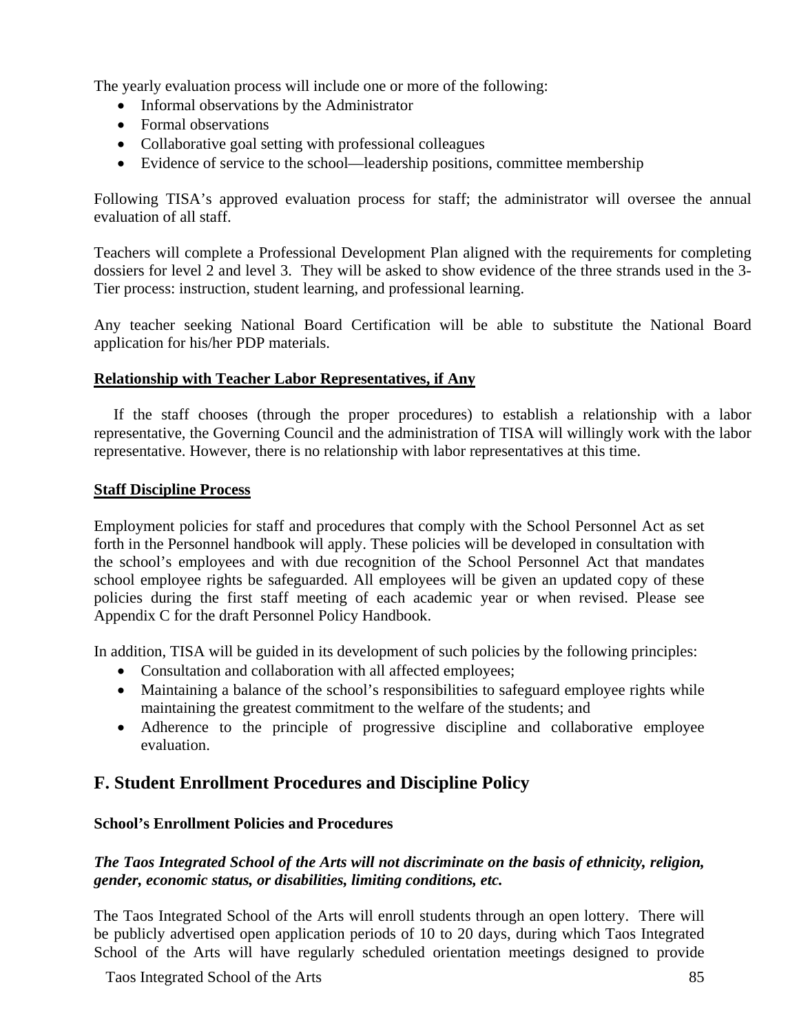The yearly evaluation process will include one or more of the following:

- Informal observations by the Administrator
- Formal observations
- Collaborative goal setting with professional colleagues
- Evidence of service to the school—leadership positions, committee membership

Following TISA's approved evaluation process for staff; the administrator will oversee the annual evaluation of all staff.

Teachers will complete a Professional Development Plan aligned with the requirements for completing dossiers for level 2 and level 3. They will be asked to show evidence of the three strands used in the 3-Tier process: instruction, student learning, and professional learning.

Any teacher seeking National Board Certification will be able to substitute the National Board application for his/her PDP materials.

**Relationship with Teacher Labor Representatives, if Any**

If the staff chooses (through the proper procedures) to establish a relationship with a labor representative, the Governing Council and the administration of TISA will willingly work with the labor representative. However, there is no relationship with labor representatives at this time.

**Staff Discipline Process**

Employment policies for staff and procedures that comply with the School Personnel Act as set forth in the Personnel handbook will apply. These policies will be developed in consultation with the school's employees and with due recognition of the School Personnel Act that mandates school employee rights be safeguarded. All employees will be given an updated copy of these policies during the first staff meeting of each academic year or when revised. Please see Appendix C for the draft Personnel Policy Handbook.

In addition, TISA will be guided in its development of such policies by the following principles:

- Consultation and collaboration with all affected employees;
- Maintaining a balance of the school's responsibilities to safeguard employee rights while maintaining the greatest commitment to the welfare of the students; and
- Adherence to the principle of progressive discipline and collaborative employee evaluation.

## F. Student Enrollment Procedures and Discipline Policy

### School's Enrollment Policies and Procedures

***The Taos Integrated School of the Arts will not discriminate on the basis of ethnicity, religion, gender, economic status, or disabilities, limiting conditions, etc.***

The Taos Integrated School of the Arts will enroll students through an open lottery. There will be publicly advertised open application periods of 10 to 20 days, during which Taos Integrated School of the Arts will have regularly scheduled orientation meetings designed to provide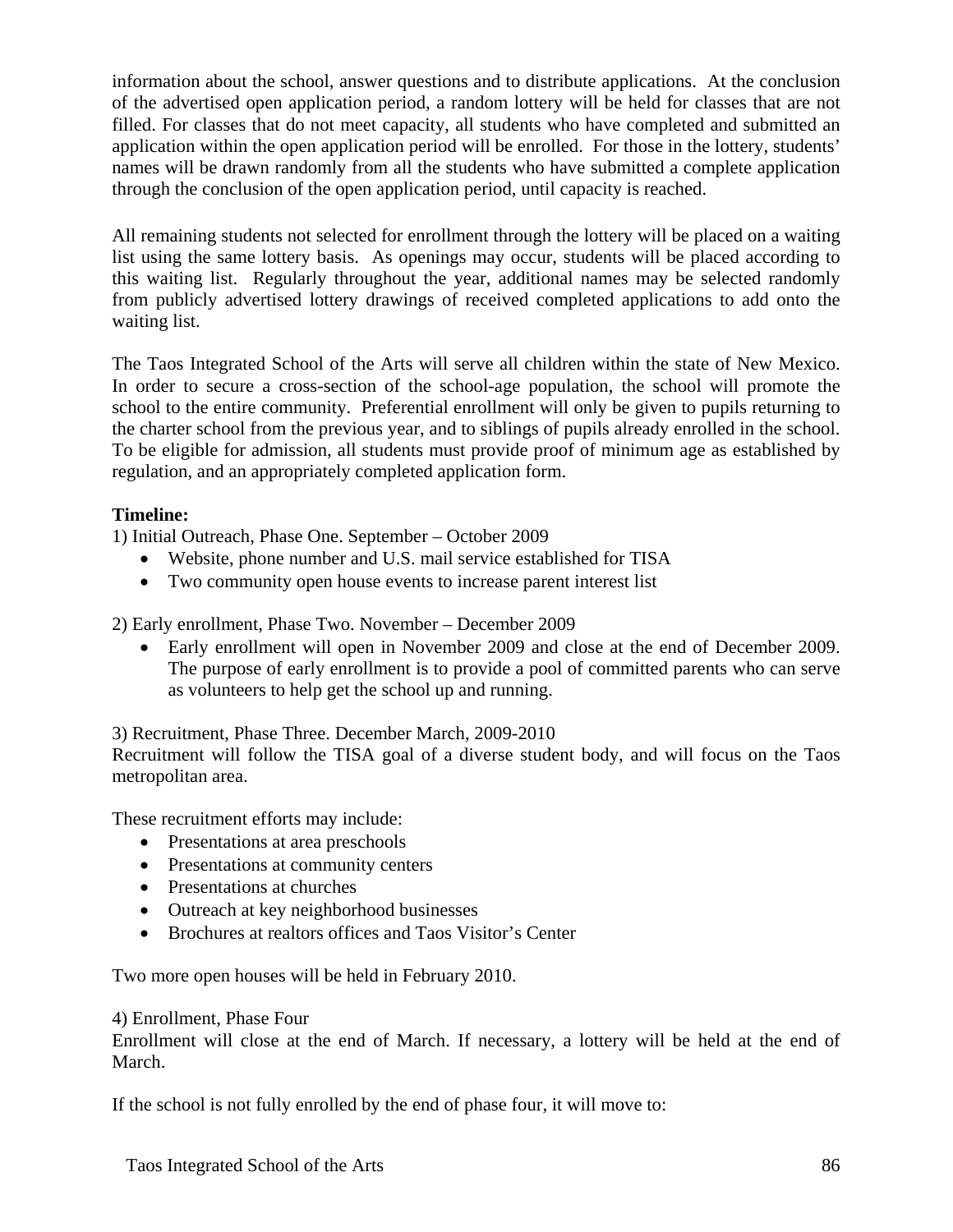information about the school, answer questions and to distribute applications. At the conclusion of the advertised open application period, a random lottery will be held for classes that are not filled. For classes that do not meet capacity, all students who have completed and submitted an application within the open application period will be enrolled. For those in the lottery, students' names will be drawn randomly from all the students who have submitted a complete application through the conclusion of the open application period, until capacity is reached.

All remaining students not selected for enrollment through the lottery will be placed on a waiting list using the same lottery basis. As openings may occur, students will be placed according to this waiting list. Regularly throughout the year, additional names may be selected randomly from publicly advertised lottery drawings of received completed applications to add onto the waiting list.

The Taos Integrated School of the Arts will serve all children within the state of New Mexico. In order to secure a cross-section of the school-age population, the school will promote the school to the entire community. Preferential enrollment will only be given to pupils returning to the charter school from the previous year, and to siblings of pupils already enrolled in the school. To be eligible for admission, all students must provide proof of minimum age as established by regulation, and an appropriately completed application form.

**Timeline:**

1) Initial Outreach, Phase One. September – October 2009

- Website, phone number and U.S. mail service established for TISA
- Two community open house events to increase parent interest list

2) Early enrollment, Phase Two. November – December 2009

- Early enrollment will open in November 2009 and close at the end of December 2009. The purpose of early enrollment is to provide a pool of committed parents who can serve as volunteers to help get the school up and running.

3) Recruitment, Phase Three. December March, 2009-2010

Recruitment will follow the TISA goal of a diverse student body, and will focus on the Taos metropolitan area.

These recruitment efforts may include:

- Presentations at area preschools
- Presentations at community centers
- Presentations at churches
- Outreach at key neighborhood businesses
- Brochures at realtors offices and Taos Visitor's Center

Two more open houses will be held in February 2010.

4) Enrollment, Phase Four

Enrollment will close at the end of March. If necessary, a lottery will be held at the end of March.

If the school is not fully enrolled by the end of phase four, it will move to: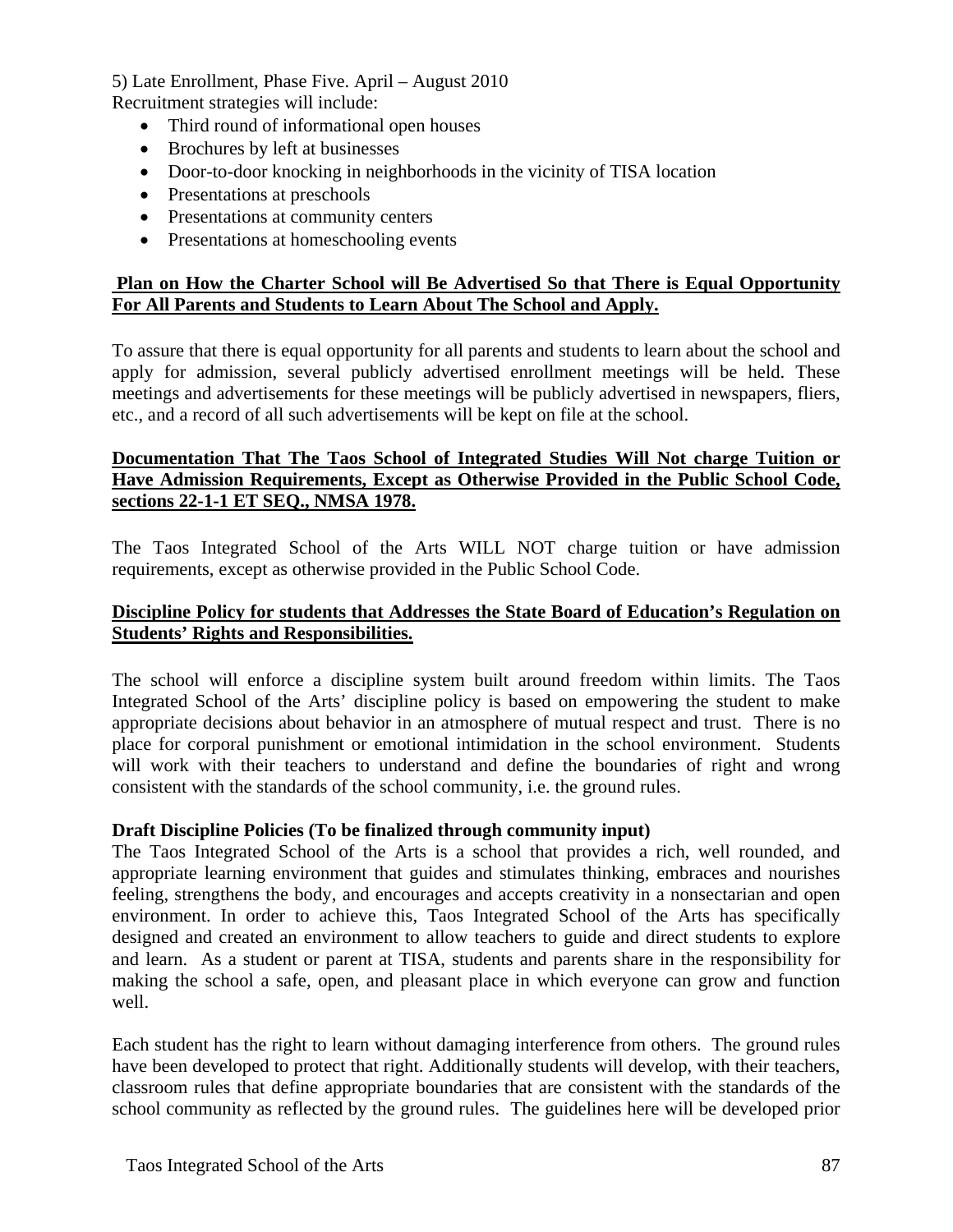5) Late Enrollment, Phase Five. April – August 2010
Recruitment strategies will include:

- Third round of informational open houses
- Brochures by left at businesses
- Door-to-door knocking in neighborhoods in the vicinity of TISA location
- Presentations at preschools
- Presentations at community centers
- Presentations at homeschooling events

**Plan on How the Charter School will Be Advertised So that There is Equal Opportunity For All Parents and Students to Learn About The School and Apply.**

To assure that there is equal opportunity for all parents and students to learn about the school and apply for admission, several publicly advertised enrollment meetings will be held. These meetings and advertisements for these meetings will be publicly advertised in newspapers, fliers, etc., and a record of all such advertisements will be kept on file at the school.

**Documentation That The Taos School of Integrated Studies Will Not charge Tuition or Have Admission Requirements, Except as Otherwise Provided in the Public School Code, sections 22-1-1 ET SEQ., NMSA 1978.**

The Taos Integrated School of the Arts WILL NOT charge tuition or have admission requirements, except as otherwise provided in the Public School Code.

**Discipline Policy for students that Addresses the State Board of Education's Regulation on Students' Rights and Responsibilities.**

The school will enforce a discipline system built around freedom within limits. The Taos Integrated School of the Arts' discipline policy is based on empowering the student to make appropriate decisions about behavior in an atmosphere of mutual respect and trust. There is no place for corporal punishment or emotional intimidation in the school environment. Students will work with their teachers to understand and define the boundaries of right and wrong consistent with the standards of the school community, i.e. the ground rules.

**Draft Discipline Policies (To be finalized through community input)**

The Taos Integrated School of the Arts is a school that provides a rich, well rounded, and appropriate learning environment that guides and stimulates thinking, embraces and nourishes feeling, strengthens the body, and encourages and accepts creativity in a nonsectarian and open environment. In order to achieve this, Taos Integrated School of the Arts has specifically designed and created an environment to allow teachers to guide and direct students to explore and learn. As a student or parent at TISA, students and parents share in the responsibility for making the school a safe, open, and pleasant place in which everyone can grow and function well.

Each student has the right to learn without damaging interference from others. The ground rules have been developed to protect that right. Additionally students will develop, with their teachers, classroom rules that define appropriate boundaries that are consistent with the standards of the school community as reflected by the ground rules. The guidelines here will be developed prior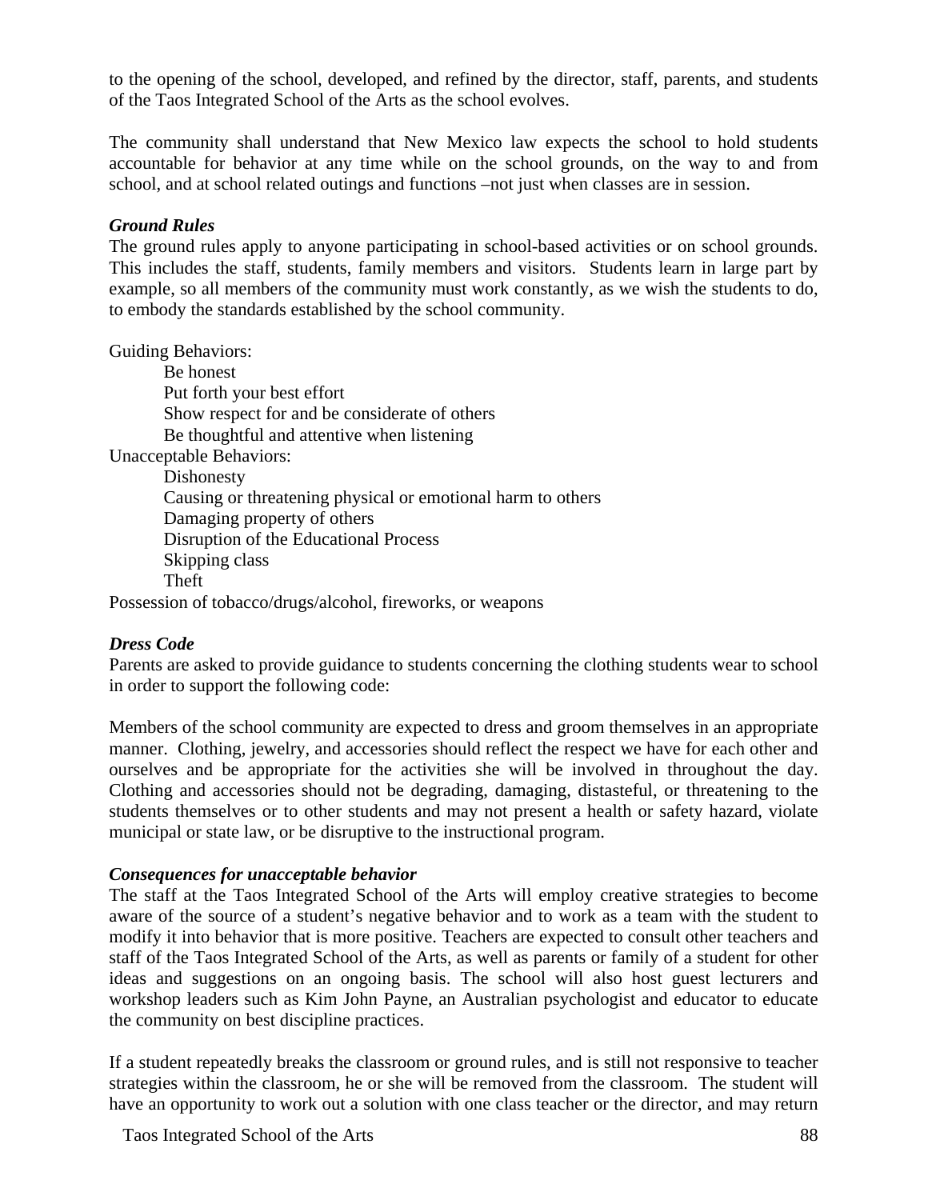to the opening of the school, developed, and refined by the director, staff, parents, and students of the Taos Integrated School of the Arts as the school evolves.

The community shall understand that New Mexico law expects the school to hold students accountable for behavior at any time while on the school grounds, on the way to and from school, and at school related outings and functions –not just when classes are in session.

***Ground Rules***

The ground rules apply to anyone participating in school-based activities or on school grounds. This includes the staff, students, family members and visitors. Students learn in large part by example, so all members of the community must work constantly, as we wish the students to do, to embody the standards established by the school community.

Guiding Behaviors:

- Be honest
- Put forth your best effort
- Show respect for and be considerate of others
- Be thoughtful and attentive when listening

Unacceptable Behaviors:

- Dishonesty
- Causing or threatening physical or emotional harm to others
- Damaging property of others
- Disruption of the Educational Process
- Skipping class
- Theft

Possession of tobacco/drugs/alcohol, fireworks, or weapons

***Dress Code***

Parents are asked to provide guidance to students concerning the clothing students wear to school in order to support the following code:

Members of the school community are expected to dress and groom themselves in an appropriate manner. Clothing, jewelry, and accessories should reflect the respect we have for each other and ourselves and be appropriate for the activities she will be involved in throughout the day. Clothing and accessories should not be degrading, damaging, distasteful, or threatening to the students themselves or to other students and may not present a health or safety hazard, violate municipal or state law, or be disruptive to the instructional program.

***Consequences for unacceptable behavior***

The staff at the Taos Integrated School of the Arts will employ creative strategies to become aware of the source of a student's negative behavior and to work as a team with the student to modify it into behavior that is more positive. Teachers are expected to consult other teachers and staff of the Taos Integrated School of the Arts, as well as parents or family of a student for other ideas and suggestions on an ongoing basis. The school will also host guest lecturers and workshop leaders such as Kim John Payne, an Australian psychologist and educator to educate the community on best discipline practices.

If a student repeatedly breaks the classroom or ground rules, and is still not responsive to teacher strategies within the classroom, he or she will be removed from the classroom. The student will have an opportunity to work out a solution with one class teacher or the director, and may return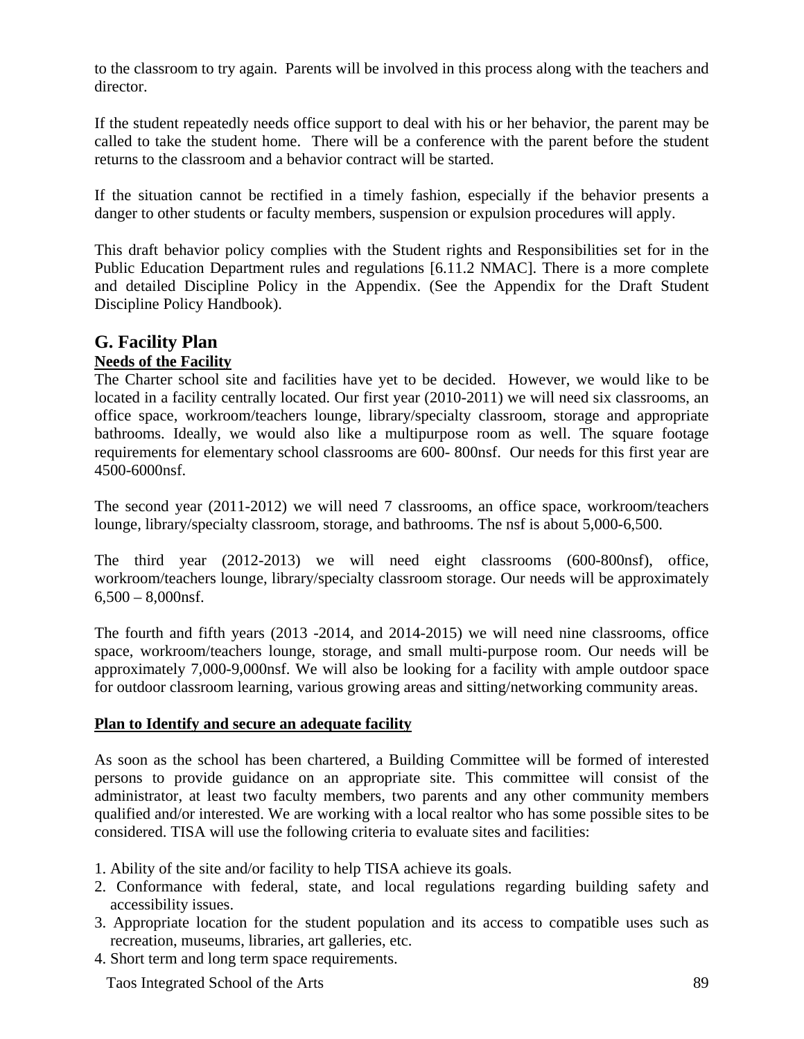to the classroom to try again. Parents will be involved in this process along with the teachers and director.

If the student repeatedly needs office support to deal with his or her behavior, the parent may be called to take the student home. There will be a conference with the parent before the student returns to the classroom and a behavior contract will be started.

If the situation cannot be rectified in a timely fashion, especially if the behavior presents a danger to other students or faculty members, suspension or expulsion procedures will apply.

This draft behavior policy complies with the Student rights and Responsibilities set for in the Public Education Department rules and regulations [6.11.2 NMAC]. There is a more complete and detailed Discipline Policy in the Appendix. (See the Appendix for the Draft Student Discipline Policy Handbook).

## G. Facility Plan

**Needs of the Facility**

The Charter school site and facilities have yet to be decided. However, we would like to be located in a facility centrally located. Our first year (2010-2011) we will need six classrooms, an office space, workroom/teachers lounge, library/specialty classroom, storage and appropriate bathrooms. Ideally, we would also like a multipurpose room as well. The square footage requirements for elementary school classrooms are 600- 800nsf. Our needs for this first year are 4500-6000nsf.

The second year (2011-2012) we will need 7 classrooms, an office space, workroom/teachers lounge, library/specialty classroom, storage, and bathrooms. The nsf is about 5,000-6,500.

The third year (2012-2013) we will need eight classrooms (600-800nsf), office, workroom/teachers lounge, library/specialty classroom storage. Our needs will be approximately 6,500 – 8,000nsf.

The fourth and fifth years (2013 -2014, and 2014-2015) we will need nine classrooms, office space, workroom/teachers lounge, storage, and small multi-purpose room. Our needs will be approximately 7,000-9,000nsf. We will also be looking for a facility with ample outdoor space for outdoor classroom learning, various growing areas and sitting/networking community areas.

**Plan to Identify and secure an adequate facility**

As soon as the school has been chartered, a Building Committee will be formed of interested persons to provide guidance on an appropriate site. This committee will consist of the administrator, at least two faculty members, two parents and any other community members qualified and/or interested. We are working with a local realtor who has some possible sites to be considered. TISA will use the following criteria to evaluate sites and facilities:

1. Ability of the site and/or facility to help TISA achieve its goals.
2. Conformance with federal, state, and local regulations regarding building safety and accessibility issues.
3. Appropriate location for the student population and its access to compatible uses such as recreation, museums, libraries, art galleries, etc.
4. Short term and long term space requirements.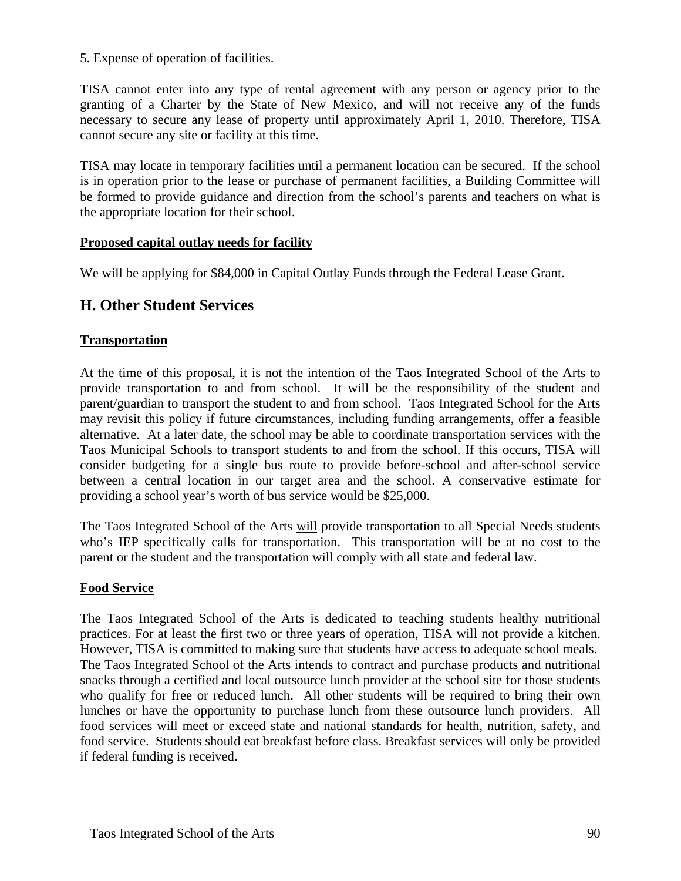5. Expense of operation of facilities.

TISA cannot enter into any type of rental agreement with any person or agency prior to the granting of a Charter by the State of New Mexico, and will not receive any of the funds necessary to secure any lease of property until approximately April 1, 2010. Therefore, TISA cannot secure any site or facility at this time.

TISA may locate in temporary facilities until a permanent location can be secured. If the school is in operation prior to the lease or purchase of permanent facilities, a Building Committee will be formed to provide guidance and direction from the school's parents and teachers on what is the appropriate location for their school.

**Proposed capital outlay needs for facility**

We will be applying for $84,000 in Capital Outlay Funds through the Federal Lease Grant.

## H. Other Student Services

**Transportation**

At the time of this proposal, it is not the intention of the Taos Integrated School of the Arts to provide transportation to and from school. It will be the responsibility of the student and parent/guardian to transport the student to and from school. Taos Integrated School for the Arts may revisit this policy if future circumstances, including funding arrangements, offer a feasible alternative. At a later date, the school may be able to coordinate transportation services with the Taos Municipal Schools to transport students to and from the school. If this occurs, TISA will consider budgeting for a single bus route to provide before-school and after-school service between a central location in our target area and the school. A conservative estimate for providing a school year's worth of bus service would be $25,000.

The Taos Integrated School of the Arts will provide transportation to all Special Needs students who's IEP specifically calls for transportation. This transportation will be at no cost to the parent or the student and the transportation will comply with all state and federal law.

**Food Service**

The Taos Integrated School of the Arts is dedicated to teaching students healthy nutritional practices. For at least the first two or three years of operation, TISA will not provide a kitchen. However, TISA is committed to making sure that students have access to adequate school meals. The Taos Integrated School of the Arts intends to contract and purchase products and nutritional snacks through a certified and local outsource lunch provider at the school site for those students who qualify for free or reduced lunch. All other students will be required to bring their own lunches or have the opportunity to purchase lunch from these outsource lunch providers. All food services will meet or exceed state and national standards for health, nutrition, safety, and food service. Students should eat breakfast before class. Breakfast services will only be provided if federal funding is received.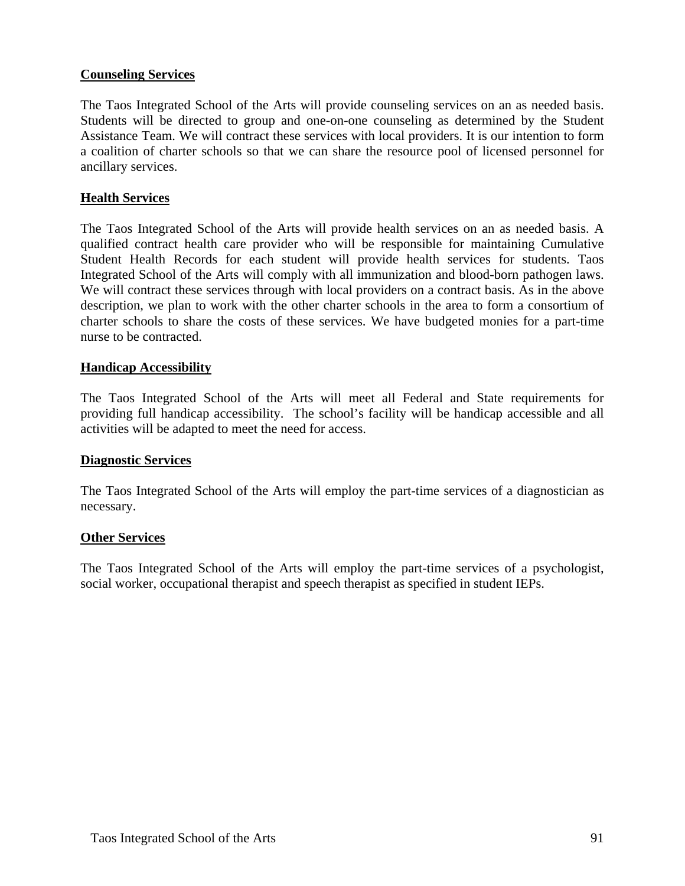**Counseling Services**

The Taos Integrated School of the Arts will provide counseling services on an as needed basis. Students will be directed to group and one-on-one counseling as determined by the Student Assistance Team. We will contract these services with local providers. It is our intention to form a coalition of charter schools so that we can share the resource pool of licensed personnel for ancillary services.

**Health Services**

The Taos Integrated School of the Arts will provide health services on an as needed basis. A qualified contract health care provider who will be responsible for maintaining Cumulative Student Health Records for each student will provide health services for students. Taos Integrated School of the Arts will comply with all immunization and blood-born pathogen laws. We will contract these services through with local providers on a contract basis. As in the above description, we plan to work with the other charter schools in the area to form a consortium of charter schools to share the costs of these services. We have budgeted monies for a part-time nurse to be contracted.

**Handicap Accessibility**

The Taos Integrated School of the Arts will meet all Federal and State requirements for providing full handicap accessibility. The school's facility will be handicap accessible and all activities will be adapted to meet the need for access.

**Diagnostic Services**

The Taos Integrated School of the Arts will employ the part-time services of a diagnostician as necessary.

**Other Services**

The Taos Integrated School of the Arts will employ the part-time services of a psychologist, social worker, occupational therapist and speech therapist as specified in student IEPs.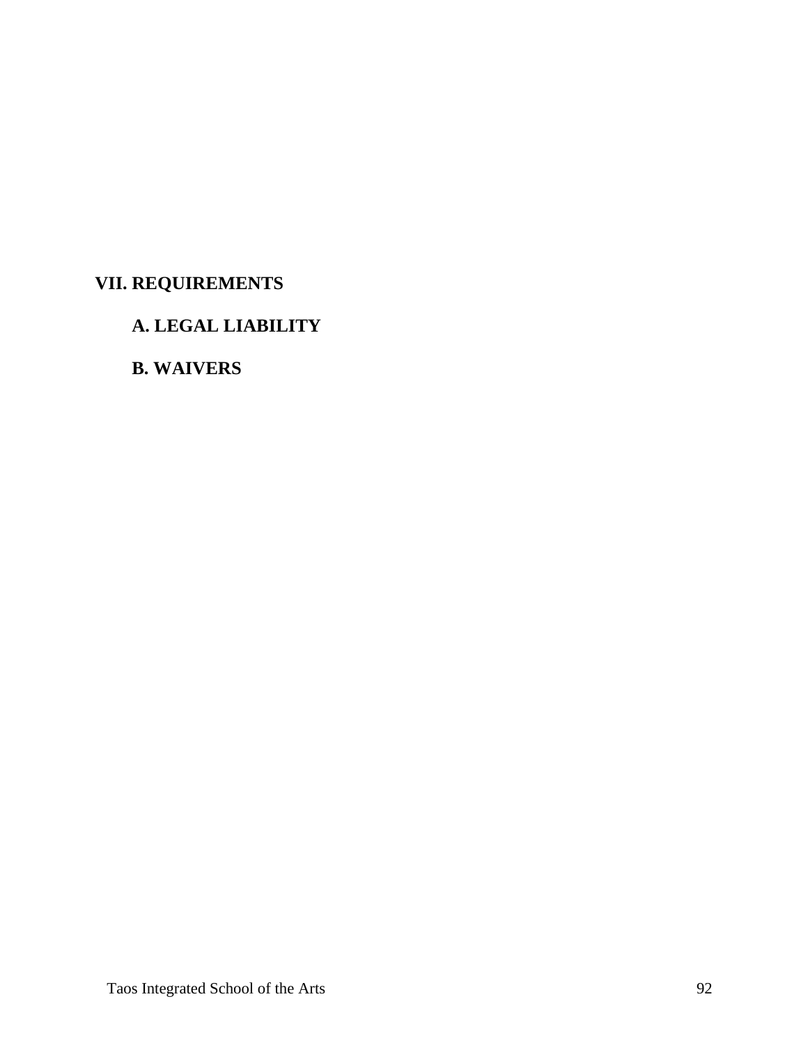# VII. REQUIREMENTS

## A. LEGAL LIABILITY

## B. WAIVERS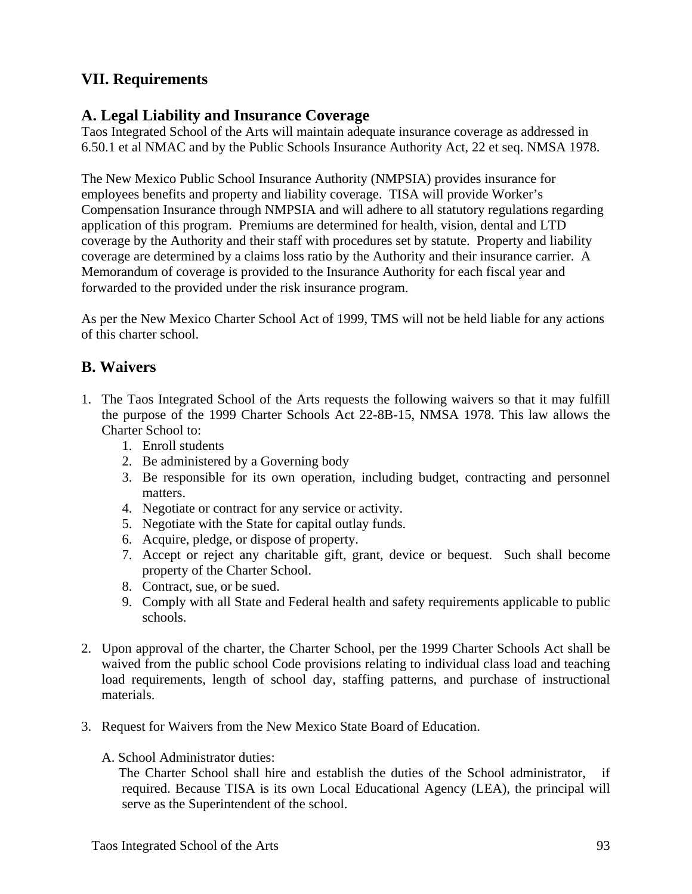## VII. Requirements

## A. Legal Liability and Insurance Coverage

Taos Integrated School of the Arts will maintain adequate insurance coverage as addressed in 6.50.1 et al NMAC and by the Public Schools Insurance Authority Act, 22 et seq. NMSA 1978.

The New Mexico Public School Insurance Authority (NMPSIA) provides insurance for employees benefits and property and liability coverage. TISA will provide Worker's Compensation Insurance through NMPSIA and will adhere to all statutory regulations regarding application of this program. Premiums are determined for health, vision, dental and LTD coverage by the Authority and their staff with procedures set by statute. Property and liability coverage are determined by a claims loss ratio by the Authority and their insurance carrier. A Memorandum of coverage is provided to the Insurance Authority for each fiscal year and forwarded to the provided under the risk insurance program.

As per the New Mexico Charter School Act of 1999, TMS will not be held liable for any actions of this charter school.

## B. Waivers

1. The Taos Integrated School of the Arts requests the following waivers so that it may fulfill the purpose of the 1999 Charter Schools Act 22-8B-15, NMSA 1978. This law allows the Charter School to:
    1. Enroll students
    2. Be administered by a Governing body
    3. Be responsible for its own operation, including budget, contracting and personnel matters.
    4. Negotiate or contract for any service or activity.
    5. Negotiate with the State for capital outlay funds.
    6. Acquire, pledge, or dispose of property.
    7. Accept or reject any charitable gift, grant, device or bequest. Such shall become property of the Charter School.
    8. Contract, sue, or be sued.
    9. Comply with all State and Federal health and safety requirements applicable to public schools.

2. Upon approval of the charter, the Charter School, per the 1999 Charter Schools Act shall be waived from the public school Code provisions relating to individual class load and teaching load requirements, length of school day, staffing patterns, and purchase of instructional materials.

3. Request for Waivers from the New Mexico State Board of Education.

    A. School Administrator duties:
    The Charter School shall hire and establish the duties of the School administrator, if required. Because TISA is its own Local Educational Agency (LEA), the principal will serve as the Superintendent of the school.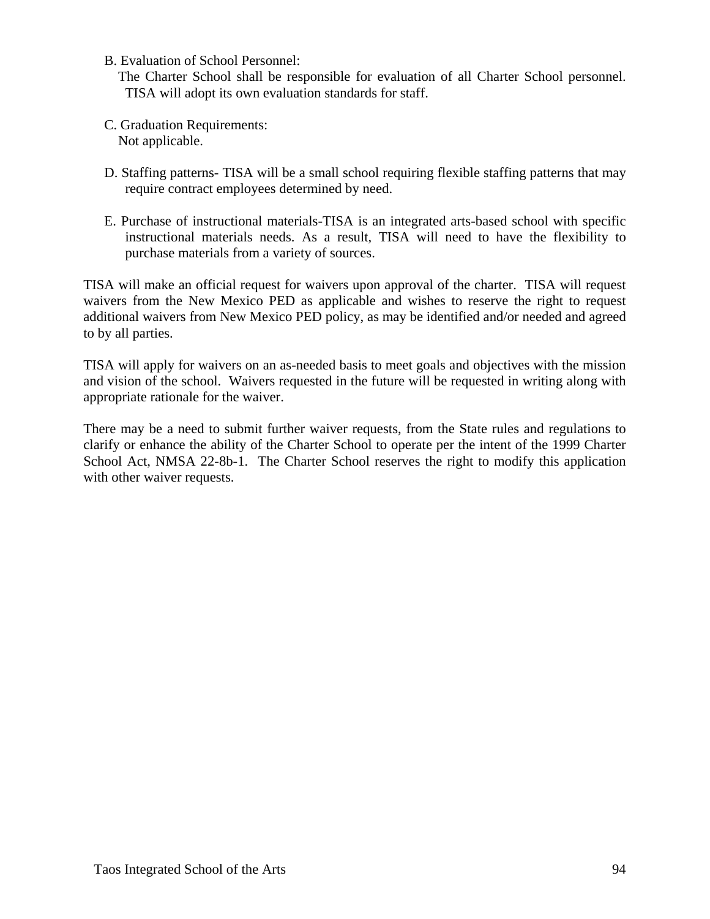B. Evaluation of School Personnel:
The Charter School shall be responsible for evaluation of all Charter School personnel. TISA will adopt its own evaluation standards for staff.

C. Graduation Requirements:
Not applicable.

D. Staffing patterns- TISA will be a small school requiring flexible staffing patterns that may require contract employees determined by need.

E. Purchase of instructional materials-TISA is an integrated arts-based school with specific instructional materials needs. As a result, TISA will need to have the flexibility to purchase materials from a variety of sources.

TISA will make an official request for waivers upon approval of the charter. TISA will request waivers from the New Mexico PED as applicable and wishes to reserve the right to request additional waivers from New Mexico PED policy, as may be identified and/or needed and agreed to by all parties.

TISA will apply for waivers on an as-needed basis to meet goals and objectives with the mission and vision of the school. Waivers requested in the future will be requested in writing along with appropriate rationale for the waiver.

There may be a need to submit further waiver requests, from the State rules and regulations to clarify or enhance the ability of the Charter School to operate per the intent of the 1999 Charter School Act, NMSA 22-8b-1. The Charter School reserves the right to modify this application with other waiver requests.